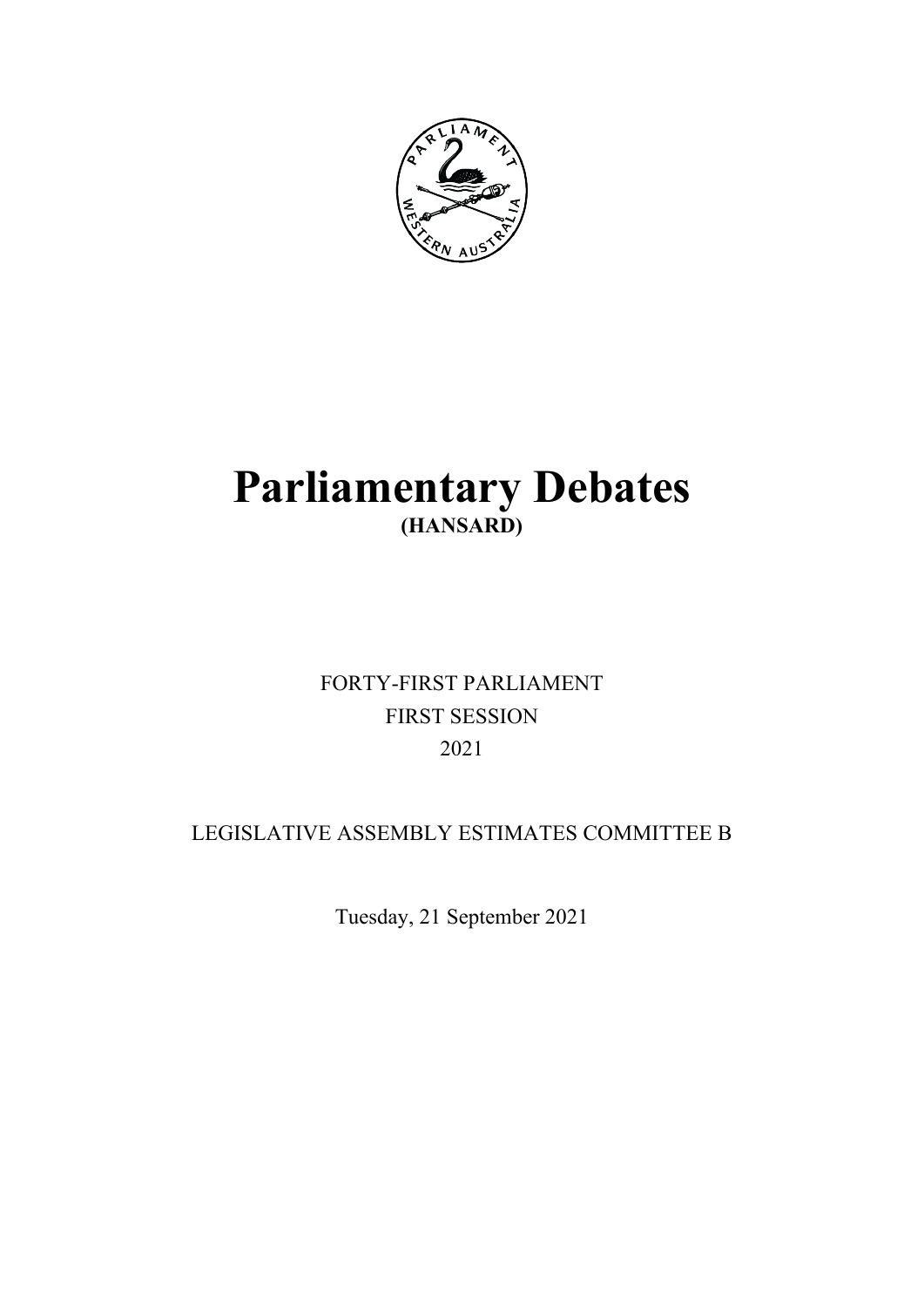# Parliamentary Debates

## (HANSARD)

FORTY-FIRST PARLIAMENT

FIRST SESSION

2021

LEGISLATIVE ASSEMBLY ESTIMATES COMMITTEE B

Tuesday, 21 September 2021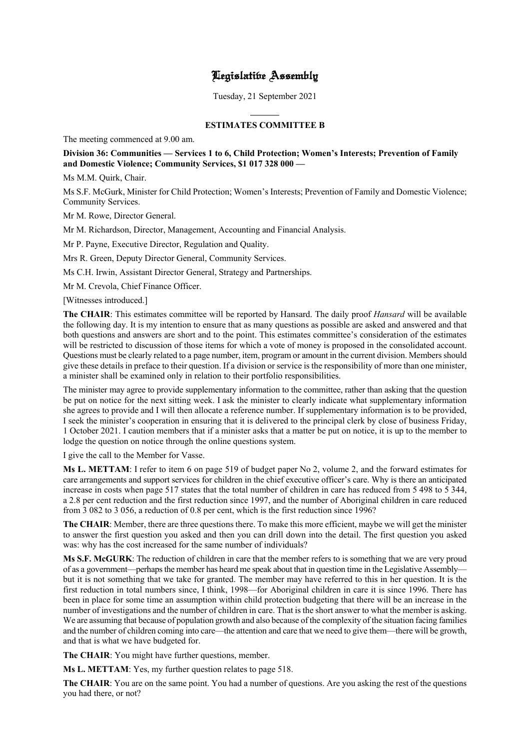# Legislative Assembly

Tuesday, 21 September 2021

## ESTIMATES COMMITTEE B

The meeting commenced at 9.00 am.

**Division 36: Communities — Services 1 to 6, Child Protection; Women's Interests; Prevention of Family and Domestic Violence; Community Services, $1 017 328 000 —**

Ms M.M. Quirk, Chair.

Ms S.F. McGurk, Minister for Child Protection; Women's Interests; Prevention of Family and Domestic Violence; Community Services.

Mr M. Rowe, Director General.

Mr M. Richardson, Director, Management, Accounting and Financial Analysis.

Mr P. Payne, Executive Director, Regulation and Quality.

Mrs R. Green, Deputy Director General, Community Services.

Ms C.H. Irwin, Assistant Director General, Strategy and Partnerships.

Mr M. Crevola, Chief Finance Officer.

[Witnesses introduced.]

**The CHAIR**: This estimates committee will be reported by Hansard. The daily proof *Hansard* will be available the following day. It is my intention to ensure that as many questions as possible are asked and answered and that both questions and answers are short and to the point. This estimates committee's consideration of the estimates will be restricted to discussion of those items for which a vote of money is proposed in the consolidated account. Questions must be clearly related to a page number, item, program or amount in the current division. Members should give these details in preface to their question. If a division or service is the responsibility of more than one minister, a minister shall be examined only in relation to their portfolio responsibilities.

The minister may agree to provide supplementary information to the committee, rather than asking that the question be put on notice for the next sitting week. I ask the minister to clearly indicate what supplementary information she agrees to provide and I will then allocate a reference number. If supplementary information is to be provided, I seek the minister's cooperation in ensuring that it is delivered to the principal clerk by close of business Friday, 1 October 2021. I caution members that if a minister asks that a matter be put on notice, it is up to the member to lodge the question on notice through the online questions system.

I give the call to the Member for Vasse.

**Ms L. METTAM**: I refer to item 6 on page 519 of budget paper No 2, volume 2, and the forward estimates for care arrangements and support services for children in the chief executive officer's care. Why is there an anticipated increase in costs when page 517 states that the total number of children in care has reduced from 5 498 to 5 344, a 2.8 per cent reduction and the first reduction since 1997, and the number of Aboriginal children in care reduced from 3 082 to 3 056, a reduction of 0.8 per cent, which is the first reduction since 1996?

**The CHAIR**: Member, there are three questions there. To make this more efficient, maybe we will get the minister to answer the first question you asked and then you can drill down into the detail. The first question you asked was: why has the cost increased for the same number of individuals?

**Ms S.F. McGURK**: The reduction of children in care that the member refers to is something that we are very proud of as a government—perhaps the member has heard me speak about that in question time in the Legislative Assembly—but it is not something that we take for granted. The member may have referred to this in her question. It is the first reduction in total numbers since, I think, 1998—for Aboriginal children in care it is since 1996. There has been in place for some time an assumption within child protection budgeting that there will be an increase in the number of investigations and the number of children in care. That is the short answer to what the member is asking. We are assuming that because of population growth and also because of the complexity of the situation facing families and the number of children coming into care—the attention and care that we need to give them—there will be growth, and that is what we have budgeted for.

**The CHAIR**: You might have further questions, member.

**Ms L. METTAM**: Yes, my further question relates to page 518.

**The CHAIR**: You are on the same point. You had a number of questions. Are you asking the rest of the questions you had there, or not?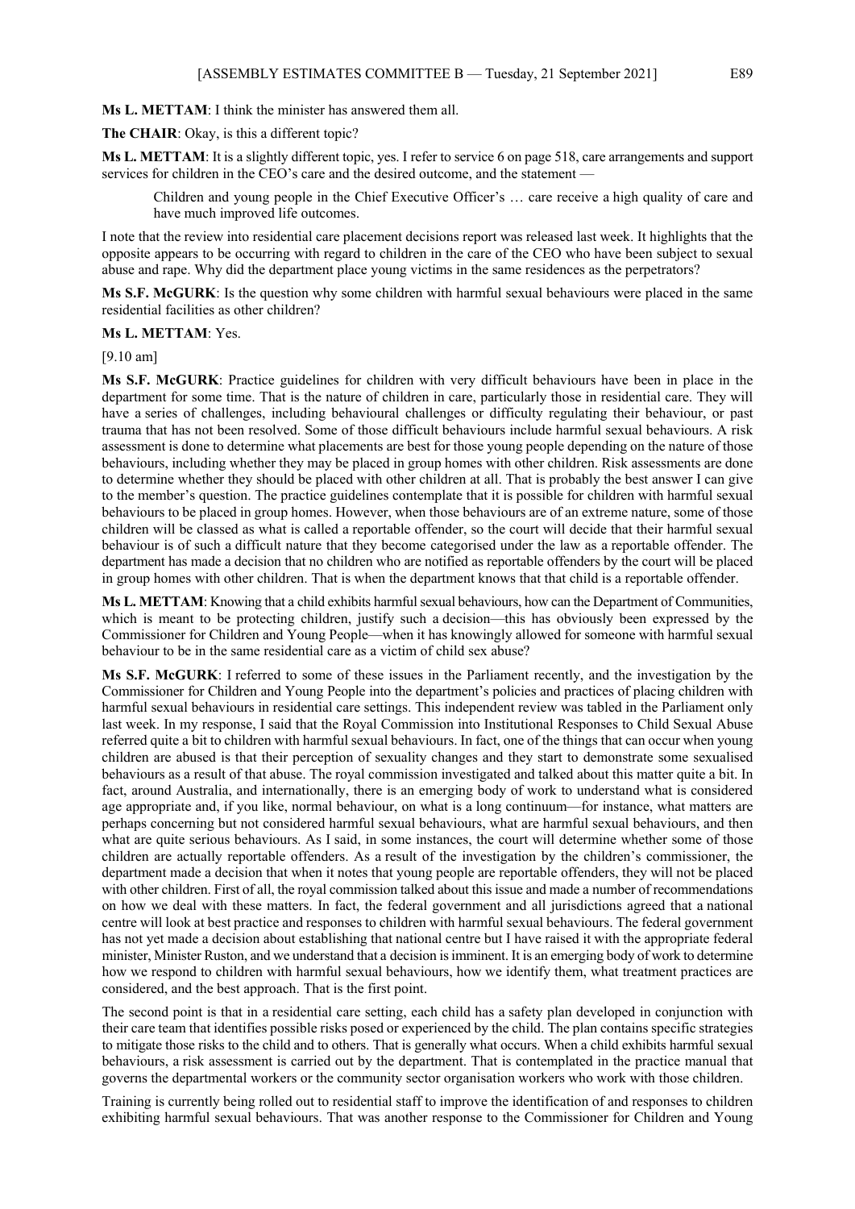**Ms L. METTAM**: I think the minister has answered them all.

**The CHAIR**: Okay, is this a different topic?

**Ms L. METTAM**: It is a slightly different topic, yes. I refer to service 6 on page 518, care arrangements and support services for children in the CEO's care and the desired outcome, and the statement —

> Children and young people in the Chief Executive Officer's … care receive a high quality of care and have much improved life outcomes.

I note that the review into residential care placement decisions report was released last week. It highlights that the opposite appears to be occurring with regard to children in the care of the CEO who have been subject to sexual abuse and rape. Why did the department place young victims in the same residences as the perpetrators?

**Ms S.F. McGURK**: Is the question why some children with harmful sexual behaviours were placed in the same residential facilities as other children?

**Ms L. METTAM**: Yes.

[9.10 am]

**Ms S.F. McGURK**: Practice guidelines for children with very difficult behaviours have been in place in the department for some time. That is the nature of children in care, particularly those in residential care. They will have a series of challenges, including behavioural challenges or difficulty regulating their behaviour, or past trauma that has not been resolved. Some of those difficult behaviours include harmful sexual behaviours. A risk assessment is done to determine what placements are best for those young people depending on the nature of those behaviours, including whether they may be placed in group homes with other children. Risk assessments are done to determine whether they should be placed with other children at all. That is probably the best answer I can give to the member's question. The practice guidelines contemplate that it is possible for children with harmful sexual behaviours to be placed in group homes. However, when those behaviours are of an extreme nature, some of those children will be classed as what is called a reportable offender, so the court will decide that their harmful sexual behaviour is of such a difficult nature that they become categorised under the law as a reportable offender. The department has made a decision that no children who are notified as reportable offenders by the court will be placed in group homes with other children. That is when the department knows that that child is a reportable offender.

**Ms L. METTAM**: Knowing that a child exhibits harmful sexual behaviours, how can the Department of Communities, which is meant to be protecting children, justify such a decision—this has obviously been expressed by the Commissioner for Children and Young People—when it has knowingly allowed for someone with harmful sexual behaviour to be in the same residential care as a victim of child sex abuse?

**Ms S.F. McGURK**: I referred to some of these issues in the Parliament recently, and the investigation by the Commissioner for Children and Young People into the department's policies and practices of placing children with harmful sexual behaviours in residential care settings. This independent review was tabled in the Parliament only last week. In my response, I said that the Royal Commission into Institutional Responses to Child Sexual Abuse referred quite a bit to children with harmful sexual behaviours. In fact, one of the things that can occur when young children are abused is that their perception of sexuality changes and they start to demonstrate some sexualised behaviours as a result of that abuse. The royal commission investigated and talked about this matter quite a bit. In fact, around Australia, and internationally, there is an emerging body of work to understand what is considered age appropriate and, if you like, normal behaviour, on what is a long continuum—for instance, what matters are perhaps concerning but not considered harmful sexual behaviours, what are harmful sexual behaviours, and then what are quite serious behaviours. As I said, in some instances, the court will determine whether some of those children are actually reportable offenders. As a result of the investigation by the children's commissioner, the department made a decision that when it notes that young people are reportable offenders, they will not be placed with other children. First of all, the royal commission talked about this issue and made a number of recommendations on how we deal with these matters. In fact, the federal government and all jurisdictions agreed that a national centre will look at best practice and responses to children with harmful sexual behaviours. The federal government has not yet made a decision about establishing that national centre but I have raised it with the appropriate federal minister, Minister Ruston, and we understand that a decision is imminent. It is an emerging body of work to determine how we respond to children with harmful sexual behaviours, how we identify them, what treatment practices are considered, and the best approach. That is the first point.

The second point is that in a residential care setting, each child has a safety plan developed in conjunction with their care team that identifies possible risks posed or experienced by the child. The plan contains specific strategies to mitigate those risks to the child and to others. That is generally what occurs. When a child exhibits harmful sexual behaviours, a risk assessment is carried out by the department. That is contemplated in the practice manual that governs the departmental workers or the community sector organisation workers who work with those children.

Training is currently being rolled out to residential staff to improve the identification of and responses to children exhibiting harmful sexual behaviours. That was another response to the Commissioner for Children and Young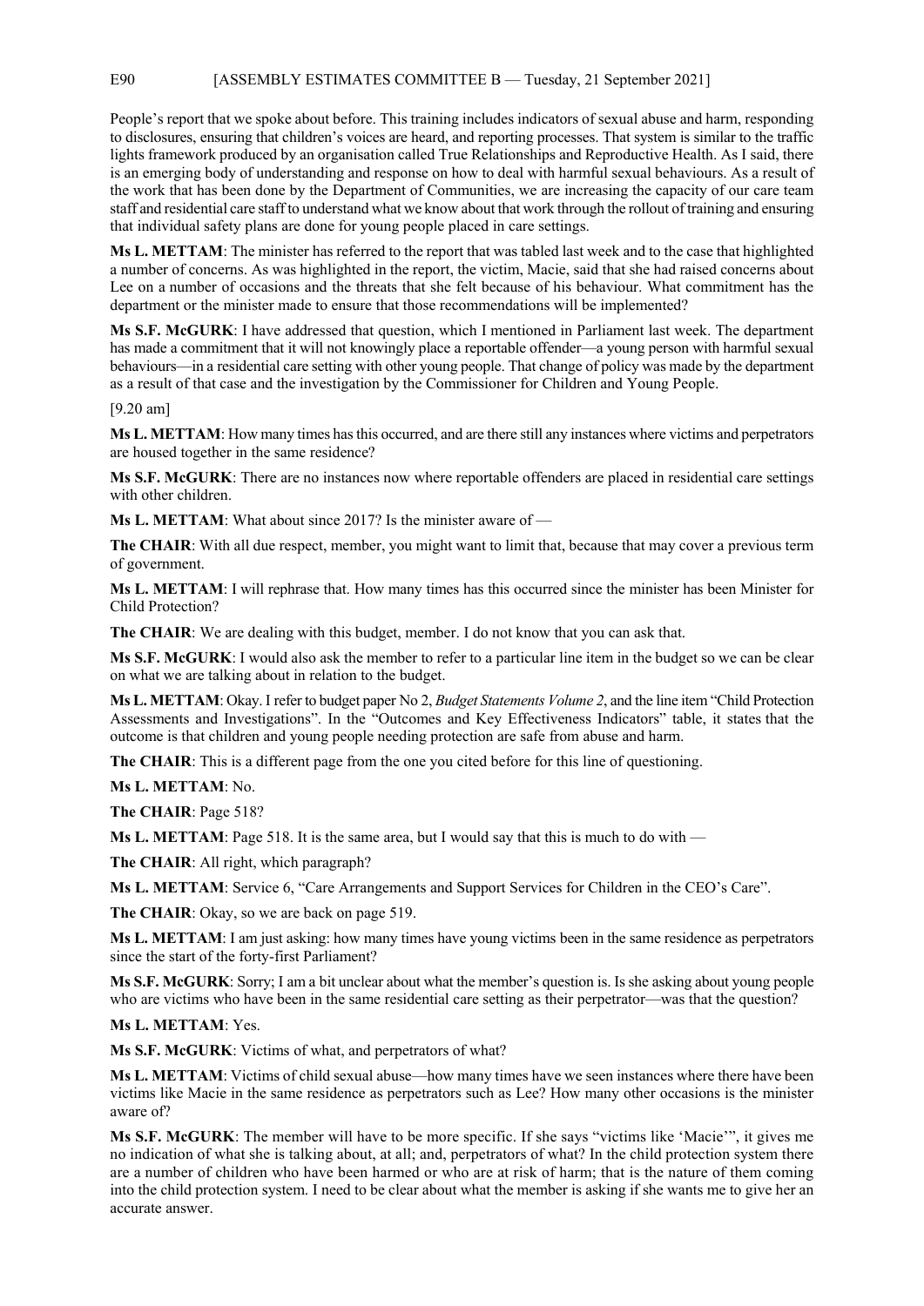People's report that we spoke about before. This training includes indicators of sexual abuse and harm, responding to disclosures, ensuring that children's voices are heard, and reporting processes. That system is similar to the traffic lights framework produced by an organisation called True Relationships and Reproductive Health. As I said, there is an emerging body of understanding and response on how to deal with harmful sexual behaviours. As a result of the work that has been done by the Department of Communities, we are increasing the capacity of our care team staff and residential care staff to understand what we know about that work through the rollout of training and ensuring that individual safety plans are done for young people placed in care settings.

**Ms L. METTAM**: The minister has referred to the report that was tabled last week and to the case that highlighted a number of concerns. As was highlighted in the report, the victim, Macie, said that she had raised concerns about Lee on a number of occasions and the threats that she felt because of his behaviour. What commitment has the department or the minister made to ensure that those recommendations will be implemented?

**Ms S.F. McGURK**: I have addressed that question, which I mentioned in Parliament last week. The department has made a commitment that it will not knowingly place a reportable offender—a young person with harmful sexual behaviours—in a residential care setting with other young people. That change of policy was made by the department as a result of that case and the investigation by the Commissioner for Children and Young People.

[9.20 am]

**Ms L. METTAM**: How many times has this occurred, and are there still any instances where victims and perpetrators are housed together in the same residence?

**Ms S.F. McGURK**: There are no instances now where reportable offenders are placed in residential care settings with other children.

**Ms L. METTAM**: What about since 2017? Is the minister aware of —

**The CHAIR**: With all due respect, member, you might want to limit that, because that may cover a previous term of government.

**Ms L. METTAM**: I will rephrase that. How many times has this occurred since the minister has been Minister for Child Protection?

**The CHAIR**: We are dealing with this budget, member. I do not know that you can ask that.

**Ms S.F. McGURK**: I would also ask the member to refer to a particular line item in the budget so we can be clear on what we are talking about in relation to the budget.

**Ms L. METTAM**: Okay. I refer to budget paper No 2, *Budget Statements Volume 2*, and the line item "Child Protection Assessments and Investigations". In the "Outcomes and Key Effectiveness Indicators" table, it states that the outcome is that children and young people needing protection are safe from abuse and harm.

**The CHAIR**: This is a different page from the one you cited before for this line of questioning.

**Ms L. METTAM**: No.

**The CHAIR**: Page 518?

**Ms L. METTAM**: Page 518. It is the same area, but I would say that this is much to do with —

**The CHAIR**: All right, which paragraph?

**Ms L. METTAM**: Service 6, "Care Arrangements and Support Services for Children in the CEO's Care".

**The CHAIR**: Okay, so we are back on page 519.

**Ms L. METTAM**: I am just asking: how many times have young victims been in the same residence as perpetrators since the start of the forty-first Parliament?

**Ms S.F. McGURK**: Sorry; I am a bit unclear about what the member's question is. Is she asking about young people who are victims who have been in the same residential care setting as their perpetrator—was that the question?

**Ms L. METTAM**: Yes.

**Ms S.F. McGURK**: Victims of what, and perpetrators of what?

**Ms L. METTAM**: Victims of child sexual abuse—how many times have we seen instances where there have been victims like Macie in the same residence as perpetrators such as Lee? How many other occasions is the minister aware of?

**Ms S.F. McGURK**: The member will have to be more specific. If she says "victims like 'Macie'", it gives me no indication of what she is talking about, at all; and, perpetrators of what? In the child protection system there are a number of children who have been harmed or who are at risk of harm; that is the nature of them coming into the child protection system. I need to be clear about what the member is asking if she wants me to give her an accurate answer.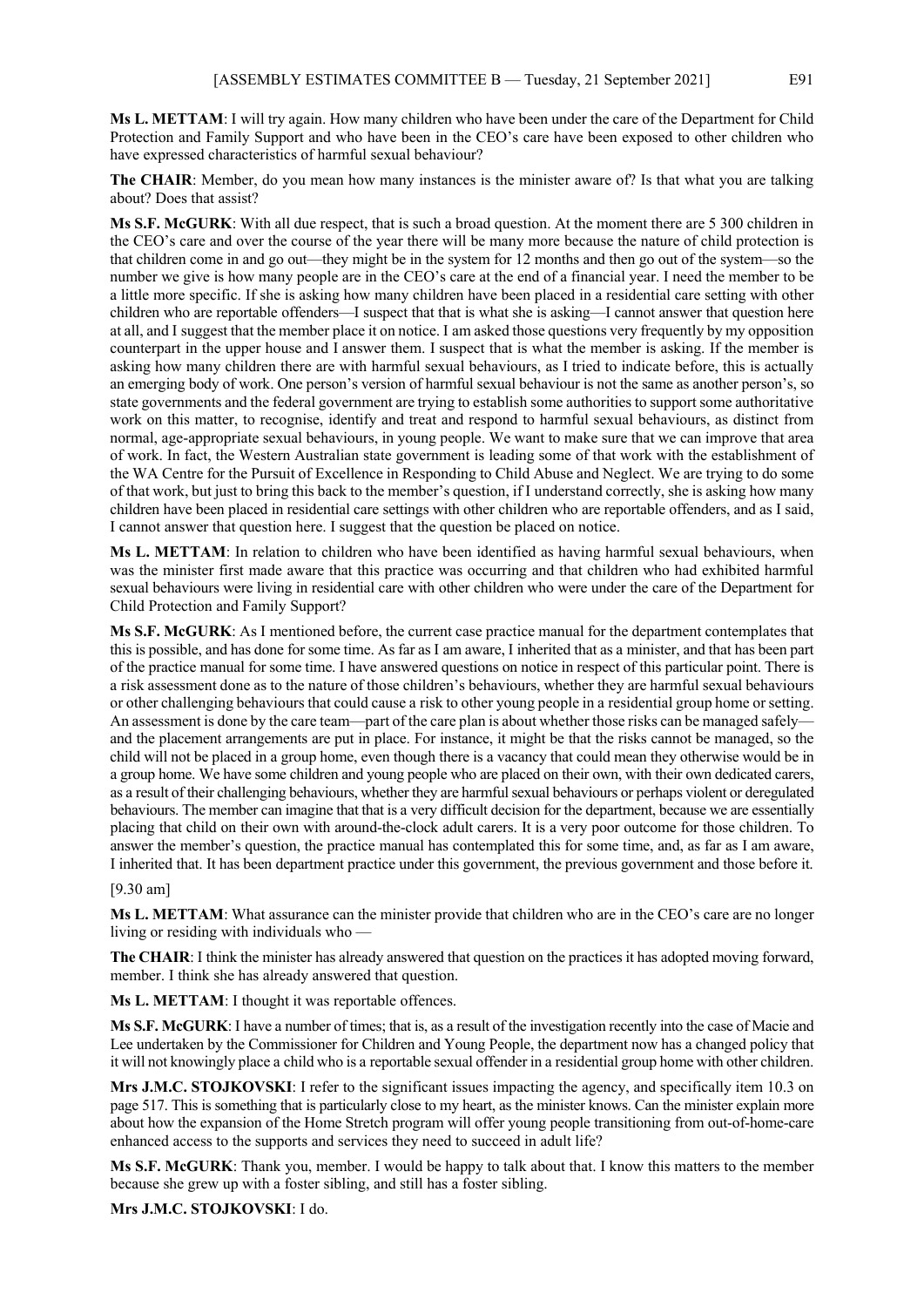**Ms L. METTAM**: I will try again. How many children who have been under the care of the Department for Child Protection and Family Support and who have been in the CEO's care have been exposed to other children who have expressed characteristics of harmful sexual behaviour?

**The CHAIR**: Member, do you mean how many instances is the minister aware of? Is that what you are talking about? Does that assist?

**Ms S.F. McGURK**: With all due respect, that is such a broad question. At the moment there are 5 300 children in the CEO's care and over the course of the year there will be many more because the nature of child protection is that children come in and go out—they might be in the system for 12 months and then go out of the system—so the number we give is how many people are in the CEO's care at the end of a financial year. I need the member to be a little more specific. If she is asking how many children have been placed in a residential care setting with other children who are reportable offenders—I suspect that that is what she is asking—I cannot answer that question here at all, and I suggest that the member place it on notice. I am asked those questions very frequently by my opposition counterpart in the upper house and I answer them. I suspect that is what the member is asking. If the member is asking how many children there are with harmful sexual behaviours, as I tried to indicate before, this is actually an emerging body of work. One person's version of harmful sexual behaviour is not the same as another person's, so state governments and the federal government are trying to establish some authorities to support some authoritative work on this matter, to recognise, identify and treat and respond to harmful sexual behaviours, as distinct from normal, age-appropriate sexual behaviours, in young people. We want to make sure that we can improve that area of work. In fact, the Western Australian state government is leading some of that work with the establishment of the WA Centre for the Pursuit of Excellence in Responding to Child Abuse and Neglect. We are trying to do some of that work, but just to bring this back to the member's question, if I understand correctly, she is asking how many children have been placed in residential care settings with other children who are reportable offenders, and as I said, I cannot answer that question here. I suggest that the question be placed on notice.

**Ms L. METTAM**: In relation to children who have been identified as having harmful sexual behaviours, when was the minister first made aware that this practice was occurring and that children who had exhibited harmful sexual behaviours were living in residential care with other children who were under the care of the Department for Child Protection and Family Support?

**Ms S.F. McGURK**: As I mentioned before, the current case practice manual for the department contemplates that this is possible, and has done for some time. As far as I am aware, I inherited that as a minister, and that has been part of the practice manual for some time. I have answered questions on notice in respect of this particular point. There is a risk assessment done as to the nature of those children's behaviours, whether they are harmful sexual behaviours or other challenging behaviours that could cause a risk to other young people in a residential group home or setting. An assessment is done by the care team—part of the care plan is about whether those risks can be managed safely—and the placement arrangements are put in place. For instance, it might be that the risks cannot be managed, so the child will not be placed in a group home, even though there is a vacancy that could mean they otherwise would be in a group home. We have some children and young people who are placed on their own, with their own dedicated carers, as a result of their challenging behaviours, whether they are harmful sexual behaviours or perhaps violent or deregulated behaviours. The member can imagine that that is a very difficult decision for the department, because we are essentially placing that child on their own with around-the-clock adult carers. It is a very poor outcome for those children. To answer the member's question, the practice manual has contemplated this for some time, and, as far as I am aware, I inherited that. It has been department practice under this government, the previous government and those before it.

[9.30 am]

**Ms L. METTAM**: What assurance can the minister provide that children who are in the CEO's care are no longer living or residing with individuals who —

**The CHAIR**: I think the minister has already answered that question on the practices it has adopted moving forward, member. I think she has already answered that question.

**Ms L. METTAM**: I thought it was reportable offences.

**Ms S.F. McGURK**: I have a number of times; that is, as a result of the investigation recently into the case of Macie and Lee undertaken by the Commissioner for Children and Young People, the department now has a changed policy that it will not knowingly place a child who is a reportable sexual offender in a residential group home with other children.

**Mrs J.M.C. STOJKOVSKI**: I refer to the significant issues impacting the agency, and specifically item 10.3 on page 517. This is something that is particularly close to my heart, as the minister knows. Can the minister explain more about how the expansion of the Home Stretch program will offer young people transitioning from out-of-home-care enhanced access to the supports and services they need to succeed in adult life?

**Ms S.F. McGURK**: Thank you, member. I would be happy to talk about that. I know this matters to the member because she grew up with a foster sibling, and still has a foster sibling.

**Mrs J.M.C. STOJKOVSKI**: I do.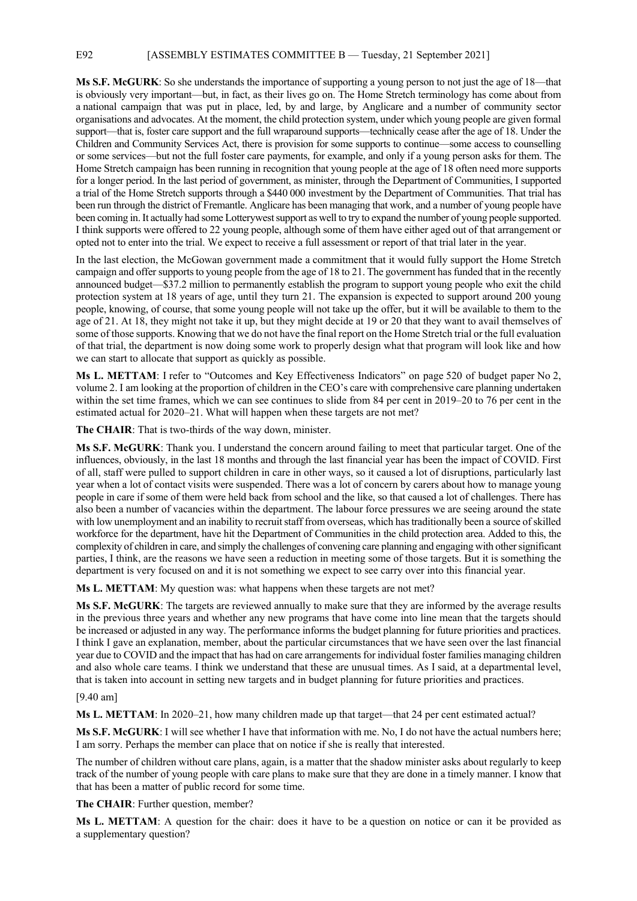**Ms S.F. McGURK**: So she understands the importance of supporting a young person to not just the age of 18—that is obviously very important—but, in fact, as their lives go on. The Home Stretch terminology has come about from a national campaign that was put in place, led, by and large, by Anglicare and a number of community sector organisations and advocates. At the moment, the child protection system, under which young people are given formal support—that is, foster care support and the full wraparound supports—technically cease after the age of 18. Under the Children and Community Services Act, there is provision for some supports to continue—some access to counselling or some services—but not the full foster care payments, for example, and only if a young person asks for them. The Home Stretch campaign has been running in recognition that young people at the age of 18 often need more supports for a longer period. In the last period of government, as minister, through the Department of Communities, I supported a trial of the Home Stretch supports through a $440 000 investment by the Department of Communities. That trial has been run through the district of Fremantle. Anglicare has been managing that work, and a number of young people have been coming in. It actually had some Lotterywest support as well to try to expand the number of young people supported. I think supports were offered to 22 young people, although some of them have either aged out of that arrangement or opted not to enter into the trial. We expect to receive a full assessment or report of that trial later in the year.

In the last election, the McGowan government made a commitment that it would fully support the Home Stretch campaign and offer supports to young people from the age of 18 to 21. The government has funded that in the recently announced budget—$37.2 million to permanently establish the program to support young people who exit the child protection system at 18 years of age, until they turn 21. The expansion is expected to support around 200 young people, knowing, of course, that some young people will not take up the offer, but it will be available to them to the age of 21. At 18, they might not take it up, but they might decide at 19 or 20 that they want to avail themselves of some of those supports. Knowing that we do not have the final report on the Home Stretch trial or the full evaluation of that trial, the department is now doing some work to properly design what that program will look like and how we can start to allocate that support as quickly as possible.

**Ms L. METTAM**: I refer to "Outcomes and Key Effectiveness Indicators" on page 520 of budget paper No 2, volume 2. I am looking at the proportion of children in the CEO's care with comprehensive care planning undertaken within the set time frames, which we can see continues to slide from 84 per cent in 2019–20 to 76 per cent in the estimated actual for 2020–21. What will happen when these targets are not met?

**The CHAIR**: That is two-thirds of the way down, minister.

**Ms S.F. McGURK**: Thank you. I understand the concern around failing to meet that particular target. One of the influences, obviously, in the last 18 months and through the last financial year has been the impact of COVID. First of all, staff were pulled to support children in care in other ways, so it caused a lot of disruptions, particularly last year when a lot of contact visits were suspended. There was a lot of concern by carers about how to manage young people in care if some of them were held back from school and the like, so that caused a lot of challenges. There has also been a number of vacancies within the department. The labour force pressures we are seeing around the state with low unemployment and an inability to recruit staff from overseas, which has traditionally been a source of skilled workforce for the department, have hit the Department of Communities in the child protection area. Added to this, the complexity of children in care, and simply the challenges of convening care planning and engaging with other significant parties, I think, are the reasons we have seen a reduction in meeting some of those targets. But it is something the department is very focused on and it is not something we expect to see carry over into this financial year.

**Ms L. METTAM**: My question was: what happens when these targets are not met?

**Ms S.F. McGURK**: The targets are reviewed annually to make sure that they are informed by the average results in the previous three years and whether any new programs that have come into line mean that the targets should be increased or adjusted in any way. The performance informs the budget planning for future priorities and practices. I think I gave an explanation, member, about the particular circumstances that we have seen over the last financial year due to COVID and the impact that has had on care arrangements for individual foster families managing children and also whole care teams. I think we understand that these are unusual times. As I said, at a departmental level, that is taken into account in setting new targets and in budget planning for future priorities and practices.

[9.40 am]

**Ms L. METTAM**: In 2020–21, how many children made up that target—that 24 per cent estimated actual?

**Ms S.F. McGURK**: I will see whether I have that information with me. No, I do not have the actual numbers here; I am sorry. Perhaps the member can place that on notice if she is really that interested.

The number of children without care plans, again, is a matter that the shadow minister asks about regularly to keep track of the number of young people with care plans to make sure that they are done in a timely manner. I know that that has been a matter of public record for some time.

**The CHAIR**: Further question, member?

**Ms L. METTAM**: A question for the chair: does it have to be a question on notice or can it be provided as a supplementary question?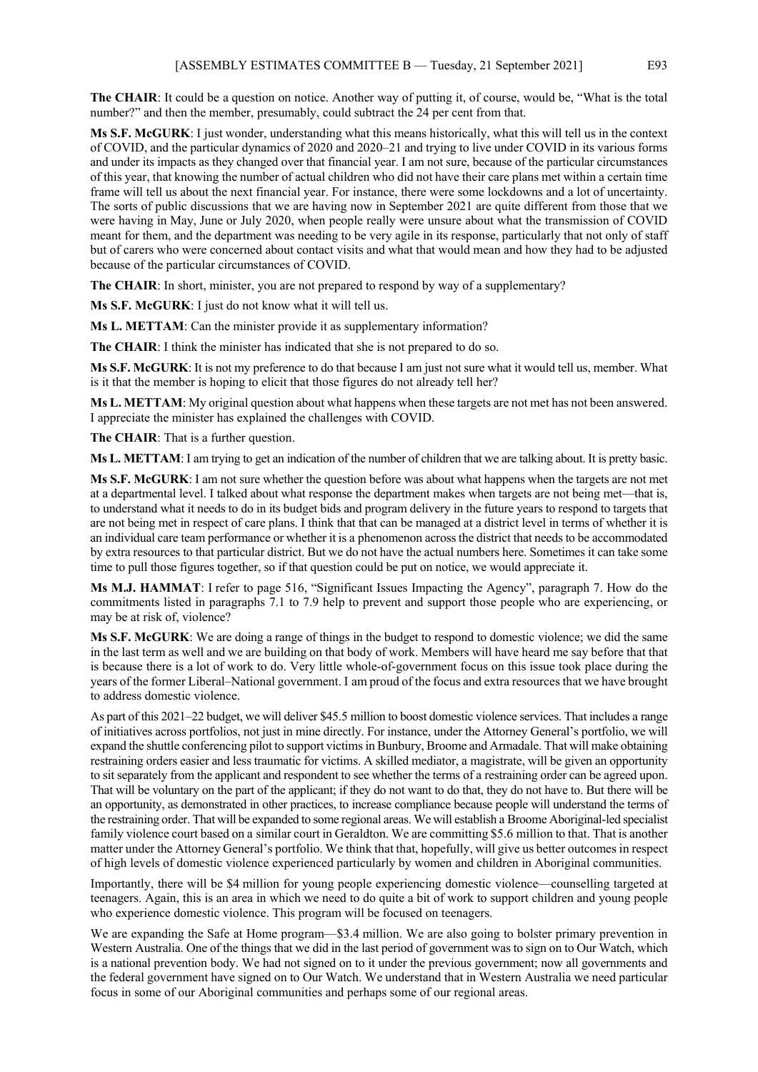**The CHAIR**: It could be a question on notice. Another way of putting it, of course, would be, "What is the total number?" and then the member, presumably, could subtract the 24 per cent from that.

**Ms S.F. McGURK**: I just wonder, understanding what this means historically, what this will tell us in the context of COVID, and the particular dynamics of 2020 and 2020–21 and trying to live under COVID in its various forms and under its impacts as they changed over that financial year. I am not sure, because of the particular circumstances of this year, that knowing the number of actual children who did not have their care plans met within a certain time frame will tell us about the next financial year. For instance, there were some lockdowns and a lot of uncertainty. The sorts of public discussions that we are having now in September 2021 are quite different from those that we were having in May, June or July 2020, when people really were unsure about what the transmission of COVID meant for them, and the department was needing to be very agile in its response, particularly that not only of staff but of carers who were concerned about contact visits and what that would mean and how they had to be adjusted because of the particular circumstances of COVID.

**The CHAIR**: In short, minister, you are not prepared to respond by way of a supplementary?

**Ms S.F. McGURK**: I just do not know what it will tell us.

**Ms L. METTAM**: Can the minister provide it as supplementary information?

**The CHAIR**: I think the minister has indicated that she is not prepared to do so.

**Ms S.F. McGURK**: It is not my preference to do that because I am just not sure what it would tell us, member. What is it that the member is hoping to elicit that those figures do not already tell her?

**Ms L. METTAM**: My original question about what happens when these targets are not met has not been answered. I appreciate the minister has explained the challenges with COVID.

**The CHAIR**: That is a further question.

**Ms L. METTAM**: I am trying to get an indication of the number of children that we are talking about. It is pretty basic.

**Ms S.F. McGURK**: I am not sure whether the question before was about what happens when the targets are not met at a departmental level. I talked about what response the department makes when targets are not being met—that is, to understand what it needs to do in its budget bids and program delivery in the future years to respond to targets that are not being met in respect of care plans. I think that that can be managed at a district level in terms of whether it is an individual care team performance or whether it is a phenomenon across the district that needs to be accommodated by extra resources to that particular district. But we do not have the actual numbers here. Sometimes it can take some time to pull those figures together, so if that question could be put on notice, we would appreciate it.

**Ms M.J. HAMMAT**: I refer to page 516, "Significant Issues Impacting the Agency", paragraph 7. How do the commitments listed in paragraphs 7.1 to 7.9 help to prevent and support those people who are experiencing, or may be at risk of, violence?

**Ms S.F. McGURK**: We are doing a range of things in the budget to respond to domestic violence; we did the same in the last term as well and we are building on that body of work. Members will have heard me say before that that is because there is a lot of work to do. Very little whole-of-government focus on this issue took place during the years of the former Liberal–National government. I am proud of the focus and extra resources that we have brought to address domestic violence.

As part of this 2021–22 budget, we will deliver $45.5 million to boost domestic violence services. That includes a range of initiatives across portfolios, not just in mine directly. For instance, under the Attorney General's portfolio, we will expand the shuttle conferencing pilot to support victims in Bunbury, Broome and Armadale. That will make obtaining restraining orders easier and less traumatic for victims. A skilled mediator, a magistrate, will be given an opportunity to sit separately from the applicant and respondent to see whether the terms of a restraining order can be agreed upon. That will be voluntary on the part of the applicant; if they do not want to do that, they do not have to. But there will be an opportunity, as demonstrated in other practices, to increase compliance because people will understand the terms of the restraining order. That will be expanded to some regional areas. We will establish a Broome Aboriginal-led specialist family violence court based on a similar court in Geraldton. We are committing $5.6 million to that. That is another matter under the Attorney General's portfolio. We think that that, hopefully, will give us better outcomes in respect of high levels of domestic violence experienced particularly by women and children in Aboriginal communities.

Importantly, there will be $4 million for young people experiencing domestic violence—counselling targeted at teenagers. Again, this is an area in which we need to do quite a bit of work to support children and young people who experience domestic violence. This program will be focused on teenagers.

We are expanding the Safe at Home program—$3.4 million. We are also going to bolster primary prevention in Western Australia. One of the things that we did in the last period of government was to sign on to Our Watch, which is a national prevention body. We had not signed on to it under the previous government; now all governments and the federal government have signed on to Our Watch. We understand that in Western Australia we need particular focus in some of our Aboriginal communities and perhaps some of our regional areas.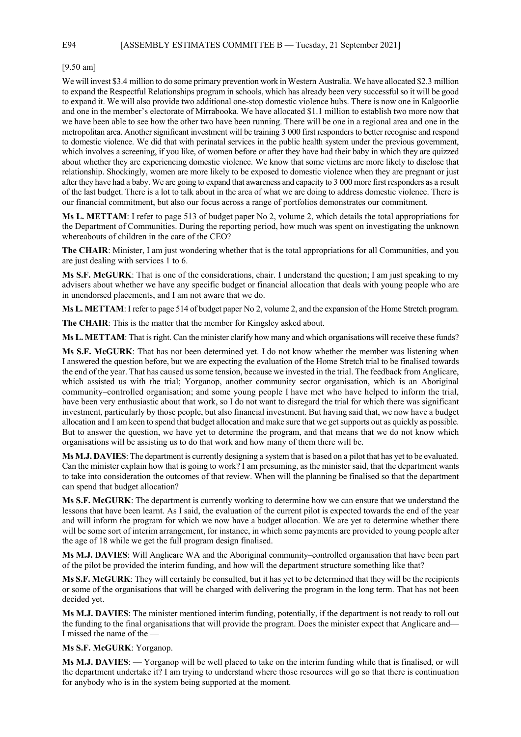[9.50 am]

We will invest $3.4 million to do some primary prevention work in Western Australia. We have allocated $2.3 million to expand the Respectful Relationships program in schools, which has already been very successful so it will be good to expand it. We will also provide two additional one-stop domestic violence hubs. There is now one in Kalgoorlie and one in the member's electorate of Mirrabooka. We have allocated $1.1 million to establish two more now that we have been able to see how the other two have been running. There will be one in a regional area and one in the metropolitan area. Another significant investment will be training 3 000 first responders to better recognise and respond to domestic violence. We did that with perinatal services in the public health system under the previous government, which involves a screening, if you like, of women before or after they have had their baby in which they are quizzed about whether they are experiencing domestic violence. We know that some victims are more likely to disclose that relationship. Shockingly, women are more likely to be exposed to domestic violence when they are pregnant or just after they have had a baby. We are going to expand that awareness and capacity to 3 000 more first responders as a result of the last budget. There is a lot to talk about in the area of what we are doing to address domestic violence. There is our financial commitment, but also our focus across a range of portfolios demonstrates our commitment.

**Ms L. METTAM**: I refer to page 513 of budget paper No 2, volume 2, which details the total appropriations for the Department of Communities. During the reporting period, how much was spent on investigating the unknown whereabouts of children in the care of the CEO?

**The CHAIR**: Minister, I am just wondering whether that is the total appropriations for all Communities, and you are just dealing with services 1 to 6.

**Ms S.F. McGURK**: That is one of the considerations, chair. I understand the question; I am just speaking to my advisers about whether we have any specific budget or financial allocation that deals with young people who are in unendorsed placements, and I am not aware that we do.

**Ms L. METTAM**: I refer to page 514 of budget paper No 2, volume 2, and the expansion of the Home Stretch program.

**The CHAIR**: This is the matter that the member for Kingsley asked about.

**Ms L. METTAM**: That is right. Can the minister clarify how many and which organisations will receive these funds?

**Ms S.F. McGURK**: That has not been determined yet. I do not know whether the member was listening when I answered the question before, but we are expecting the evaluation of the Home Stretch trial to be finalised towards the end of the year. That has caused us some tension, because we invested in the trial. The feedback from Anglicare, which assisted us with the trial; Yorganop, another community sector organisation, which is an Aboriginal community–controlled organisation; and some young people I have met who have helped to inform the trial, have been very enthusiastic about that work, so I do not want to disregard the trial for which there was significant investment, particularly by those people, but also financial investment. But having said that, we now have a budget allocation and I am keen to spend that budget allocation and make sure that we get supports out as quickly as possible. But to answer the question, we have yet to determine the program, and that means that we do not know which organisations will be assisting us to do that work and how many of them there will be.

**Ms M.J. DAVIES**: The department is currently designing a system that is based on a pilot that has yet to be evaluated. Can the minister explain how that is going to work? I am presuming, as the minister said, that the department wants to take into consideration the outcomes of that review. When will the planning be finalised so that the department can spend that budget allocation?

**Ms S.F. McGURK**: The department is currently working to determine how we can ensure that we understand the lessons that have been learnt. As I said, the evaluation of the current pilot is expected towards the end of the year and will inform the program for which we now have a budget allocation. We are yet to determine whether there will be some sort of interim arrangement, for instance, in which some payments are provided to young people after the age of 18 while we get the full program design finalised.

**Ms M.J. DAVIES**: Will Anglicare WA and the Aboriginal community–controlled organisation that have been part of the pilot be provided the interim funding, and how will the department structure something like that?

**Ms S.F. McGURK**: They will certainly be consulted, but it has yet to be determined that they will be the recipients or some of the organisations that will be charged with delivering the program in the long term. That has not been decided yet.

**Ms M.J. DAVIES**: The minister mentioned interim funding, potentially, if the department is not ready to roll out the funding to the final organisations that will provide the program. Does the minister expect that Anglicare and— I missed the name of the —

**Ms S.F. McGURK**: Yorganop.

**Ms M.J. DAVIES**: — Yorganop will be well placed to take on the interim funding while that is finalised, or will the department undertake it? I am trying to understand where those resources will go so that there is continuation for anybody who is in the system being supported at the moment.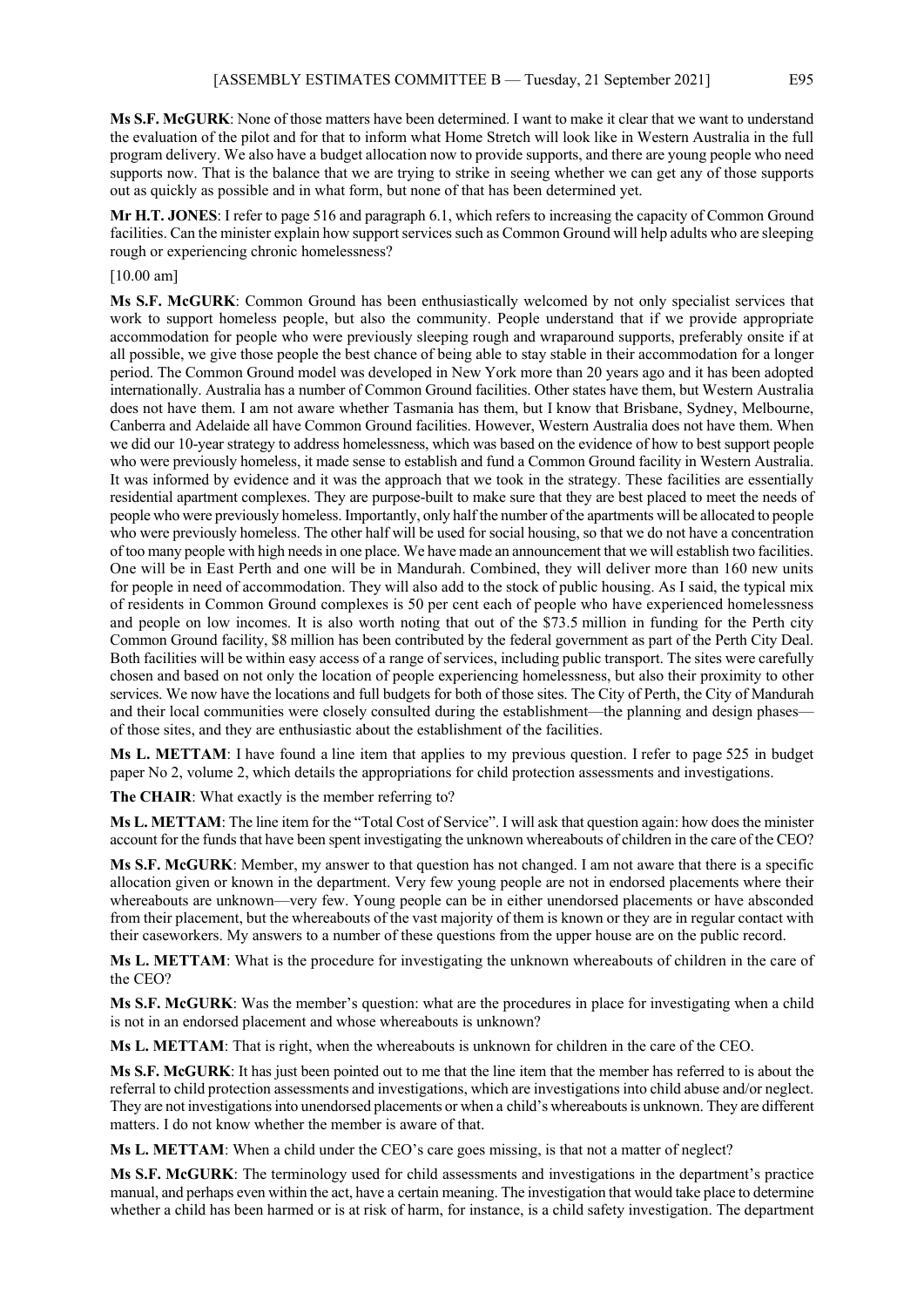**Ms S.F. McGURK**: None of those matters have been determined. I want to make it clear that we want to understand the evaluation of the pilot and for that to inform what Home Stretch will look like in Western Australia in the full program delivery. We also have a budget allocation now to provide supports, and there are young people who need supports now. That is the balance that we are trying to strike in seeing whether we can get any of those supports out as quickly as possible and in what form, but none of that has been determined yet.

**Mr H.T. JONES**: I refer to page 516 and paragraph 6.1, which refers to increasing the capacity of Common Ground facilities. Can the minister explain how support services such as Common Ground will help adults who are sleeping rough or experiencing chronic homelessness?

[10.00 am]

**Ms S.F. McGURK**: Common Ground has been enthusiastically welcomed by not only specialist services that work to support homeless people, but also the community. People understand that if we provide appropriate accommodation for people who were previously sleeping rough and wraparound supports, preferably onsite if at all possible, we give those people the best chance of being able to stay stable in their accommodation for a longer period. The Common Ground model was developed in New York more than 20 years ago and it has been adopted internationally. Australia has a number of Common Ground facilities. Other states have them, but Western Australia does not have them. I am not aware whether Tasmania has them, but I know that Brisbane, Sydney, Melbourne, Canberra and Adelaide all have Common Ground facilities. However, Western Australia does not have them. When we did our 10-year strategy to address homelessness, which was based on the evidence of how to best support people who were previously homeless, it made sense to establish and fund a Common Ground facility in Western Australia. It was informed by evidence and it was the approach that we took in the strategy. These facilities are essentially residential apartment complexes. They are purpose-built to make sure that they are best placed to meet the needs of people who were previously homeless. Importantly, only half the number of the apartments will be allocated to people who were previously homeless. The other half will be used for social housing, so that we do not have a concentration of too many people with high needs in one place. We have made an announcement that we will establish two facilities. One will be in East Perth and one will be in Mandurah. Combined, they will deliver more than 160 new units for people in need of accommodation. They will also add to the stock of public housing. As I said, the typical mix of residents in Common Ground complexes is 50 per cent each of people who have experienced homelessness and people on low incomes. It is also worth noting that out of the $73.5 million in funding for the Perth city Common Ground facility, $8 million has been contributed by the federal government as part of the Perth City Deal. Both facilities will be within easy access of a range of services, including public transport. The sites were carefully chosen and based on not only the location of people experiencing homelessness, but also their proximity to other services. We now have the locations and full budgets for both of those sites. The City of Perth, the City of Mandurah and their local communities were closely consulted during the establishment—the planning and design phases—of those sites, and they are enthusiastic about the establishment of the facilities.

**Ms L. METTAM**: I have found a line item that applies to my previous question. I refer to page 525 in budget paper No 2, volume 2, which details the appropriations for child protection assessments and investigations.

**The CHAIR**: What exactly is the member referring to?

**Ms L. METTAM**: The line item for the "Total Cost of Service". I will ask that question again: how does the minister account for the funds that have been spent investigating the unknown whereabouts of children in the care of the CEO?

**Ms S.F. McGURK**: Member, my answer to that question has not changed. I am not aware that there is a specific allocation given or known in the department. Very few young people are not in endorsed placements where their whereabouts are unknown—very few. Young people can be in either unendorsed placements or have absconded from their placement, but the whereabouts of the vast majority of them is known or they are in regular contact with their caseworkers. My answers to a number of these questions from the upper house are on the public record.

**Ms L. METTAM**: What is the procedure for investigating the unknown whereabouts of children in the care of the CEO?

**Ms S.F. McGURK**: Was the member's question: what are the procedures in place for investigating when a child is not in an endorsed placement and whose whereabouts is unknown?

**Ms L. METTAM**: That is right, when the whereabouts is unknown for children in the care of the CEO.

**Ms S.F. McGURK**: It has just been pointed out to me that the line item that the member has referred to is about the referral to child protection assessments and investigations, which are investigations into child abuse and/or neglect. They are not investigations into unendorsed placements or when a child's whereabouts is unknown. They are different matters. I do not know whether the member is aware of that.

**Ms L. METTAM**: When a child under the CEO's care goes missing, is that not a matter of neglect?

**Ms S.F. McGURK**: The terminology used for child assessments and investigations in the department's practice manual, and perhaps even within the act, have a certain meaning. The investigation that would take place to determine whether a child has been harmed or is at risk of harm, for instance, is a child safety investigation. The department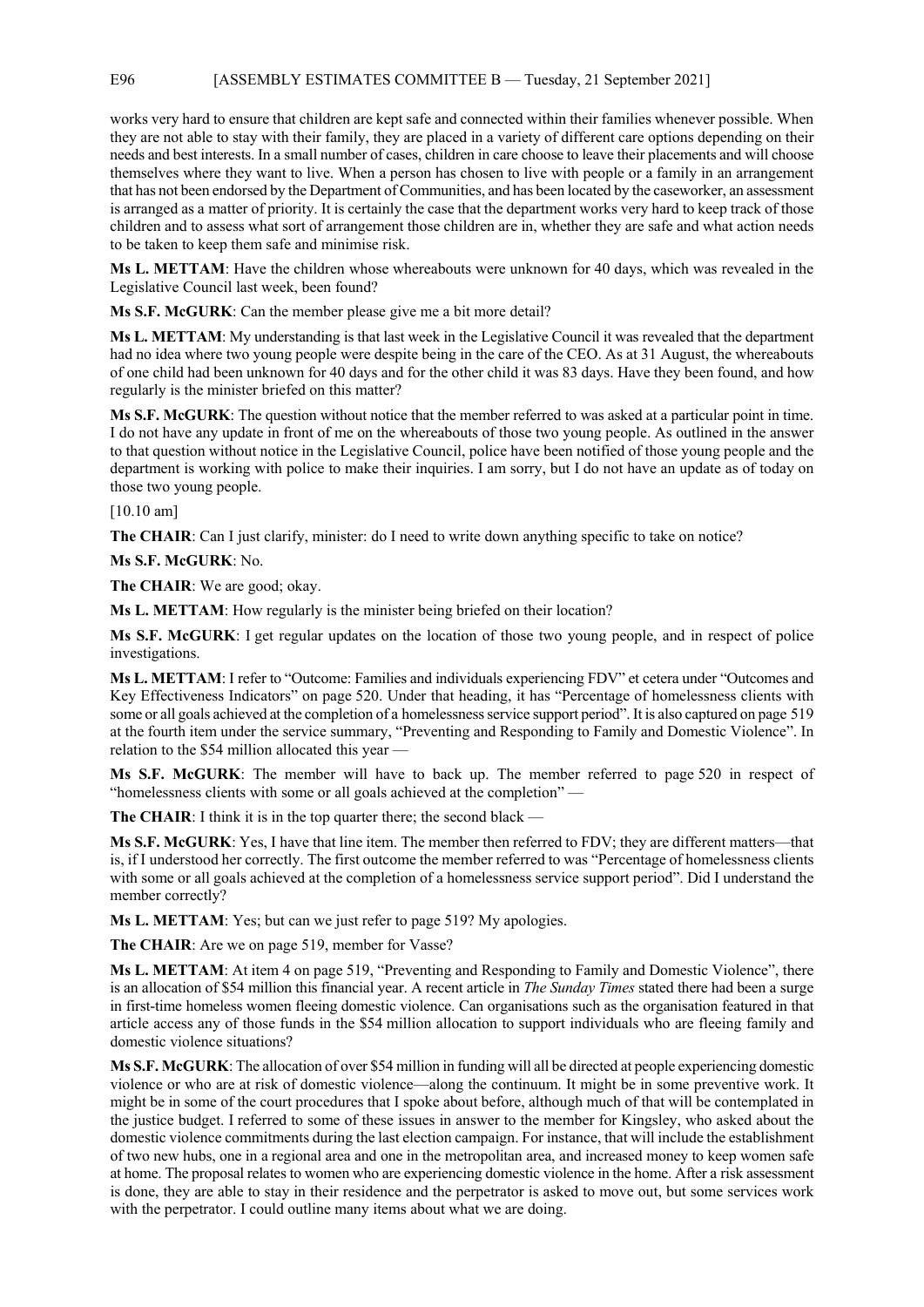works very hard to ensure that children are kept safe and connected within their families whenever possible. When they are not able to stay with their family, they are placed in a variety of different care options depending on their needs and best interests. In a small number of cases, children in care choose to leave their placements and will choose themselves where they want to live. When a person has chosen to live with people or a family in an arrangement that has not been endorsed by the Department of Communities, and has been located by the caseworker, an assessment is arranged as a matter of priority. It is certainly the case that the department works very hard to keep track of those children and to assess what sort of arrangement those children are in, whether they are safe and what action needs to be taken to keep them safe and minimise risk.

**Ms L. METTAM**: Have the children whose whereabouts were unknown for 40 days, which was revealed in the Legislative Council last week, been found?

**Ms S.F. McGURK**: Can the member please give me a bit more detail?

**Ms L. METTAM**: My understanding is that last week in the Legislative Council it was revealed that the department had no idea where two young people were despite being in the care of the CEO. As at 31 August, the whereabouts of one child had been unknown for 40 days and for the other child it was 83 days. Have they been found, and how regularly is the minister briefed on this matter?

**Ms S.F. McGURK**: The question without notice that the member referred to was asked at a particular point in time. I do not have any update in front of me on the whereabouts of those two young people. As outlined in the answer to that question without notice in the Legislative Council, police have been notified of those young people and the department is working with police to make their inquiries. I am sorry, but I do not have an update as of today on those two young people.

[10.10 am]

**The CHAIR**: Can I just clarify, minister: do I need to write down anything specific to take on notice?

**Ms S.F. McGURK**: No.

**The CHAIR**: We are good; okay.

**Ms L. METTAM**: How regularly is the minister being briefed on their location?

**Ms S.F. McGURK**: I get regular updates on the location of those two young people, and in respect of police investigations.

**Ms L. METTAM**: I refer to "Outcome: Families and individuals experiencing FDV" et cetera under "Outcomes and Key Effectiveness Indicators" on page 520. Under that heading, it has "Percentage of homelessness clients with some or all goals achieved at the completion of a homelessness service support period". It is also captured on page 519 at the fourth item under the service summary, "Preventing and Responding to Family and Domestic Violence". In relation to the $54 million allocated this year —

**Ms S.F. McGURK**: The member will have to back up. The member referred to page 520 in respect of "homelessness clients with some or all goals achieved at the completion" —

**The CHAIR**: I think it is in the top quarter there; the second black —

**Ms S.F. McGURK**: Yes, I have that line item. The member then referred to FDV; they are different matters—that is, if I understood her correctly. The first outcome the member referred to was "Percentage of homelessness clients with some or all goals achieved at the completion of a homelessness service support period". Did I understand the member correctly?

**Ms L. METTAM**: Yes; but can we just refer to page 519? My apologies.

**The CHAIR**: Are we on page 519, member for Vasse?

**Ms L. METTAM**: At item 4 on page 519, "Preventing and Responding to Family and Domestic Violence", there is an allocation of $54 million this financial year. A recent article in *The Sunday Times* stated there had been a surge in first-time homeless women fleeing domestic violence. Can organisations such as the organisation featured in that article access any of those funds in the $54 million allocation to support individuals who are fleeing family and domestic violence situations?

**Ms S.F. McGURK**: The allocation of over $54 million in funding will all be directed at people experiencing domestic violence or who are at risk of domestic violence—along the continuum. It might be in some preventive work. It might be in some of the court procedures that I spoke about before, although much of that will be contemplated in the justice budget. I referred to some of these issues in answer to the member for Kingsley, who asked about the domestic violence commitments during the last election campaign. For instance, that will include the establishment of two new hubs, one in a regional area and one in the metropolitan area, and increased money to keep women safe at home. The proposal relates to women who are experiencing domestic violence in the home. After a risk assessment is done, they are able to stay in their residence and the perpetrator is asked to move out, but some services work with the perpetrator. I could outline many items about what we are doing.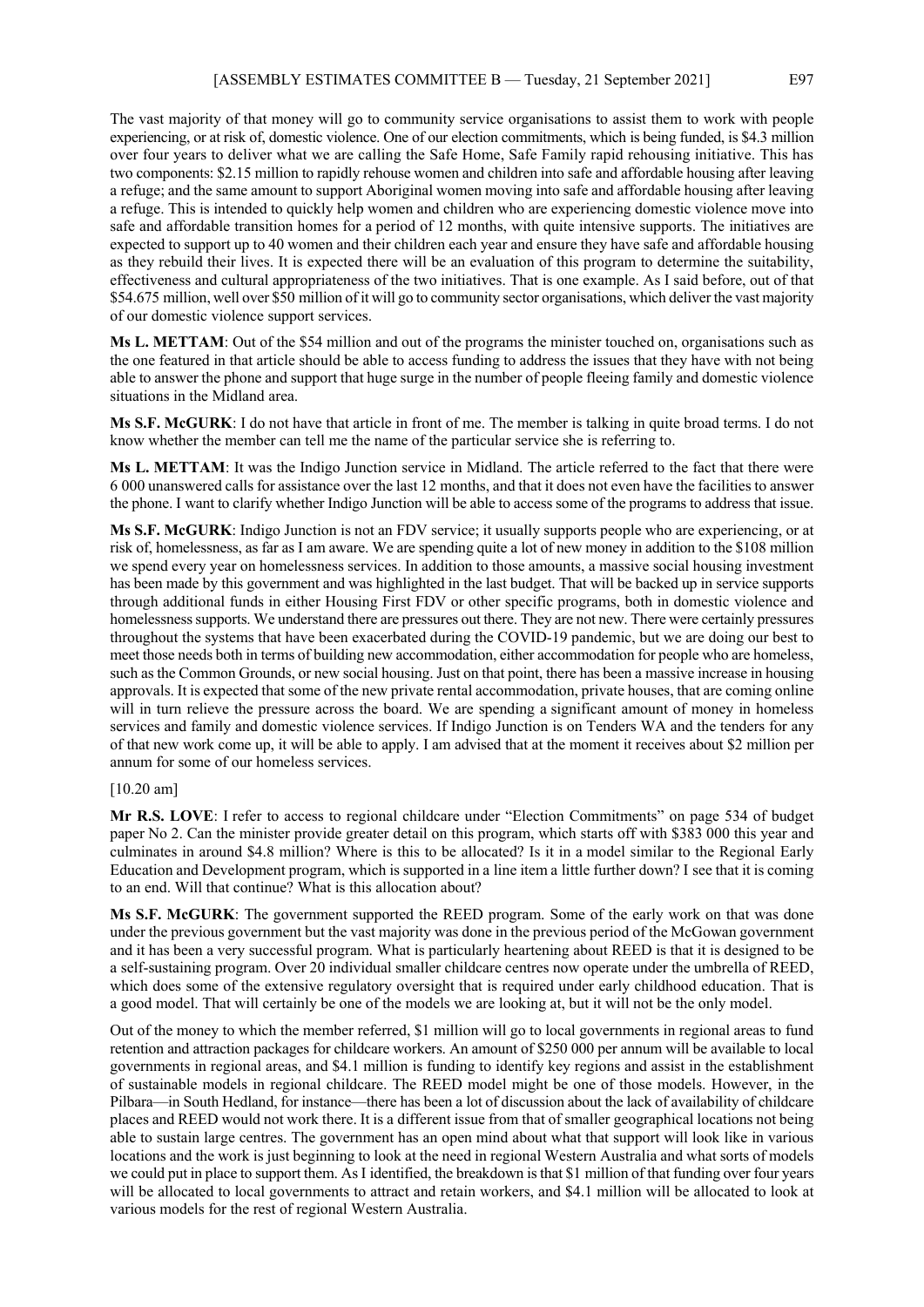The vast majority of that money will go to community service organisations to assist them to work with people experiencing, or at risk of, domestic violence. One of our election commitments, which is being funded, is $4.3 million over four years to deliver what we are calling the Safe Home, Safe Family rapid rehousing initiative. This has two components: $2.15 million to rapidly rehouse women and children into safe and affordable housing after leaving a refuge; and the same amount to support Aboriginal women moving into safe and affordable housing after leaving a refuge. This is intended to quickly help women and children who are experiencing domestic violence move into safe and affordable transition homes for a period of 12 months, with quite intensive supports. The initiatives are expected to support up to 40 women and their children each year and ensure they have safe and affordable housing as they rebuild their lives. It is expected there will be an evaluation of this program to determine the suitability, effectiveness and cultural appropriateness of the two initiatives. That is one example. As I said before, out of that $54.675 million, well over $50 million of it will go to community sector organisations, which deliver the vast majority of our domestic violence support services.

**Ms L. METTAM**: Out of the $54 million and out of the programs the minister touched on, organisations such as the one featured in that article should be able to access funding to address the issues that they have with not being able to answer the phone and support that huge surge in the number of people fleeing family and domestic violence situations in the Midland area.

**Ms S.F. McGURK**: I do not have that article in front of me. The member is talking in quite broad terms. I do not know whether the member can tell me the name of the particular service she is referring to.

**Ms L. METTAM**: It was the Indigo Junction service in Midland. The article referred to the fact that there were 6 000 unanswered calls for assistance over the last 12 months, and that it does not even have the facilities to answer the phone. I want to clarify whether Indigo Junction will be able to access some of the programs to address that issue.

**Ms S.F. McGURK**: Indigo Junction is not an FDV service; it usually supports people who are experiencing, or at risk of, homelessness, as far as I am aware. We are spending quite a lot of new money in addition to the $108 million we spend every year on homelessness services. In addition to those amounts, a massive social housing investment has been made by this government and was highlighted in the last budget. That will be backed up in service supports through additional funds in either Housing First FDV or other specific programs, both in domestic violence and homelessness supports. We understand there are pressures out there. They are not new. There were certainly pressures throughout the systems that have been exacerbated during the COVID-19 pandemic, but we are doing our best to meet those needs both in terms of building new accommodation, either accommodation for people who are homeless, such as the Common Grounds, or new social housing. Just on that point, there has been a massive increase in housing approvals. It is expected that some of the new private rental accommodation, private houses, that are coming online will in turn relieve the pressure across the board. We are spending a significant amount of money in homeless services and family and domestic violence services. If Indigo Junction is on Tenders WA and the tenders for any of that new work come up, it will be able to apply. I am advised that at the moment it receives about $2 million per annum for some of our homeless services.

[10.20 am]

**Mr R.S. LOVE**: I refer to access to regional childcare under "Election Commitments" on page 534 of budget paper No 2. Can the minister provide greater detail on this program, which starts off with $383 000 this year and culminates in around $4.8 million? Where is this to be allocated? Is it in a model similar to the Regional Early Education and Development program, which is supported in a line item a little further down? I see that it is coming to an end. Will that continue? What is this allocation about?

**Ms S.F. McGURK**: The government supported the REED program. Some of the early work on that was done under the previous government but the vast majority was done in the previous period of the McGowan government and it has been a very successful program. What is particularly heartening about REED is that it is designed to be a self-sustaining program. Over 20 individual smaller childcare centres now operate under the umbrella of REED, which does some of the extensive regulatory oversight that is required under early childhood education. That is a good model. That will certainly be one of the models we are looking at, but it will not be the only model.

Out of the money to which the member referred, $1 million will go to local governments in regional areas to fund retention and attraction packages for childcare workers. An amount of $250 000 per annum will be available to local governments in regional areas, and $4.1 million is funding to identify key regions and assist in the establishment of sustainable models in regional childcare. The REED model might be one of those models. However, in the Pilbara—in South Hedland, for instance—there has been a lot of discussion about the lack of availability of childcare places and REED would not work there. It is a different issue from that of smaller geographical locations not being able to sustain large centres. The government has an open mind about what that support will look like in various locations and the work is just beginning to look at the need in regional Western Australia and what sorts of models we could put in place to support them. As I identified, the breakdown is that $1 million of that funding over four years will be allocated to local governments to attract and retain workers, and $4.1 million will be allocated to look at various models for the rest of regional Western Australia.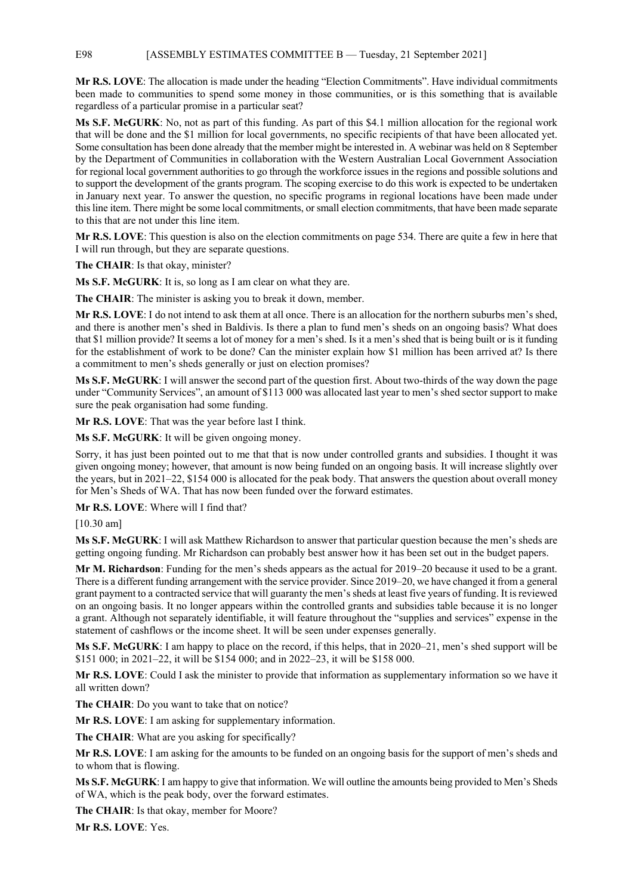**Mr R.S. LOVE**: The allocation is made under the heading "Election Commitments". Have individual commitments been made to communities to spend some money in those communities, or is this something that is available regardless of a particular promise in a particular seat?

**Ms S.F. McGURK**: No, not as part of this funding. As part of this $4.1 million allocation for the regional work that will be done and the $1 million for local governments, no specific recipients of that have been allocated yet. Some consultation has been done already that the member might be interested in. A webinar was held on 8 September by the Department of Communities in collaboration with the Western Australian Local Government Association for regional local government authorities to go through the workforce issues in the regions and possible solutions and to support the development of the grants program. The scoping exercise to do this work is expected to be undertaken in January next year. To answer the question, no specific programs in regional locations have been made under this line item. There might be some local commitments, or small election commitments, that have been made separate to this that are not under this line item.

**Mr R.S. LOVE**: This question is also on the election commitments on page 534. There are quite a few in here that I will run through, but they are separate questions.

**The CHAIR**: Is that okay, minister?

**Ms S.F. McGURK**: It is, so long as I am clear on what they are.

**The CHAIR**: The minister is asking you to break it down, member.

**Mr R.S. LOVE**: I do not intend to ask them at all once. There is an allocation for the northern suburbs men's shed, and there is another men's shed in Baldivis. Is there a plan to fund men's sheds on an ongoing basis? What does that $1 million provide? It seems a lot of money for a men's shed. Is it a men's shed that is being built or is it funding for the establishment of work to be done? Can the minister explain how $1 million has been arrived at? Is there a commitment to men's sheds generally or just on election promises?

**Ms S.F. McGURK**: I will answer the second part of the question first. About two-thirds of the way down the page under "Community Services", an amount of $113 000 was allocated last year to men's shed sector support to make sure the peak organisation had some funding.

**Mr R.S. LOVE**: That was the year before last I think.

**Ms S.F. McGURK**: It will be given ongoing money.

Sorry, it has just been pointed out to me that that is now under controlled grants and subsidies. I thought it was given ongoing money; however, that amount is now being funded on an ongoing basis. It will increase slightly over the years, but in 2021–22, $154 000 is allocated for the peak body. That answers the question about overall money for Men's Sheds of WA. That has now been funded over the forward estimates.

**Mr R.S. LOVE**: Where will I find that?

[10.30 am]

**Ms S.F. McGURK**: I will ask Matthew Richardson to answer that particular question because the men's sheds are getting ongoing funding. Mr Richardson can probably best answer how it has been set out in the budget papers.

**Mr M. Richardson**: Funding for the men's sheds appears as the actual for 2019–20 because it used to be a grant. There is a different funding arrangement with the service provider. Since 2019–20, we have changed it from a general grant payment to a contracted service that will guaranty the men's sheds at least five years of funding. It is reviewed on an ongoing basis. It no longer appears within the controlled grants and subsidies table because it is no longer a grant. Although not separately identifiable, it will feature throughout the "supplies and services" expense in the statement of cashflows or the income sheet. It will be seen under expenses generally.

**Ms S.F. McGURK**: I am happy to place on the record, if this helps, that in 2020–21, men's shed support will be $151 000; in 2021–22, it will be $154 000; and in 2022–23, it will be $158 000.

**Mr R.S. LOVE**: Could I ask the minister to provide that information as supplementary information so we have it all written down?

**The CHAIR**: Do you want to take that on notice?

**Mr R.S. LOVE**: I am asking for supplementary information.

**The CHAIR**: What are you asking for specifically?

**Mr R.S. LOVE**: I am asking for the amounts to be funded on an ongoing basis for the support of men's sheds and to whom that is flowing.

**Ms S.F. McGURK**: I am happy to give that information. We will outline the amounts being provided to Men's Sheds of WA, which is the peak body, over the forward estimates.

**The CHAIR**: Is that okay, member for Moore?

**Mr R.S. LOVE**: Yes.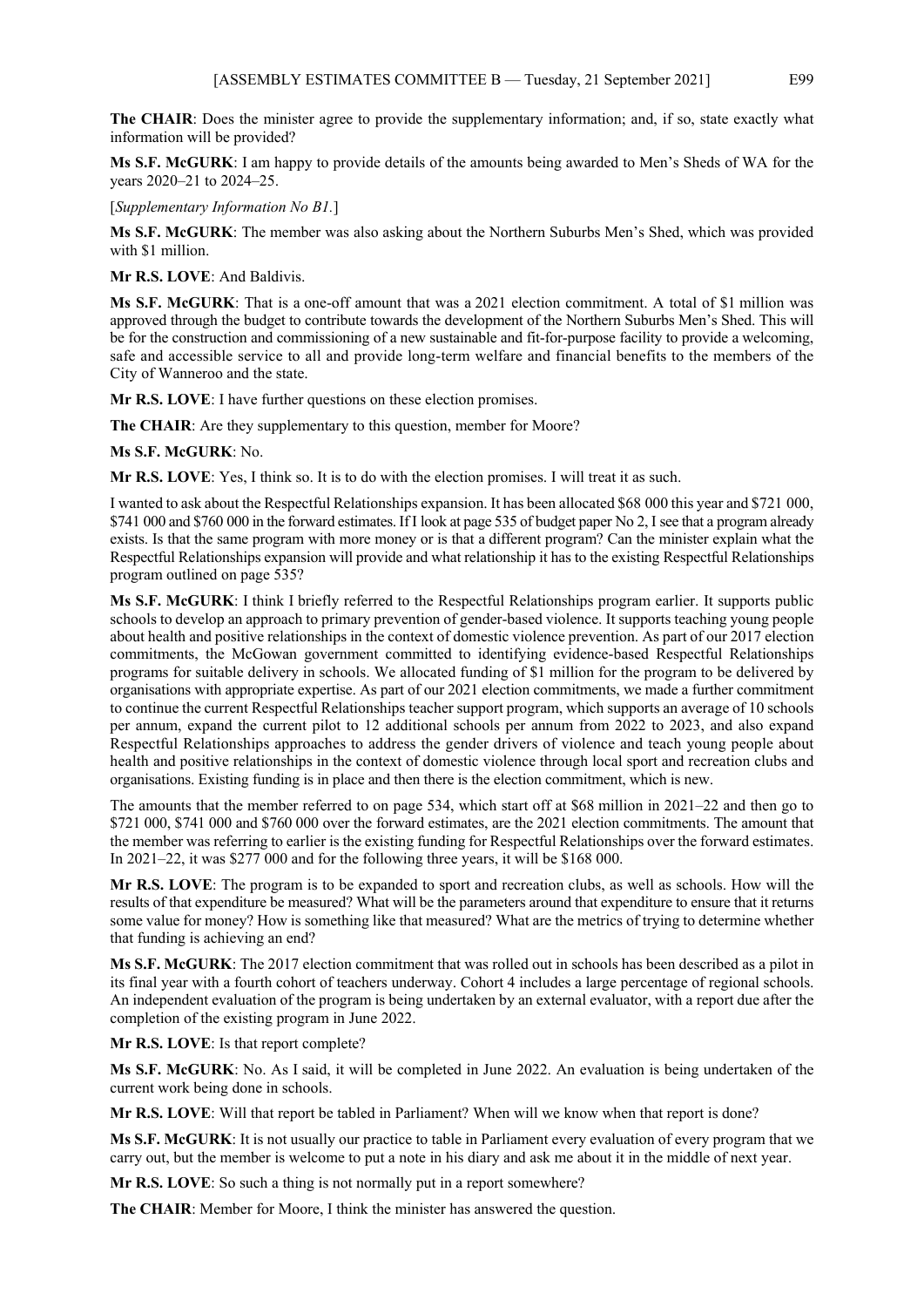**The CHAIR**: Does the minister agree to provide the supplementary information; and, if so, state exactly what information will be provided?

**Ms S.F. McGURK**: I am happy to provide details of the amounts being awarded to Men's Sheds of WA for the years 2020–21 to 2024–25.

[*Supplementary Information No B1.*]

**Ms S.F. McGURK**: The member was also asking about the Northern Suburbs Men's Shed, which was provided with $1 million.

**Mr R.S. LOVE**: And Baldivis.

**Ms S.F. McGURK**: That is a one-off amount that was a 2021 election commitment. A total of $1 million was approved through the budget to contribute towards the development of the Northern Suburbs Men's Shed. This will be for the construction and commissioning of a new sustainable and fit-for-purpose facility to provide a welcoming, safe and accessible service to all and provide long-term welfare and financial benefits to the members of the City of Wanneroo and the state.

**Mr R.S. LOVE**: I have further questions on these election promises.

**The CHAIR**: Are they supplementary to this question, member for Moore?

**Ms S.F. McGURK**: No.

**Mr R.S. LOVE**: Yes, I think so. It is to do with the election promises. I will treat it as such.

I wanted to ask about the Respectful Relationships expansion. It has been allocated $68 000 this year and $721 000, $741 000 and $760 000 in the forward estimates. If I look at page 535 of budget paper No 2, I see that a program already exists. Is that the same program with more money or is that a different program? Can the minister explain what the Respectful Relationships expansion will provide and what relationship it has to the existing Respectful Relationships program outlined on page 535?

**Ms S.F. McGURK**: I think I briefly referred to the Respectful Relationships program earlier. It supports public schools to develop an approach to primary prevention of gender-based violence. It supports teaching young people about health and positive relationships in the context of domestic violence prevention. As part of our 2017 election commitments, the McGowan government committed to identifying evidence-based Respectful Relationships programs for suitable delivery in schools. We allocated funding of $1 million for the program to be delivered by organisations with appropriate expertise. As part of our 2021 election commitments, we made a further commitment to continue the current Respectful Relationships teacher support program, which supports an average of 10 schools per annum, expand the current pilot to 12 additional schools per annum from 2022 to 2023, and also expand Respectful Relationships approaches to address the gender drivers of violence and teach young people about health and positive relationships in the context of domestic violence prevention through local sport and recreation clubs and organisations. Existing funding is in place and then there is the election commitment, which is new.

The amounts that the member referred to on page 534, which start off at $68 million in 2021–22 and then go to $721 000, $741 000 and $760 000 over the forward estimates, are the 2021 election commitments. The amount that the member was referring to earlier is the existing funding for Respectful Relationships over the forward estimates. In 2021–22, it was $277 000 and for the following three years, it will be $168 000.

**Mr R.S. LOVE**: The program is to be expanded to sport and recreation clubs, as well as schools. How will the results of that expenditure be measured? What will be the parameters around that expenditure to ensure that it returns some value for money? How is something like that measured? What are the metrics of trying to determine whether that funding is achieving an end?

**Ms S.F. McGURK**: The 2017 election commitment that was rolled out in schools has been described as a pilot in its final year with a fourth cohort of teachers underway. Cohort 4 includes a large percentage of regional schools. An independent evaluation of the program is being undertaken by an external evaluator, with a report due after the completion of the existing program in June 2022.

**Mr R.S. LOVE**: Is that report complete?

**Ms S.F. McGURK**: No. As I said, it will be completed in June 2022. An evaluation is being undertaken of the current work being done in schools.

**Mr R.S. LOVE**: Will that report be tabled in Parliament? When will we know when that report is done?

**Ms S.F. McGURK**: It is not usually our practice to table in Parliament every evaluation of every program that we carry out, but the member is welcome to put a note in his diary and ask me about it in the middle of next year.

**Mr R.S. LOVE**: So such a thing is not normally put in a report somewhere?

**The CHAIR**: Member for Moore, I think the minister has answered the question.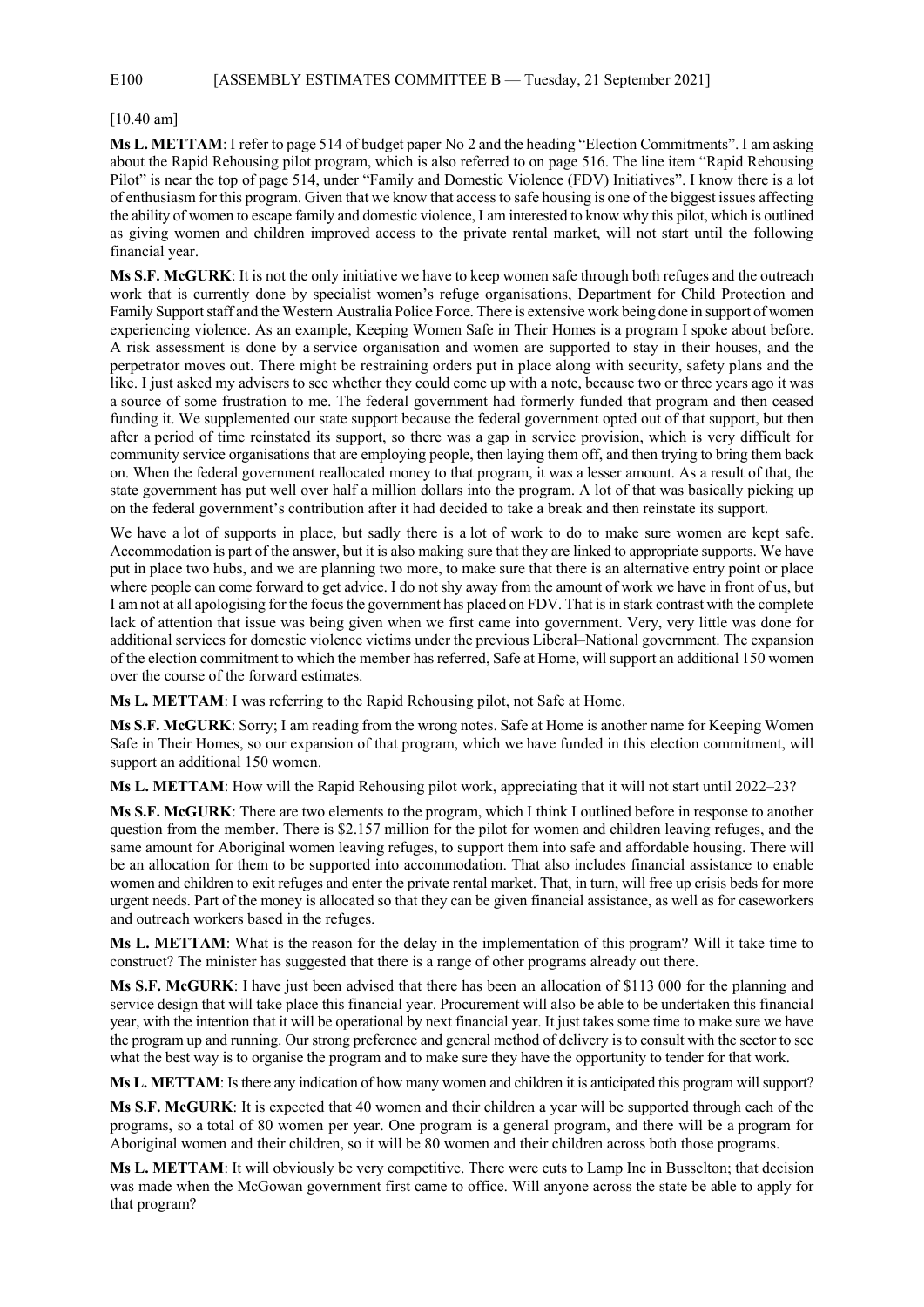[10.40 am]

**Ms L. METTAM**: I refer to page 514 of budget paper No 2 and the heading "Election Commitments". I am asking about the Rapid Rehousing pilot program, which is also referred to on page 516. The line item "Rapid Rehousing Pilot" is near the top of page 514, under "Family and Domestic Violence (FDV) Initiatives". I know there is a lot of enthusiasm for this program. Given that we know that access to safe housing is one of the biggest issues affecting the ability of women to escape family and domestic violence, I am interested to know why this pilot, which is outlined as giving women and children improved access to the private rental market, will not start until the following financial year.

**Ms S.F. McGURK**: It is not the only initiative we have to keep women safe through both refuges and the outreach work that is currently done by specialist women's refuge organisations, Department for Child Protection and Family Support staff and the Western Australia Police Force. There is extensive work being done in support of women experiencing violence. As an example, Keeping Women Safe in Their Homes is a program I spoke about before. A risk assessment is done by a service organisation and women are supported to stay in their houses, and the perpetrator moves out. There might be restraining orders put in place along with security, safety plans and the like. I just asked my advisers to see whether they could come up with a note, because two or three years ago it was a source of some frustration to me. The federal government had formerly funded that program and then ceased funding it. We supplemented our state support because the federal government opted out of that support, but then after a period of time reinstated its support, so there was a gap in service provision, which is very difficult for community service organisations that are employing people, then laying them off, and then trying to bring them back on. When the federal government reallocated money to that program, it was a lesser amount. As a result of that, the state government has put well over half a million dollars into the program. A lot of that was basically picking up on the federal government's contribution after it had decided to take a break and then reinstate its support.

We have a lot of supports in place, but sadly there is a lot of work to do to make sure women are kept safe. Accommodation is part of the answer, but it is also making sure that they are linked to appropriate supports. We have put in place two hubs, and we are planning two more, to make sure that there is an alternative entry point or place where people can come forward to get advice. I do not shy away from the amount of work we have in front of us, but I am not at all apologising for the focus the government has placed on FDV. That is in stark contrast with the complete lack of attention that issue was being given when we first came into government. Very, very little was done for additional services for domestic violence victims under the previous Liberal–National government. The expansion of the election commitment to which the member has referred, Safe at Home, will support an additional 150 women over the course of the forward estimates.

**Ms L. METTAM**: I was referring to the Rapid Rehousing pilot, not Safe at Home.

**Ms S.F. McGURK**: Sorry; I am reading from the wrong notes. Safe at Home is another name for Keeping Women Safe in Their Homes, so our expansion of that program, which we have funded in this election commitment, will support an additional 150 women.

**Ms L. METTAM**: How will the Rapid Rehousing pilot work, appreciating that it will not start until 2022–23?

**Ms S.F. McGURK**: There are two elements to the program, which I think I outlined before in response to another question from the member. There is $2.157 million for the pilot for women and children leaving refuges, and the same amount for Aboriginal women leaving refuges, to support them into safe and affordable housing. There will be an allocation for them to be supported into accommodation. That also includes financial assistance to enable women and children to exit refuges and enter the private rental market. That, in turn, will free up crisis beds for more urgent needs. Part of the money is allocated so that they can be given financial assistance, as well as for caseworkers and outreach workers based in the refuges.

**Ms L. METTAM**: What is the reason for the delay in the implementation of this program? Will it take time to construct? The minister has suggested that there is a range of other programs already out there.

**Ms S.F. McGURK**: I have just been advised that there has been an allocation of $113 000 for the planning and service design that will take place this financial year. Procurement will also be able to be undertaken this financial year, with the intention that it will be operational by next financial year. It just takes some time to make sure we have the program up and running. Our strong preference and general method of delivery is to consult with the sector to see what the best way is to organise the program and to make sure they have the opportunity to tender for that work.

**Ms L. METTAM**: Is there any indication of how many women and children it is anticipated this program will support?

**Ms S.F. McGURK**: It is expected that 40 women and their children a year will be supported through each of the programs, so a total of 80 women per year. One program is a general program, and there will be a program for Aboriginal women and their children, so it will be 80 women and their children across both those programs.

**Ms L. METTAM**: It will obviously be very competitive. There were cuts to Lamp Inc in Busselton; that decision was made when the McGowan government first came to office. Will anyone across the state be able to apply for that program?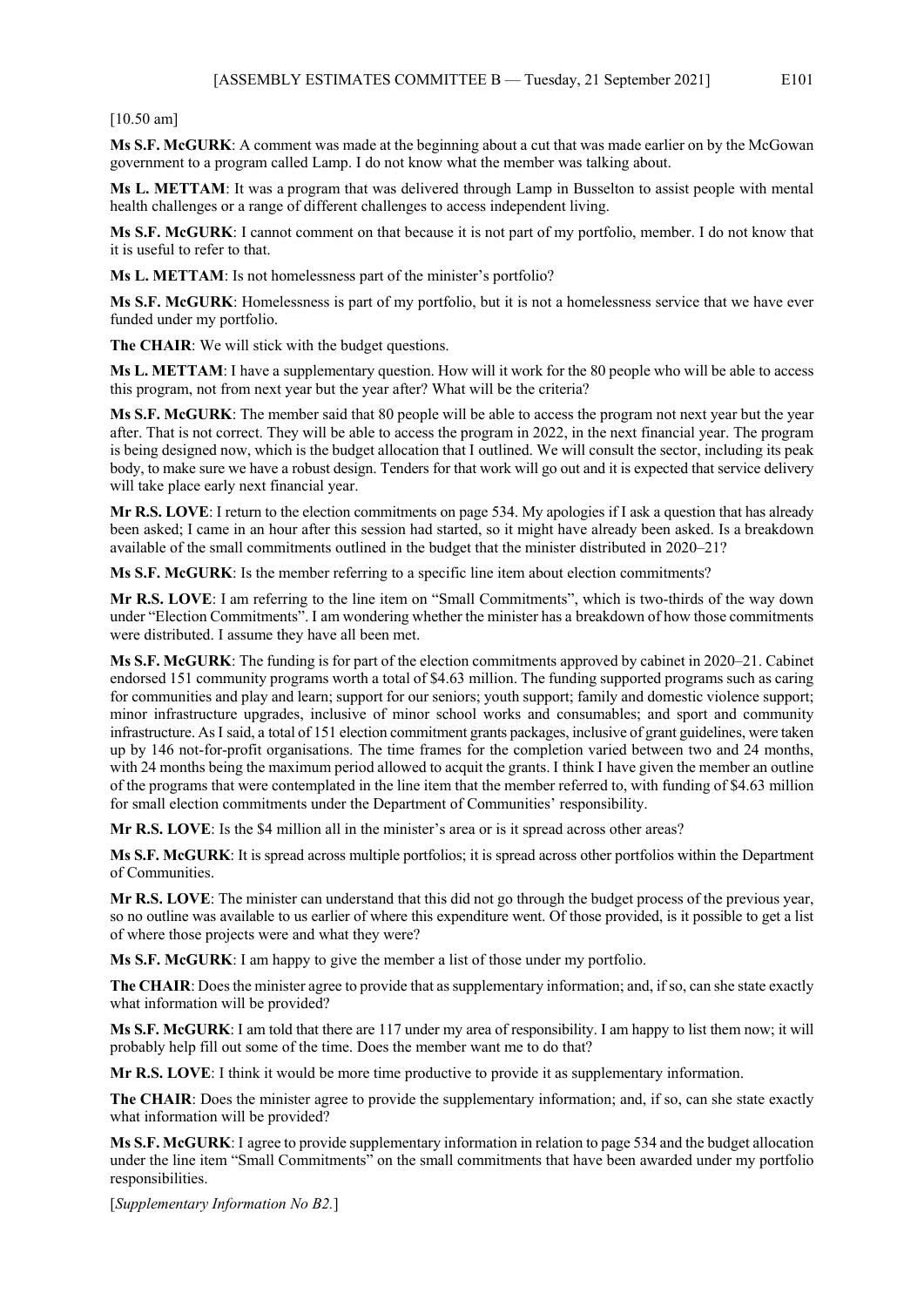[10.50 am]

**Ms S.F. McGURK**: A comment was made at the beginning about a cut that was made earlier on by the McGowan government to a program called Lamp. I do not know what the member was talking about.

**Ms L. METTAM**: It was a program that was delivered through Lamp in Busselton to assist people with mental health challenges or a range of different challenges to access independent living.

**Ms S.F. McGURK**: I cannot comment on that because it is not part of my portfolio, member. I do not know that it is useful to refer to that.

**Ms L. METTAM**: Is not homelessness part of the minister's portfolio?

**Ms S.F. McGURK**: Homelessness is part of my portfolio, but it is not a homelessness service that we have ever funded under my portfolio.

**The CHAIR**: We will stick with the budget questions.

**Ms L. METTAM**: I have a supplementary question. How will it work for the 80 people who will be able to access this program, not from next year but the year after? What will be the criteria?

**Ms S.F. McGURK**: The member said that 80 people will be able to access the program not next year but the year after. That is not correct. They will be able to access the program in 2022, in the next financial year. The program is being designed now, which is the budget allocation that I outlined. We will consult the sector, including its peak body, to make sure we have a robust design. Tenders for that work will go out and it is expected that service delivery will take place early next financial year.

**Mr R.S. LOVE**: I return to the election commitments on page 534. My apologies if I ask a question that has already been asked; I came in an hour after this session had started, so it might have already been asked. Is a breakdown available of the small commitments outlined in the budget that the minister distributed in 2020–21?

**Ms S.F. McGURK**: Is the member referring to a specific line item about election commitments?

**Mr R.S. LOVE**: I am referring to the line item on "Small Commitments", which is two-thirds of the way down under "Election Commitments". I am wondering whether the minister has a breakdown of how those commitments were distributed. I assume they have all been met.

**Ms S.F. McGURK**: The funding is for part of the election commitments approved by cabinet in 2020–21. Cabinet endorsed 151 community programs worth a total of $4.63 million. The funding supported programs such as caring for communities and play and learn; support for our seniors; youth support; family and domestic violence support; minor infrastructure upgrades, inclusive of minor school works and consumables; and sport and community infrastructure. As I said, a total of 151 election commitment grants packages, inclusive of grant guidelines, were taken up by 146 not-for-profit organisations. The time frames for the completion varied between two and 24 months, with 24 months being the maximum period allowed to acquit the grants. I think I have given the member an outline of the programs that were contemplated in the line item that the member referred to, with funding of $4.63 million for small election commitments under the Department of Communities' responsibility.

**Mr R.S. LOVE**: Is the $4 million all in the minister's area or is it spread across other areas?

**Ms S.F. McGURK**: It is spread across multiple portfolios; it is spread across other portfolios within the Department of Communities.

**Mr R.S. LOVE**: The minister can understand that this did not go through the budget process of the previous year, so no outline was available to us earlier of where this expenditure went. Of those provided, is it possible to get a list of where those projects were and what they were?

**Ms S.F. McGURK**: I am happy to give the member a list of those under my portfolio.

**The CHAIR**: Does the minister agree to provide that as supplementary information; and, if so, can she state exactly what information will be provided?

**Ms S.F. McGURK**: I am told that there are 117 under my area of responsibility. I am happy to list them now; it will probably help fill out some of the time. Does the member want me to do that?

**Mr R.S. LOVE**: I think it would be more time productive to provide it as supplementary information.

**The CHAIR**: Does the minister agree to provide the supplementary information; and, if so, can she state exactly what information will be provided?

**Ms S.F. McGURK**: I agree to provide supplementary information in relation to page 534 and the budget allocation under the line item "Small Commitments" on the small commitments that have been awarded under my portfolio responsibilities.

[*Supplementary Information No B2.*]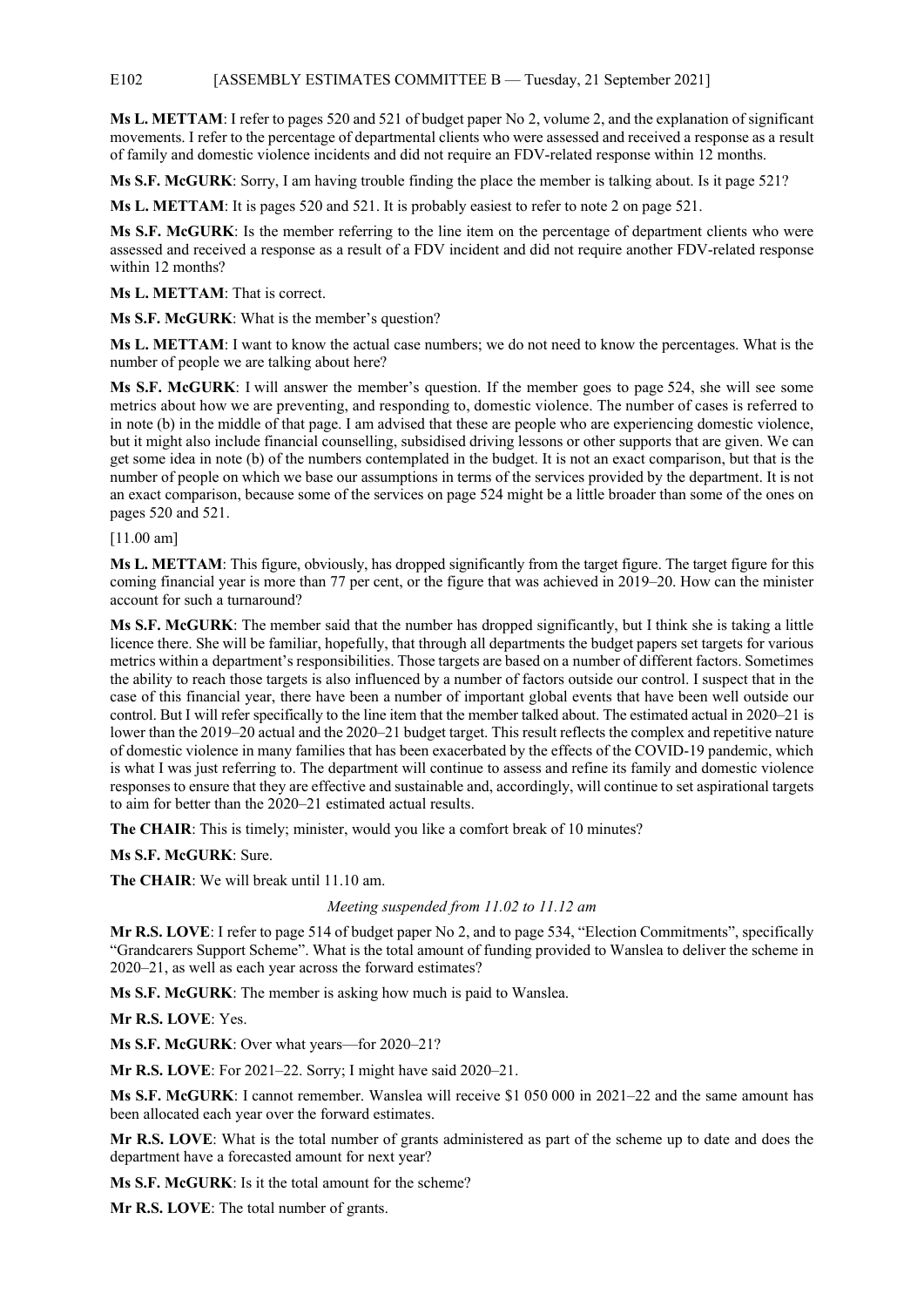**Ms L. METTAM**: I refer to pages 520 and 521 of budget paper No 2, volume 2, and the explanation of significant movements. I refer to the percentage of departmental clients who were assessed and received a response as a result of family and domestic violence incidents and did not require an FDV-related response within 12 months.

**Ms S.F. McGURK**: Sorry, I am having trouble finding the place the member is talking about. Is it page 521?

**Ms L. METTAM**: It is pages 520 and 521. It is probably easiest to refer to note 2 on page 521.

**Ms S.F. McGURK**: Is the member referring to the line item on the percentage of department clients who were assessed and received a response as a result of a FDV incident and did not require another FDV-related response within 12 months?

**Ms L. METTAM**: That is correct.

**Ms S.F. McGURK**: What is the member's question?

**Ms L. METTAM**: I want to know the actual case numbers; we do not need to know the percentages. What is the number of people we are talking about here?

**Ms S.F. McGURK**: I will answer the member's question. If the member goes to page 524, she will see some metrics about how we are preventing, and responding to, domestic violence. The number of cases is referred to in note (b) in the middle of that page. I am advised that these are people who are experiencing domestic violence, but it might also include financial counselling, subsidised driving lessons or other supports that are given. We can get some idea in note (b) of the numbers contemplated in the budget. It is not an exact comparison, but that is the number of people on which we base our assumptions in terms of the services provided by the department. It is not an exact comparison, because some of the services on page 524 might be a little broader than some of the ones on pages 520 and 521.

[11.00 am]

**Ms L. METTAM**: This figure, obviously, has dropped significantly from the target figure. The target figure for this coming financial year is more than 77 per cent, or the figure that was achieved in 2019–20. How can the minister account for such a turnaround?

**Ms S.F. McGURK**: The member said that the number has dropped significantly, but I think she is taking a little licence there. She will be familiar, hopefully, that through all departments the budget papers set targets for various metrics within a department's responsibilities. Those targets are based on a number of different factors. Sometimes the ability to reach those targets is also influenced by a number of factors outside our control. I suspect that in the case of this financial year, there have been a number of important global events that have been well outside our control. But I will refer specifically to the line item that the member talked about. The estimated actual in 2020–21 is lower than the 2019–20 actual and the 2020–21 budget target. This result reflects the complex and repetitive nature of domestic violence in many families that has been exacerbated by the effects of the COVID-19 pandemic, which is what I was just referring to. The department will continue to assess and refine its family and domestic violence responses to ensure that they are effective and sustainable and, accordingly, will continue to set aspirational targets to aim for better than the 2020–21 estimated actual results.

**The CHAIR**: This is timely; minister, would you like a comfort break of 10 minutes?

**Ms S.F. McGURK**: Sure.

**The CHAIR**: We will break until 11.10 am.

*Meeting suspended from 11.02 to 11.12 am*

**Mr R.S. LOVE**: I refer to page 514 of budget paper No 2, and to page 534, "Election Commitments", specifically "Grandcarers Support Scheme". What is the total amount of funding provided to Wanslea to deliver the scheme in 2020–21, as well as each year across the forward estimates?

**Ms S.F. McGURK**: The member is asking how much is paid to Wanslea.

**Mr R.S. LOVE**: Yes.

**Ms S.F. McGURK**: Over what years—for 2020–21?

**Mr R.S. LOVE**: For 2021–22. Sorry; I might have said 2020–21.

**Ms S.F. McGURK**: I cannot remember. Wanslea will receive $1 050 000 in 2021–22 and the same amount has been allocated each year over the forward estimates.

**Mr R.S. LOVE**: What is the total number of grants administered as part of the scheme up to date and does the department have a forecasted amount for next year?

**Ms S.F. McGURK**: Is it the total amount for the scheme?

**Mr R.S. LOVE**: The total number of grants.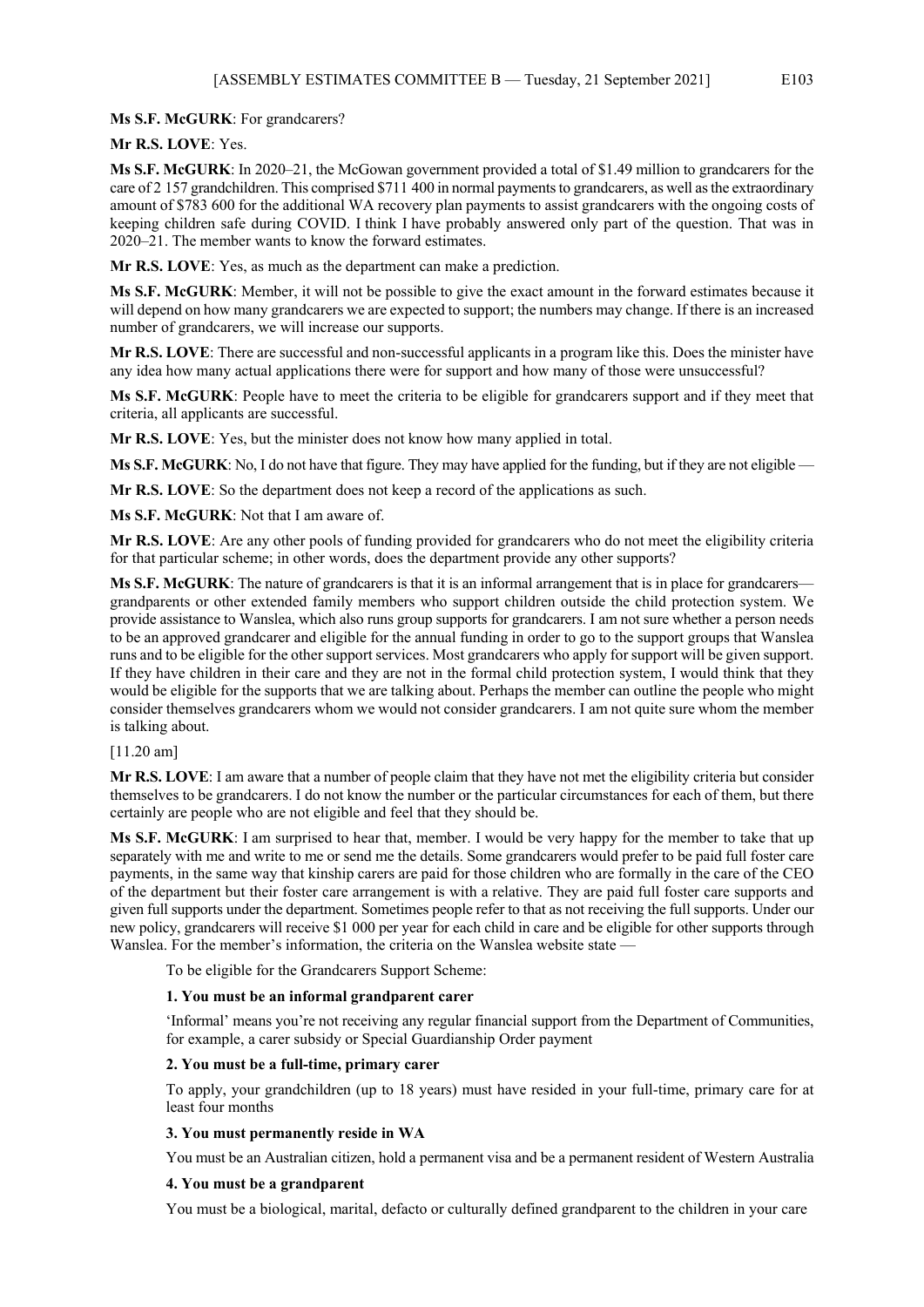**Ms S.F. McGURK**: For grandcarers?

**Mr R.S. LOVE**: Yes.

**Ms S.F. McGURK**: In 2020–21, the McGowan government provided a total of $1.49 million to grandcarers for the care of 2 157 grandchildren. This comprised $711 400 in normal payments to grandcarers, as well as the extraordinary amount of $783 600 for the additional WA recovery plan payments to assist grandcarers with the ongoing costs of keeping children safe during COVID. I think I have probably answered only part of the question. That was in 2020–21. The member wants to know the forward estimates.

**Mr R.S. LOVE**: Yes, as much as the department can make a prediction.

**Ms S.F. McGURK**: Member, it will not be possible to give the exact amount in the forward estimates because it will depend on how many grandcarers we are expected to support; the numbers may change. If there is an increased number of grandcarers, we will increase our supports.

**Mr R.S. LOVE**: There are successful and non-successful applicants in a program like this. Does the minister have any idea how many actual applications there were for support and how many of those were unsuccessful?

**Ms S.F. McGURK**: People have to meet the criteria to be eligible for grandcarers support and if they meet that criteria, all applicants are successful.

**Mr R.S. LOVE**: Yes, but the minister does not know how many applied in total.

**Ms S.F. McGURK**: No, I do not have that figure. They may have applied for the funding, but if they are not eligible —

**Mr R.S. LOVE**: So the department does not keep a record of the applications as such.

**Ms S.F. McGURK**: Not that I am aware of.

**Mr R.S. LOVE**: Are any other pools of funding provided for grandcarers who do not meet the eligibility criteria for that particular scheme; in other words, does the department provide any other supports?

**Ms S.F. McGURK**: The nature of grandcarers is that it is an informal arrangement that is in place for grandcarers— grandparents or other extended family members who support children outside the child protection system. We provide assistance to Wanslea, which also runs group supports for grandcarers. I am not sure whether a person needs to be an approved grandcarer and eligible for the annual funding in order to go to the support groups that Wanslea runs and to be eligible for the other support services. Most grandcarers who apply for support will be given support. If they have children in their care and they are not in the formal child protection system, I would think that they would be eligible for the supports that we are talking about. Perhaps the member can outline the people who might consider themselves grandcarers whom we would not consider grandcarers. I am not quite sure whom the member is talking about.

[11.20 am]

**Mr R.S. LOVE**: I am aware that a number of people claim that they have not met the eligibility criteria but consider themselves to be grandcarers. I do not know the number or the particular circumstances for each of them, but there certainly are people who are not eligible and feel that they should be.

**Ms S.F. McGURK**: I am surprised to hear that, member. I would be very happy for the member to take that up separately with me and write to me or send me the details. Some grandcarers would prefer to be paid full foster care payments, in the same way that kinship carers are paid for those children who are formally in the care of the CEO of the department but their foster care arrangement is with a relative. They are paid full foster care supports and given full supports under the department. Sometimes people refer to that as not receiving the full supports. Under our new policy, grandcarers will receive $1 000 per year for each child in care and be eligible for other supports through Wanslea. For the member's information, the criteria on the Wanslea website state —

> To be eligible for the Grandcarers Support Scheme:
>
> **1. You must be an informal grandparent carer**
>
> 'Informal' means you're not receiving any regular financial support from the Department of Communities, for example, a carer subsidy or Special Guardianship Order payment
>
> **2. You must be a full-time, primary carer**
>
> To apply, your grandchildren (up to 18 years) must have resided in your full-time, primary care for at least four months
>
> **3. You must permanently reside in WA**
>
> You must be an Australian citizen, hold a permanent visa and be a permanent resident of Western Australia
>
> **4. You must be a grandparent**
>
> You must be a biological, marital, defacto or culturally defined grandparent to the children in your care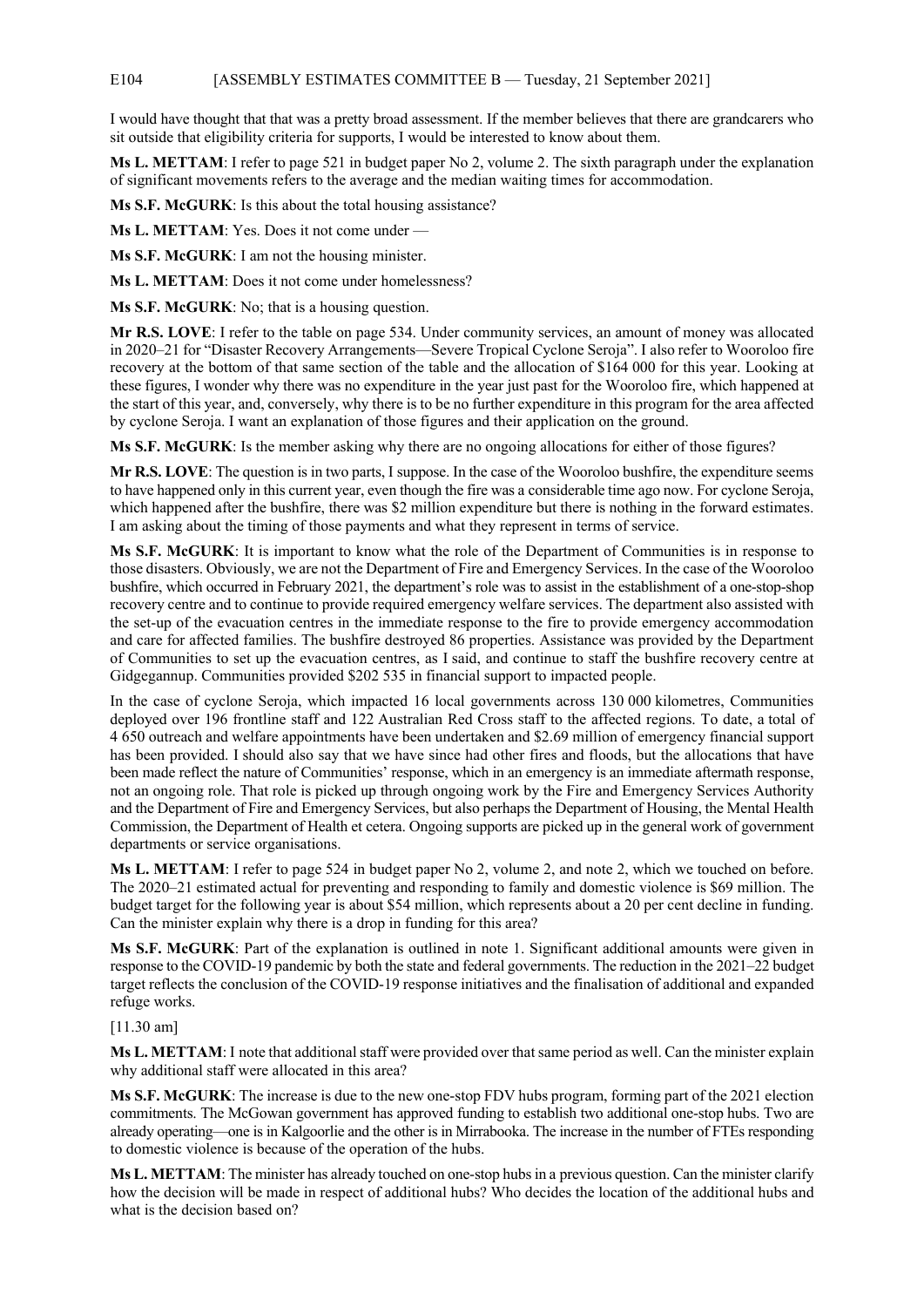I would have thought that that was a pretty broad assessment. If the member believes that there are grandcarers who sit outside that eligibility criteria for supports, I would be interested to know about them.

**Ms L. METTAM**: I refer to page 521 in budget paper No 2, volume 2. The sixth paragraph under the explanation of significant movements refers to the average and the median waiting times for accommodation.

**Ms S.F. McGURK**: Is this about the total housing assistance?

**Ms L. METTAM**: Yes. Does it not come under —

**Ms S.F. McGURK**: I am not the housing minister.

**Ms L. METTAM**: Does it not come under homelessness?

**Ms S.F. McGURK**: No; that is a housing question.

**Mr R.S. LOVE**: I refer to the table on page 534. Under community services, an amount of money was allocated in 2020–21 for "Disaster Recovery Arrangements—Severe Tropical Cyclone Seroja". I also refer to Wooroloo fire recovery at the bottom of that same section of the table and the allocation of $164 000 for this year. Looking at these figures, I wonder why there was no expenditure in the year just past for the Wooroloo fire, which happened at the start of this year, and, conversely, why there is to be no further expenditure in this program for the area affected by cyclone Seroja. I want an explanation of those figures and their application on the ground.

**Ms S.F. McGURK**: Is the member asking why there are no ongoing allocations for either of those figures?

**Mr R.S. LOVE**: The question is in two parts, I suppose. In the case of the Wooroloo bushfire, the expenditure seems to have happened only in this current year, even though the fire was a considerable time ago now. For cyclone Seroja, which happened after the bushfire, there was $2 million expenditure but there is nothing in the forward estimates. I am asking about the timing of those payments and what they represent in terms of service.

**Ms S.F. McGURK**: It is important to know what the role of the Department of Communities is in response to those disasters. Obviously, we are not the Department of Fire and Emergency Services. In the case of the Wooroloo bushfire, which occurred in February 2021, the department's role was to assist in the establishment of a one-stop-shop recovery centre and to continue to provide required emergency welfare services. The department also assisted with the set-up of the evacuation centres in the immediate response to the fire to provide emergency accommodation and care for affected families. The bushfire destroyed 86 properties. Assistance was provided by the Department of Communities to set up the evacuation centres, as I said, and continue to staff the bushfire recovery centre at Gidgegannup. Communities provided $202 535 in financial support to impacted people.

In the case of cyclone Seroja, which impacted 16 local governments across 130 000 kilometres, Communities deployed over 196 frontline staff and 122 Australian Red Cross staff to the affected regions. To date, a total of 4 650 outreach and welfare appointments have been undertaken and $2.69 million of emergency financial support has been provided. I should also say that we have since had other fires and floods, but the allocations that have been made reflect the nature of Communities' response, which in an emergency is an immediate aftermath response, not an ongoing role. That role is picked up through ongoing work by the Fire and Emergency Services Authority and the Department of Fire and Emergency Services, but also perhaps the Department of Housing, the Mental Health Commission, the Department of Health et cetera. Ongoing supports are picked up in the general work of government departments or service organisations.

**Ms L. METTAM**: I refer to page 524 in budget paper No 2, volume 2, and note 2, which we touched on before. The 2020–21 estimated actual for preventing and responding to family and domestic violence is $69 million. The budget target for the following year is about $54 million, which represents about a 20 per cent decline in funding. Can the minister explain why there is a drop in funding for this area?

**Ms S.F. McGURK**: Part of the explanation is outlined in note 1. Significant additional amounts were given in response to the COVID-19 pandemic by both the state and federal governments. The reduction in the 2021–22 budget target reflects the conclusion of the COVID-19 response initiatives and the finalisation of additional and expanded refuge works.

[11.30 am]

**Ms L. METTAM**: I note that additional staff were provided over that same period as well. Can the minister explain why additional staff were allocated in this area?

**Ms S.F. McGURK**: The increase is due to the new one-stop FDV hubs program, forming part of the 2021 election commitments. The McGowan government has approved funding to establish two additional one-stop hubs. Two are already operating—one is in Kalgoorlie and the other is in Mirrabooka. The increase in the number of FTEs responding to domestic violence is because of the operation of the hubs.

**Ms L. METTAM**: The minister has already touched on one-stop hubs in a previous question. Can the minister clarify how the decision will be made in respect of additional hubs? Who decides the location of the additional hubs and what is the decision based on?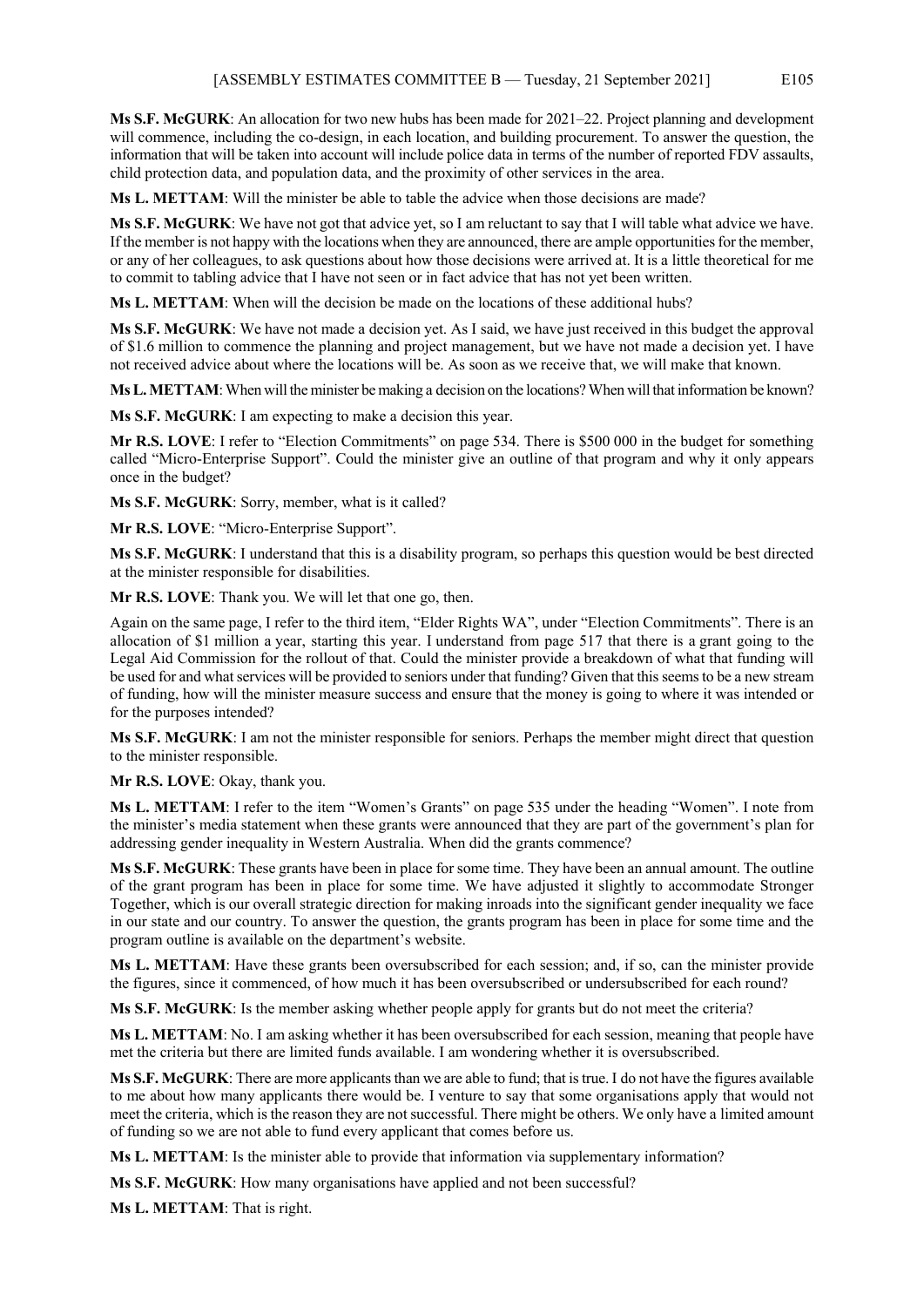**Ms S.F. McGURK**: An allocation for two new hubs has been made for 2021–22. Project planning and development will commence, including the co-design, in each location, and building procurement. To answer the question, the information that will be taken into account will include police data in terms of the number of reported FDV assaults, child protection data, and population data, and the proximity of other services in the area.

**Ms L. METTAM**: Will the minister be able to table the advice when those decisions are made?

**Ms S.F. McGURK**: We have not got that advice yet, so I am reluctant to say that I will table what advice we have. If the member is not happy with the locations when they are announced, there are ample opportunities for the member, or any of her colleagues, to ask questions about how those decisions were arrived at. It is a little theoretical for me to commit to tabling advice that I have not seen or in fact advice that has not yet been written.

**Ms L. METTAM**: When will the decision be made on the locations of these additional hubs?

**Ms S.F. McGURK**: We have not made a decision yet. As I said, we have just received in this budget the approval of $1.6 million to commence the planning and project management, but we have not made a decision yet. I have not received advice about where the locations will be. As soon as we receive that, we will make that known.

**Ms L. METTAM**: When will the minister be making a decision on the locations? When will that information be known?

**Ms S.F. McGURK**: I am expecting to make a decision this year.

**Mr R.S. LOVE**: I refer to "Election Commitments" on page 534. There is $500 000 in the budget for something called "Micro-Enterprise Support". Could the minister give an outline of that program and why it only appears once in the budget?

**Ms S.F. McGURK**: Sorry, member, what is it called?

**Mr R.S. LOVE**: "Micro-Enterprise Support".

**Ms S.F. McGURK**: I understand that this is a disability program, so perhaps this question would be best directed at the minister responsible for disabilities.

**Mr R.S. LOVE**: Thank you. We will let that one go, then.

Again on the same page, I refer to the third item, "Elder Rights WA", under "Election Commitments". There is an allocation of $1 million a year, starting this year. I understand from page 517 that there is a grant going to the Legal Aid Commission for the rollout of that. Could the minister provide a breakdown of what that funding will be used for and what services will be provided to seniors under that funding? Given that this seems to be a new stream of funding, how will the minister measure success and ensure that the money is going to where it was intended or for the purposes intended?

**Ms S.F. McGURK**: I am not the minister responsible for seniors. Perhaps the member might direct that question to the minister responsible.

**Mr R.S. LOVE**: Okay, thank you.

**Ms L. METTAM**: I refer to the item "Women's Grants" on page 535 under the heading "Women". I note from the minister's media statement when these grants were announced that they are part of the government's plan for addressing gender inequality in Western Australia. When did the grants commence?

**Ms S.F. McGURK**: These grants have been in place for some time. They have been an annual amount. The outline of the grant program has been in place for some time. We have adjusted it slightly to accommodate Stronger Together, which is our overall strategic direction for making inroads into the significant gender inequality we face in our state and our country. To answer the question, the grants program has been in place for some time and the program outline is available on the department's website.

**Ms L. METTAM**: Have these grants been oversubscribed for each session; and, if so, can the minister provide the figures, since it commenced, of how much it has been oversubscribed or undersubscribed for each round?

**Ms S.F. McGURK**: Is the member asking whether people apply for grants but do not meet the criteria?

**Ms L. METTAM**: No. I am asking whether it has been oversubscribed for each session, meaning that people have met the criteria but there are limited funds available. I am wondering whether it is oversubscribed.

**Ms S.F. McGURK**: There are more applicants than we are able to fund; that is true. I do not have the figures available to me about how many applicants there would be. I venture to say that some organisations apply that would not meet the criteria, which is the reason they are not successful. There might be others. We only have a limited amount of funding so we are not able to fund every applicant that comes before us.

**Ms L. METTAM**: Is the minister able to provide that information via supplementary information?

**Ms S.F. McGURK**: How many organisations have applied and not been successful?

**Ms L. METTAM**: That is right.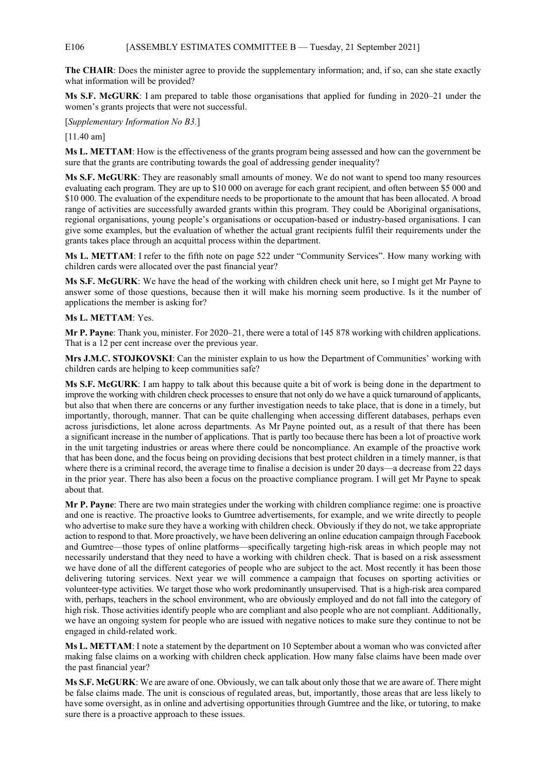**The CHAIR**: Does the minister agree to provide the supplementary information; and, if so, can she state exactly what information will be provided?

**Ms S.F. McGURK**: I am prepared to table those organisations that applied for funding in 2020–21 under the women's grants projects that were not successful.

[*Supplementary Information No B3.*]

[11.40 am]

**Ms L. METTAM**: How is the effectiveness of the grants program being assessed and how can the government be sure that the grants are contributing towards the goal of addressing gender inequality?

**Ms S.F. McGURK**: They are reasonably small amounts of money. We do not want to spend too many resources evaluating each program. They are up to $10 000 on average for each grant recipient, and often between $5 000 and $10 000. The evaluation of the expenditure needs to be proportionate to the amount that has been allocated. A broad range of activities are successfully awarded grants within this program. They could be Aboriginal organisations, regional organisations, young people's organisations or occupation-based or industry-based organisations. I can give some examples, but the evaluation of whether the actual grant recipients fulfil their requirements under the grants takes place through an acquittal process within the department.

**Ms L. METTAM**: I refer to the fifth note on page 522 under "Community Services". How many working with children cards were allocated over the past financial year?

**Ms S.F. McGURK**: We have the head of the working with children check unit here, so I might get Mr Payne to answer some of those questions, because then it will make his morning seem productive. Is it the number of applications the member is asking for?

**Ms L. METTAM**: Yes.

**Mr P. Payne**: Thank you, minister. For 2020–21, there were a total of 145 878 working with children applications. That is a 12 per cent increase over the previous year.

**Mrs J.M.C. STOJKOVSKI**: Can the minister explain to us how the Department of Communities' working with children cards are helping to keep communities safe?

**Ms S.F. McGURK**: I am happy to talk about this because quite a bit of work is being done in the department to improve the working with children check processes to ensure that not only do we have a quick turnaround of applicants, but also that when there are concerns or any further investigation needs to take place, that is done in a timely, but importantly, thorough, manner. That can be quite challenging when accessing different databases, perhaps even across jurisdictions, let alone across departments. As Mr Payne pointed out, as a result of that there has been a significant increase in the number of applications. That is partly too because there has been a lot of proactive work in the unit targeting industries or areas where there could be noncompliance. An example of the proactive work that has been done, and the focus being on providing decisions that best protect children in a timely manner, is that where there is a criminal record, the average time to finalise a decision is under 20 days—a decrease from 22 days in the prior year. There has also been a focus on the proactive compliance program. I will get Mr Payne to speak about that.

**Mr P. Payne**: There are two main strategies under the working with children compliance regime: one is proactive and one is reactive. The proactive looks to Gumtree advertisements, for example, and we write directly to people who advertise to make sure they have a working with children check. Obviously if they do not, we take appropriate action to respond to that. More proactively, we have been delivering an online education campaign through Facebook and Gumtree—those types of online platforms—specifically targeting high-risk areas in which people may not necessarily understand that they need to have a working with children check. That is based on a risk assessment we have done of all the different categories of people who are subject to the act. Most recently it has been those delivering tutoring services. Next year we will commence a campaign that focuses on sporting activities or volunteer-type activities. We target those who work predominantly unsupervised. That is a high-risk area compared with, perhaps, teachers in the school environment, who are obviously employed and do not fall into the category of high risk. Those activities identify people who are compliant and also people who are not compliant. Additionally, we have an ongoing system for people who are issued with negative notices to make sure they continue to not be engaged in child-related work.

**Ms L. METTAM**: I note a statement by the department on 10 September about a woman who was convicted after making false claims on a working with children check application. How many false claims have been made over the past financial year?

**Ms S.F. McGURK**: We are aware of one. Obviously, we can talk about only those that we are aware of. There might be false claims made. The unit is conscious of regulated areas, but, importantly, those areas that are less likely to have some oversight, as in online and advertising opportunities through Gumtree and the like, or tutoring, to make sure there is a proactive approach to these issues.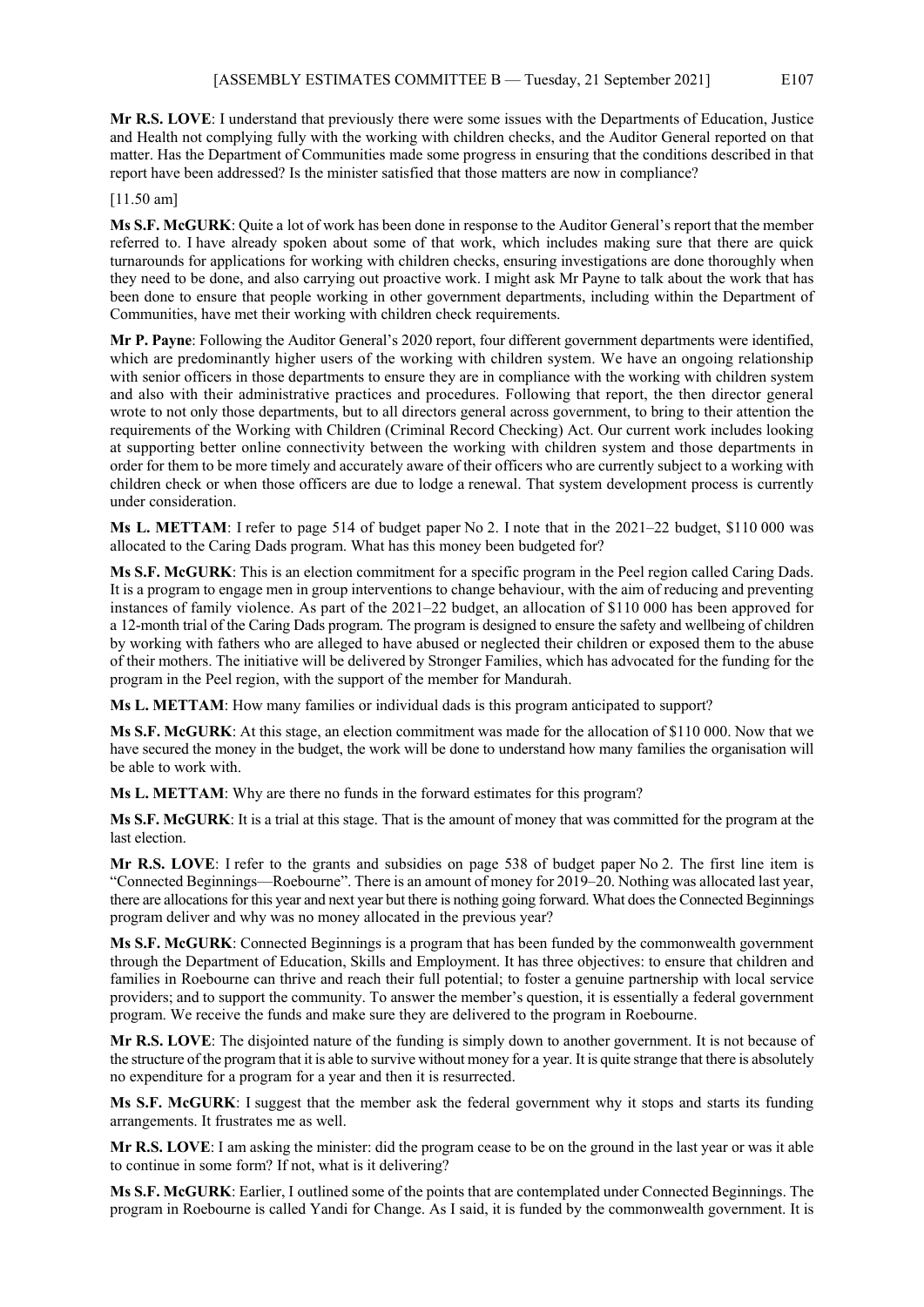**Mr R.S. LOVE**: I understand that previously there were some issues with the Departments of Education, Justice and Health not complying fully with the working with children checks, and the Auditor General reported on that matter. Has the Department of Communities made some progress in ensuring that the conditions described in that report have been addressed? Is the minister satisfied that those matters are now in compliance?

[11.50 am]

**Ms S.F. McGURK**: Quite a lot of work has been done in response to the Auditor General's report that the member referred to. I have already spoken about some of that work, which includes making sure that there are quick turnarounds for applications for working with children checks, ensuring investigations are done thoroughly when they need to be done, and also carrying out proactive work. I might ask Mr Payne to talk about the work that has been done to ensure that people working in other government departments, including within the Department of Communities, have met their working with children check requirements.

**Mr P. Payne**: Following the Auditor General's 2020 report, four different government departments were identified, which are predominantly higher users of the working with children system. We have an ongoing relationship with senior officers in those departments to ensure they are in compliance with the working with children system and also with their administrative practices and procedures. Following that report, the then director general wrote to not only those departments, but to all directors general across government, to bring to their attention the requirements of the Working with Children (Criminal Record Checking) Act. Our current work includes looking at supporting better online connectivity between the working with children system and those departments in order for them to be more timely and accurately aware of their officers who are currently subject to a working with children check or when those officers are due to lodge a renewal. That system development process is currently under consideration.

**Ms L. METTAM**: I refer to page 514 of budget paper No 2. I note that in the 2021–22 budget, $110 000 was allocated to the Caring Dads program. What has this money been budgeted for?

**Ms S.F. McGURK**: This is an election commitment for a specific program in the Peel region called Caring Dads. It is a program to engage men in group interventions to change behaviour, with the aim of reducing and preventing instances of family violence. As part of the 2021–22 budget, an allocation of $110 000 has been approved for a 12-month trial of the Caring Dads program. The program is designed to ensure the safety and wellbeing of children by working with fathers who are alleged to have abused or neglected their children or exposed them to the abuse of their mothers. The initiative will be delivered by Stronger Families, which has advocated for the funding for the program in the Peel region, with the support of the member for Mandurah.

**Ms L. METTAM**: How many families or individual dads is this program anticipated to support?

**Ms S.F. McGURK**: At this stage, an election commitment was made for the allocation of $110 000. Now that we have secured the money in the budget, the work will be done to understand how many families the organisation will be able to work with.

**Ms L. METTAM**: Why are there no funds in the forward estimates for this program?

**Ms S.F. McGURK**: It is a trial at this stage. That is the amount of money that was committed for the program at the last election.

**Mr R.S. LOVE**: I refer to the grants and subsidies on page 538 of budget paper No 2. The first line item is "Connected Beginnings—Roebourne". There is an amount of money for 2019–20. Nothing was allocated last year, there are allocations for this year and next year but there is nothing going forward. What does the Connected Beginnings program deliver and why was no money allocated in the previous year?

**Ms S.F. McGURK**: Connected Beginnings is a program that has been funded by the commonwealth government through the Department of Education, Skills and Employment. It has three objectives: to ensure that children and families in Roebourne can thrive and reach their full potential; to foster a genuine partnership with local service providers; and to support the community. To answer the member's question, it is essentially a federal government program. We receive the funds and make sure they are delivered to the program in Roebourne.

**Mr R.S. LOVE**: The disjointed nature of the funding is simply down to another government. It is not because of the structure of the program that it is able to survive without money for a year. It is quite strange that there is absolutely no expenditure for a program for a year and then it is resurrected.

**Ms S.F. McGURK**: I suggest that the member ask the federal government why it stops and starts its funding arrangements. It frustrates me as well.

**Mr R.S. LOVE**: I am asking the minister: did the program cease to be on the ground in the last year or was it able to continue in some form? If not, what is it delivering?

**Ms S.F. McGURK**: Earlier, I outlined some of the points that are contemplated under Connected Beginnings. The program in Roebourne is called Yandi for Change. As I said, it is funded by the commonwealth government. It is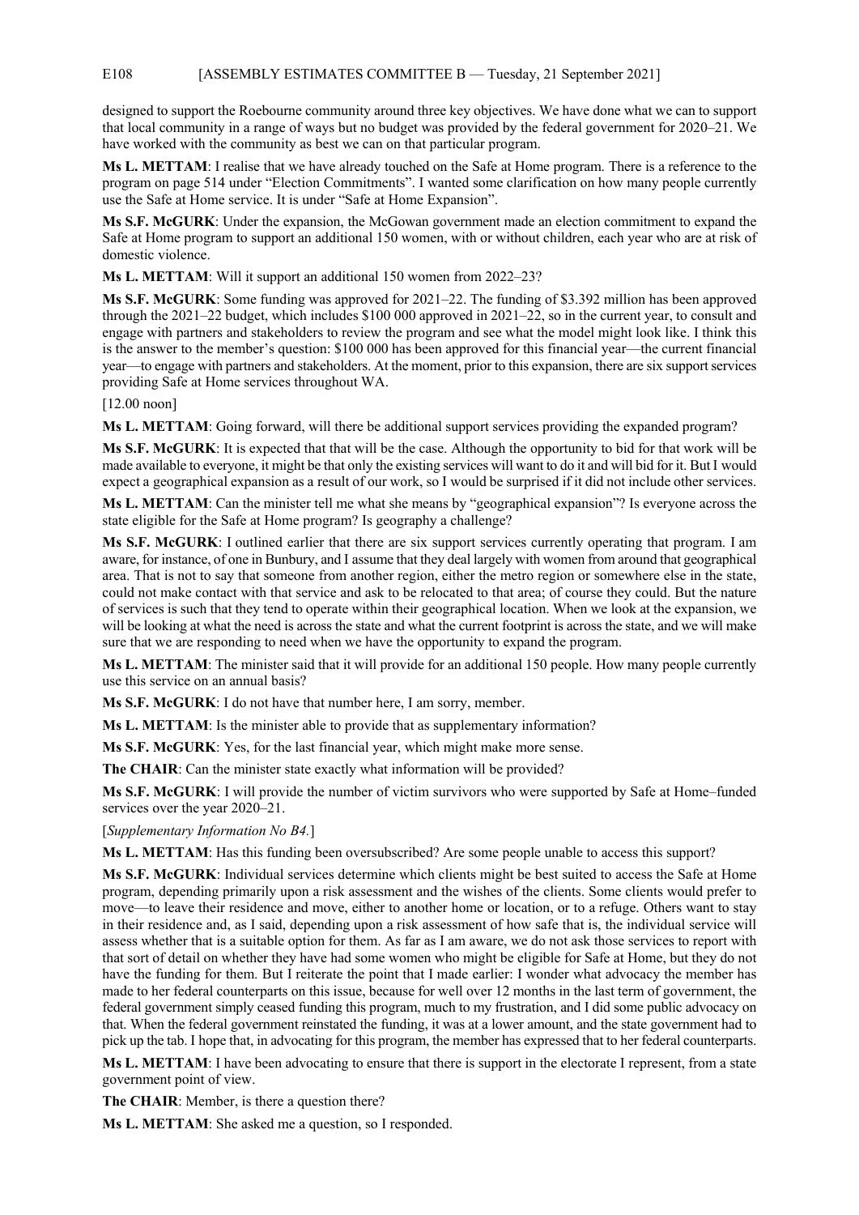designed to support the Roebourne community around three key objectives. We have done what we can to support that local community in a range of ways but no budget was provided by the federal government for 2020–21. We have worked with the community as best we can on that particular program.

**Ms L. METTAM**: I realise that we have already touched on the Safe at Home program. There is a reference to the program on page 514 under "Election Commitments". I wanted some clarification on how many people currently use the Safe at Home service. It is under "Safe at Home Expansion".

**Ms S.F. McGURK**: Under the expansion, the McGowan government made an election commitment to expand the Safe at Home program to support an additional 150 women, with or without children, each year who are at risk of domestic violence.

**Ms L. METTAM**: Will it support an additional 150 women from 2022–23?

**Ms S.F. McGURK**: Some funding was approved for 2021–22. The funding of $3.392 million has been approved through the 2021–22 budget, which includes $100 000 approved in 2021–22, so in the current year, to consult and engage with partners and stakeholders to review the program and see what the model might look like. I think this is the answer to the member's question: $100 000 has been approved for this financial year—the current financial year—to engage with partners and stakeholders. At the moment, prior to this expansion, there are six support services providing Safe at Home services throughout WA.

[12.00 noon]

**Ms L. METTAM**: Going forward, will there be additional support services providing the expanded program?

**Ms S.F. McGURK**: It is expected that that will be the case. Although the opportunity to bid for that work will be made available to everyone, it might be that only the existing services will want to do it and will bid for it. But I would expect a geographical expansion as a result of our work, so I would be surprised if it did not include other services.

**Ms L. METTAM**: Can the minister tell me what she means by "geographical expansion"? Is everyone across the state eligible for the Safe at Home program? Is geography a challenge?

**Ms S.F. McGURK**: I outlined earlier that there are six support services currently operating that program. I am aware, for instance, of one in Bunbury, and I assume that they deal largely with women from around that geographical area. That is not to say that someone from another region, either the metro region or somewhere else in the state, could not make contact with that service and ask to be relocated to that area; of course they could. But the nature of services is such that they tend to operate within their geographical location. When we look at the expansion, we will be looking at what the need is across the state and what the current footprint is across the state, and we will make sure that we are responding to need when we have the opportunity to expand the program.

**Ms L. METTAM**: The minister said that it will provide for an additional 150 people. How many people currently use this service on an annual basis?

**Ms S.F. McGURK**: I do not have that number here, I am sorry, member.

**Ms L. METTAM**: Is the minister able to provide that as supplementary information?

**Ms S.F. McGURK**: Yes, for the last financial year, which might make more sense.

**The CHAIR**: Can the minister state exactly what information will be provided?

**Ms S.F. McGURK**: I will provide the number of victim survivors who were supported by Safe at Home–funded services over the year 2020–21.

[*Supplementary Information No B4.*]

**Ms L. METTAM**: Has this funding been oversubscribed? Are some people unable to access this support?

**Ms S.F. McGURK**: Individual services determine which clients might be best suited to access the Safe at Home program, depending primarily upon a risk assessment and the wishes of the clients. Some clients would prefer to move—to leave their residence and move, either to another home or location, or to a refuge. Others want to stay in their residence and, as I said, depending upon a risk assessment of how safe that is, the individual service will assess whether that is a suitable option for them. As far as I am aware, we do not ask those services to report with that sort of detail on whether they have had some women who might be eligible for Safe at Home, but they do not have the funding for them. But I reiterate the point that I made earlier: I wonder what advocacy the member has made to her federal counterparts on this issue, because for well over 12 months in the last term of government, the federal government simply ceased funding this program, much to my frustration, and I did some public advocacy on that. When the federal government reinstated the funding, it was at a lower amount, and the state government had to pick up the tab. I hope that, in advocating for this program, the member has expressed that to her federal counterparts.

**Ms L. METTAM**: I have been advocating to ensure that there is support in the electorate I represent, from a state government point of view.

**The CHAIR**: Member, is there a question there?

**Ms L. METTAM**: She asked me a question, so I responded.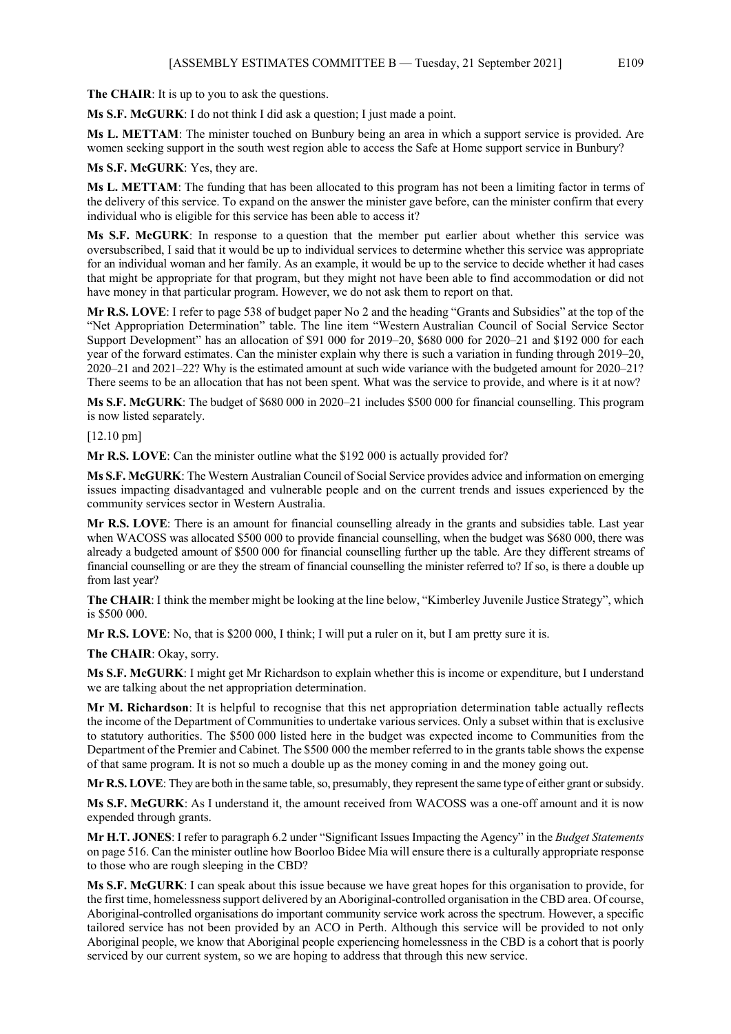**The CHAIR**: It is up to you to ask the questions.

**Ms S.F. McGURK**: I do not think I did ask a question; I just made a point.

**Ms L. METTAM**: The minister touched on Bunbury being an area in which a support service is provided. Are women seeking support in the south west region able to access the Safe at Home support service in Bunbury?

**Ms S.F. McGURK**: Yes, they are.

**Ms L. METTAM**: The funding that has been allocated to this program has not been a limiting factor in terms of the delivery of this service. To expand on the answer the minister gave before, can the minister confirm that every individual who is eligible for this service has been able to access it?

**Ms S.F. McGURK**: In response to a question that the member put earlier about whether this service was oversubscribed, I said that it would be up to individual services to determine whether this service was appropriate for an individual woman and her family. As an example, it would be up to the service to decide whether it had cases that might be appropriate for that program, but they might not have been able to find accommodation or did not have money in that particular program. However, we do not ask them to report on that.

**Mr R.S. LOVE**: I refer to page 538 of budget paper No 2 and the heading "Grants and Subsidies" at the top of the "Net Appropriation Determination" table. The line item "Western Australian Council of Social Service Sector Support Development" has an allocation of $91 000 for 2019–20, $680 000 for 2020–21 and $192 000 for each year of the forward estimates. Can the minister explain why there is such a variation in funding through 2019–20, 2020–21 and 2021–22? Why is the estimated amount at such wide variance with the budgeted amount for 2020–21? There seems to be an allocation that has not been spent. What was the service to provide, and where is it at now?

**Ms S.F. McGURK**: The budget of $680 000 in 2020–21 includes $500 000 for financial counselling. This program is now listed separately.

[12.10 pm]

**Mr R.S. LOVE**: Can the minister outline what the $192 000 is actually provided for?

**Ms S.F. McGURK**: The Western Australian Council of Social Service provides advice and information on emerging issues impacting disadvantaged and vulnerable people and on the current trends and issues experienced by the community services sector in Western Australia.

**Mr R.S. LOVE**: There is an amount for financial counselling already in the grants and subsidies table. Last year when WACOSS was allocated $500 000 to provide financial counselling, when the budget was $680 000, there was already a budgeted amount of $500 000 for financial counselling further up the table. Are they different streams of financial counselling or are they the stream of financial counselling the minister referred to? If so, is there a double up from last year?

**The CHAIR**: I think the member might be looking at the line below, "Kimberley Juvenile Justice Strategy", which is $500 000.

**Mr R.S. LOVE**: No, that is $200 000, I think; I will put a ruler on it, but I am pretty sure it is.

**The CHAIR**: Okay, sorry.

**Ms S.F. McGURK**: I might get Mr Richardson to explain whether this is income or expenditure, but I understand we are talking about the net appropriation determination.

**Mr M. Richardson**: It is helpful to recognise that this net appropriation determination table actually reflects the income of the Department of Communities to undertake various services. Only a subset within that is exclusive to statutory authorities. The $500 000 listed here in the budget was expected income to Communities from the Department of the Premier and Cabinet. The $500 000 the member referred to in the grants table shows the expense of that same program. It is not so much a double up as the money coming in and the money going out.

**Mr R.S. LOVE**: They are both in the same table, so, presumably, they represent the same type of either grant or subsidy.

**Ms S.F. McGURK**: As I understand it, the amount received from WACOSS was a one-off amount and it is now expended through grants.

**Mr H.T. JONES**: I refer to paragraph 6.2 under "Significant Issues Impacting the Agency" in the *Budget Statements* on page 516. Can the minister outline how Boorloo Bidee Mia will ensure there is a culturally appropriate response to those who are rough sleeping in the CBD?

**Ms S.F. McGURK**: I can speak about this issue because we have great hopes for this organisation to provide, for the first time, homelessness support delivered by an Aboriginal-controlled organisation in the CBD area. Of course, Aboriginal-controlled organisations do important community service work across the spectrum. However, a specific tailored service has not been provided by an ACO in Perth. Although this service will be provided to not only Aboriginal people, we know that Aboriginal people experiencing homelessness in the CBD is a cohort that is poorly serviced by our current system, so we are hoping to address that through this new service.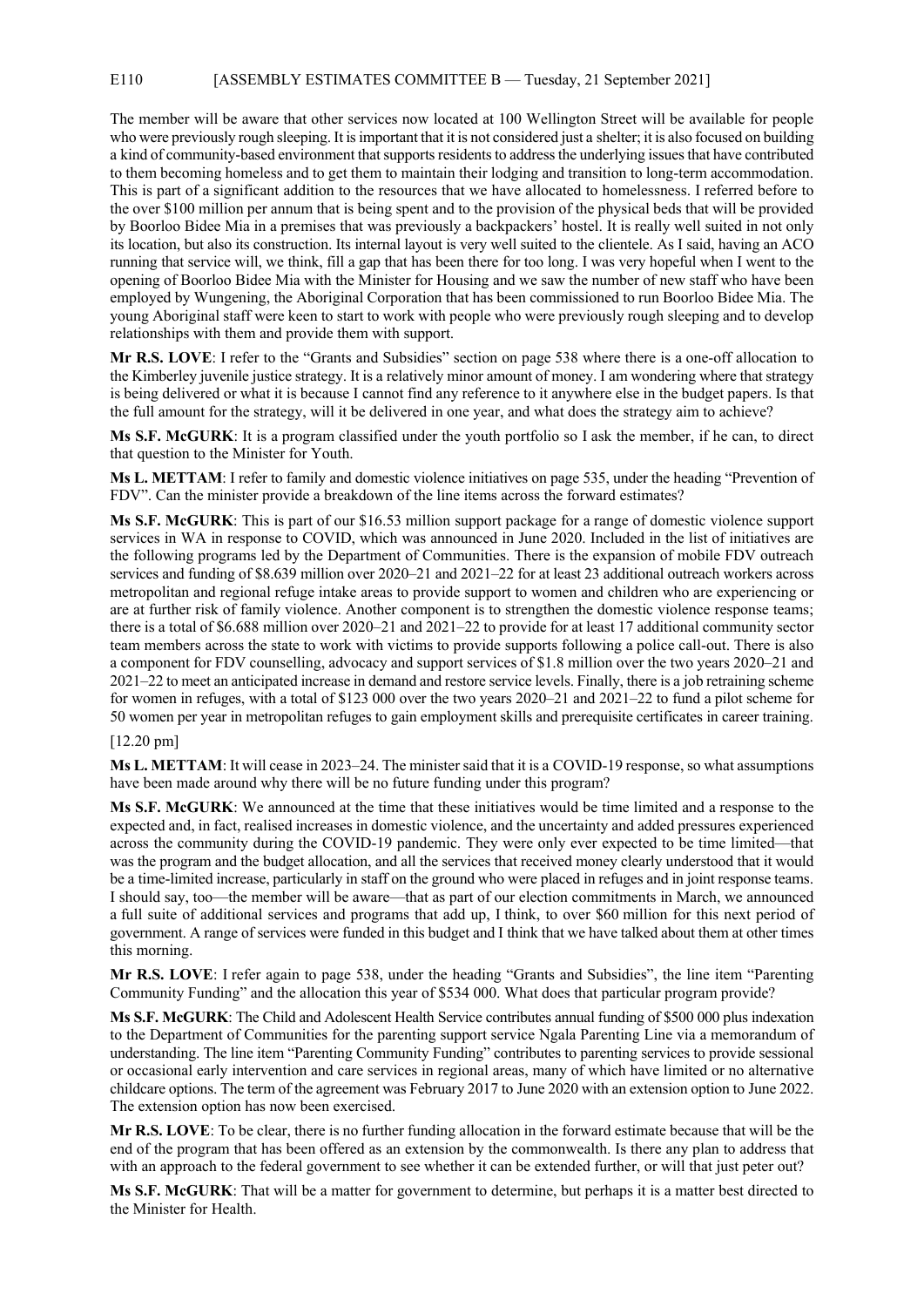The member will be aware that other services now located at 100 Wellington Street will be available for people who were previously rough sleeping. It is important that it is not considered just a shelter; it is also focused on building a kind of community-based environment that supports residents to address the underlying issues that have contributed to them becoming homeless and to get them to maintain their lodging and transition to long-term accommodation. This is part of a significant addition to the resources that we have allocated to homelessness. I referred before to the over $100 million per annum that is being spent and to the provision of the physical beds that will be provided by Boorloo Bidee Mia in a premises that was previously a backpackers' hostel. It is really well suited in not only its location, but also its construction. Its internal layout is very well suited to the clientele. As I said, having an ACO running that service will, we think, fill a gap that has been there for too long. I was very hopeful when I went to the opening of Boorloo Bidee Mia with the Minister for Housing and we saw the number of new staff who have been employed by Wungening, the Aboriginal Corporation that has been commissioned to run Boorloo Bidee Mia. The young Aboriginal staff were keen to start to work with people who were previously rough sleeping and to develop relationships with them and provide them with support.

**Mr R.S. LOVE**: I refer to the "Grants and Subsidies" section on page 538 where there is a one-off allocation to the Kimberley juvenile justice strategy. It is a relatively minor amount of money. I am wondering where that strategy is being delivered or what it is because I cannot find any reference to it anywhere else in the budget papers. Is that the full amount for the strategy, will it be delivered in one year, and what does the strategy aim to achieve?

**Ms S.F. McGURK**: It is a program classified under the youth portfolio so I ask the member, if he can, to direct that question to the Minister for Youth.

**Ms L. METTAM**: I refer to family and domestic violence initiatives on page 535, under the heading "Prevention of FDV". Can the minister provide a breakdown of the line items across the forward estimates?

**Ms S.F. McGURK**: This is part of our $16.53 million support package for a range of domestic violence support services in WA in response to COVID, which was announced in June 2020. Included in the list of initiatives are the following programs led by the Department of Communities. There is the expansion of mobile FDV outreach services and funding of $8.639 million over 2020–21 and 2021–22 for at least 23 additional outreach workers across metropolitan and regional refuge intake areas to provide support to women and children who are experiencing or are at further risk of family violence. Another component is to strengthen the domestic violence response teams; there is a total of $6.688 million over 2020–21 and 2021–22 to provide for at least 17 additional community sector team members across the state to work with victims to provide supports following a police call-out. There is also a component for FDV counselling, advocacy and support services of $1.8 million over the two years 2020–21 and 2021–22 to meet an anticipated increase in demand and restore service levels. Finally, there is a job retraining scheme for women in refuges, with a total of $123 000 over the two years 2020–21 and 2021–22 to fund a pilot scheme for 50 women per year in metropolitan refuges to gain employment skills and prerequisite certificates in career training.

[12.20 pm]

**Ms L. METTAM**: It will cease in 2023–24. The minister said that it is a COVID-19 response, so what assumptions have been made around why there will be no future funding under this program?

**Ms S.F. McGURK**: We announced at the time that these initiatives would be time limited and a response to the expected and, in fact, realised increases in domestic violence, and the uncertainty and added pressures experienced across the community during the COVID-19 pandemic. They were only ever expected to be time limited—that was the program and the budget allocation, and all the services that received money clearly understood that it would be a time-limited increase, particularly in staff on the ground who were placed in refuges and in joint response teams. I should say, too—the member will be aware—that as part of our election commitments in March, we announced a full suite of additional services and programs that add up, I think, to over $60 million for this next period of government. A range of services were funded in this budget and I think that we have talked about them at other times this morning.

**Mr R.S. LOVE**: I refer again to page 538, under the heading "Grants and Subsidies", the line item "Parenting Community Funding" and the allocation this year of $534 000. What does that particular program provide?

**Ms S.F. McGURK**: The Child and Adolescent Health Service contributes annual funding of $500 000 plus indexation to the Department of Communities for the parenting support service Ngala Parenting Line via a memorandum of understanding. The line item "Parenting Community Funding" contributes to parenting services to provide sessional or occasional early intervention and care services in regional areas, many of which have limited or no alternative childcare options. The term of the agreement was February 2017 to June 2020 with an extension option to June 2022. The extension option has now been exercised.

**Mr R.S. LOVE**: To be clear, there is no further funding allocation in the forward estimate because that will be the end of the program that has been offered as an extension by the commonwealth. Is there any plan to address that with an approach to the federal government to see whether it can be extended further, or will that just peter out?

**Ms S.F. McGURK**: That will be a matter for government to determine, but perhaps it is a matter best directed to the Minister for Health.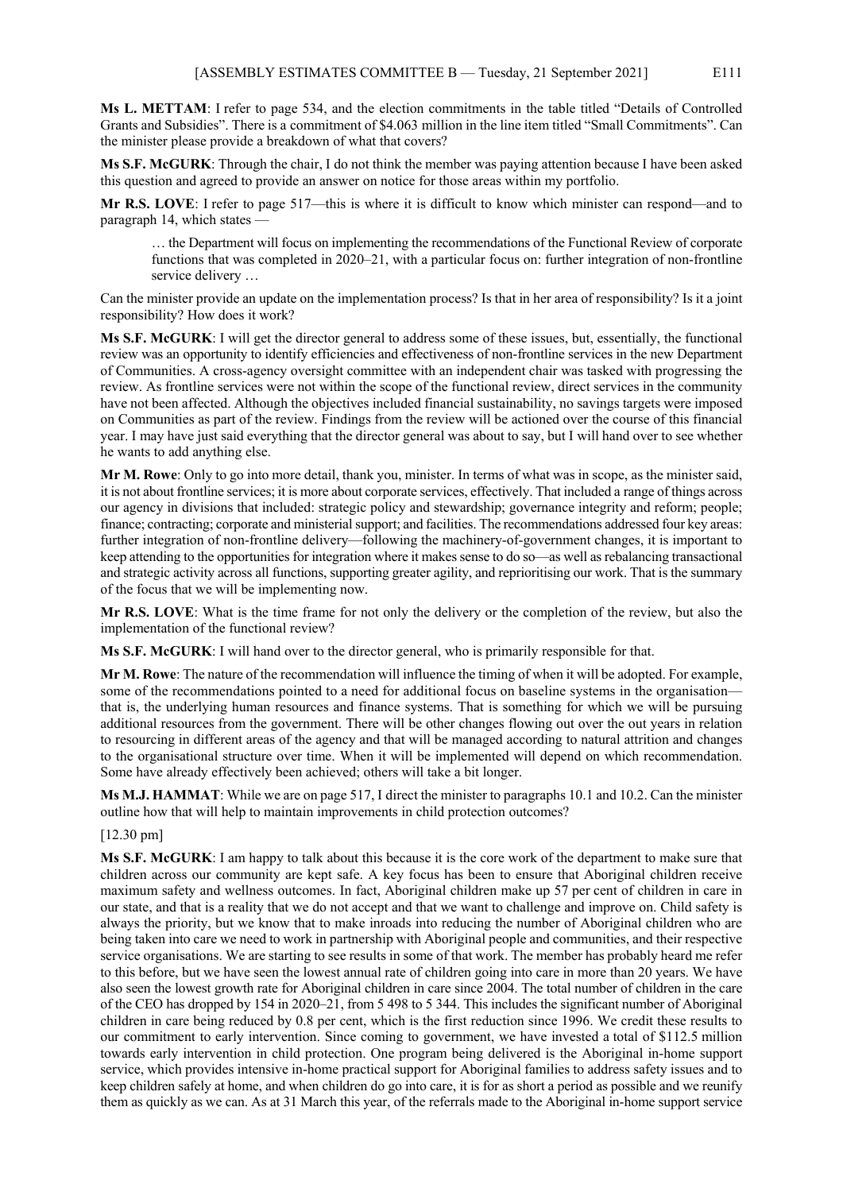**Ms L. METTAM**: I refer to page 534, and the election commitments in the table titled "Details of Controlled Grants and Subsidies". There is a commitment of $4.063 million in the line item titled "Small Commitments". Can the minister please provide a breakdown of what that covers?

**Ms S.F. McGURK**: Through the chair, I do not think the member was paying attention because I have been asked this question and agreed to provide an answer on notice for those areas within my portfolio.

**Mr R.S. LOVE**: I refer to page 517—this is where it is difficult to know which minister can respond—and to paragraph 14, which states —

> … the Department will focus on implementing the recommendations of the Functional Review of corporate functions that was completed in 2020–21, with a particular focus on: further integration of non-frontline service delivery …

Can the minister provide an update on the implementation process? Is that in her area of responsibility? Is it a joint responsibility? How does it work?

**Ms S.F. McGURK**: I will get the director general to address some of these issues, but, essentially, the functional review was an opportunity to identify efficiencies and effectiveness of non-frontline services in the new Department of Communities. A cross-agency oversight committee with an independent chair was tasked with progressing the review. As frontline services were not within the scope of the functional review, direct services in the community have not been affected. Although the objectives included financial sustainability, no savings targets were imposed on Communities as part of the review. Findings from the review will be actioned over the course of this financial year. I may have just said everything that the director general was about to say, but I will hand over to see whether he wants to add anything else.

**Mr M. Rowe**: Only to go into more detail, thank you, minister. In terms of what was in scope, as the minister said, it is not about frontline services; it is more about corporate services, effectively. That included a range of things across our agency in divisions that included: strategic policy and stewardship; governance integrity and reform; people; finance; contracting; corporate and ministerial support; and facilities. The recommendations addressed four key areas: further integration of non-frontline delivery—following the machinery-of-government changes, it is important to keep attending to the opportunities for integration where it makes sense to do so—as well as rebalancing transactional and strategic activity across all functions, supporting greater agility, and reprioritising our work. That is the summary of the focus that we will be implementing now.

**Mr R.S. LOVE**: What is the time frame for not only the delivery or the completion of the review, but also the implementation of the functional review?

**Ms S.F. McGURK**: I will hand over to the director general, who is primarily responsible for that.

**Mr M. Rowe**: The nature of the recommendation will influence the timing of when it will be adopted. For example, some of the recommendations pointed to a need for additional focus on baseline systems in the organisation—that is, the underlying human resources and finance systems. That is something for which we will be pursuing additional resources from the government. There will be other changes flowing out over the out years in relation to resourcing in different areas of the agency and that will be managed according to natural attrition and changes to the organisational structure over time. When it will be implemented will depend on which recommendation. Some have already effectively been achieved; others will take a bit longer.

**Ms M.J. HAMMAT**: While we are on page 517, I direct the minister to paragraphs 10.1 and 10.2. Can the minister outline how that will help to maintain improvements in child protection outcomes?

[12.30 pm]

**Ms S.F. McGURK**: I am happy to talk about this because it is the core work of the department to make sure that children across our community are kept safe. A key focus has been to ensure that Aboriginal children receive maximum safety and wellness outcomes. In fact, Aboriginal children make up 57 per cent of children in care in our state, and that is a reality that we do not accept and that we want to challenge and improve on. Child safety is always the priority, but we know that to make inroads into reducing the number of Aboriginal children who are being taken into care we need to work in partnership with Aboriginal people and communities, and their respective service organisations. We are starting to see results in some of that work. The member has probably heard me refer to this before, but we have seen the lowest annual rate of children going into care in more than 20 years. We have also seen the lowest growth rate for Aboriginal children in care since 2004. The total number of children in the care of the CEO has dropped by 154 in 2020–21, from 5 498 to 5 344. This includes the significant number of Aboriginal children in care being reduced by 0.8 per cent, which is the first reduction since 1996. We credit these results to our commitment to early intervention. Since coming to government, we have invested a total of $112.5 million towards early intervention in child protection. One program being delivered is the Aboriginal in-home support service, which provides intensive in-home practical support for Aboriginal families to address safety issues and to keep children safely at home, and when children do go into care, it is for as short a period as possible and we reunify them as quickly as we can. As at 31 March this year, of the referrals made to the Aboriginal in-home support service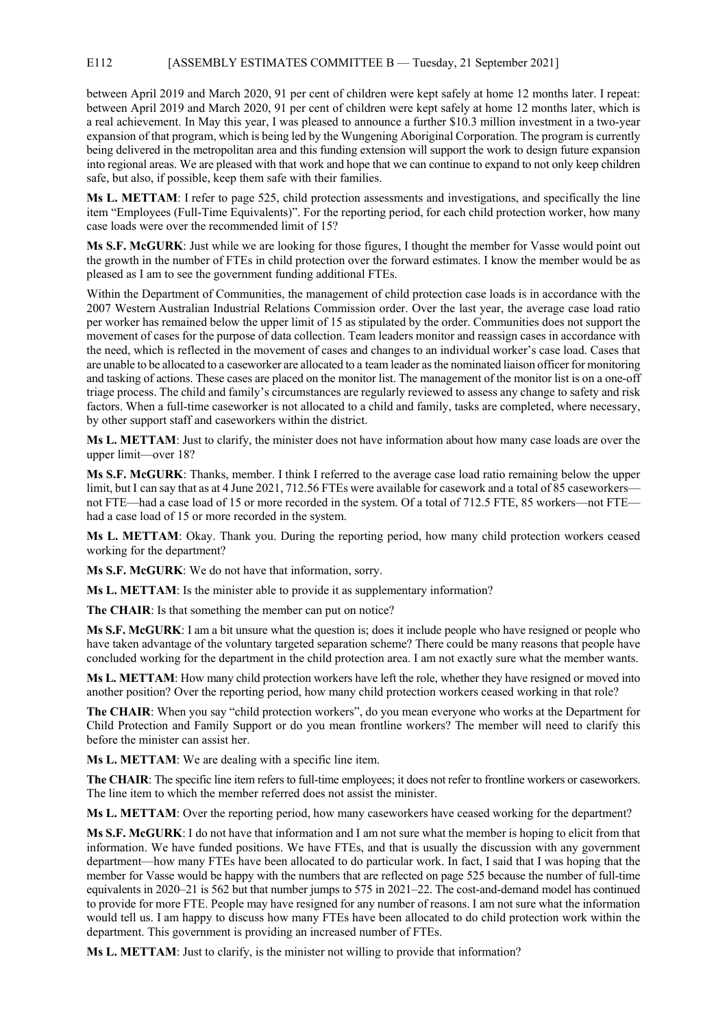between April 2019 and March 2020, 91 per cent of children were kept safely at home 12 months later. I repeat: between April 2019 and March 2020, 91 per cent of children were kept safely at home 12 months later, which is a real achievement. In May this year, I was pleased to announce a further $10.3 million investment in a two-year expansion of that program, which is being led by the Wungening Aboriginal Corporation. The program is currently being delivered in the metropolitan area and this funding extension will support the work to design future expansion into regional areas. We are pleased with that work and hope that we can continue to expand to not only keep children safe, but also, if possible, keep them safe with their families.

**Ms L. METTAM**: I refer to page 525, child protection assessments and investigations, and specifically the line item "Employees (Full-Time Equivalents)". For the reporting period, for each child protection worker, how many case loads were over the recommended limit of 15?

**Ms S.F. McGURK**: Just while we are looking for those figures, I thought the member for Vasse would point out the growth in the number of FTEs in child protection over the forward estimates. I know the member would be as pleased as I am to see the government funding additional FTEs.

Within the Department of Communities, the management of child protection case loads is in accordance with the 2007 Western Australian Industrial Relations Commission order. Over the last year, the average case load ratio per worker has remained below the upper limit of 15 as stipulated by the order. Communities does not support the movement of cases for the purpose of data collection. Team leaders monitor and reassign cases in accordance with the need, which is reflected in the movement of cases and changes to an individual worker's case load. Cases that are unable to be allocated to a caseworker are allocated to a team leader as the nominated liaison officer for monitoring and tasking of actions. These cases are placed on the monitor list. The management of the monitor list is on a one-off triage process. The child and family's circumstances are regularly reviewed to assess any change to safety and risk factors. When a full-time caseworker is not allocated to a child and family, tasks are completed, where necessary, by other support staff and caseworkers within the district.

**Ms L. METTAM**: Just to clarify, the minister does not have information about how many case loads are over the upper limit—over 18?

**Ms S.F. McGURK**: Thanks, member. I think I referred to the average case load ratio remaining below the upper limit, but I can say that as at 4 June 2021, 712.56 FTEs were available for casework and a total of 85 caseworkers—not FTE—had a case load of 15 or more recorded in the system. Of a total of 712.5 FTE, 85 workers—not FTE—had a case load of 15 or more recorded in the system.

**Ms L. METTAM**: Okay. Thank you. During the reporting period, how many child protection workers ceased working for the department?

**Ms S.F. McGURK**: We do not have that information, sorry.

**Ms L. METTAM**: Is the minister able to provide it as supplementary information?

**The CHAIR**: Is that something the member can put on notice?

**Ms S.F. McGURK**: I am a bit unsure what the question is; does it include people who have resigned or people who have taken advantage of the voluntary targeted separation scheme? There could be many reasons that people have concluded working for the department in the child protection area. I am not exactly sure what the member wants.

**Ms L. METTAM**: How many child protection workers have left the role, whether they have resigned or moved into another position? Over the reporting period, how many child protection workers ceased working in that role?

**The CHAIR**: When you say "child protection workers", do you mean everyone who works at the Department for Child Protection and Family Support or do you mean frontline workers? The member will need to clarify this before the minister can assist her.

**Ms L. METTAM**: We are dealing with a specific line item.

**The CHAIR**: The specific line item refers to full-time employees; it does not refer to frontline workers or caseworkers. The line item to which the member referred does not assist the minister.

**Ms L. METTAM**: Over the reporting period, how many caseworkers have ceased working for the department?

**Ms S.F. McGURK**: I do not have that information and I am not sure what the member is hoping to elicit from that information. We have funded positions. We have FTEs, and that is usually the discussion with any government department—how many FTEs have been allocated to do particular work. In fact, I said that I was hoping that the member for Vasse would be happy with the numbers that are reflected on page 525 because the number of full-time equivalents in 2020–21 is 562 but that number jumps to 575 in 2021–22. The cost-and-demand model has continued to provide for more FTE. People may have resigned for any number of reasons. I am not sure what the information would tell us. I am happy to discuss how many FTEs have been allocated to do child protection work within the department. This government is providing an increased number of FTEs.

**Ms L. METTAM**: Just to clarify, is the minister not willing to provide that information?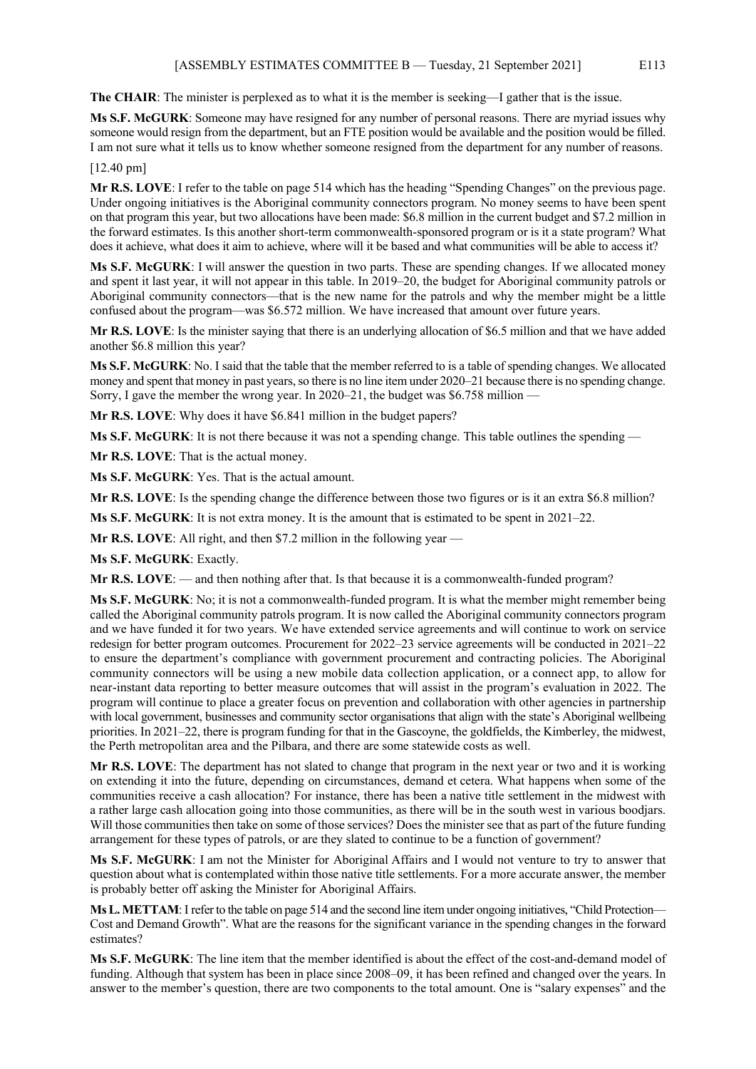**The CHAIR**: The minister is perplexed as to what it is the member is seeking—I gather that is the issue.

**Ms S.F. McGURK**: Someone may have resigned for any number of personal reasons. There are myriad issues why someone would resign from the department, but an FTE position would be available and the position would be filled. I am not sure what it tells us to know whether someone resigned from the department for any number of reasons.

[12.40 pm]

**Mr R.S. LOVE**: I refer to the table on page 514 which has the heading "Spending Changes" on the previous page. Under ongoing initiatives is the Aboriginal community connectors program. No money seems to have been spent on that program this year, but two allocations have been made: $6.8 million in the current budget and $7.2 million in the forward estimates. Is this another short-term commonwealth-sponsored program or is it a state program? What does it achieve, what does it aim to achieve, where will it be based and what communities will be able to access it?

**Ms S.F. McGURK**: I will answer the question in two parts. These are spending changes. If we allocated money and spent it last year, it will not appear in this table. In 2019–20, the budget for Aboriginal community patrols or Aboriginal community connectors—that is the new name for the patrols and why the member might be a little confused about the program—was $6.572 million. We have increased that amount over future years.

**Mr R.S. LOVE**: Is the minister saying that there is an underlying allocation of $6.5 million and that we have added another $6.8 million this year?

**Ms S.F. McGURK**: No. I said that the table that the member referred to is a table of spending changes. We allocated money and spent that money in past years, so there is no line item under 2020–21 because there is no spending change. Sorry, I gave the member the wrong year. In 2020–21, the budget was $6.758 million —

**Mr R.S. LOVE**: Why does it have $6.841 million in the budget papers?

**Ms S.F. McGURK**: It is not there because it was not a spending change. This table outlines the spending —

**Mr R.S. LOVE**: That is the actual money.

**Ms S.F. McGURK**: Yes. That is the actual amount.

**Mr R.S. LOVE**: Is the spending change the difference between those two figures or is it an extra $6.8 million?

**Ms S.F. McGURK**: It is not extra money. It is the amount that is estimated to be spent in 2021–22.

**Mr R.S. LOVE**: All right, and then $7.2 million in the following year —

**Ms S.F. McGURK**: Exactly.

**Mr R.S. LOVE**: — and then nothing after that. Is that because it is a commonwealth-funded program?

**Ms S.F. McGURK**: No; it is not a commonwealth-funded program. It is what the member might remember being called the Aboriginal community patrols program. It is now called the Aboriginal community connectors program and we have funded it for two years. We have extended service agreements and will continue to work on service redesign for better program outcomes. Procurement for 2022–23 service agreements will be conducted in 2021–22 to ensure the department's compliance with government procurement and contracting policies. The Aboriginal community connectors will be using a new mobile data collection application, or a connect app, to allow for near-instant data reporting to better measure outcomes that will assist in the program's evaluation in 2022. The program will continue to place a greater focus on prevention and collaboration with other agencies in partnership with local government, businesses and community sector organisations that align with the state's Aboriginal wellbeing priorities. In 2021–22, there is program funding for that in the Gascoyne, the goldfields, the Kimberley, the midwest, the Perth metropolitan area and the Pilbara, and there are some statewide costs as well.

**Mr R.S. LOVE**: The department has not slated to change that program in the next year or two and it is working on extending it into the future, depending on circumstances, demand et cetera. What happens when some of the communities receive a cash allocation? For instance, there has been a native title settlement in the midwest with a rather large cash allocation going into those communities, as there will be in the south west in various boodjars. Will those communities then take on some of those services? Does the minister see that as part of the future funding arrangement for these types of patrols, or are they slated to continue to be a function of government?

**Ms S.F. McGURK**: I am not the Minister for Aboriginal Affairs and I would not venture to try to answer that question about what is contemplated within those native title settlements. For a more accurate answer, the member is probably better off asking the Minister for Aboriginal Affairs.

**Ms L. METTAM**: I refer to the table on page 514 and the second line item under ongoing initiatives, "Child Protection—Cost and Demand Growth". What are the reasons for the significant variance in the spending changes in the forward estimates?

**Ms S.F. McGURK**: The line item that the member identified is about the effect of the cost-and-demand model of funding. Although that system has been in place since 2008–09, it has been refined and changed over the years. In answer to the member's question, there are two components to the total amount. One is "salary expenses" and the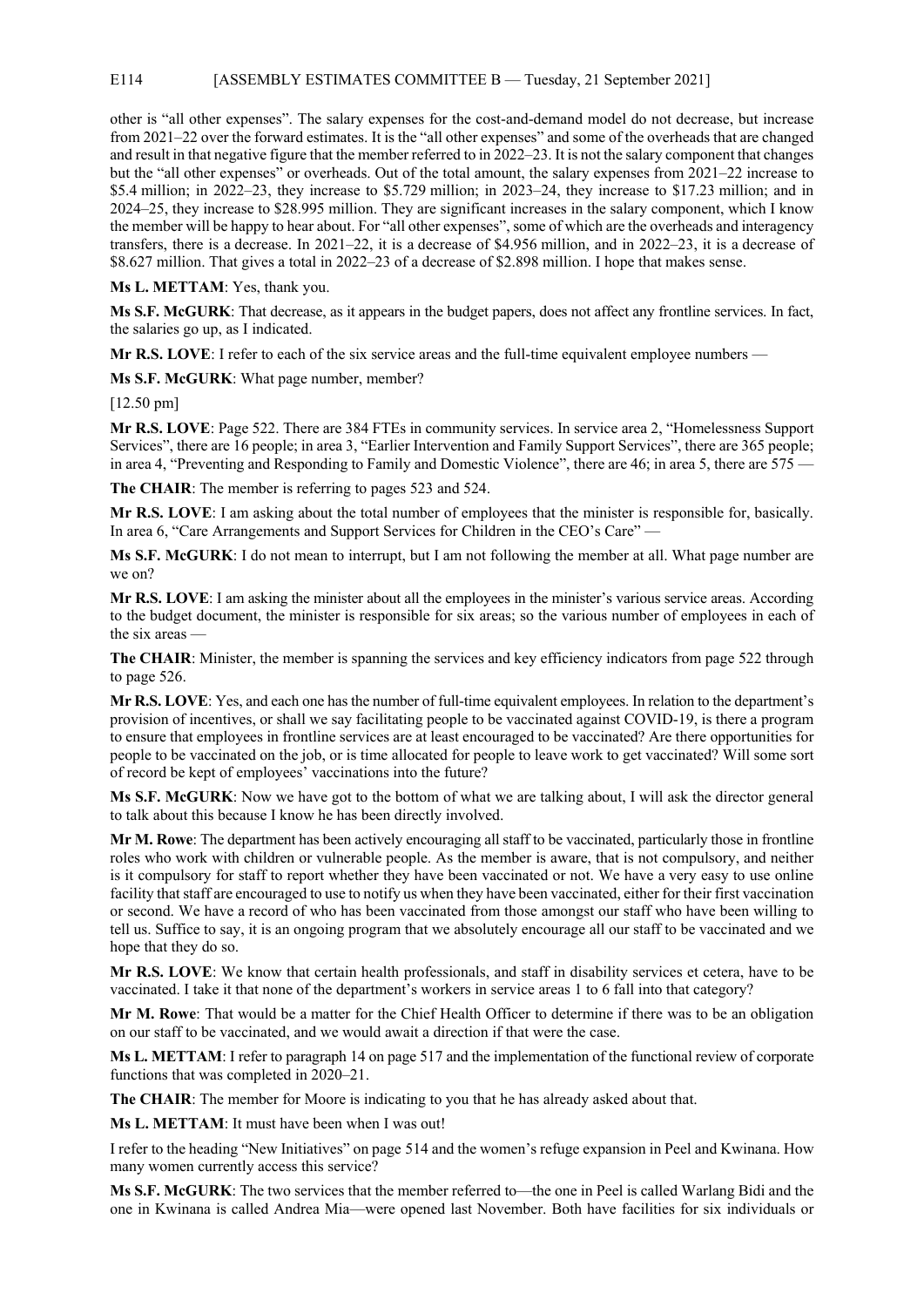other is "all other expenses". The salary expenses for the cost-and-demand model do not decrease, but increase from 2021–22 over the forward estimates. It is the "all other expenses" and some of the overheads that are changed and result in that negative figure that the member referred to in 2022–23. It is not the salary component that changes but the "all other expenses" or overheads. Out of the total amount, the salary expenses from 2021–22 increase to $5.4 million; in 2022–23, they increase to $5.729 million; in 2023–24, they increase to $17.23 million; and in 2024–25, they increase to $28.995 million. They are significant increases in the salary component, which I know the member will be happy to hear about. For "all other expenses", some of which are the overheads and interagency transfers, there is a decrease. In 2021–22, it is a decrease of $4.956 million, and in 2022–23, it is a decrease of $8.627 million. That gives a total in 2022–23 of a decrease of $2.898 million. I hope that makes sense.

**Ms L. METTAM**: Yes, thank you.

**Ms S.F. McGURK**: That decrease, as it appears in the budget papers, does not affect any frontline services. In fact, the salaries go up, as I indicated.

**Mr R.S. LOVE**: I refer to each of the six service areas and the full-time equivalent employee numbers —

**Ms S.F. McGURK**: What page number, member?

[12.50 pm]

**Mr R.S. LOVE**: Page 522. There are 384 FTEs in community services. In service area 2, "Homelessness Support Services", there are 16 people; in area 3, "Earlier Intervention and Family Support Services", there are 365 people; in area 4, "Preventing and Responding to Family and Domestic Violence", there are 46; in area 5, there are 575 —

**The CHAIR**: The member is referring to pages 523 and 524.

**Mr R.S. LOVE**: I am asking about the total number of employees that the minister is responsible for, basically. In area 6, "Care Arrangements and Support Services for Children in the CEO's Care" —

**Ms S.F. McGURK**: I do not mean to interrupt, but I am not following the member at all. What page number are we on?

**Mr R.S. LOVE**: I am asking the minister about all the employees in the minister's various service areas. According to the budget document, the minister is responsible for six areas; so the various number of employees in each of the six areas —

**The CHAIR**: Minister, the member is spanning the services and key efficiency indicators from page 522 through to page 526.

**Mr R.S. LOVE**: Yes, and each one has the number of full-time equivalent employees. In relation to the department's provision of incentives, or shall we say facilitating people to be vaccinated against COVID-19, is there a program to ensure that employees in frontline services are at least encouraged to be vaccinated? Are there opportunities for people to be vaccinated on the job, or is time allocated for people to leave work to get vaccinated? Will some sort of record be kept of employees' vaccinations into the future?

**Ms S.F. McGURK**: Now we have got to the bottom of what we are talking about, I will ask the director general to talk about this because I know he has been directly involved.

**Mr M. Rowe**: The department has been actively encouraging all staff to be vaccinated, particularly those in frontline roles who work with children or vulnerable people. As the member is aware, that is not compulsory, and neither is it compulsory for staff to report whether they have been vaccinated or not. We have a very easy to use online facility that staff are encouraged to use to notify us when they have been vaccinated, either for their first vaccination or second. We have a record of who has been vaccinated from those amongst our staff who have been willing to tell us. Suffice to say, it is an ongoing program that we absolutely encourage all our staff to be vaccinated and we hope that they do so.

**Mr R.S. LOVE**: We know that certain health professionals, and staff in disability services et cetera, have to be vaccinated. I take it that none of the department's workers in service areas 1 to 6 fall into that category?

**Mr M. Rowe**: That would be a matter for the Chief Health Officer to determine if there was to be an obligation on our staff to be vaccinated, and we would await a direction if that were the case.

**Ms L. METTAM**: I refer to paragraph 14 on page 517 and the implementation of the functional review of corporate functions that was completed in 2020–21.

**The CHAIR**: The member for Moore is indicating to you that he has already asked about that.

**Ms L. METTAM**: It must have been when I was out!

I refer to the heading "New Initiatives" on page 514 and the women's refuge expansion in Peel and Kwinana. How many women currently access this service?

**Ms S.F. McGURK**: The two services that the member referred to—the one in Peel is called Warlang Bidi and the one in Kwinana is called Andrea Mia—were opened last November. Both have facilities for six individuals or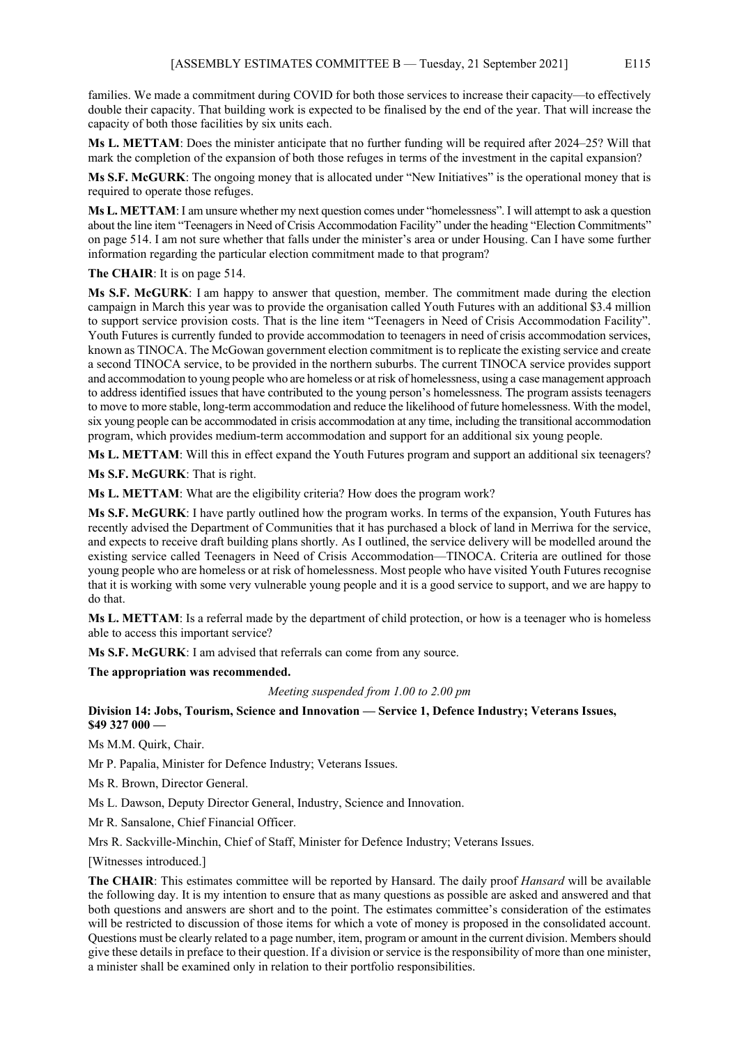families. We made a commitment during COVID for both those services to increase their capacity—to effectively double their capacity. That building work is expected to be finalised by the end of the year. That will increase the capacity of both those facilities by six units each.

**Ms L. METTAM**: Does the minister anticipate that no further funding will be required after 2024–25? Will that mark the completion of the expansion of both those refuges in terms of the investment in the capital expansion?

**Ms S.F. McGURK**: The ongoing money that is allocated under "New Initiatives" is the operational money that is required to operate those refuges.

**Ms L. METTAM**: I am unsure whether my next question comes under "homelessness". I will attempt to ask a question about the line item "Teenagers in Need of Crisis Accommodation Facility" under the heading "Election Commitments" on page 514. I am not sure whether that falls under the minister's area or under Housing. Can I have some further information regarding the particular election commitment made to that program?

**The CHAIR**: It is on page 514.

**Ms S.F. McGURK**: I am happy to answer that question, member. The commitment made during the election campaign in March this year was to provide the organisation called Youth Futures with an additional $3.4 million to support service provision costs. That is the line item "Teenagers in Need of Crisis Accommodation Facility". Youth Futures is currently funded to provide accommodation to teenagers in need of crisis accommodation services, known as TINOCA. The McGowan government election commitment is to replicate the existing service and create a second TINOCA service, to be provided in the northern suburbs. The current TINOCA service provides support and accommodation to young people who are homeless or at risk of homelessness, using a case management approach to address identified issues that have contributed to the young person's homelessness. The program assists teenagers to move to more stable, long-term accommodation and reduce the likelihood of future homelessness. With the model, six young people can be accommodated in crisis accommodation at any time, including the transitional accommodation program, which provides medium-term accommodation and support for an additional six young people.

**Ms L. METTAM**: Will this in effect expand the Youth Futures program and support an additional six teenagers?

**Ms S.F. McGURK**: That is right.

**Ms L. METTAM**: What are the eligibility criteria? How does the program work?

**Ms S.F. McGURK**: I have partly outlined how the program works. In terms of the expansion, Youth Futures has recently advised the Department of Communities that it has purchased a block of land in Merriwa for the service, and expects to receive draft building plans shortly. As I outlined, the service delivery will be modelled around the existing service called Teenagers in Need of Crisis Accommodation—TINOCA. Criteria are outlined for those young people who are homeless or at risk of homelessness. Most people who have visited Youth Futures recognise that it is working with some very vulnerable young people and it is a good service to support, and we are happy to do that.

**Ms L. METTAM**: Is a referral made by the department of child protection, or how is a teenager who is homeless able to access this important service?

**Ms S.F. McGURK**: I am advised that referrals can come from any source.

**The appropriation was recommended.**

*Meeting suspended from 1.00 to 2.00 pm*

**Division 14: Jobs, Tourism, Science and Innovation — Service 1, Defence Industry; Veterans Issues, $49 327 000 —**

Ms M.M. Quirk, Chair.

Mr P. Papalia, Minister for Defence Industry; Veterans Issues.

Ms R. Brown, Director General.

Ms L. Dawson, Deputy Director General, Industry, Science and Innovation.

Mr R. Sansalone, Chief Financial Officer.

Mrs R. Sackville-Minchin, Chief of Staff, Minister for Defence Industry; Veterans Issues.

[Witnesses introduced.]

**The CHAIR**: This estimates committee will be reported by Hansard. The daily proof *Hansard* will be available the following day. It is my intention to ensure that as many questions as possible are asked and answered and that both questions and answers are short and to the point. The estimates committee's consideration of the estimates will be restricted to discussion of those items for which a vote of money is proposed in the consolidated account. Questions must be clearly related to a page number, item, program or amount in the current division. Members should give these details in preface to their question. If a division or service is the responsibility of more than one minister, a minister shall be examined only in relation to their portfolio responsibilities.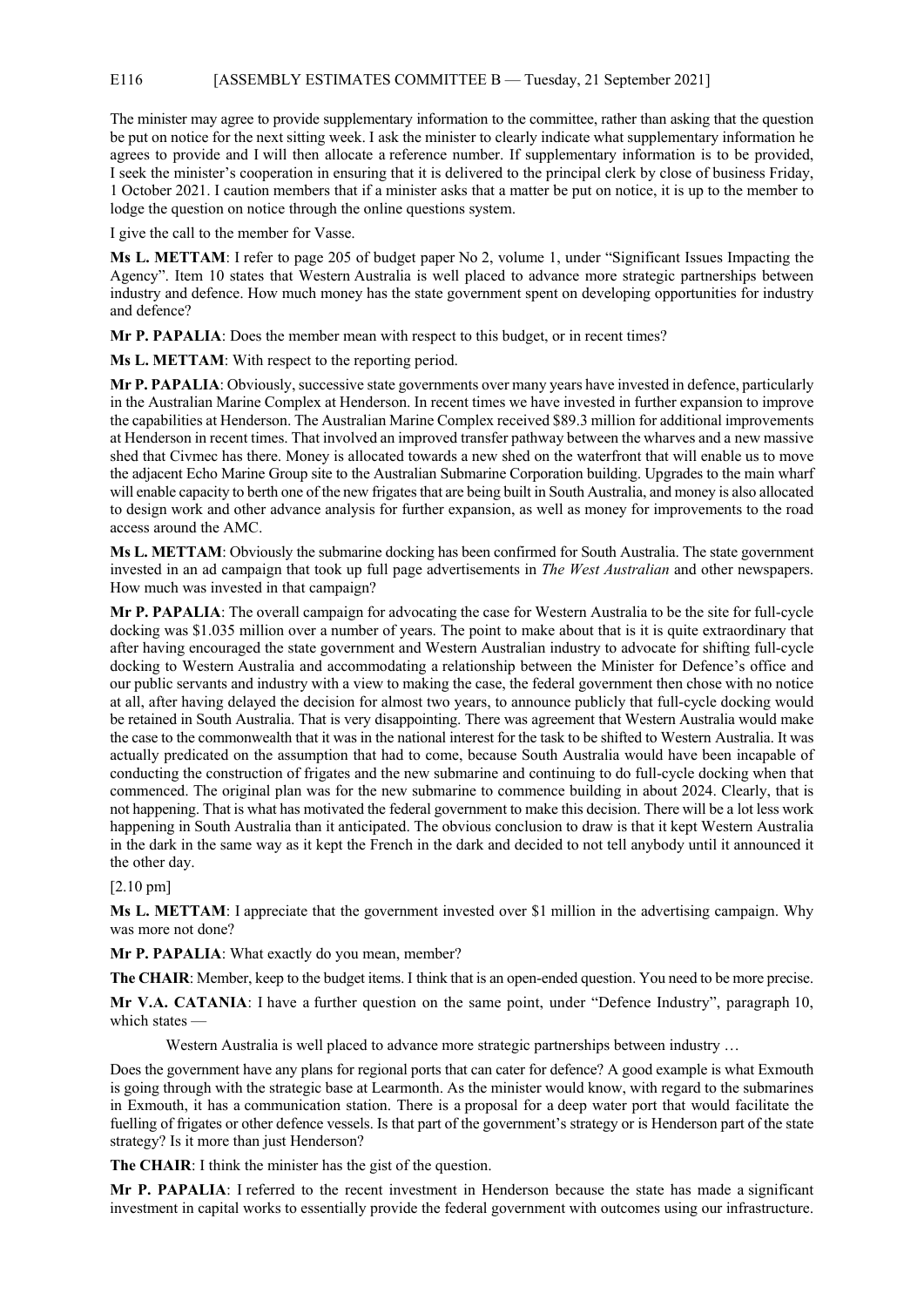The minister may agree to provide supplementary information to the committee, rather than asking that the question be put on notice for the next sitting week. I ask the minister to clearly indicate what supplementary information he agrees to provide and I will then allocate a reference number. If supplementary information is to be provided, I seek the minister's cooperation in ensuring that it is delivered to the principal clerk by close of business Friday, 1 October 2021. I caution members that if a minister asks that a matter be put on notice, it is up to the member to lodge the question on notice through the online questions system.

I give the call to the member for Vasse.

**Ms L. METTAM**: I refer to page 205 of budget paper No 2, volume 1, under "Significant Issues Impacting the Agency". Item 10 states that Western Australia is well placed to advance more strategic partnerships between industry and defence. How much money has the state government spent on developing opportunities for industry and defence?

**Mr P. PAPALIA**: Does the member mean with respect to this budget, or in recent times?

**Ms L. METTAM**: With respect to the reporting period.

**Mr P. PAPALIA**: Obviously, successive state governments over many years have invested in defence, particularly in the Australian Marine Complex at Henderson. In recent times we have invested in further expansion to improve the capabilities at Henderson. The Australian Marine Complex received $89.3 million for additional improvements at Henderson in recent times. That involved an improved transfer pathway between the wharves and a new massive shed that Civmec has there. Money is allocated towards a new shed on the waterfront that will enable us to move the adjacent Echo Marine Group site to the Australian Submarine Corporation building. Upgrades to the main wharf will enable capacity to berth one of the new frigates that are being built in South Australia, and money is also allocated to design work and other advance analysis for further expansion, as well as money for improvements to the road access around the AMC.

**Ms L. METTAM**: Obviously the submarine docking has been confirmed for South Australia. The state government invested in an ad campaign that took up full page advertisements in *The West Australian* and other newspapers. How much was invested in that campaign?

**Mr P. PAPALIA**: The overall campaign for advocating the case for Western Australia to be the site for full-cycle docking was $1.035 million over a number of years. The point to make about that is it is quite extraordinary that after having encouraged the state government and Western Australian industry to advocate for shifting full-cycle docking to Western Australia and accommodating a relationship between the Minister for Defence's office and our public servants and industry with a view to making the case, the federal government then chose with no notice at all, after having delayed the decision for almost two years, to announce publicly that full-cycle docking would be retained in South Australia. That is very disappointing. There was agreement that Western Australia would make the case to the commonwealth that it was in the national interest for the task to be shifted to Western Australia. It was actually predicated on the assumption that had to come, because South Australia would have been incapable of conducting the construction of frigates and the new submarine and continuing to do full-cycle docking when that commenced. The original plan was for the new submarine to commence building in about 2024. Clearly, that is not happening. That is what has motivated the federal government to make this decision. There will be a lot less work happening in South Australia than it anticipated. The obvious conclusion to draw is that it kept Western Australia in the dark in the same way as it kept the French in the dark and decided to not tell anybody until it announced it the other day.

[2.10 pm]

**Ms L. METTAM**: I appreciate that the government invested over $1 million in the advertising campaign. Why was more not done?

**Mr P. PAPALIA**: What exactly do you mean, member?

**The CHAIR**: Member, keep to the budget items. I think that is an open-ended question. You need to be more precise.

**Mr V.A. CATANIA**: I have a further question on the same point, under "Defence Industry", paragraph 10, which states —

> Western Australia is well placed to advance more strategic partnerships between industry …

Does the government have any plans for regional ports that can cater for defence? A good example is what Exmouth is going through with the strategic base at Learmonth. As the minister would know, with regard to the submarines in Exmouth, it has a communication station. There is a proposal for a deep water port that would facilitate the fuelling of frigates or other defence vessels. Is that part of the government's strategy or is Henderson part of the state strategy? Is it more than just Henderson?

**The CHAIR**: I think the minister has the gist of the question.

**Mr P. PAPALIA**: I referred to the recent investment in Henderson because the state has made a significant investment in capital works to essentially provide the federal government with outcomes using our infrastructure.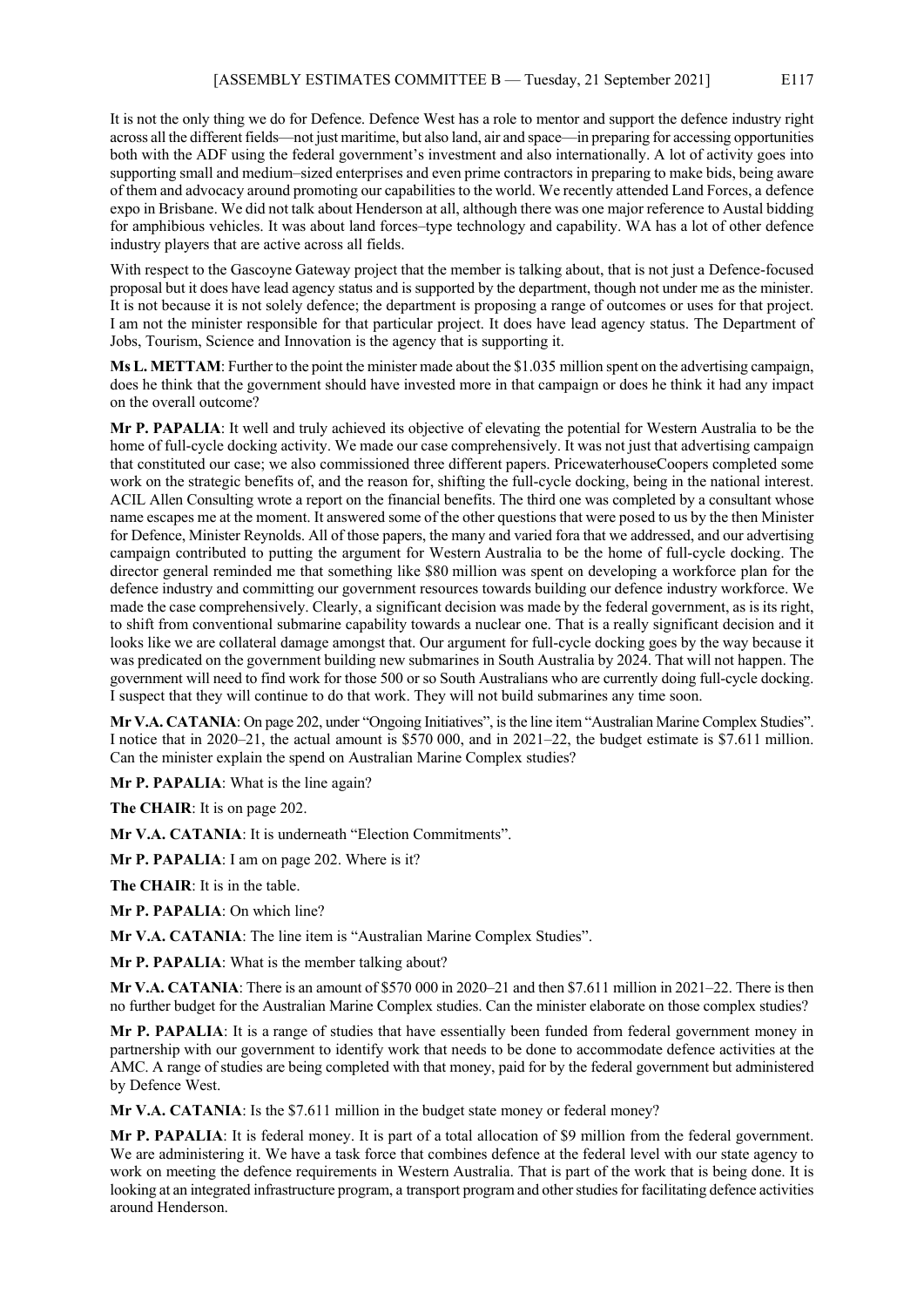It is not the only thing we do for Defence. Defence West has a role to mentor and support the defence industry right across all the different fields—not just maritime, but also land, air and space—in preparing for accessing opportunities both with the ADF using the federal government's investment and also internationally. A lot of activity goes into supporting small and medium–sized enterprises and even prime contractors in preparing to make bids, being aware of them and advocacy around promoting our capabilities to the world. We recently attended Land Forces, a defence expo in Brisbane. We did not talk about Henderson at all, although there was one major reference to Austal bidding for amphibious vehicles. It was about land forces–type technology and capability. WA has a lot of other defence industry players that are active across all fields.

With respect to the Gascoyne Gateway project that the member is talking about, that is not just a Defence-focused proposal but it does have lead agency status and is supported by the department, though not under me as the minister. It is not because it is not solely defence; the department is proposing a range of outcomes or uses for that project. I am not the minister responsible for that particular project. It does have lead agency status. The Department of Jobs, Tourism, Science and Innovation is the agency that is supporting it.

**Ms L. METTAM**: Further to the point the minister made about the $1.035 million spent on the advertising campaign, does he think that the government should have invested more in that campaign or does he think it had any impact on the overall outcome?

**Mr P. PAPALIA**: It well and truly achieved its objective of elevating the potential for Western Australia to be the home of full-cycle docking activity. We made our case comprehensively. It was not just that advertising campaign that constituted our case; we also commissioned three different papers. PricewaterhouseCoopers completed some work on the strategic benefits of, and the reason for, shifting the full-cycle docking, being in the national interest. ACIL Allen Consulting wrote a report on the financial benefits. The third one was completed by a consultant whose name escapes me at the moment. It answered some of the other questions that were posed to us by the then Minister for Defence, Minister Reynolds. All of those papers, the many and varied fora that we addressed, and our advertising campaign contributed to putting the argument for Western Australia to be the home of full-cycle docking. The director general reminded me that something like $80 million was spent on developing a workforce plan for the defence industry and committing our government resources towards building our defence industry workforce. We made the case comprehensively. Clearly, a significant decision was made by the federal government, as is its right, to shift from conventional submarine capability towards a nuclear one. That is a really significant decision and it looks like we are collateral damage amongst that. Our argument for full-cycle docking goes by the way because it was predicated on the government building new submarines in South Australia by 2024. That will not happen. The government will need to find work for those 500 or so South Australians who are currently doing full-cycle docking. I suspect that they will continue to do that work. They will not build submarines any time soon.

**Mr V.A. CATANIA**: On page 202, under "Ongoing Initiatives", is the line item "Australian Marine Complex Studies". I notice that in 2020–21, the actual amount is $570 000, and in 2021–22, the budget estimate is $7.611 million. Can the minister explain the spend on Australian Marine Complex studies?

**Mr P. PAPALIA**: What is the line again?

**The CHAIR**: It is on page 202.

**Mr V.A. CATANIA**: It is underneath "Election Commitments".

**Mr P. PAPALIA**: I am on page 202. Where is it?

**The CHAIR**: It is in the table.

**Mr P. PAPALIA**: On which line?

**Mr V.A. CATANIA**: The line item is "Australian Marine Complex Studies".

**Mr P. PAPALIA**: What is the member talking about?

**Mr V.A. CATANIA**: There is an amount of $570 000 in 2020–21 and then $7.611 million in 2021–22. There is then no further budget for the Australian Marine Complex studies. Can the minister elaborate on those complex studies?

**Mr P. PAPALIA**: It is a range of studies that have essentially been funded from federal government money in partnership with our government to identify work that needs to be done to accommodate defence activities at the AMC. A range of studies are being completed with that money, paid for by the federal government but administered by Defence West.

**Mr V.A. CATANIA**: Is the $7.611 million in the budget state money or federal money?

**Mr P. PAPALIA**: It is federal money. It is part of a total allocation of $9 million from the federal government. We are administering it. We have a task force that combines defence at the federal level with our state agency to work on meeting the defence requirements in Western Australia. That is part of the work that is being done. It is looking at an integrated infrastructure program, a transport program and other studies for facilitating defence activities around Henderson.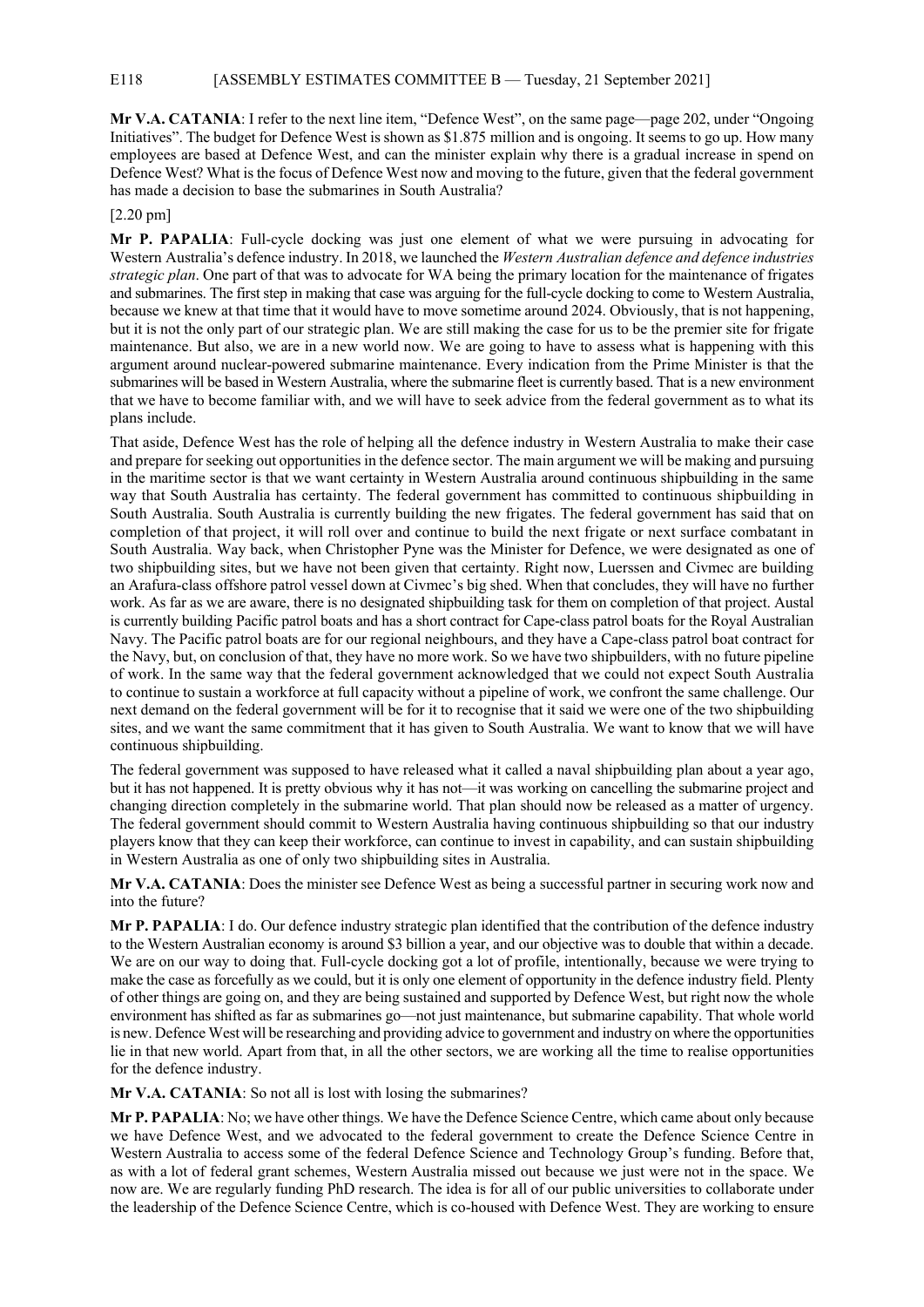**Mr V.A. CATANIA**: I refer to the next line item, "Defence West", on the same page—page 202, under "Ongoing Initiatives". The budget for Defence West is shown as $1.875 million and is ongoing. It seems to go up. How many employees are based at Defence West, and can the minister explain why there is a gradual increase in spend on Defence West? What is the focus of Defence West now and moving to the future, given that the federal government has made a decision to base the submarines in South Australia?

[2.20 pm]

**Mr P. PAPALIA**: Full-cycle docking was just one element of what we were pursuing in advocating for Western Australia's defence industry. In 2018, we launched the *Western Australian defence and defence industries strategic plan*. One part of that was to advocate for WA being the primary location for the maintenance of frigates and submarines. The first step in making that case was arguing for the full-cycle docking to come to Western Australia, because we knew at that time that it would have to move sometime around 2024. Obviously, that is not happening, but it is not the only part of our strategic plan. We are still making the case for us to be the premier site for frigate maintenance. But also, we are in a new world now. We are going to have to assess what is happening with this argument around nuclear-powered submarine maintenance. Every indication from the Prime Minister is that the submarines will be based in Western Australia, where the submarine fleet is currently based. That is a new environment that we have to become familiar with, and we will have to seek advice from the federal government as to what its plans include.

That aside, Defence West has the role of helping all the defence industry in Western Australia to make their case and prepare for seeking out opportunities in the defence sector. The main argument we will be making and pursuing in the maritime sector is that we want certainty in Western Australia around continuous shipbuilding in the same way that South Australia has certainty. The federal government has committed to continuous shipbuilding in South Australia. South Australia is currently building the new frigates. The federal government has said that on completion of that project, it will roll over and continue to build the next frigate or next surface combatant in South Australia. Way back, when Christopher Pyne was the Minister for Defence, we were designated as one of two shipbuilding sites, but we have not been given that certainty. Right now, Luerssen and Civmec are building an Arafura-class offshore patrol vessel down at Civmec's big shed. When that concludes, they will have no further work. As far as we are aware, there is no designated shipbuilding task for them on completion of that project. Austal is currently building Pacific patrol boats and has a short contract for Cape-class patrol boats for the Royal Australian Navy. The Pacific patrol boats are for our regional neighbours, and they have a Cape-class patrol boat contract for the Navy, but, on conclusion of that, they have no more work. So we have two shipbuilders, with no future pipeline of work. In the same way that the federal government acknowledged that we could not expect South Australia to continue to sustain a workforce at full capacity without a pipeline of work, we confront the same challenge. Our next demand on the federal government will be for it to recognise that it said we were one of the two shipbuilding sites, and we want the same commitment that it has given to South Australia. We want to know that we will have continuous shipbuilding.

The federal government was supposed to have released what it called a naval shipbuilding plan about a year ago, but it has not happened. It is pretty obvious why it has not—it was working on cancelling the submarine project and changing direction completely in the submarine world. That plan should now be released as a matter of urgency. The federal government should commit to Western Australia having continuous shipbuilding so that our industry players know that they can keep their workforce, can continue to invest in capability, and can sustain shipbuilding in Western Australia as one of only two shipbuilding sites in Australia.

**Mr V.A. CATANIA**: Does the minister see Defence West as being a successful partner in securing work now and into the future?

**Mr P. PAPALIA**: I do. Our defence industry strategic plan identified that the contribution of the defence industry to the Western Australian economy is around $3 billion a year, and our objective was to double that within a decade. We are on our way to doing that. Full-cycle docking got a lot of profile, intentionally, because we were trying to make the case as forcefully as we could, but it is only one element of opportunity in the defence industry field. Plenty of other things are going on, and they are being sustained and supported by Defence West, but right now the whole environment has shifted as far as submarines go—not just maintenance, but submarine capability. That whole world is new. Defence West will be researching and providing advice to government and industry on where the opportunities lie in that new world. Apart from that, in all the other sectors, we are working all the time to realise opportunities for the defence industry.

**Mr V.A. CATANIA**: So not all is lost with losing the submarines?

**Mr P. PAPALIA**: No; we have other things. We have the Defence Science Centre, which came about only because we have Defence West, and we advocated to the federal government to create the Defence Science Centre in Western Australia to access some of the federal Defence Science and Technology Group's funding. Before that, as with a lot of federal grant schemes, Western Australia missed out because we just were not in the space. We now are. We are regularly funding PhD research. The idea is for all of our public universities to collaborate under the leadership of the Defence Science Centre, which is co-housed with Defence West. They are working to ensure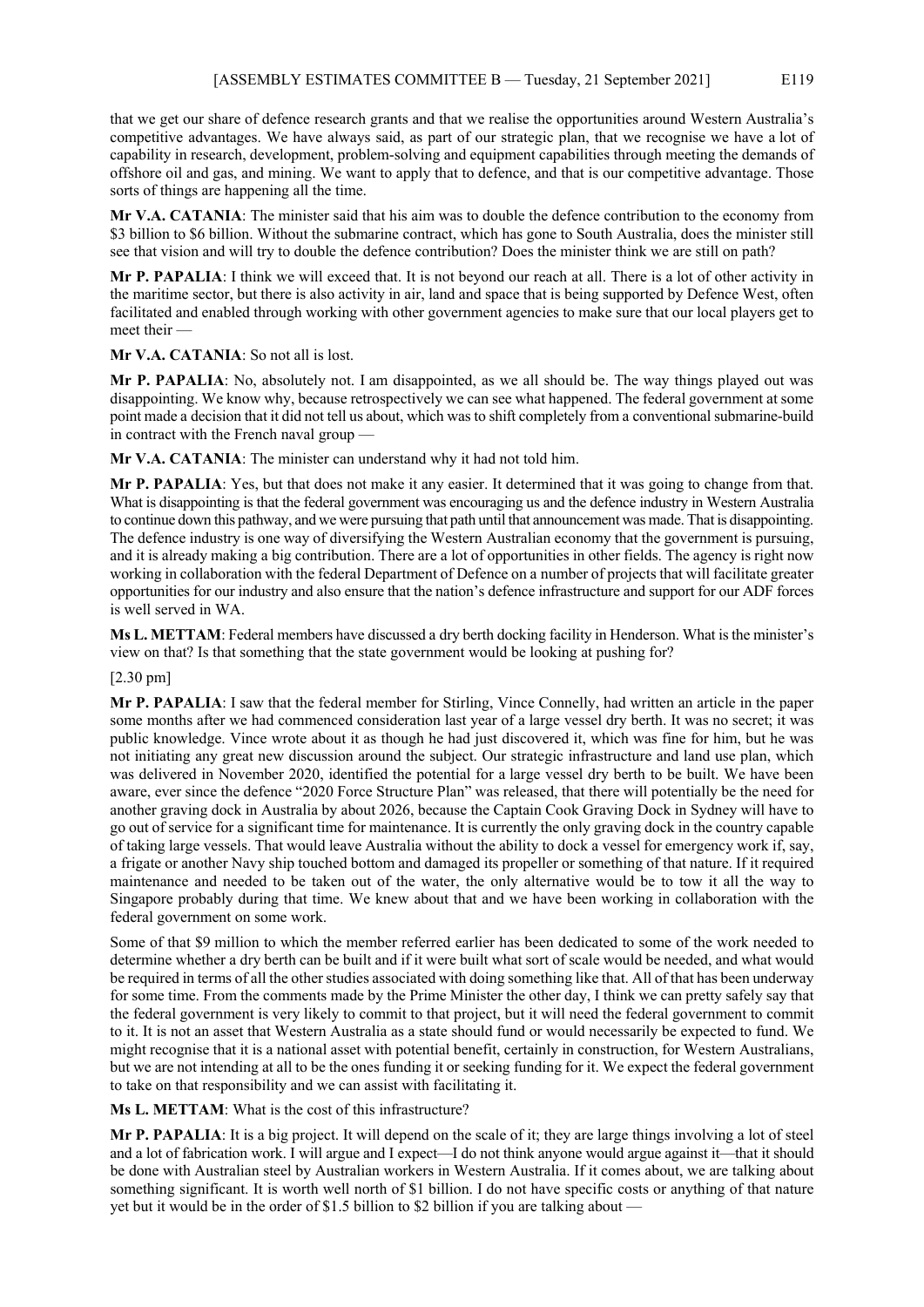that we get our share of defence research grants and that we realise the opportunities around Western Australia's competitive advantages. We have always said, as part of our strategic plan, that we recognise we have a lot of capability in research, development, problem-solving and equipment capabilities through meeting the demands of offshore oil and gas, and mining. We want to apply that to defence, and that is our competitive advantage. Those sorts of things are happening all the time.

**Mr V.A. CATANIA**: The minister said that his aim was to double the defence contribution to the economy from $3 billion to $6 billion. Without the submarine contract, which has gone to South Australia, does the minister still see that vision and will try to double the defence contribution? Does the minister think we are still on path?

**Mr P. PAPALIA**: I think we will exceed that. It is not beyond our reach at all. There is a lot of other activity in the maritime sector, but there is also activity in air, land and space that is being supported by Defence West, often facilitated and enabled through working with other government agencies to make sure that our local players get to meet their —

**Mr V.A. CATANIA**: So not all is lost.

**Mr P. PAPALIA**: No, absolutely not. I am disappointed, as we all should be. The way things played out was disappointing. We know why, because retrospectively we can see what happened. The federal government at some point made a decision that it did not tell us about, which was to shift completely from a conventional submarine-build in contract with the French naval group —

**Mr V.A. CATANIA**: The minister can understand why it had not told him.

**Mr P. PAPALIA**: Yes, but that does not make it any easier. It determined that it was going to change from that. What is disappointing is that the federal government was encouraging us and the defence industry in Western Australia to continue down this pathway, and we were pursuing that path until that announcement was made. That is disappointing. The defence industry is one way of diversifying the Western Australian economy that the government is pursuing, and it is already making a big contribution. There are a lot of opportunities in other fields. The agency is right now working in collaboration with the federal Department of Defence on a number of projects that will facilitate greater opportunities for our industry and also ensure that the nation's defence infrastructure and support for our ADF forces is well served in WA.

**Ms L. METTAM**: Federal members have discussed a dry berth docking facility in Henderson. What is the minister's view on that? Is that something that the state government would be looking at pushing for?

[2.30 pm]

**Mr P. PAPALIA**: I saw that the federal member for Stirling, Vince Connelly, had written an article in the paper some months after we had commenced consideration last year of a large vessel dry berth. It was no secret; it was public knowledge. Vince wrote about it as though he had just discovered it, which was fine for him, but he was not initiating any great new discussion around the subject. Our strategic infrastructure and land use plan, which was delivered in November 2020, identified the potential for a large vessel dry berth to be built. We have been aware, ever since the defence "2020 Force Structure Plan" was released, that there will potentially be the need for another graving dock in Australia by about 2026, because the Captain Cook Graving Dock in Sydney will have to go out of service for a significant time for maintenance. It is currently the only graving dock in the country capable of taking large vessels. That would leave Australia without the ability to dock a vessel for emergency work if, say, a frigate or another Navy ship touched bottom and damaged its propeller or something of that nature. If it required maintenance and needed to be taken out of the water, the only alternative would be to tow it all the way to Singapore probably during that time. We knew about that and we have been working in collaboration with the federal government on some work.

Some of that $9 million to which the member referred earlier has been dedicated to some of the work needed to determine whether a dry berth can be built and if it were built what sort of scale would be needed, and what would be required in terms of all the other studies associated with doing something like that. All of that has been underway for some time. From the comments made by the Prime Minister the other day, I think we can pretty safely say that the federal government is very likely to commit to that project, but it will need the federal government to commit to it. It is not an asset that Western Australia as a state should fund or would necessarily be expected to fund. We might recognise that it is a national asset with potential benefit, certainly in construction, for Western Australians, but we are not intending at all to be the ones funding it or seeking funding for it. We expect the federal government to take on that responsibility and we can assist with facilitating it.

**Ms L. METTAM**: What is the cost of this infrastructure?

**Mr P. PAPALIA**: It is a big project. It will depend on the scale of it; they are large things involving a lot of steel and a lot of fabrication work. I will argue and I expect—I do not think anyone would argue against it—that it should be done with Australian steel by Australian workers in Western Australia. If it comes about, we are talking about something significant. It is worth well north of $1 billion. I do not have specific costs or anything of that nature yet but it would be in the order of $1.5 billion to $2 billion if you are talking about —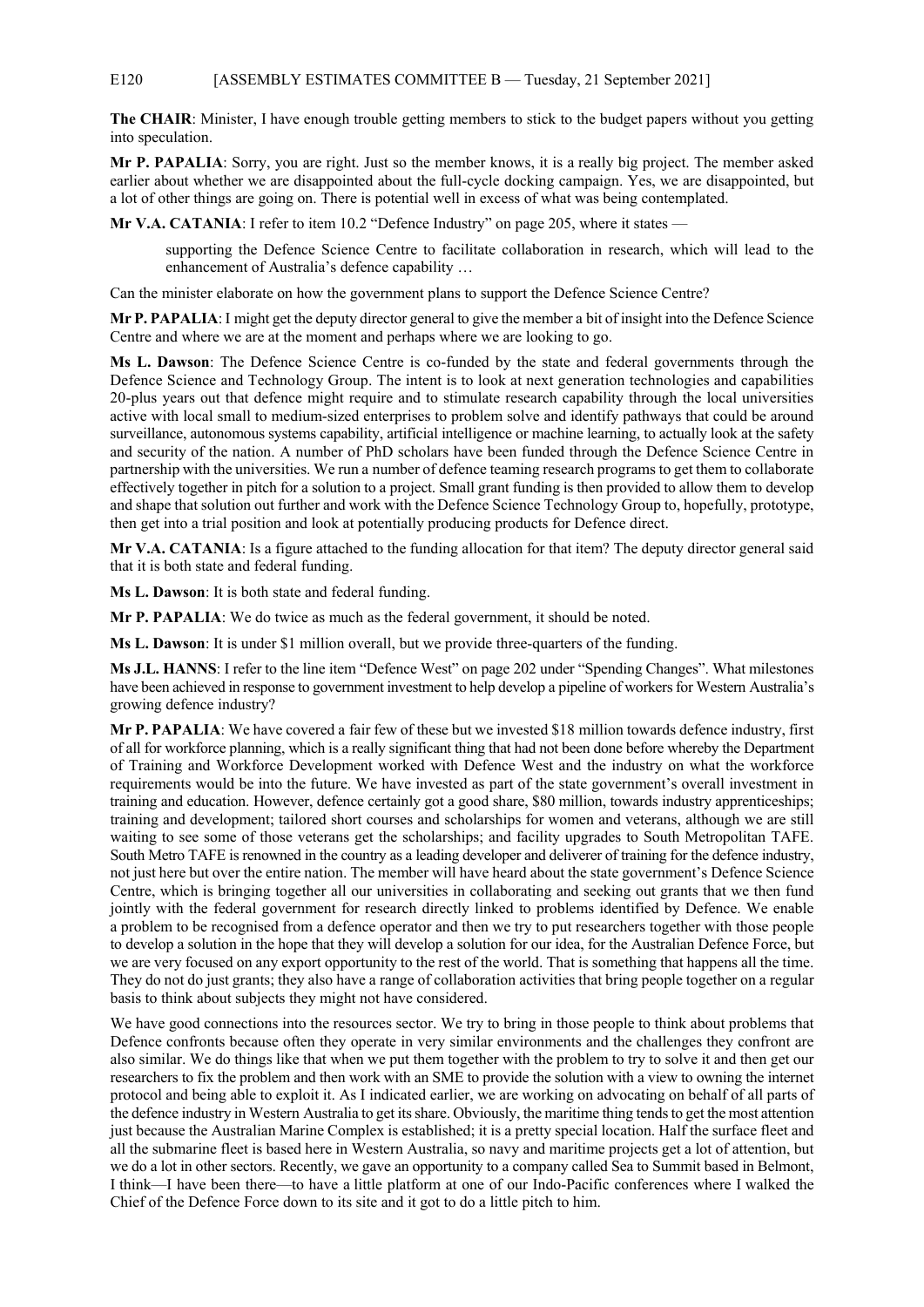**The CHAIR**: Minister, I have enough trouble getting members to stick to the budget papers without you getting into speculation.

**Mr P. PAPALIA**: Sorry, you are right. Just so the member knows, it is a really big project. The member asked earlier about whether we are disappointed about the full-cycle docking campaign. Yes, we are disappointed, but a lot of other things are going on. There is potential well in excess of what was being contemplated.

**Mr V.A. CATANIA**: I refer to item 10.2 "Defence Industry" on page 205, where it states —

> supporting the Defence Science Centre to facilitate collaboration in research, which will lead to the enhancement of Australia's defence capability …

Can the minister elaborate on how the government plans to support the Defence Science Centre?

**Mr P. PAPALIA**: I might get the deputy director general to give the member a bit of insight into the Defence Science Centre and where we are at the moment and perhaps where we are looking to go.

**Ms L. Dawson**: The Defence Science Centre is co-funded by the state and federal governments through the Defence Science and Technology Group. The intent is to look at next generation technologies and capabilities 20-plus years out that defence might require and to stimulate research capability through the local universities active with local small to medium-sized enterprises to problem solve and identify pathways that could be around surveillance, autonomous systems capability, artificial intelligence or machine learning, to actually look at the safety and security of the nation. A number of PhD scholars have been funded through the Defence Science Centre in partnership with the universities. We run a number of defence teaming research programs to get them to collaborate effectively together in pitch for a solution to a project. Small grant funding is then provided to allow them to develop and shape that solution out further and work with the Defence Science Technology Group to, hopefully, prototype, then get into a trial position and look at potentially producing products for Defence direct.

**Mr V.A. CATANIA**: Is a figure attached to the funding allocation for that item? The deputy director general said that it is both state and federal funding.

**Ms L. Dawson**: It is both state and federal funding.

**Mr P. PAPALIA**: We do twice as much as the federal government, it should be noted.

**Ms L. Dawson**: It is under $1 million overall, but we provide three-quarters of the funding.

**Ms J.L. HANNS**: I refer to the line item "Defence West" on page 202 under "Spending Changes". What milestones have been achieved in response to government investment to help develop a pipeline of workers for Western Australia's growing defence industry?

**Mr P. PAPALIA**: We have covered a fair few of these but we invested $18 million towards defence industry, first of all for workforce planning, which is a really significant thing that had not been done before whereby the Department of Training and Workforce Development worked with Defence West and the industry on what the workforce requirements would be into the future. We have invested as part of the state government's overall investment in training and education. However, defence certainly got a good share, $80 million, towards industry apprenticeships; training and development; tailored short courses and scholarships for women and veterans, although we are still waiting to see some of those veterans get the scholarships; and facility upgrades to South Metropolitan TAFE. South Metro TAFE is renowned in the country as a leading developer and deliverer of training for the defence industry, not just here but over the entire nation. The member will have heard about the state government's Defence Science Centre, which is bringing together all our universities in collaborating and seeking out grants that we then fund jointly with the federal government for research directly linked to problems identified by Defence. We enable a problem to be recognised from a defence operator and then we try to put researchers together with those people to develop a solution in the hope that they will develop a solution for our idea, for the Australian Defence Force, but we are very focused on any export opportunity to the rest of the world. That is something that happens all the time. They do not do just grants; they also have a range of collaboration activities that bring people together on a regular basis to think about subjects they might not have considered.

We have good connections into the resources sector. We try to bring in those people to think about problems that Defence confronts because often they operate in very similar environments and the challenges they confront are also similar. We do things like that when we put them together with the problem to try to solve it and then get our researchers to fix the problem and then work with an SME to provide the solution with a view to owning the internet protocol and being able to exploit it. As I indicated earlier, we are working on advocating on behalf of all parts of the defence industry in Western Australia to get its share. Obviously, the maritime thing tends to get the most attention just because the Australian Marine Complex is established; it is a pretty special location. Half the surface fleet and all the submarine fleet is based here in Western Australia, so navy and maritime projects get a lot of attention, but we do a lot in other sectors. Recently, we gave an opportunity to a company called Sea to Summit based in Belmont, I think—I have been there—to have a little platform at one of our Indo-Pacific conferences where I walked the Chief of the Defence Force down to its site and it got to do a little pitch to him.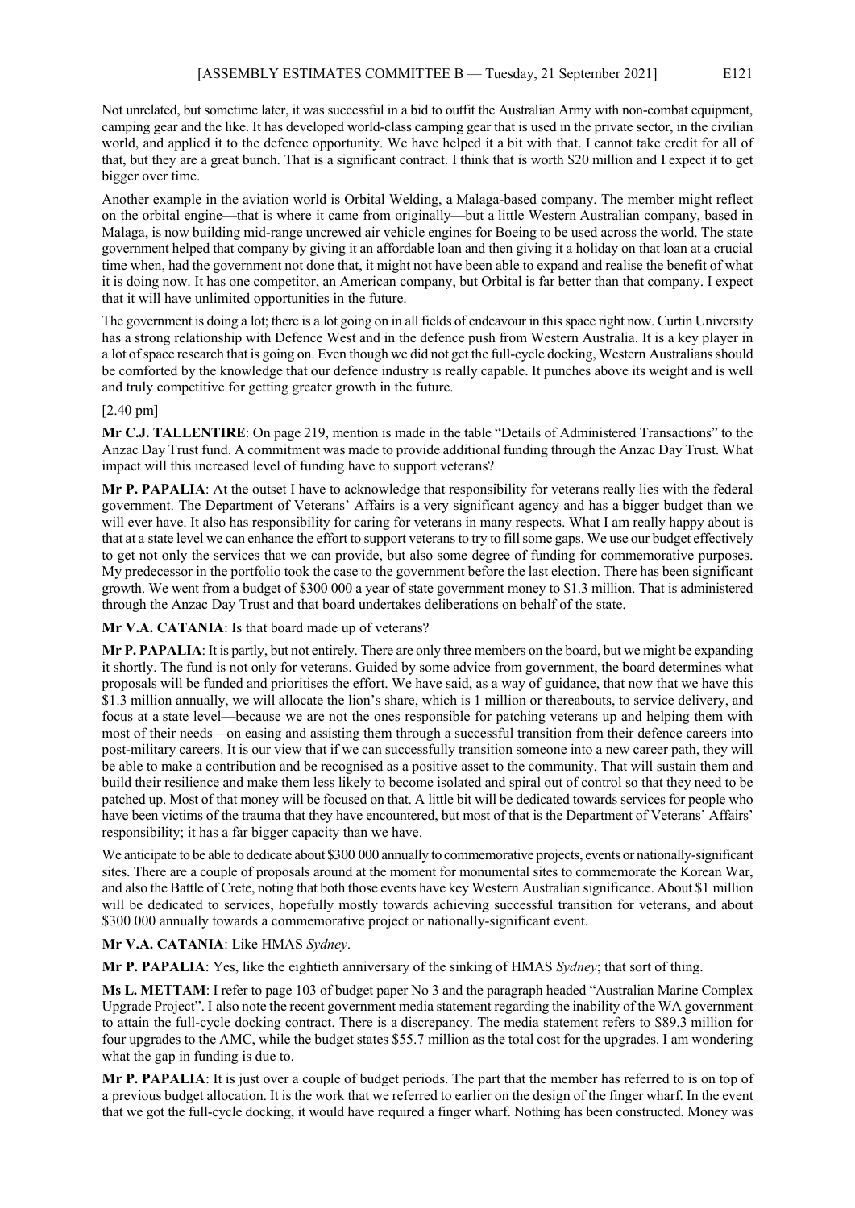Not unrelated, but sometime later, it was successful in a bid to outfit the Australian Army with non-combat equipment, camping gear and the like. It has developed world-class camping gear that is used in the private sector, in the civilian world, and applied it to the defence opportunity. We have helped it a bit with that. I cannot take credit for all of that, but they are a great bunch. That is a significant contract. I think that is worth $20 million and I expect it to get bigger over time.

Another example in the aviation world is Orbital Welding, a Malaga-based company. The member might reflect on the orbital engine—that is where it came from originally—but a little Western Australian company, based in Malaga, is now building mid-range uncrewed air vehicle engines for Boeing to be used across the world. The state government helped that company by giving it an affordable loan and then giving it a holiday on that loan at a crucial time when, had the government not done that, it might not have been able to expand and realise the benefit of what it is doing now. It has one competitor, an American company, but Orbital is far better than that company. I expect that it will have unlimited opportunities in the future.

The government is doing a lot; there is a lot going on in all fields of endeavour in this space right now. Curtin University has a strong relationship with Defence West and in the defence push from Western Australia. It is a key player in a lot of space research that is going on. Even though we did not get the full-cycle docking, Western Australians should be comforted by the knowledge that our defence industry is really capable. It punches above its weight and is well and truly competitive for getting greater growth in the future.

[2.40 pm]

**Mr C.J. TALLENTIRE**: On page 219, mention is made in the table "Details of Administered Transactions" to the Anzac Day Trust fund. A commitment was made to provide additional funding through the Anzac Day Trust. What impact will this increased level of funding have to support veterans?

**Mr P. PAPALIA**: At the outset I have to acknowledge that responsibility for veterans really lies with the federal government. The Department of Veterans' Affairs is a very significant agency and has a bigger budget than we will ever have. It also has responsibility for caring for veterans in many respects. What I am really happy about is that at a state level we can enhance the effort to support veterans to try to fill some gaps. We use our budget effectively to get not only the services that we can provide, but also some degree of funding for commemorative purposes. My predecessor in the portfolio took the case to the government before the last election. There has been significant growth. We went from a budget of $300 000 a year of state government money to $1.3 million. That is administered through the Anzac Day Trust and that board undertakes deliberations on behalf of the state.

**Mr V.A. CATANIA**: Is that board made up of veterans?

**Mr P. PAPALIA**: It is partly, but not entirely. There are only three members on the board, but we might be expanding it shortly. The fund is not only for veterans. Guided by some advice from government, the board determines what proposals will be funded and prioritises the effort. We have said, as a way of guidance, that now that we have this $1.3 million annually, we will allocate the lion's share, which is 1 million or thereabouts, to service delivery, and focus at a state level—because we are not the ones responsible for patching veterans up and helping them with most of their needs—on easing and assisting them through a successful transition from their defence careers into post-military careers. It is our view that if we can successfully transition someone into a new career path, they will be able to make a contribution and be recognised as a positive asset to the community. That will sustain them and build their resilience and make them less likely to become isolated and spiral out of control so that they need to be patched up. Most of that money will be focused on that. A little bit will be dedicated towards services for people who have been victims of the trauma that they have encountered, but most of that is the Department of Veterans' Affairs' responsibility; it has a far bigger capacity than we have.

We anticipate to be able to dedicate about $300 000 annually to commemorative projects, events or nationally-significant sites. There are a couple of proposals around at the moment for monumental sites to commemorate the Korean War, and also the Battle of Crete, noting that both those events have key Western Australian significance. About $1 million will be dedicated to services, hopefully mostly towards achieving successful transition for veterans, and about $300 000 annually towards a commemorative project or nationally-significant event.

**Mr V.A. CATANIA**: Like HMAS *Sydney*.

**Mr P. PAPALIA**: Yes, like the eightieth anniversary of the sinking of HMAS *Sydney*; that sort of thing.

**Ms L. METTAM**: I refer to page 103 of budget paper No 3 and the paragraph headed "Australian Marine Complex Upgrade Project". I also note the recent government media statement regarding the inability of the WA government to attain the full-cycle docking contract. There is a discrepancy. The media statement refers to $89.3 million for four upgrades to the AMC, while the budget states $55.7 million as the total cost for the upgrades. I am wondering what the gap in funding is due to.

**Mr P. PAPALIA**: It is just over a couple of budget periods. The part that the member has referred to is on top of a previous budget allocation. It is the work that we referred to earlier on the design of the finger wharf. In the event that we got the full-cycle docking, it would have required a finger wharf. Nothing has been constructed. Money was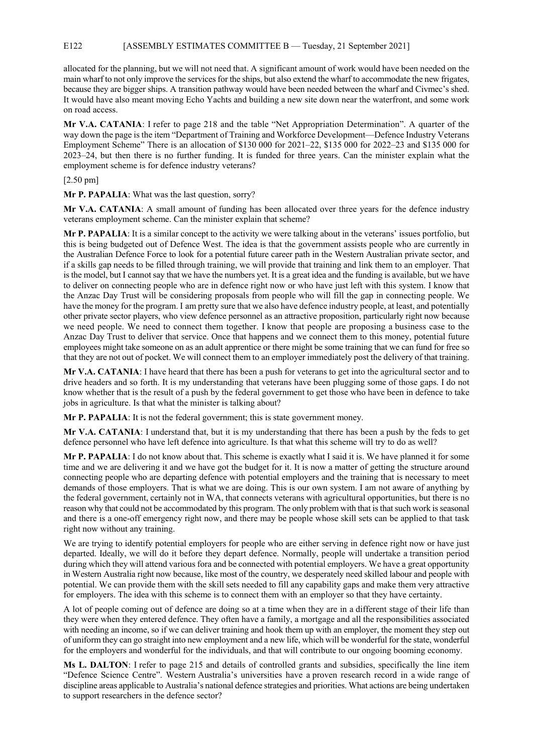allocated for the planning, but we will not need that. A significant amount of work would have been needed on the main wharf to not only improve the services for the ships, but also extend the wharf to accommodate the new frigates, because they are bigger ships. A transition pathway would have been needed between the wharf and Civmec's shed. It would have also meant moving Echo Yachts and building a new site down near the waterfront, and some work on road access.

**Mr V.A. CATANIA**: I refer to page 218 and the table "Net Appropriation Determination". A quarter of the way down the page is the item "Department of Training and Workforce Development—Defence Industry Veterans Employment Scheme" There is an allocation of $130 000 for 2021–22, $135 000 for 2022–23 and $135 000 for 2023–24, but then there is no further funding. It is funded for three years. Can the minister explain what the employment scheme is for defence industry veterans?

[2.50 pm]

**Mr P. PAPALIA**: What was the last question, sorry?

**Mr V.A. CATANIA**: A small amount of funding has been allocated over three years for the defence industry veterans employment scheme. Can the minister explain that scheme?

**Mr P. PAPALIA**: It is a similar concept to the activity we were talking about in the veterans' issues portfolio, but this is being budgeted out of Defence West. The idea is that the government assists people who are currently in the Australian Defence Force to look for a potential future career path in the Western Australian private sector, and if a skills gap needs to be filled through training, we will provide that training and link them to an employer. That is the model, but I cannot say that we have the numbers yet. It is a great idea and the funding is available, but we have to deliver on connecting people who are in defence right now or who have just left with this system. I know that the Anzac Day Trust will be considering proposals from people who will fill the gap in connecting people. We have the money for the program. I am pretty sure that we also have defence industry people, at least, and potentially other private sector players, who view defence personnel as an attractive proposition, particularly right now because we need people. We need to connect them together. I know that people are proposing a business case to the Anzac Day Trust to deliver that service. Once that happens and we connect them to this money, potential future employees might take someone on as an adult apprentice or there might be some training that we can fund for free so that they are not out of pocket. We will connect them to an employer immediately post the delivery of that training.

**Mr V.A. CATANIA**: I have heard that there has been a push for veterans to get into the agricultural sector and to drive headers and so forth. It is my understanding that veterans have been plugging some of those gaps. I do not know whether that is the result of a push by the federal government to get those who have been in defence to take jobs in agriculture. Is that what the minister is talking about?

**Mr P. PAPALIA**: It is not the federal government; this is state government money.

**Mr V.A. CATANIA**: I understand that, but it is my understanding that there has been a push by the feds to get defence personnel who have left defence into agriculture. Is that what this scheme will try to do as well?

**Mr P. PAPALIA**: I do not know about that. This scheme is exactly what I said it is. We have planned it for some time and we are delivering it and we have got the budget for it. It is now a matter of getting the structure around connecting people who are departing defence with potential employers and the training that is necessary to meet demands of those employers. That is what we are doing. This is our own system. I am not aware of anything by the federal government, certainly not in WA, that connects veterans with agricultural opportunities, but there is no reason why that could not be accommodated by this program. The only problem with that is that such work is seasonal and there is a one-off emergency right now, and there may be people whose skill sets can be applied to that task right now without any training.

We are trying to identify potential employers for people who are either serving in defence right now or have just departed. Ideally, we will do it before they depart defence. Normally, people will undertake a transition period during which they will attend various fora and be connected with potential employers. We have a great opportunity in Western Australia right now because, like most of the country, we desperately need skilled labour and people with potential. We can provide them with the skill sets needed to fill any capability gaps and make them very attractive for employers. The idea with this scheme is to connect them with an employer so that they have certainty.

A lot of people coming out of defence are doing so at a time when they are in a different stage of their life than they were when they entered defence. They often have a family, a mortgage and all the responsibilities associated with needing an income, so if we can deliver training and hook them up with an employer, the moment they step out of uniform they can go straight into new employment and a new life, which will be wonderful for the state, wonderful for the employers and wonderful for the individuals, and that will contribute to our ongoing booming economy.

**Ms L. DALTON**: I refer to page 215 and details of controlled grants and subsidies, specifically the line item "Defence Science Centre". Western Australia's universities have a proven research record in a wide range of discipline areas applicable to Australia's national defence strategies and priorities. What actions are being undertaken to support researchers in the defence sector?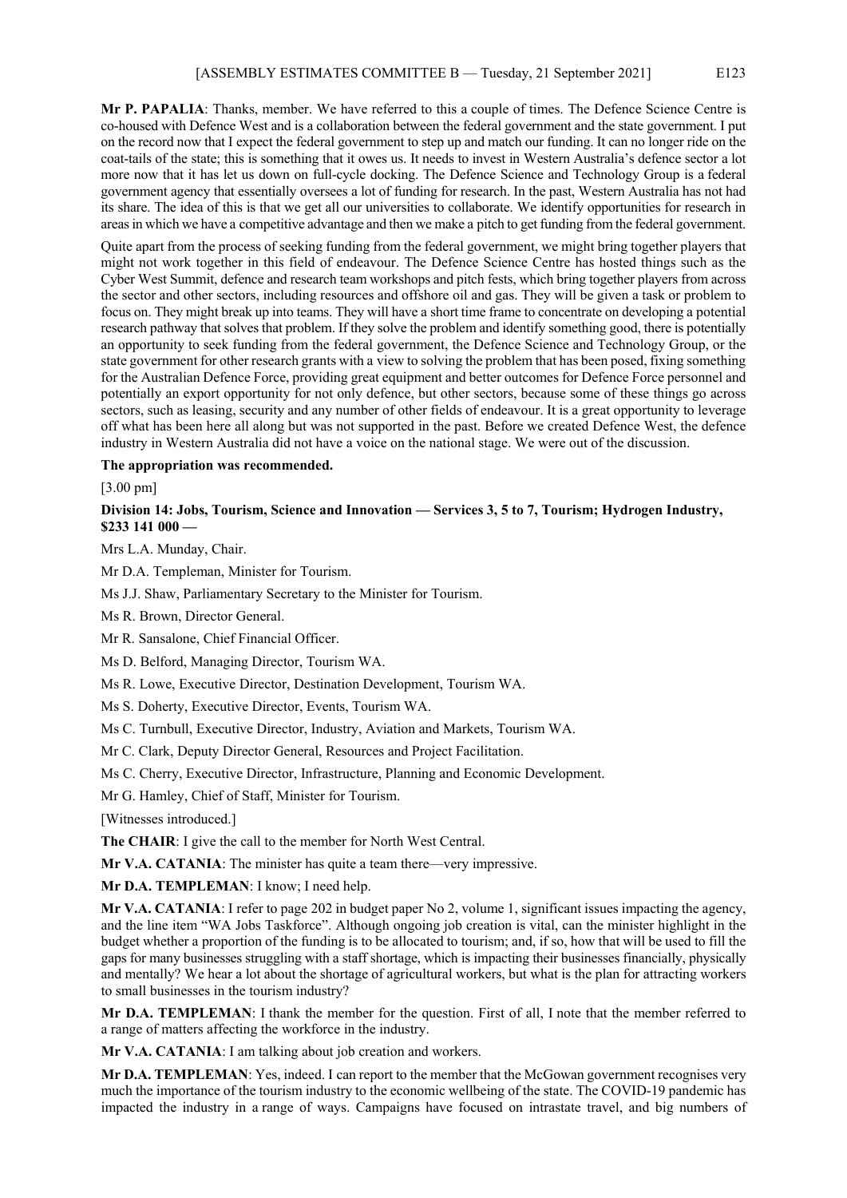**Mr P. PAPALIA**: Thanks, member. We have referred to this a couple of times. The Defence Science Centre is co-housed with Defence West and is a collaboration between the federal government and the state government. I put on the record now that I expect the federal government to step up and match our funding. It can no longer ride on the coat-tails of the state; this is something that it owes us. It needs to invest in Western Australia's defence sector a lot more now that it has let us down on full-cycle docking. The Defence Science and Technology Group is a federal government agency that essentially oversees a lot of funding for research. In the past, Western Australia has not had its share. The idea of this is that we get all our universities to collaborate. We identify opportunities for research in areas in which we have a competitive advantage and then we make a pitch to get funding from the federal government.

Quite apart from the process of seeking funding from the federal government, we might bring together players that might not work together in this field of endeavour. The Defence Science Centre has hosted things such as the Cyber West Summit, defence and research team workshops and pitch fests, which bring together players from across the sector and other sectors, including resources and offshore oil and gas. They will be given a task or problem to focus on. They might break up into teams. They will have a short time frame to concentrate on developing a potential research pathway that solves that problem. If they solve the problem and identify something good, there is potentially an opportunity to seek funding from the federal government, the Defence Science and Technology Group, or the state government for other research grants with a view to solving the problem that has been posed, fixing something for the Australian Defence Force, providing great equipment and better outcomes for Defence Force personnel and potentially an export opportunity for not only defence, but other sectors, because some of these things go across sectors, such as leasing, security and any number of other fields of endeavour. It is a great opportunity to leverage off what has been here all along but was not supported in the past. Before we created Defence West, the defence industry in Western Australia did not have a voice on the national stage. We were out of the discussion.

**The appropriation was recommended.**

[3.00 pm]

**Division 14: Jobs, Tourism, Science and Innovation — Services 3, 5 to 7, Tourism; Hydrogen Industry, $233 141 000 —**

Mrs L.A. Munday, Chair.

Mr D.A. Templeman, Minister for Tourism.

Ms J.J. Shaw, Parliamentary Secretary to the Minister for Tourism.

Ms R. Brown, Director General.

Mr R. Sansalone, Chief Financial Officer.

Ms D. Belford, Managing Director, Tourism WA.

Ms R. Lowe, Executive Director, Destination Development, Tourism WA.

Ms S. Doherty, Executive Director, Events, Tourism WA.

Ms C. Turnbull, Executive Director, Industry, Aviation and Markets, Tourism WA.

Mr C. Clark, Deputy Director General, Resources and Project Facilitation.

Ms C. Cherry, Executive Director, Infrastructure, Planning and Economic Development.

Mr G. Hamley, Chief of Staff, Minister for Tourism.

[Witnesses introduced.]

**The CHAIR**: I give the call to the member for North West Central.

**Mr V.A. CATANIA**: The minister has quite a team there—very impressive.

**Mr D.A. TEMPLEMAN**: I know; I need help.

**Mr V.A. CATANIA**: I refer to page 202 in budget paper No 2, volume 1, significant issues impacting the agency, and the line item "WA Jobs Taskforce". Although ongoing job creation is vital, can the minister highlight in the budget whether a proportion of the funding is to be allocated to tourism; and, if so, how that will be used to fill the gaps for many businesses struggling with a staff shortage, which is impacting their businesses financially, physically and mentally? We hear a lot about the shortage of agricultural workers, but what is the plan for attracting workers to small businesses in the tourism industry?

**Mr D.A. TEMPLEMAN**: I thank the member for the question. First of all, I note that the member referred to a range of matters affecting the workforce in the industry.

**Mr V.A. CATANIA**: I am talking about job creation and workers.

**Mr D.A. TEMPLEMAN**: Yes, indeed. I can report to the member that the McGowan government recognises very much the importance of the tourism industry to the economic wellbeing of the state. The COVID-19 pandemic has impacted the industry in a range of ways. Campaigns have focused on intrastate travel, and big numbers of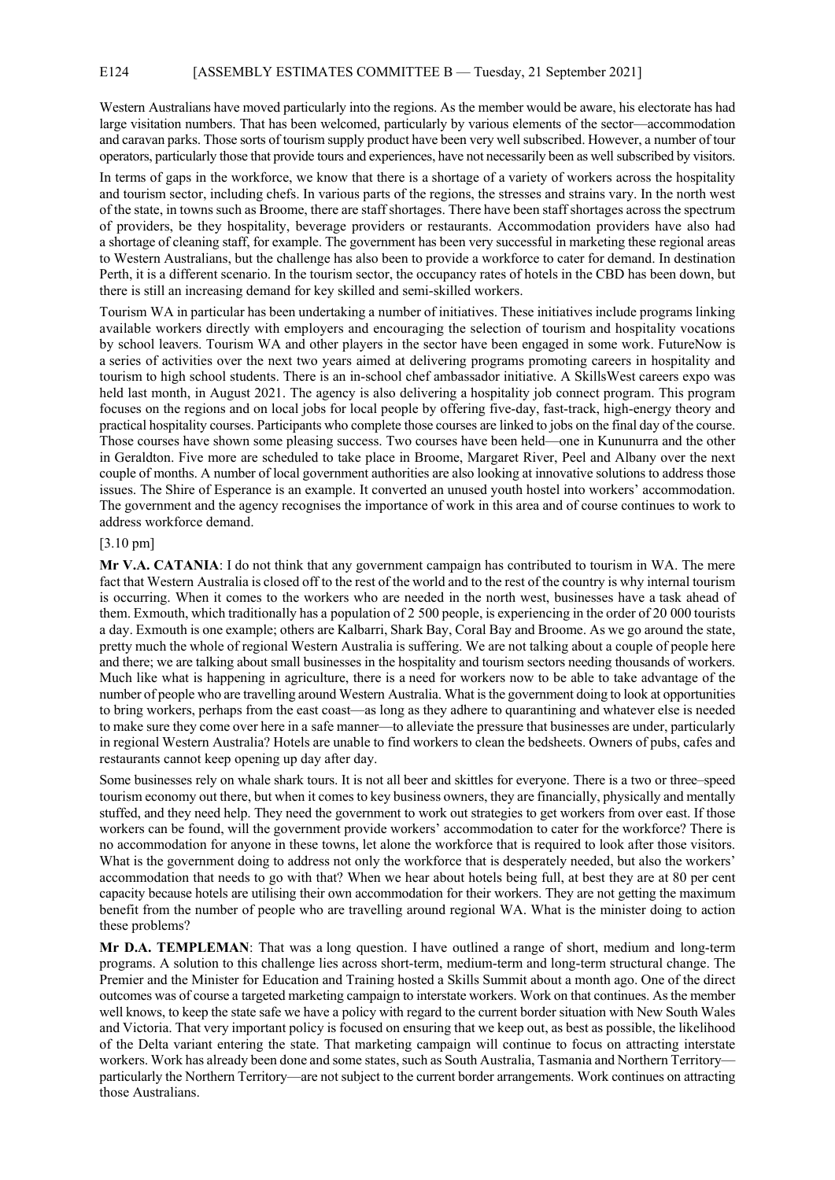Western Australians have moved particularly into the regions. As the member would be aware, his electorate has had large visitation numbers. That has been welcomed, particularly by various elements of the sector—accommodation and caravan parks. Those sorts of tourism supply product have been very well subscribed. However, a number of tour operators, particularly those that provide tours and experiences, have not necessarily been as well subscribed by visitors.

In terms of gaps in the workforce, we know that there is a shortage of a variety of workers across the hospitality and tourism sector, including chefs. In various parts of the regions, the stresses and strains vary. In the north west of the state, in towns such as Broome, there are staff shortages. There have been staff shortages across the spectrum of providers, be they hospitality, beverage providers or restaurants. Accommodation providers have also had a shortage of cleaning staff, for example. The government has been very successful in marketing these regional areas to Western Australians, but the challenge has also been to provide a workforce to cater for demand. In destination Perth, it is a different scenario. In the tourism sector, the occupancy rates of hotels in the CBD has been down, but there is still an increasing demand for key skilled and semi-skilled workers.

Tourism WA in particular has been undertaking a number of initiatives. These initiatives include programs linking available workers directly with employers and encouraging the selection of tourism and hospitality vocations by school leavers. Tourism WA and other players in the sector have been engaged in some work. FutureNow is a series of activities over the next two years aimed at delivering programs promoting careers in hospitality and tourism to high school students. There is an in-school chef ambassador initiative. A SkillsWest careers expo was held last month, in August 2021. The agency is also delivering a hospitality job connect program. This program focuses on the regions and on local jobs for local people by offering five-day, fast-track, high-energy theory and practical hospitality courses. Participants who complete those courses are linked to jobs on the final day of the course. Those courses have shown some pleasing success. Two courses have been held—one in Kununurra and the other in Geraldton. Five more are scheduled to take place in Broome, Margaret River, Peel and Albany over the next couple of months. A number of local government authorities are also looking at innovative solutions to address those issues. The Shire of Esperance is an example. It converted an unused youth hostel into workers' accommodation. The government and the agency recognises the importance of work in this area and of course continues to work to address workforce demand.

[3.10 pm]

**Mr V.A. CATANIA**: I do not think that any government campaign has contributed to tourism in WA. The mere fact that Western Australia is closed off to the rest of the world and to the rest of the country is why internal tourism is occurring. When it comes to the workers who are needed in the north west, businesses have a task ahead of them. Exmouth, which traditionally has a population of 2 500 people, is experiencing in the order of 20 000 tourists a day. Exmouth is one example; others are Kalbarri, Shark Bay, Coral Bay and Broome. As we go around the state, pretty much the whole of regional Western Australia is suffering. We are not talking about a couple of people here and there; we are talking about small businesses in the hospitality and tourism sectors needing thousands of workers. Much like what is happening in agriculture, there is a need for workers now to be able to take advantage of the number of people who are travelling around Western Australia. What is the government doing to look at opportunities to bring workers, perhaps from the east coast—as long as they adhere to quarantining and whatever else is needed to make sure they come over here in a safe manner—to alleviate the pressure that businesses are under, particularly in regional Western Australia? Hotels are unable to find workers to clean the bedsheets. Owners of pubs, cafes and restaurants cannot keep opening up day after day.

Some businesses rely on whale shark tours. It is not all beer and skittles for everyone. There is a two or three–speed tourism economy out there, but when it comes to key business owners, they are financially, physically and mentally stuffed, and they need help. They need the government to work out strategies to get workers from over east. If those workers can be found, will the government provide workers' accommodation to cater for the workforce? There is no accommodation for anyone in these towns, let alone the workforce that is required to look after those visitors. What is the government doing to address not only the workforce that is desperately needed, but also the workers' accommodation that needs to go with that? When we hear about hotels being full, at best they are at 80 per cent capacity because hotels are utilising their own accommodation for their workers. They are not getting the maximum benefit from the number of people who are travelling around regional WA. What is the minister doing to action these problems?

**Mr D.A. TEMPLEMAN**: That was a long question. I have outlined a range of short, medium and long-term programs. A solution to this challenge lies across short-term, medium-term and long-term structural change. The Premier and the Minister for Education and Training hosted a Skills Summit about a month ago. One of the direct outcomes was of course a targeted marketing campaign to interstate workers. Work on that continues. As the member well knows, to keep the state safe we have a policy with regard to the current border situation with New South Wales and Victoria. That very important policy is focused on ensuring that we keep out, as best as possible, the likelihood of the Delta variant entering the state. That marketing campaign will continue to focus on attracting interstate workers. Work has already been done and some states, such as South Australia, Tasmania and Northern Territory—particularly the Northern Territory—are not subject to the current border arrangements. Work continues on attracting those Australians.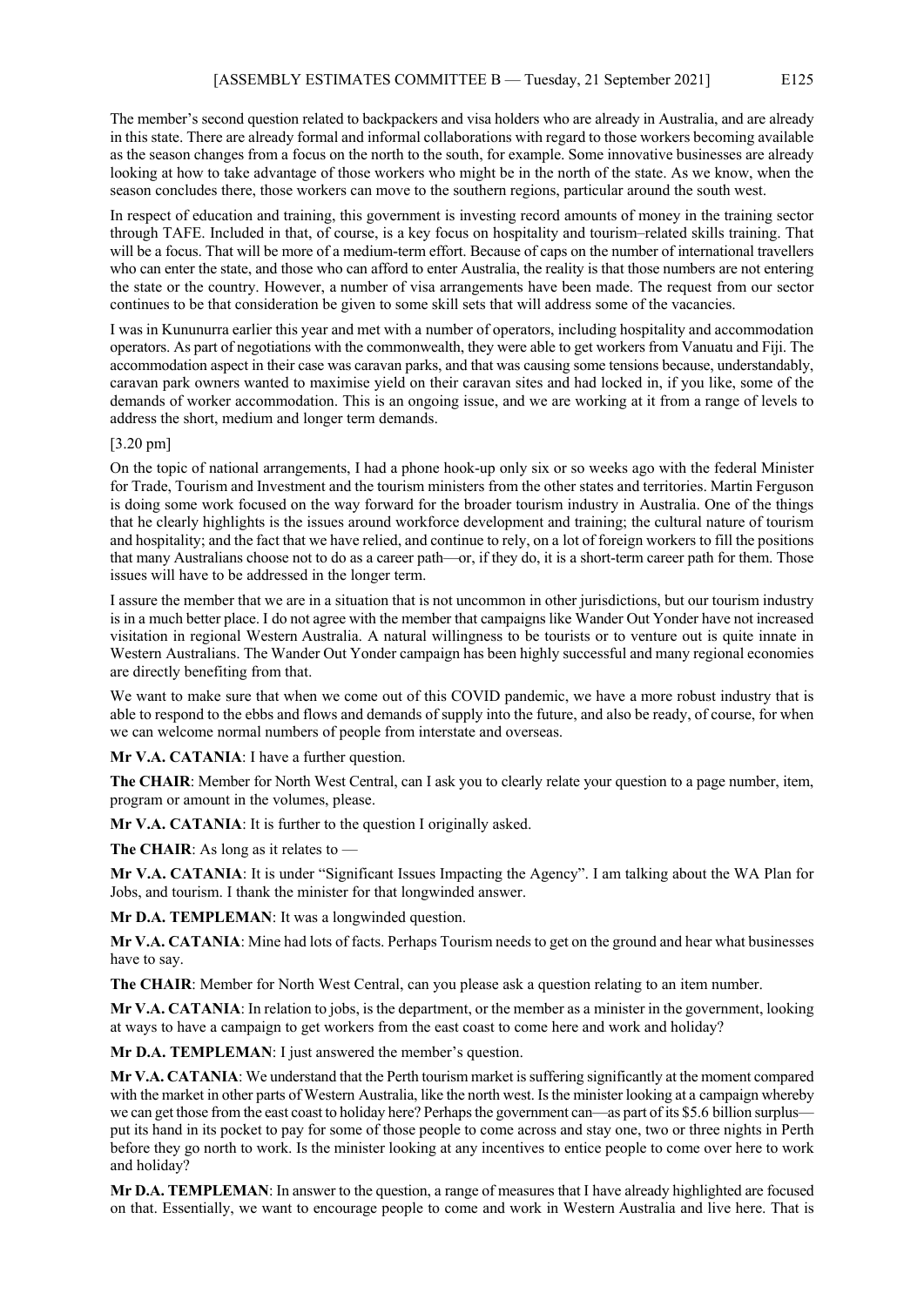The member's second question related to backpackers and visa holders who are already in Australia, and are already in this state. There are already formal and informal collaborations with regard to those workers becoming available as the season changes from a focus on the north to the south, for example. Some innovative businesses are already looking at how to take advantage of those workers who might be in the north of the state. As we know, when the season concludes there, those workers can move to the southern regions, particular around the south west.

In respect of education and training, this government is investing record amounts of money in the training sector through TAFE. Included in that, of course, is a key focus on hospitality and tourism–related skills training. That will be a focus. That will be more of a medium-term effort. Because of caps on the number of international travellers who can enter the state, and those who can afford to enter Australia, the reality is that those numbers are not entering the state or the country. However, a number of visa arrangements have been made. The request from our sector continues to be that consideration be given to some skill sets that will address some of the vacancies.

I was in Kununurra earlier this year and met with a number of operators, including hospitality and accommodation operators. As part of negotiations with the commonwealth, they were able to get workers from Vanuatu and Fiji. The accommodation aspect in their case was caravan parks, and that was causing some tensions because, understandably, caravan park owners wanted to maximise yield on their caravan sites and had locked in, if you like, some of the demands of worker accommodation. This is an ongoing issue, and we are working at it from a range of levels to address the short, medium and longer term demands.

[3.20 pm]

On the topic of national arrangements, I had a phone hook-up only six or so weeks ago with the federal Minister for Trade, Tourism and Investment and the tourism ministers from the other states and territories. Martin Ferguson is doing some work focused on the way forward for the broader tourism industry in Australia. One of the things that he clearly highlights is the issues around workforce development and training; the cultural nature of tourism and hospitality; and the fact that we have relied, and continue to rely, on a lot of foreign workers to fill the positions that many Australians choose not to do as a career path—or, if they do, it is a short-term career path for them. Those issues will have to be addressed in the longer term.

I assure the member that we are in a situation that is not uncommon in other jurisdictions, but our tourism industry is in a much better place. I do not agree with the member that campaigns like Wander Out Yonder have not increased visitation in regional Western Australia. A natural willingness to be tourists or to venture out is quite innate in Western Australians. The Wander Out Yonder campaign has been highly successful and many regional economies are directly benefiting from that.

We want to make sure that when we come out of this COVID pandemic, we have a more robust industry that is able to respond to the ebbs and flows and demands of supply into the future, and also be ready, of course, for when we can welcome normal numbers of people from interstate and overseas.

**Mr V.A. CATANIA**: I have a further question.

**The CHAIR**: Member for North West Central, can I ask you to clearly relate your question to a page number, item, program or amount in the volumes, please.

**Mr V.A. CATANIA**: It is further to the question I originally asked.

**The CHAIR**: As long as it relates to —

**Mr V.A. CATANIA**: It is under "Significant Issues Impacting the Agency". I am talking about the WA Plan for Jobs, and tourism. I thank the minister for that longwinded answer.

**Mr D.A. TEMPLEMAN**: It was a longwinded question.

**Mr V.A. CATANIA**: Mine had lots of facts. Perhaps Tourism needs to get on the ground and hear what businesses have to say.

**The CHAIR**: Member for North West Central, can you please ask a question relating to an item number.

**Mr V.A. CATANIA**: In relation to jobs, is the department, or the member as a minister in the government, looking at ways to have a campaign to get workers from the east coast to come here and work and holiday?

**Mr D.A. TEMPLEMAN**: I just answered the member's question.

**Mr V.A. CATANIA**: We understand that the Perth tourism market is suffering significantly at the moment compared with the market in other parts of Western Australia, like the north west. Is the minister looking at a campaign whereby we can get those from the east coast to holiday here? Perhaps the government can—as part of its $5.6 billion surplus—put its hand in its pocket to pay for some of those people to come across and stay one, two or three nights in Perth before they go north to work. Is the minister looking at any incentives to entice people to come over here to work and holiday?

**Mr D.A. TEMPLEMAN**: In answer to the question, a range of measures that I have already highlighted are focused on that. Essentially, we want to encourage people to come and work in Western Australia and live here. That is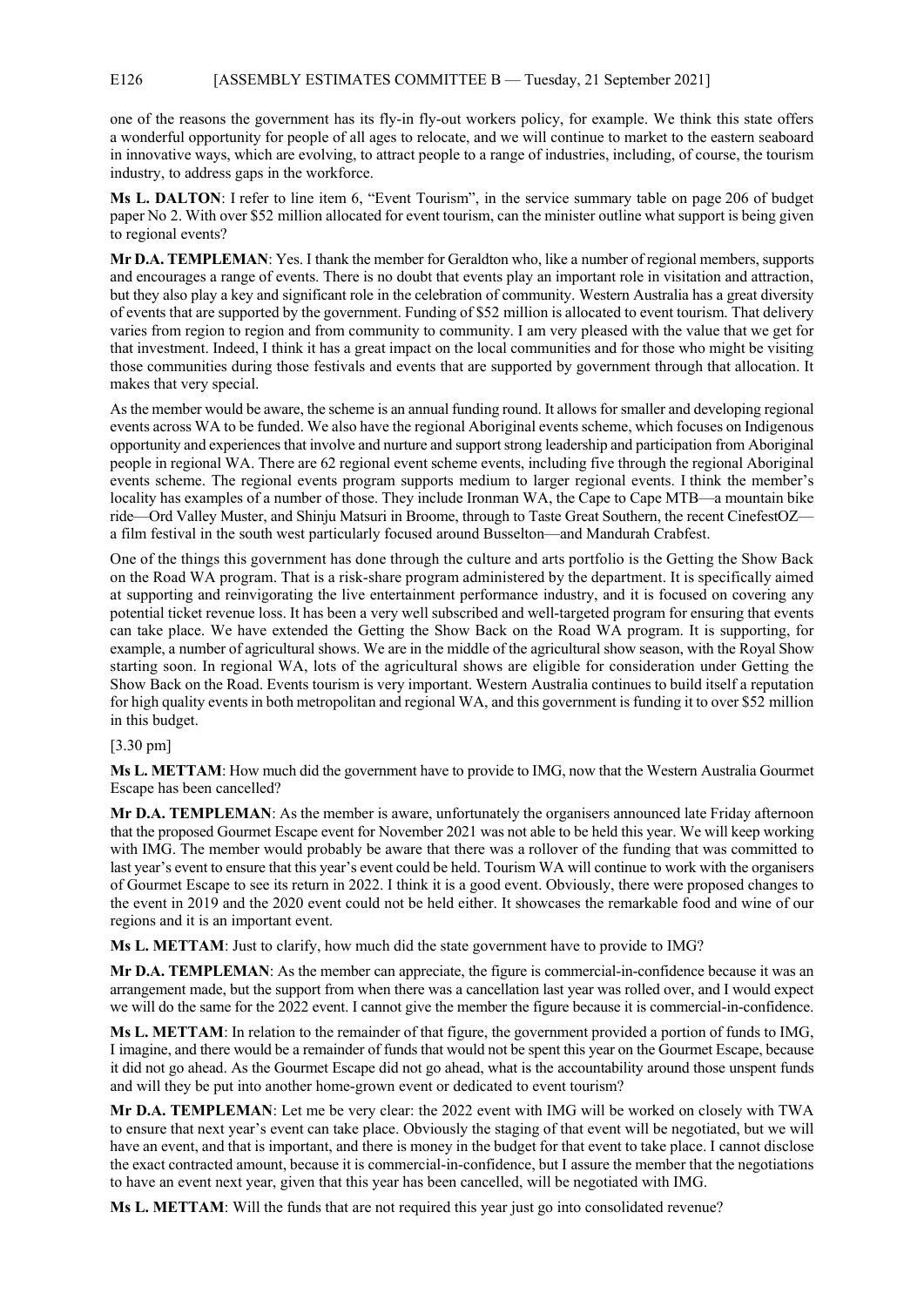one of the reasons the government has its fly-in fly-out workers policy, for example. We think this state offers a wonderful opportunity for people of all ages to relocate, and we will continue to market to the eastern seaboard in innovative ways, which are evolving, to attract people to a range of industries, including, of course, the tourism industry, to address gaps in the workforce.

**Ms L. DALTON**: I refer to line item 6, "Event Tourism", in the service summary table on page 206 of budget paper No 2. With over $52 million allocated for event tourism, can the minister outline what support is being given to regional events?

**Mr D.A. TEMPLEMAN**: Yes. I thank the member for Geraldton who, like a number of regional members, supports and encourages a range of events. There is no doubt that events play an important role in visitation and attraction, but they also play a key and significant role in the celebration of community. Western Australia has a great diversity of events that are supported by the government. Funding of $52 million is allocated to event tourism. That delivery varies from region to region and from community to community. I am very pleased with the value that we get for that investment. Indeed, I think it has a great impact on the local communities and for those who might be visiting those communities during those festivals and events that are supported by government through that allocation. It makes that very special.

As the member would be aware, the scheme is an annual funding round. It allows for smaller and developing regional events across WA to be funded. We also have the regional Aboriginal events scheme, which focuses on Indigenous opportunity and experiences that involve and nurture and support strong leadership and participation from Aboriginal people in regional WA. There are 62 regional event scheme events, including five through the regional Aboriginal events scheme. The regional events program supports medium to larger regional events. I think the member's locality has examples of a number of those. They include Ironman WA, the Cape to Cape MTB—a mountain bike ride—Ord Valley Muster, and Shinju Matsuri in Broome, through to Taste Great Southern, the recent CinefestOZ—a film festival in the south west particularly focused around Busselton—and Mandurah Crabfest.

One of the things this government has done through the culture and arts portfolio is the Getting the Show Back on the Road WA program. That is a risk-share program administered by the department. It is specifically aimed at supporting and reinvigorating the live entertainment performance industry, and it is focused on covering any potential ticket revenue loss. It has been a very well subscribed and well-targeted program for ensuring that events can take place. We have extended the Getting the Show Back on the Road WA program. It is supporting, for example, a number of agricultural shows. We are in the middle of the agricultural show season, with the Royal Show starting soon. In regional WA, lots of the agricultural shows are eligible for consideration under Getting the Show Back on the Road. Events tourism is very important. Western Australia continues to build itself a reputation for high quality events in both metropolitan and regional WA, and this government is funding it to over $52 million in this budget.

[3.30 pm]

**Ms L. METTAM**: How much did the government have to provide to IMG, now that the Western Australia Gourmet Escape has been cancelled?

**Mr D.A. TEMPLEMAN**: As the member is aware, unfortunately the organisers announced late Friday afternoon that the proposed Gourmet Escape event for November 2021 was not able to be held this year. We will keep working with IMG. The member would probably be aware that there was a rollover of the funding that was committed to last year's event to ensure that this year's event could be held. Tourism WA will continue to work with the organisers of Gourmet Escape to see its return in 2022. I think it is a good event. Obviously, there were proposed changes to the event in 2019 and the 2020 event could not be held either. It showcases the remarkable food and wine of our regions and it is an important event.

**Ms L. METTAM**: Just to clarify, how much did the state government have to provide to IMG?

**Mr D.A. TEMPLEMAN**: As the member can appreciate, the figure is commercial-in-confidence because it was an arrangement made, but the support from when there was a cancellation last year was rolled over, and I would expect we will do the same for the 2022 event. I cannot give the member the figure because it is commercial-in-confidence.

**Ms L. METTAM**: In relation to the remainder of that figure, the government provided a portion of funds to IMG, I imagine, and there would be a remainder of funds that would not be spent this year on the Gourmet Escape, because it did not go ahead. As the Gourmet Escape did not go ahead, what is the accountability around those unspent funds and will they be put into another home-grown event or dedicated to event tourism?

**Mr D.A. TEMPLEMAN**: Let me be very clear: the 2022 event with IMG will be worked on closely with TWA to ensure that next year's event can take place. Obviously the staging of that event will be negotiated, but we will have an event, and that is important, and there is money in the budget for that event to take place. I cannot disclose the exact contracted amount, because it is commercial-in-confidence, but I assure the member that the negotiations to have an event next year, given that this year has been cancelled, will be negotiated with IMG.

**Ms L. METTAM**: Will the funds that are not required this year just go into consolidated revenue?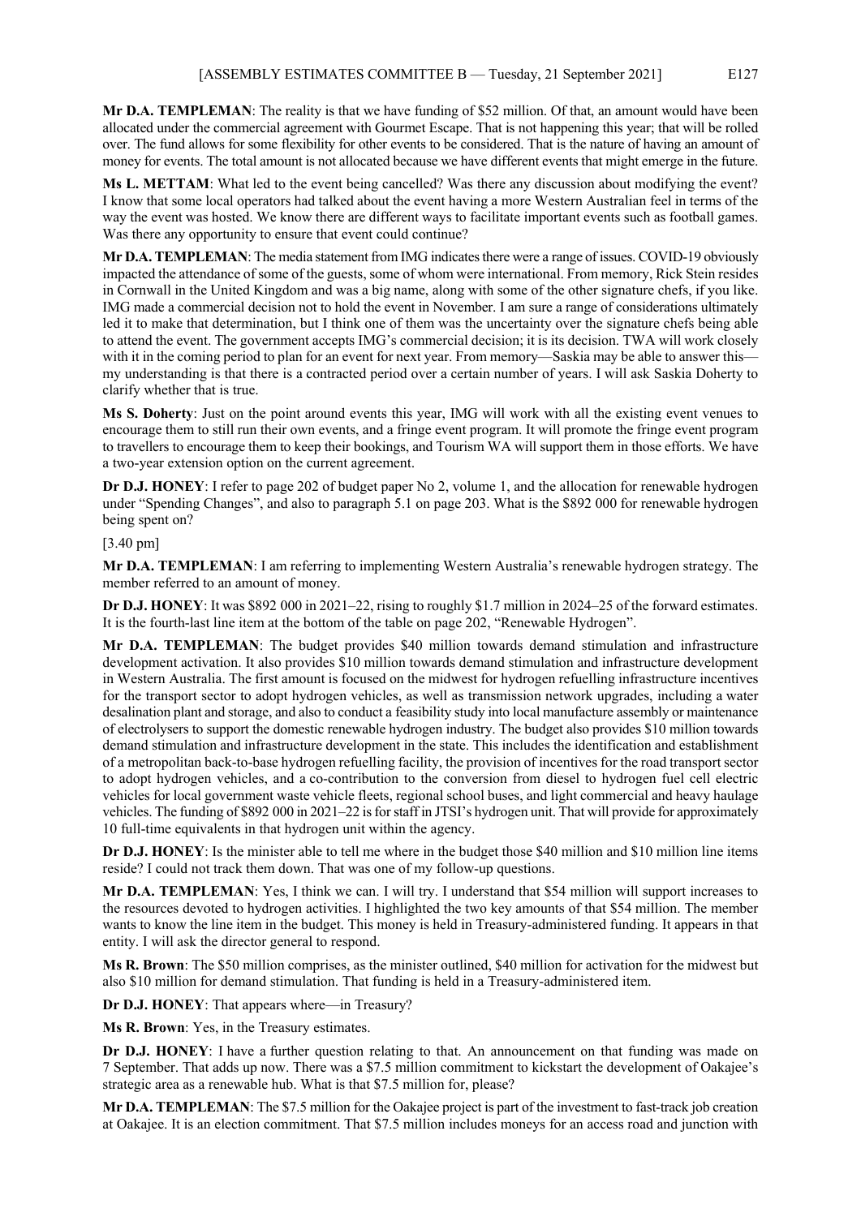**Mr D.A. TEMPLEMAN**: The reality is that we have funding of $52 million. Of that, an amount would have been allocated under the commercial agreement with Gourmet Escape. That is not happening this year; that will be rolled over. The fund allows for some flexibility for other events to be considered. That is the nature of having an amount of money for events. The total amount is not allocated because we have different events that might emerge in the future.

**Ms L. METTAM**: What led to the event being cancelled? Was there any discussion about modifying the event? I know that some local operators had talked about the event having a more Western Australian feel in terms of the way the event was hosted. We know there are different ways to facilitate important events such as football games. Was there any opportunity to ensure that event could continue?

**Mr D.A. TEMPLEMAN**: The media statement from IMG indicates there were a range of issues. COVID-19 obviously impacted the attendance of some of the guests, some of whom were international. From memory, Rick Stein resides in Cornwall in the United Kingdom and was a big name, along with some of the other signature chefs, if you like. IMG made a commercial decision not to hold the event in November. I am sure a range of considerations ultimately led it to make that determination, but I think one of them was the uncertainty over the signature chefs being able to attend the event. The government accepts IMG's commercial decision; it is its decision. TWA will work closely with it in the coming period to plan for an event for next year. From memory—Saskia may be able to answer this—my understanding is that there is a contracted period over a certain number of years. I will ask Saskia Doherty to clarify whether that is true.

**Ms S. Doherty**: Just on the point around events this year, IMG will work with all the existing event venues to encourage them to still run their own events, and a fringe event program. It will promote the fringe event program to travellers to encourage them to keep their bookings, and Tourism WA will support them in those efforts. We have a two-year extension option on the current agreement.

**Dr D.J. HONEY**: I refer to page 202 of budget paper No 2, volume 1, and the allocation for renewable hydrogen under "Spending Changes", and also to paragraph 5.1 on page 203. What is the $892 000 for renewable hydrogen being spent on?

[3.40 pm]

**Mr D.A. TEMPLEMAN**: I am referring to implementing Western Australia's renewable hydrogen strategy. The member referred to an amount of money.

**Dr D.J. HONEY**: It was $892 000 in 2021–22, rising to roughly $1.7 million in 2024–25 of the forward estimates. It is the fourth-last line item at the bottom of the table on page 202, "Renewable Hydrogen".

**Mr D.A. TEMPLEMAN**: The budget provides $40 million towards demand stimulation and infrastructure development activation. It also provides $10 million towards demand stimulation and infrastructure development in Western Australia. The first amount is focused on the midwest for hydrogen refuelling infrastructure incentives for the transport sector to adopt hydrogen vehicles, as well as transmission network upgrades, including a water desalination plant and storage, and also to conduct a feasibility study into local manufacture assembly or maintenance of electrolysers to support the domestic renewable hydrogen industry. The budget also provides $10 million towards demand stimulation and infrastructure development in the state. This includes the identification and establishment of a metropolitan back-to-base hydrogen refuelling facility, the provision of incentives for the road transport sector to adopt hydrogen vehicles, and a co-contribution to the conversion from diesel to hydrogen fuel cell electric vehicles for local government waste vehicle fleets, regional school buses, and light commercial and heavy haulage vehicles. The funding of $892 000 in 2021–22 is for staff in JTSI's hydrogen unit. That will provide for approximately 10 full-time equivalents in that hydrogen unit within the agency.

**Dr D.J. HONEY**: Is the minister able to tell me where in the budget those $40 million and $10 million line items reside? I could not track them down. That was one of my follow-up questions.

**Mr D.A. TEMPLEMAN**: Yes, I think we can. I will try. I understand that $54 million will support increases to the resources devoted to hydrogen activities. I highlighted the two key amounts of that $54 million. The member wants to know the line item in the budget. This money is held in Treasury-administered funding. It appears in that entity. I will ask the director general to respond.

**Ms R. Brown**: The $50 million comprises, as the minister outlined, $40 million for activation for the midwest but also $10 million for demand stimulation. That funding is held in a Treasury-administered item.

**Dr D.J. HONEY**: That appears where—in Treasury?

**Ms R. Brown**: Yes, in the Treasury estimates.

**Dr D.J. HONEY**: I have a further question relating to that. An announcement on that funding was made on 7 September. That adds up now. There was a $7.5 million commitment to kickstart the development of Oakajee's strategic area as a renewable hub. What is that $7.5 million for, please?

**Mr D.A. TEMPLEMAN**: The $7.5 million for the Oakajee project is part of the investment to fast-track job creation at Oakajee. It is an election commitment. That $7.5 million includes moneys for an access road and junction with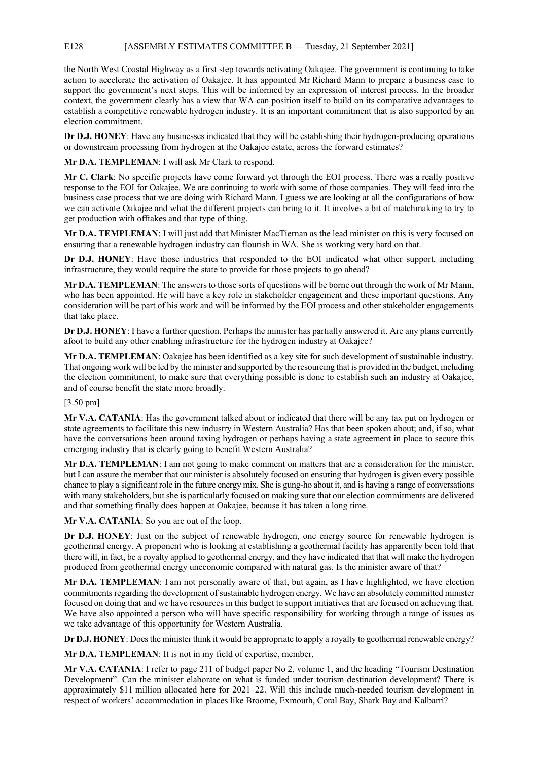the North West Coastal Highway as a first step towards activating Oakajee. The government is continuing to take action to accelerate the activation of Oakajee. It has appointed Mr Richard Mann to prepare a business case to support the government's next steps. This will be informed by an expression of interest process. In the broader context, the government clearly has a view that WA can position itself to build on its comparative advantages to establish a competitive renewable hydrogen industry. It is an important commitment that is also supported by an election commitment.

**Dr D.J. HONEY**: Have any businesses indicated that they will be establishing their hydrogen-producing operations or downstream processing from hydrogen at the Oakajee estate, across the forward estimates?

**Mr D.A. TEMPLEMAN**: I will ask Mr Clark to respond.

**Mr C. Clark**: No specific projects have come forward yet through the EOI process. There was a really positive response to the EOI for Oakajee. We are continuing to work with some of those companies. They will feed into the business case process that we are doing with Richard Mann. I guess we are looking at all the configurations of how we can activate Oakajee and what the different projects can bring to it. It involves a bit of matchmaking to try to get production with offtakes and that type of thing.

**Mr D.A. TEMPLEMAN**: I will just add that Minister MacTiernan as the lead minister on this is very focused on ensuring that a renewable hydrogen industry can flourish in WA. She is working very hard on that.

**Dr D.J. HONEY**: Have those industries that responded to the EOI indicated what other support, including infrastructure, they would require the state to provide for those projects to go ahead?

**Mr D.A. TEMPLEMAN**: The answers to those sorts of questions will be borne out through the work of Mr Mann, who has been appointed. He will have a key role in stakeholder engagement and these important questions. Any consideration will be part of his work and will be informed by the EOI process and other stakeholder engagements that take place.

**Dr D.J. HONEY**: I have a further question. Perhaps the minister has partially answered it. Are any plans currently afoot to build any other enabling infrastructure for the hydrogen industry at Oakajee?

**Mr D.A. TEMPLEMAN**: Oakajee has been identified as a key site for such development of sustainable industry. That ongoing work will be led by the minister and supported by the resourcing that is provided in the budget, including the election commitment, to make sure that everything possible is done to establish such an industry at Oakajee, and of course benefit the state more broadly.

[3.50 pm]

**Mr V.A. CATANIA**: Has the government talked about or indicated that there will be any tax put on hydrogen or state agreements to facilitate this new industry in Western Australia? Has that been spoken about; and, if so, what have the conversations been around taxing hydrogen or perhaps having a state agreement in place to secure this emerging industry that is clearly going to benefit Western Australia?

**Mr D.A. TEMPLEMAN**: I am not going to make comment on matters that are a consideration for the minister, but I can assure the member that our minister is absolutely focused on ensuring that hydrogen is given every possible chance to play a significant role in the future energy mix. She is gung-ho about it, and is having a range of conversations with many stakeholders, but she is particularly focused on making sure that our election commitments are delivered and that something finally does happen at Oakajee, because it has taken a long time.

**Mr V.A. CATANIA**: So you are out of the loop.

**Dr D.J. HONEY**: Just on the subject of renewable hydrogen, one energy source for renewable hydrogen is geothermal energy. A proponent who is looking at establishing a geothermal facility has apparently been told that there will, in fact, be a royalty applied to geothermal energy, and they have indicated that that will make the hydrogen produced from geothermal energy uneconomic compared with natural gas. Is the minister aware of that?

**Mr D.A. TEMPLEMAN**: I am not personally aware of that, but again, as I have highlighted, we have election commitments regarding the development of sustainable hydrogen energy. We have an absolutely committed minister focused on doing that and we have resources in this budget to support initiatives that are focused on achieving that. We have also appointed a person who will have specific responsibility for working through a range of issues as we take advantage of this opportunity for Western Australia.

**Dr D.J. HONEY**: Does the minister think it would be appropriate to apply a royalty to geothermal renewable energy?

**Mr D.A. TEMPLEMAN**: It is not in my field of expertise, member.

**Mr V.A. CATANIA**: I refer to page 211 of budget paper No 2, volume 1, and the heading "Tourism Destination Development". Can the minister elaborate on what is funded under tourism destination development? There is approximately $11 million allocated here for 2021–22. Will this include much-needed tourism development in respect of workers' accommodation in places like Broome, Exmouth, Coral Bay, Shark Bay and Kalbarri?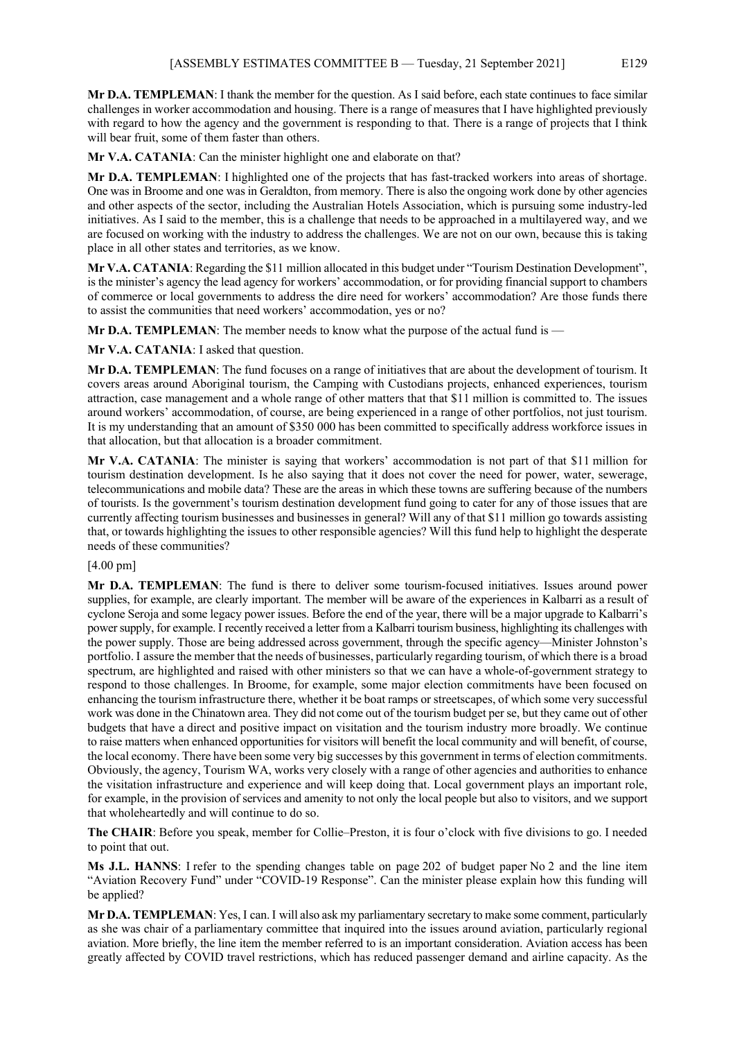**Mr D.A. TEMPLEMAN**: I thank the member for the question. As I said before, each state continues to face similar challenges in worker accommodation and housing. There is a range of measures that I have highlighted previously with regard to how the agency and the government is responding to that. There is a range of projects that I think will bear fruit, some of them faster than others.

**Mr V.A. CATANIA**: Can the minister highlight one and elaborate on that?

**Mr D.A. TEMPLEMAN**: I highlighted one of the projects that has fast-tracked workers into areas of shortage. One was in Broome and one was in Geraldton, from memory. There is also the ongoing work done by other agencies and other aspects of the sector, including the Australian Hotels Association, which is pursuing some industry-led initiatives. As I said to the member, this is a challenge that needs to be approached in a multilayered way, and we are focused on working with the industry to address the challenges. We are not on our own, because this is taking place in all other states and territories, as we know.

**Mr V.A. CATANIA**: Regarding the $11 million allocated in this budget under "Tourism Destination Development", is the minister's agency the lead agency for workers' accommodation, or for providing financial support to chambers of commerce or local governments to address the dire need for workers' accommodation? Are those funds there to assist the communities that need workers' accommodation, yes or no?

**Mr D.A. TEMPLEMAN**: The member needs to know what the purpose of the actual fund is —

**Mr V.A. CATANIA**: I asked that question.

**Mr D.A. TEMPLEMAN**: The fund focuses on a range of initiatives that are about the development of tourism. It covers areas around Aboriginal tourism, the Camping with Custodians projects, enhanced experiences, tourism attraction, case management and a whole range of other matters that that $11 million is committed to. The issues around workers' accommodation, of course, are being experienced in a range of other portfolios, not just tourism. It is my understanding that an amount of $350 000 has been committed to specifically address workforce issues in that allocation, but that allocation is a broader commitment.

**Mr V.A. CATANIA**: The minister is saying that workers' accommodation is not part of that $11 million for tourism destination development. Is he also saying that it does not cover the need for power, water, sewerage, telecommunications and mobile data? These are the areas in which these towns are suffering because of the numbers of tourists. Is the government's tourism destination development fund going to cater for any of those issues that are currently affecting tourism businesses and businesses in general? Will any of that $11 million go towards assisting that, or towards highlighting the issues to other responsible agencies? Will this fund help to highlight the desperate needs of these communities?

[4.00 pm]

**Mr D.A. TEMPLEMAN**: The fund is there to deliver some tourism-focused initiatives. Issues around power supplies, for example, are clearly important. The member will be aware of the experiences in Kalbarri as a result of cyclone Seroja and some legacy power issues. Before the end of the year, there will be a major upgrade to Kalbarri's power supply, for example. I recently received a letter from a Kalbarri tourism business, highlighting its challenges with the power supply. Those are being addressed across government, through the specific agency—Minister Johnston's portfolio. I assure the member that the needs of businesses, particularly regarding tourism, of which there is a broad spectrum, are highlighted and raised with other ministers so that we can have a whole-of-government strategy to respond to those challenges. In Broome, for example, some major election commitments have been focused on enhancing the tourism infrastructure there, whether it be boat ramps or streetscapes, of which some very successful work was done in the Chinatown area. They did not come out of the tourism budget per se, but they came out of other budgets that have a direct and positive impact on visitation and the tourism industry more broadly. We continue to raise matters when enhanced opportunities for visitors will benefit the local community and will benefit, of course, the local economy. There have been some very big successes by this government in terms of election commitments. Obviously, the agency, Tourism WA, works very closely with a range of other agencies and authorities to enhance the visitation infrastructure and experience and will keep doing that. Local government plays an important role, for example, in the provision of services and amenity to not only the local people but also to visitors, and we support that wholeheartedly and will continue to do so.

**The CHAIR**: Before you speak, member for Collie–Preston, it is four o'clock with five divisions to go. I needed to point that out.

**Ms J.L. HANNS**: I refer to the spending changes table on page 202 of budget paper No 2 and the line item "Aviation Recovery Fund" under "COVID-19 Response". Can the minister please explain how this funding will be applied?

**Mr D.A. TEMPLEMAN**: Yes, I can. I will also ask my parliamentary secretary to make some comment, particularly as she was chair of a parliamentary committee that inquired into the issues around aviation, particularly regional aviation. More briefly, the line item the member referred to is an important consideration. Aviation access has been greatly affected by COVID travel restrictions, which has reduced passenger demand and airline capacity. As the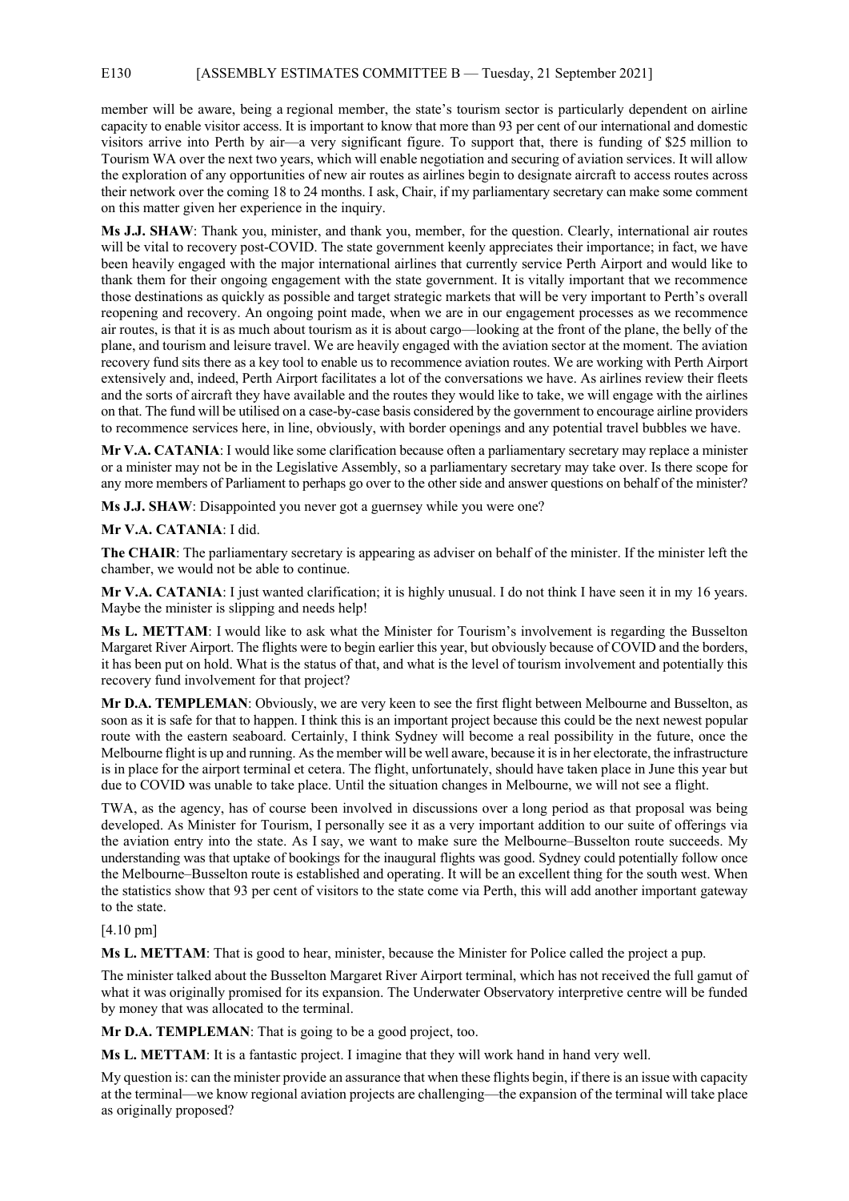member will be aware, being a regional member, the state's tourism sector is particularly dependent on airline capacity to enable visitor access. It is important to know that more than 93 per cent of our international and domestic visitors arrive into Perth by air—a very significant figure. To support that, there is funding of $25 million to Tourism WA over the next two years, which will enable negotiation and securing of aviation services. It will allow the exploration of any opportunities of new air routes as airlines begin to designate aircraft to access routes across their network over the coming 18 to 24 months. I ask, Chair, if my parliamentary secretary can make some comment on this matter given her experience in the inquiry.

**Ms J.J. SHAW**: Thank you, minister, and thank you, member, for the question. Clearly, international air routes will be vital to recovery post-COVID. The state government keenly appreciates their importance; in fact, we have been heavily engaged with the major international airlines that currently service Perth Airport and would like to thank them for their ongoing engagement with the state government. It is vitally important that we recommence those destinations as quickly as possible and target strategic markets that will be very important to Perth's overall reopening and recovery. An ongoing point made, when we are in our engagement processes as we recommence air routes, is that it is as much about tourism as it is about cargo—looking at the front of the plane, the belly of the plane, and tourism and leisure travel. We are heavily engaged with the aviation sector at the moment. The aviation recovery fund sits there as a key tool to enable us to recommence aviation routes. We are working with Perth Airport extensively and, indeed, Perth Airport facilitates a lot of the conversations we have. As airlines review their fleets and the sorts of aircraft they have available and the routes they would like to take, we will engage with the airlines on that. The fund will be utilised on a case-by-case basis considered by the government to encourage airline providers to recommence services here, in line, obviously, with border openings and any potential travel bubbles we have.

**Mr V.A. CATANIA**: I would like some clarification because often a parliamentary secretary may replace a minister or a minister may not be in the Legislative Assembly, so a parliamentary secretary may take over. Is there scope for any more members of Parliament to perhaps go over to the other side and answer questions on behalf of the minister?

**Ms J.J. SHAW**: Disappointed you never got a guernsey while you were one?

**Mr V.A. CATANIA**: I did.

**The CHAIR**: The parliamentary secretary is appearing as adviser on behalf of the minister. If the minister left the chamber, we would not be able to continue.

**Mr V.A. CATANIA**: I just wanted clarification; it is highly unusual. I do not think I have seen it in my 16 years. Maybe the minister is slipping and needs help!

**Ms L. METTAM**: I would like to ask what the Minister for Tourism's involvement is regarding the Busselton Margaret River Airport. The flights were to begin earlier this year, but obviously because of COVID and the borders, it has been put on hold. What is the status of that, and what is the level of tourism involvement and potentially this recovery fund involvement for that project?

**Mr D.A. TEMPLEMAN**: Obviously, we are very keen to see the first flight between Melbourne and Busselton, as soon as it is safe for that to happen. I think this is an important project because this could be the next newest popular route with the eastern seaboard. Certainly, I think Sydney will become a real possibility in the future, once the Melbourne flight is up and running. As the member will be well aware, because it is in her electorate, the infrastructure is in place for the airport terminal et cetera. The flight, unfortunately, should have taken place in June this year but due to COVID was unable to take place. Until the situation changes in Melbourne, we will not see a flight.

TWA, as the agency, has of course been involved in discussions over a long period as that proposal was being developed. As Minister for Tourism, I personally see it as a very important addition to our suite of offerings via the aviation entry into the state. As I say, we want to make sure the Melbourne–Busselton route succeeds. My understanding was that uptake of bookings for the inaugural flights was good. Sydney could potentially follow once the Melbourne–Busselton route is established and operating. It will be an excellent thing for the south west. When the statistics show that 93 per cent of visitors to the state come via Perth, this will add another important gateway to the state.

[4.10 pm]

**Ms L. METTAM**: That is good to hear, minister, because the Minister for Police called the project a pup.

The minister talked about the Busselton Margaret River Airport terminal, which has not received the full gamut of what it was originally promised for its expansion. The Underwater Observatory interpretive centre will be funded by money that was allocated to the terminal.

**Mr D.A. TEMPLEMAN**: That is going to be a good project, too.

**Ms L. METTAM**: It is a fantastic project. I imagine that they will work hand in hand very well.

My question is: can the minister provide an assurance that when these flights begin, if there is an issue with capacity at the terminal—we know regional aviation projects are challenging—the expansion of the terminal will take place as originally proposed?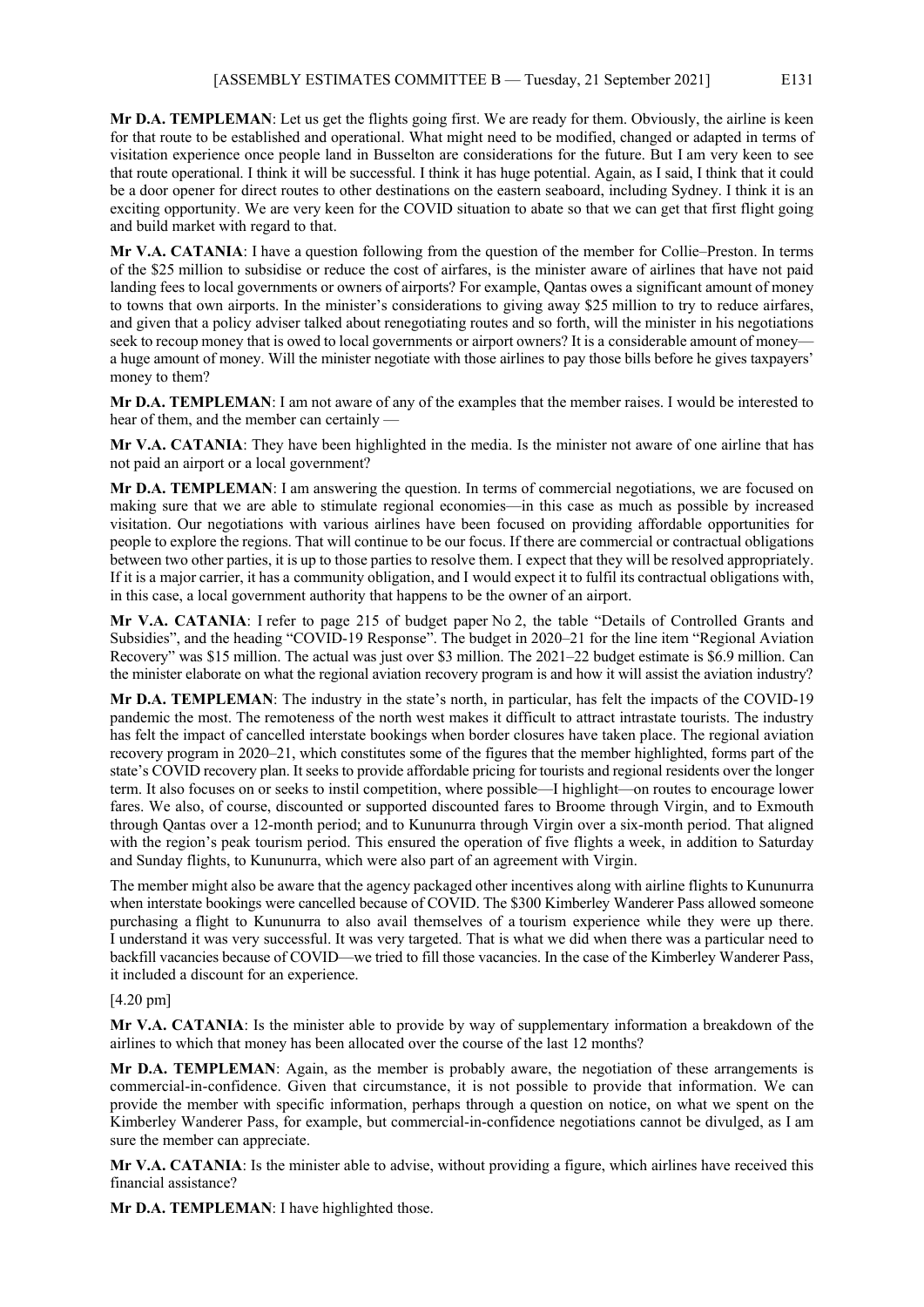**Mr D.A. TEMPLEMAN**: Let us get the flights going first. We are ready for them. Obviously, the airline is keen for that route to be established and operational. What might need to be modified, changed or adapted in terms of visitation experience once people land in Busselton are considerations for the future. But I am very keen to see that route operational. I think it will be successful. I think it has huge potential. Again, as I said, I think that it could be a door opener for direct routes to other destinations on the eastern seaboard, including Sydney. I think it is an exciting opportunity. We are very keen for the COVID situation to abate so that we can get that first flight going and build market with regard to that.

**Mr V.A. CATANIA**: I have a question following from the question of the member for Collie–Preston. In terms of the $25 million to subsidise or reduce the cost of airfares, is the minister aware of airlines that have not paid landing fees to local governments or owners of airports? For example, Qantas owes a significant amount of money to towns that own airports. In the minister's considerations to giving away $25 million to try to reduce airfares, and given that a policy adviser talked about renegotiating routes and so forth, will the minister in his negotiations seek to recoup money that is owed to local governments or airport owners? It is a considerable amount of money—a huge amount of money. Will the minister negotiate with those airlines to pay those bills before he gives taxpayers' money to them?

**Mr D.A. TEMPLEMAN**: I am not aware of any of the examples that the member raises. I would be interested to hear of them, and the member can certainly —

**Mr V.A. CATANIA**: They have been highlighted in the media. Is the minister not aware of one airline that has not paid an airport or a local government?

**Mr D.A. TEMPLEMAN**: I am answering the question. In terms of commercial negotiations, we are focused on making sure that we are able to stimulate regional economies—in this case as much as possible by increased visitation. Our negotiations with various airlines have been focused on providing affordable opportunities for people to explore the regions. That will continue to be our focus. If there are commercial or contractual obligations between two other parties, it is up to those parties to resolve them. I expect that they will be resolved appropriately. If it is a major carrier, it has a community obligation, and I would expect it to fulfil its contractual obligations with, in this case, a local government authority that happens to be the owner of an airport.

**Mr V.A. CATANIA**: I refer to page 215 of budget paper No 2, the table "Details of Controlled Grants and Subsidies", and the heading "COVID-19 Response". The budget in 2020–21 for the line item "Regional Aviation Recovery" was $15 million. The actual was just over $3 million. The 2021–22 budget estimate is $6.9 million. Can the minister elaborate on what the regional aviation recovery program is and how it will assist the aviation industry?

**Mr D.A. TEMPLEMAN**: The industry in the state's north, in particular, has felt the impacts of the COVID-19 pandemic the most. The remoteness of the north west makes it difficult to attract intrastate tourists. The industry has felt the impact of cancelled interstate bookings when border closures have taken place. The regional aviation recovery program in 2020–21, which constitutes some of the figures that the member highlighted, forms part of the state's COVID recovery plan. It seeks to provide affordable pricing for tourists and regional residents over the longer term. It also focuses on or seeks to instil competition, where possible—I highlight—on routes to encourage lower fares. We also, of course, discounted or supported discounted fares to Broome through Virgin, and to Exmouth through Qantas over a 12-month period; and to Kununurra through Virgin over a six-month period. That aligned with the region's peak tourism period. This ensured the operation of five flights a week, in addition to Saturday and Sunday flights, to Kununurra, which were also part of an agreement with Virgin.

The member might also be aware that the agency packaged other incentives along with airline flights to Kununurra when interstate bookings were cancelled because of COVID. The $300 Kimberley Wanderer Pass allowed someone purchasing a flight to Kununurra to also avail themselves of a tourism experience while they were up there. I understand it was very successful. It was very targeted. That is what we did when there was a particular need to backfill vacancies because of COVID—we tried to fill those vacancies. In the case of the Kimberley Wanderer Pass, it included a discount for an experience.

[4.20 pm]

**Mr V.A. CATANIA**: Is the minister able to provide by way of supplementary information a breakdown of the airlines to which that money has been allocated over the course of the last 12 months?

**Mr D.A. TEMPLEMAN**: Again, as the member is probably aware, the negotiation of these arrangements is commercial-in-confidence. Given that circumstance, it is not possible to provide that information. We can provide the member with specific information, perhaps through a question on notice, on what we spent on the Kimberley Wanderer Pass, for example, but commercial-in-confidence negotiations cannot be divulged, as I am sure the member can appreciate.

**Mr V.A. CATANIA**: Is the minister able to advise, without providing a figure, which airlines have received this financial assistance?

**Mr D.A. TEMPLEMAN**: I have highlighted those.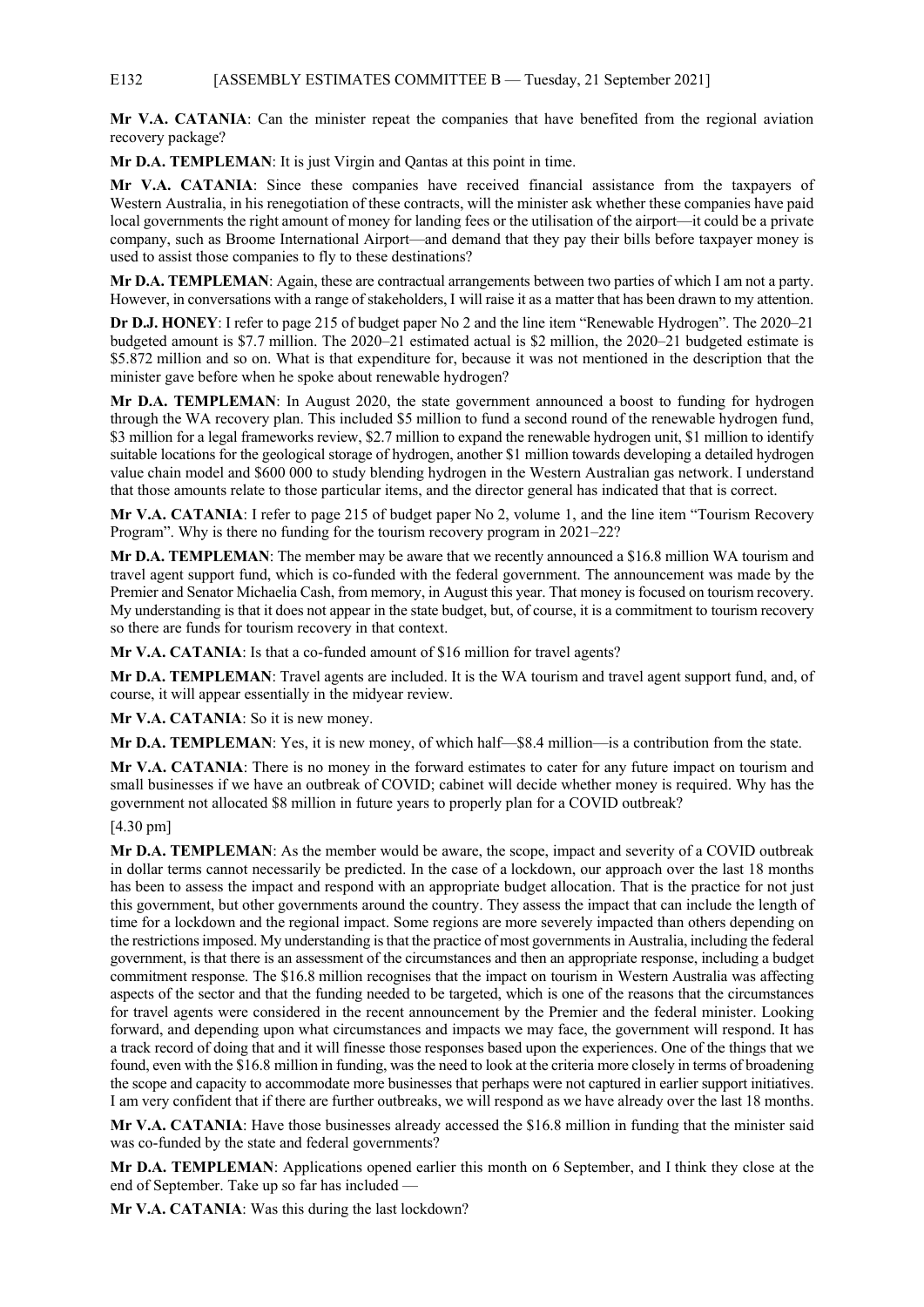**Mr V.A. CATANIA**: Can the minister repeat the companies that have benefited from the regional aviation recovery package?

**Mr D.A. TEMPLEMAN**: It is just Virgin and Qantas at this point in time.

**Mr V.A. CATANIA**: Since these companies have received financial assistance from the taxpayers of Western Australia, in his renegotiation of these contracts, will the minister ask whether these companies have paid local governments the right amount of money for landing fees or the utilisation of the airport—it could be a private company, such as Broome International Airport—and demand that they pay their bills before taxpayer money is used to assist those companies to fly to these destinations?

**Mr D.A. TEMPLEMAN**: Again, these are contractual arrangements between two parties of which I am not a party. However, in conversations with a range of stakeholders, I will raise it as a matter that has been drawn to my attention.

**Dr D.J. HONEY**: I refer to page 215 of budget paper No 2 and the line item "Renewable Hydrogen". The 2020–21 budgeted amount is $7.7 million. The 2020–21 estimated actual is $2 million, the 2020–21 budgeted estimate is $5.872 million and so on. What is that expenditure for, because it was not mentioned in the description that the minister gave before when he spoke about renewable hydrogen?

**Mr D.A. TEMPLEMAN**: In August 2020, the state government announced a boost to funding for hydrogen through the WA recovery plan. This included $5 million to fund a second round of the renewable hydrogen fund, $3 million for a legal frameworks review, $2.7 million to expand the renewable hydrogen unit, $1 million to identify suitable locations for the geological storage of hydrogen, another $1 million towards developing a detailed hydrogen value chain model and $600 000 to study blending hydrogen in the Western Australian gas network. I understand that those amounts relate to those particular items, and the director general has indicated that that is correct.

**Mr V.A. CATANIA**: I refer to page 215 of budget paper No 2, volume 1, and the line item "Tourism Recovery Program". Why is there no funding for the tourism recovery program in 2021–22?

**Mr D.A. TEMPLEMAN**: The member may be aware that we recently announced a $16.8 million WA tourism and travel agent support fund, which is co-funded with the federal government. The announcement was made by the Premier and Senator Michaelia Cash, from memory, in August this year. That money is focused on tourism recovery. My understanding is that it does not appear in the state budget, but, of course, it is a commitment to tourism recovery so there are funds for tourism recovery in that context.

**Mr V.A. CATANIA**: Is that a co-funded amount of $16 million for travel agents?

**Mr D.A. TEMPLEMAN**: Travel agents are included. It is the WA tourism and travel agent support fund, and, of course, it will appear essentially in the midyear review.

**Mr V.A. CATANIA**: So it is new money.

**Mr D.A. TEMPLEMAN**: Yes, it is new money, of which half—$8.4 million—is a contribution from the state.

**Mr V.A. CATANIA**: There is no money in the forward estimates to cater for any future impact on tourism and small businesses if we have an outbreak of COVID; cabinet will decide whether money is required. Why has the government not allocated $8 million in future years to properly plan for a COVID outbreak?

[4.30 pm]

**Mr D.A. TEMPLEMAN**: As the member would be aware, the scope, impact and severity of a COVID outbreak in dollar terms cannot necessarily be predicted. In the case of a lockdown, our approach over the last 18 months has been to assess the impact and respond with an appropriate budget allocation. That is the practice for not just this government, but other governments around the country. They assess the impact that can include the length of time for a lockdown and the regional impact. Some regions are more severely impacted than others depending on the restrictions imposed. My understanding is that the practice of most governments in Australia, including the federal government, is that there is an assessment of the circumstances and then an appropriate response, including a budget commitment response. The $16.8 million recognises that the impact on tourism in Western Australia was affecting aspects of the sector and that the funding needed to be targeted, which is one of the reasons that the circumstances for travel agents were considered in the recent announcement by the Premier and the federal minister. Looking forward, and depending upon what circumstances and impacts we may face, the government will respond. It has a track record of doing that and it will finesse those responses based upon the experiences. One of the things that we found, even with the $16.8 million in funding, was the need to look at the criteria more closely in terms of broadening the scope and capacity to accommodate more businesses that perhaps were not captured in earlier support initiatives. I am very confident that if there are further outbreaks, we will respond as we have already over the last 18 months.

**Mr V.A. CATANIA**: Have those businesses already accessed the $16.8 million in funding that the minister said was co-funded by the state and federal governments?

**Mr D.A. TEMPLEMAN**: Applications opened earlier this month on 6 September, and I think they close at the end of September. Take up so far has included —

**Mr V.A. CATANIA**: Was this during the last lockdown?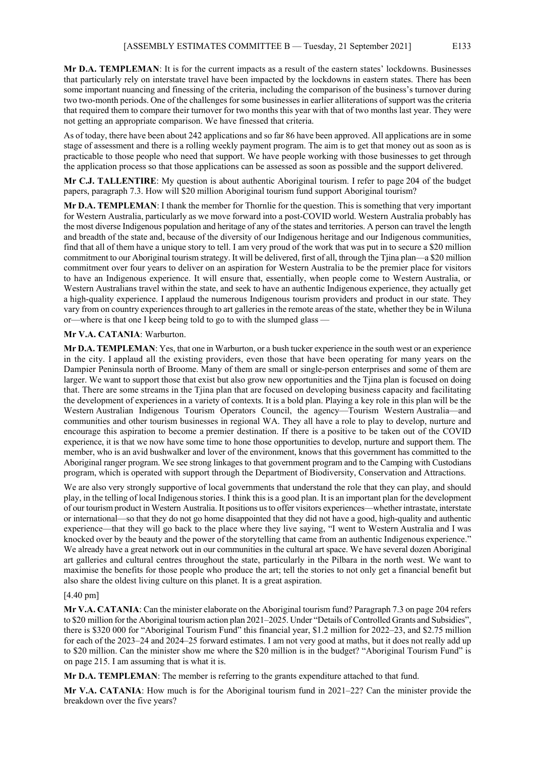**Mr D.A. TEMPLEMAN**: It is for the current impacts as a result of the eastern states' lockdowns. Businesses that particularly rely on interstate travel have been impacted by the lockdowns in eastern states. There has been some important nuancing and finessing of the criteria, including the comparison of the business's turnover during two two-month periods. One of the challenges for some businesses in earlier alliterations of support was the criteria that required them to compare their turnover for two months this year with that of two months last year. They were not getting an appropriate comparison. We have finessed that criteria.

As of today, there have been about 242 applications and so far 86 have been approved. All applications are in some stage of assessment and there is a rolling weekly payment program. The aim is to get that money out as soon as is practicable to those people who need that support. We have people working with those businesses to get through the application process so that those applications can be assessed as soon as possible and the support delivered.

**Mr C.J. TALLENTIRE**: My question is about authentic Aboriginal tourism. I refer to page 204 of the budget papers, paragraph 7.3. How will $20 million Aboriginal tourism fund support Aboriginal tourism?

**Mr D.A. TEMPLEMAN**: I thank the member for Thornlie for the question. This is something that very important for Western Australia, particularly as we move forward into a post-COVID world. Western Australia probably has the most diverse Indigenous population and heritage of any of the states and territories. A person can travel the length and breadth of the state and, because of the diversity of our Indigenous heritage and our Indigenous communities, find that all of them have a unique story to tell. I am very proud of the work that was put in to secure a $20 million commitment to our Aboriginal tourism strategy. It will be delivered, first of all, through the Tjina plan—a $20 million commitment over four years to deliver on an aspiration for Western Australia to be the premier place for visitors to have an Indigenous experience. It will ensure that, essentially, when people come to Western Australia, or Western Australians travel within the state, and seek to have an authentic Indigenous experience, they actually get a high-quality experience. I applaud the numerous Indigenous tourism providers and product in our state. They vary from on country experiences through to art galleries in the remote areas of the state, whether they be in Wiluna or—where is that one I keep being told to go to with the slumped glass —

**Mr V.A. CATANIA**: Warburton.

**Mr D.A. TEMPLEMAN**: Yes, that one in Warburton, or a bush tucker experience in the south west or an experience in the city. I applaud all the existing providers, even those that have been operating for many years on the Dampier Peninsula north of Broome. Many of them are small or single-person enterprises and some of them are larger. We want to support those that exist but also grow new opportunities and the Tjina plan is focused on doing that. There are some streams in the Tjina plan that are focused on developing business capacity and facilitating the development of experiences in a variety of contexts. It is a bold plan. Playing a key role in this plan will be the Western Australian Indigenous Tourism Operators Council, the agency—Tourism Western Australia—and communities and other tourism businesses in regional WA. They all have a role to play to develop, nurture and encourage this aspiration to become a premier destination. If there is a positive to be taken out of the COVID experience, it is that we now have some time to hone those opportunities to develop, nurture and support them. The member, who is an avid bushwalker and lover of the environment, knows that this government has committed to the Aboriginal ranger program. We see strong linkages to that government program and to the Camping with Custodians program, which is operated with support through the Department of Biodiversity, Conservation and Attractions.

We are also very strongly supportive of local governments that understand the role that they can play, and should play, in the telling of local Indigenous stories. I think this is a good plan. It is an important plan for the development of our tourism product in Western Australia. It positions us to offer visitors experiences—whether intrastate, interstate or international—so that they do not go home disappointed that they did not have a good, high-quality and authentic experience—that they will go back to the place where they live saying, "I went to Western Australia and I was knocked over by the beauty and the power of the storytelling that came from an authentic Indigenous experience." We already have a great network out in our communities in the cultural art space. We have several dozen Aboriginal art galleries and cultural centres throughout the state, particularly in the Pilbara in the north west. We want to maximise the benefits for those people who produce the art; tell the stories to not only get a financial benefit but also share the oldest living culture on this planet. It is a great aspiration.

[4.40 pm]

**Mr V.A. CATANIA**: Can the minister elaborate on the Aboriginal tourism fund? Paragraph 7.3 on page 204 refers to $20 million for the Aboriginal tourism action plan 2021–2025. Under "Details of Controlled Grants and Subsidies", there is $320 000 for "Aboriginal Tourism Fund" this financial year, $1.2 million for 2022–23, and $2.75 million for each of the 2023–24 and 2024–25 forward estimates. I am not very good at maths, but it does not really add up to $20 million. Can the minister show me where the $20 million is in the budget? "Aboriginal Tourism Fund" is on page 215. I am assuming that is what it is.

**Mr D.A. TEMPLEMAN**: The member is referring to the grants expenditure attached to that fund.

**Mr V.A. CATANIA**: How much is for the Aboriginal tourism fund in 2021–22? Can the minister provide the breakdown over the five years?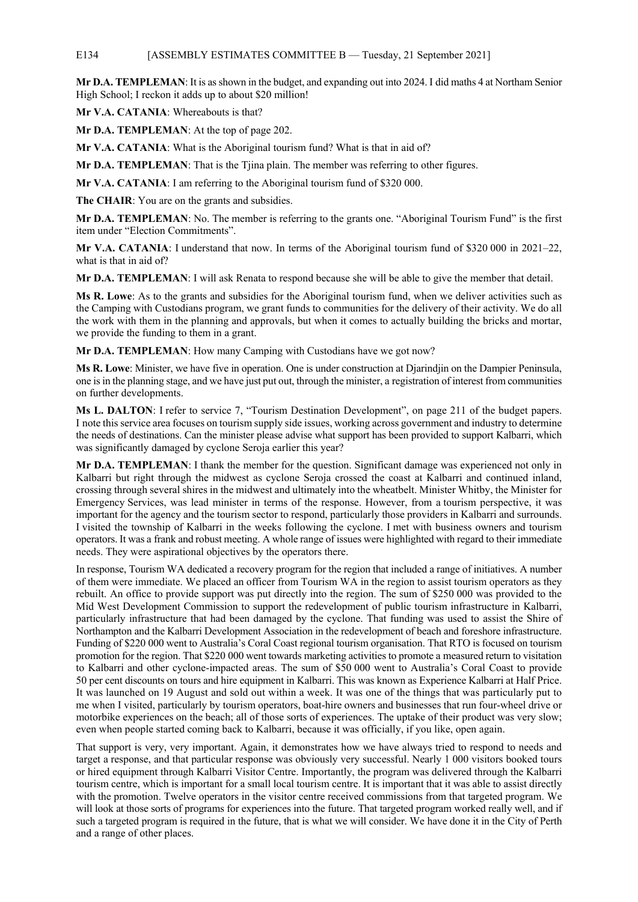**Mr D.A. TEMPLEMAN**: It is as shown in the budget, and expanding out into 2024. I did maths 4 at Northam Senior High School; I reckon it adds up to about $20 million!

**Mr V.A. CATANIA**: Whereabouts is that?

**Mr D.A. TEMPLEMAN**: At the top of page 202.

**Mr V.A. CATANIA**: What is the Aboriginal tourism fund? What is that in aid of?

**Mr D.A. TEMPLEMAN**: That is the Tjina plain. The member was referring to other figures.

**Mr V.A. CATANIA**: I am referring to the Aboriginal tourism fund of $320 000.

**The CHAIR**: You are on the grants and subsidies.

**Mr D.A. TEMPLEMAN**: No. The member is referring to the grants one. "Aboriginal Tourism Fund" is the first item under "Election Commitments".

**Mr V.A. CATANIA**: I understand that now. In terms of the Aboriginal tourism fund of $320 000 in 2021–22, what is that in aid of?

**Mr D.A. TEMPLEMAN**: I will ask Renata to respond because she will be able to give the member that detail.

**Ms R. Lowe**: As to the grants and subsidies for the Aboriginal tourism fund, when we deliver activities such as the Camping with Custodians program, we grant funds to communities for the delivery of their activity. We do all the work with them in the planning and approvals, but when it comes to actually building the bricks and mortar, we provide the funding to them in a grant.

**Mr D.A. TEMPLEMAN**: How many Camping with Custodians have we got now?

**Ms R. Lowe**: Minister, we have five in operation. One is under construction at Djarindjin on the Dampier Peninsula, one is in the planning stage, and we have just put out, through the minister, a registration of interest from communities on further developments.

**Ms L. DALTON**: I refer to service 7, "Tourism Destination Development", on page 211 of the budget papers. I note this service area focuses on tourism supply side issues, working across government and industry to determine the needs of destinations. Can the minister please advise what support has been provided to support Kalbarri, which was significantly damaged by cyclone Seroja earlier this year?

**Mr D.A. TEMPLEMAN**: I thank the member for the question. Significant damage was experienced not only in Kalbarri but right through the midwest as cyclone Seroja crossed the coast at Kalbarri and continued inland, crossing through several shires in the midwest and ultimately into the wheatbelt. Minister Whitby, the Minister for Emergency Services, was lead minister in terms of the response. However, from a tourism perspective, it was important for the agency and the tourism sector to respond, particularly those providers in Kalbarri and surrounds. I visited the township of Kalbarri in the weeks following the cyclone. I met with business owners and tourism operators. It was a frank and robust meeting. A whole range of issues were highlighted with regard to their immediate needs. They were aspirational objectives by the operators there.

In response, Tourism WA dedicated a recovery program for the region that included a range of initiatives. A number of them were immediate. We placed an officer from Tourism WA in the region to assist tourism operators as they rebuilt. An office to provide support was put directly into the region. The sum of $250 000 was provided to the Mid West Development Commission to support the redevelopment of public tourism infrastructure in Kalbarri, particularly infrastructure that had been damaged by the cyclone. That funding was used to assist the Shire of Northampton and the Kalbarri Development Association in the redevelopment of beach and foreshore infrastructure. Funding of $220 000 went to Australia's Coral Coast regional tourism organisation. That RTO is focused on tourism promotion for the region. That $220 000 went towards marketing activities to promote a measured return to visitation to Kalbarri and other cyclone-impacted areas. The sum of $50 000 went to Australia's Coral Coast to provide 50 per cent discounts on tours and hire equipment in Kalbarri. This was known as Experience Kalbarri at Half Price. It was launched on 19 August and sold out within a week. It was one of the things that was particularly put to me when I visited, particularly by tourism operators, boat-hire owners and businesses that run four-wheel drive or motorbike experiences on the beach; all of those sorts of experiences. The uptake of their product was very slow; even when people started coming back to Kalbarri, because it was officially, if you like, open again.

That support is very, very important. Again, it demonstrates how we have always tried to respond to needs and target a response, and that particular response was obviously very successful. Nearly 1 000 visitors booked tours or hired equipment through Kalbarri Visitor Centre. Importantly, the program was delivered through the Kalbarri tourism centre, which is important for a small local tourism centre. It is important that it was able to assist directly with the promotion. Twelve operators in the visitor centre received commissions from that targeted program. We will look at those sorts of programs for experiences into the future. That targeted program worked really well, and if such a targeted program is required in the future, that is what we will consider. We have done it in the City of Perth and a range of other places.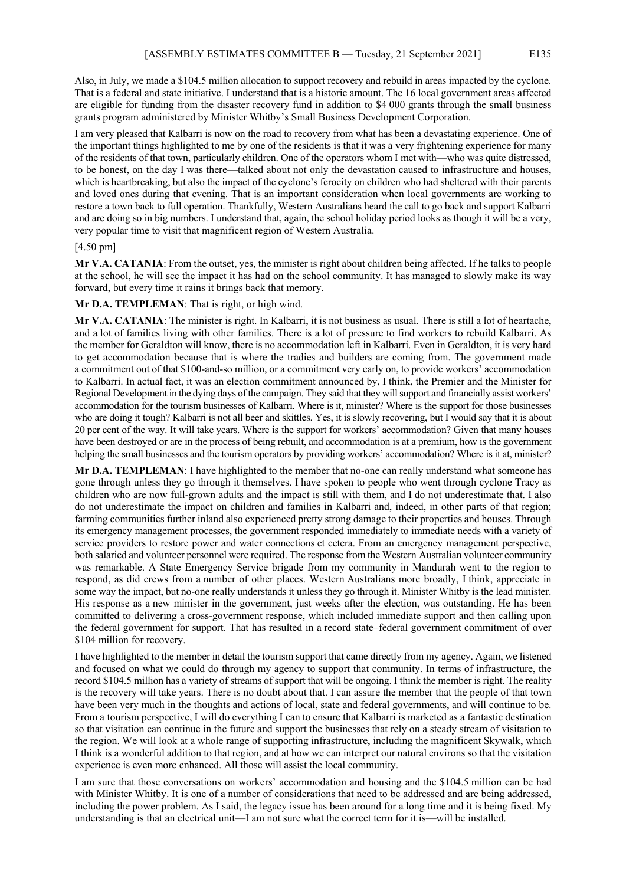Also, in July, we made a $104.5 million allocation to support recovery and rebuild in areas impacted by the cyclone. That is a federal and state initiative. I understand that is a historic amount. The 16 local government areas affected are eligible for funding from the disaster recovery fund in addition to $4 000 grants through the small business grants program administered by Minister Whitby's Small Business Development Corporation.

I am very pleased that Kalbarri is now on the road to recovery from what has been a devastating experience. One of the important things highlighted to me by one of the residents is that it was a very frightening experience for many of the residents of that town, particularly children. One of the operators whom I met with—who was quite distressed, to be honest, on the day I was there—talked about not only the devastation caused to infrastructure and houses, which is heartbreaking, but also the impact of the cyclone's ferocity on children who had sheltered with their parents and loved ones during that evening. That is an important consideration when local governments are working to restore a town back to full operation. Thankfully, Western Australians heard the call to go back and support Kalbarri and are doing so in big numbers. I understand that, again, the school holiday period looks as though it will be a very, very popular time to visit that magnificent region of Western Australia.

[4.50 pm]

**Mr V.A. CATANIA**: From the outset, yes, the minister is right about children being affected. If he talks to people at the school, he will see the impact it has had on the school community. It has managed to slowly make its way forward, but every time it rains it brings back that memory.

**Mr D.A. TEMPLEMAN**: That is right, or high wind.

**Mr V.A. CATANIA**: The minister is right. In Kalbarri, it is not business as usual. There is still a lot of heartache, and a lot of families living with other families. There is a lot of pressure to find workers to rebuild Kalbarri. As the member for Geraldton will know, there is no accommodation left in Kalbarri. Even in Geraldton, it is very hard to get accommodation because that is where the tradies and builders are coming from. The government made a commitment out of that $100-and-so million, or a commitment very early on, to provide workers' accommodation to Kalbarri. In actual fact, it was an election commitment announced by, I think, the Premier and the Minister for Regional Development in the dying days of the campaign. They said that they will support and financially assist workers' accommodation for the tourism businesses of Kalbarri. Where is it, minister? Where is the support for those businesses who are doing it tough? Kalbarri is not all beer and skittles. Yes, it is slowly recovering, but I would say that it is about 20 per cent of the way. It will take years. Where is the support for workers' accommodation? Given that many houses have been destroyed or are in the process of being rebuilt, and accommodation is at a premium, how is the government helping the small businesses and the tourism operators by providing workers' accommodation? Where is it at, minister?

**Mr D.A. TEMPLEMAN**: I have highlighted to the member that no-one can really understand what someone has gone through unless they go through it themselves. I have spoken to people who went through cyclone Tracy as children who are now full-grown adults and the impact is still with them, and I do not underestimate that. I also do not underestimate the impact on children and families in Kalbarri and, indeed, in other parts of that region; farming communities further inland also experienced pretty strong damage to their properties and houses. Through its emergency management processes, the government responded immediately to immediate needs with a variety of service providers to restore power and water connections et cetera. From an emergency management perspective, both salaried and volunteer personnel were required. The response from the Western Australian volunteer community was remarkable. A State Emergency Service brigade from my community in Mandurah went to the region to respond, as did crews from a number of other places. Western Australians more broadly, I think, appreciate in some way the impact, but no-one really understands it unless they go through it. Minister Whitby is the lead minister. His response as a new minister in the government, just weeks after the election, was outstanding. He has been committed to delivering a cross-government response, which included immediate support and then calling upon the federal government for support. That has resulted in a record state–federal government commitment of over $104 million for recovery.

I have highlighted to the member in detail the tourism support that came directly from my agency. Again, we listened and focused on what we could do through my agency to support that community. In terms of infrastructure, the record $104.5 million has a variety of streams of support that will be ongoing. I think the member is right. The reality is the recovery will take years. There is no doubt about that. I can assure the member that the people of that town have been very much in the thoughts and actions of local, state and federal governments, and will continue to be. From a tourism perspective, I will do everything I can to ensure that Kalbarri is marketed as a fantastic destination so that visitation can continue in the future and support the businesses that rely on a steady stream of visitation to the region. We will look at a whole range of supporting infrastructure, including the magnificent Skywalk, which I think is a wonderful addition to that region, and at how we can interpret our natural environs so that the visitation experience is even more enhanced. All those will assist the local community.

I am sure that those conversations on workers' accommodation and housing and the $104.5 million can be had with Minister Whitby. It is one of a number of considerations that need to be addressed and are being addressed, including the power problem. As I said, the legacy issue has been around for a long time and it is being fixed. My understanding is that an electrical unit—I am not sure what the correct term for it is—will be installed.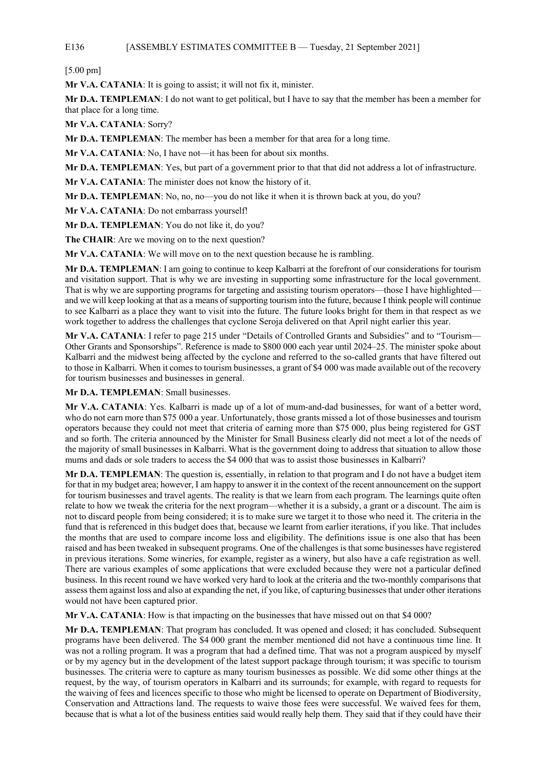[5.00 pm]

**Mr V.A. CATANIA**: It is going to assist; it will not fix it, minister.

**Mr D.A. TEMPLEMAN**: I do not want to get political, but I have to say that the member has been a member for that place for a long time.

**Mr V.A. CATANIA**: Sorry?

**Mr D.A. TEMPLEMAN**: The member has been a member for that area for a long time.

**Mr V.A. CATANIA**: No, I have not—it has been for about six months.

**Mr D.A. TEMPLEMAN**: Yes, but part of a government prior to that that did not address a lot of infrastructure.

**Mr V.A. CATANIA**: The minister does not know the history of it.

**Mr D.A. TEMPLEMAN**: No, no, no—you do not like it when it is thrown back at you, do you?

**Mr V.A. CATANIA**: Do not embarrass yourself!

**Mr D.A. TEMPLEMAN**: You do not like it, do you?

**The CHAIR**: Are we moving on to the next question?

**Mr V.A. CATANIA**: We will move on to the next question because he is rambling.

**Mr D.A. TEMPLEMAN**: I am going to continue to keep Kalbarri at the forefront of our considerations for tourism and visitation support. That is why we are investing in supporting some infrastructure for the local government. That is why we are supporting programs for targeting and assisting tourism operators—those I have highlighted—and we will keep looking at that as a means of supporting tourism into the future, because I think people will continue to see Kalbarri as a place they want to visit into the future. The future looks bright for them in that respect as we work together to address the challenges that cyclone Seroja delivered on that April night earlier this year.

**Mr V.A. CATANIA**: I refer to page 215 under "Details of Controlled Grants and Subsidies" and to "Tourism—Other Grants and Sponsorships". Reference is made to $800 000 each year until 2024–25. The minister spoke about Kalbarri and the midwest being affected by the cyclone and referred to the so-called grants that have filtered out to those in Kalbarri. When it comes to tourism businesses, a grant of $4 000 was made available out of the recovery for tourism businesses and businesses in general.

**Mr D.A. TEMPLEMAN**: Small businesses.

**Mr V.A. CATANIA**: Yes. Kalbarri is made up of a lot of mum-and-dad businesses, for want of a better word, who do not earn more than $75 000 a year. Unfortunately, those grants missed a lot of those businesses and tourism operators because they could not meet that criteria of earning more than $75 000, plus being registered for GST and so forth. The criteria announced by the Minister for Small Business clearly did not meet a lot of the needs of the majority of small businesses in Kalbarri. What is the government doing to address that situation to allow those mums and dads or sole traders to access the $4 000 that was to assist those businesses in Kalbarri?

**Mr D.A. TEMPLEMAN**: The question is, essentially, in relation to that program and I do not have a budget item for that in my budget area; however, I am happy to answer it in the context of the recent announcement on the support for tourism businesses and travel agents. The reality is that we learn from each program. The learnings quite often relate to how we tweak the criteria for the next program—whether it is a subsidy, a grant or a discount. The aim is not to discard people from being considered; it is to make sure we target it to those who need it. The criteria in the fund that is referenced in this budget does that, because we learnt from earlier iterations, if you like. That includes the months that are used to compare income loss and eligibility. The definitions issue is one also that has been raised and has been tweaked in subsequent programs. One of the challenges is that some businesses have registered in previous iterations. Some wineries, for example, register as a winery, but also have a cafe registration as well. There are various examples of some applications that were excluded because they were not a particular defined business. In this recent round we have worked very hard to look at the criteria and the two-monthly comparisons that assess them against loss and also at expanding the net, if you like, of capturing businesses that under other iterations would not have been captured prior.

**Mr V.A. CATANIA**: How is that impacting on the businesses that have missed out on that $4 000?

**Mr D.A. TEMPLEMAN**: That program has concluded. It was opened and closed; it has concluded. Subsequent programs have been delivered. The $4 000 grant the member mentioned did not have a continuous time line. It was not a rolling program. It was a program that had a defined time. That was not a program auspiced by myself or by my agency but in the development of the latest support package through tourism; it was specific to tourism businesses. The criteria were to capture as many tourism businesses as possible. We did some other things at the request, by the way, of tourism operators in Kalbarri and its surrounds; for example, with regard to requests for the waiving of fees and licences specific to those who might be licensed to operate on Department of Biodiversity, Conservation and Attractions land. The requests to waive those fees were successful. We waived fees for them, because that is what a lot of the business entities said would really help them. They said that if they could have their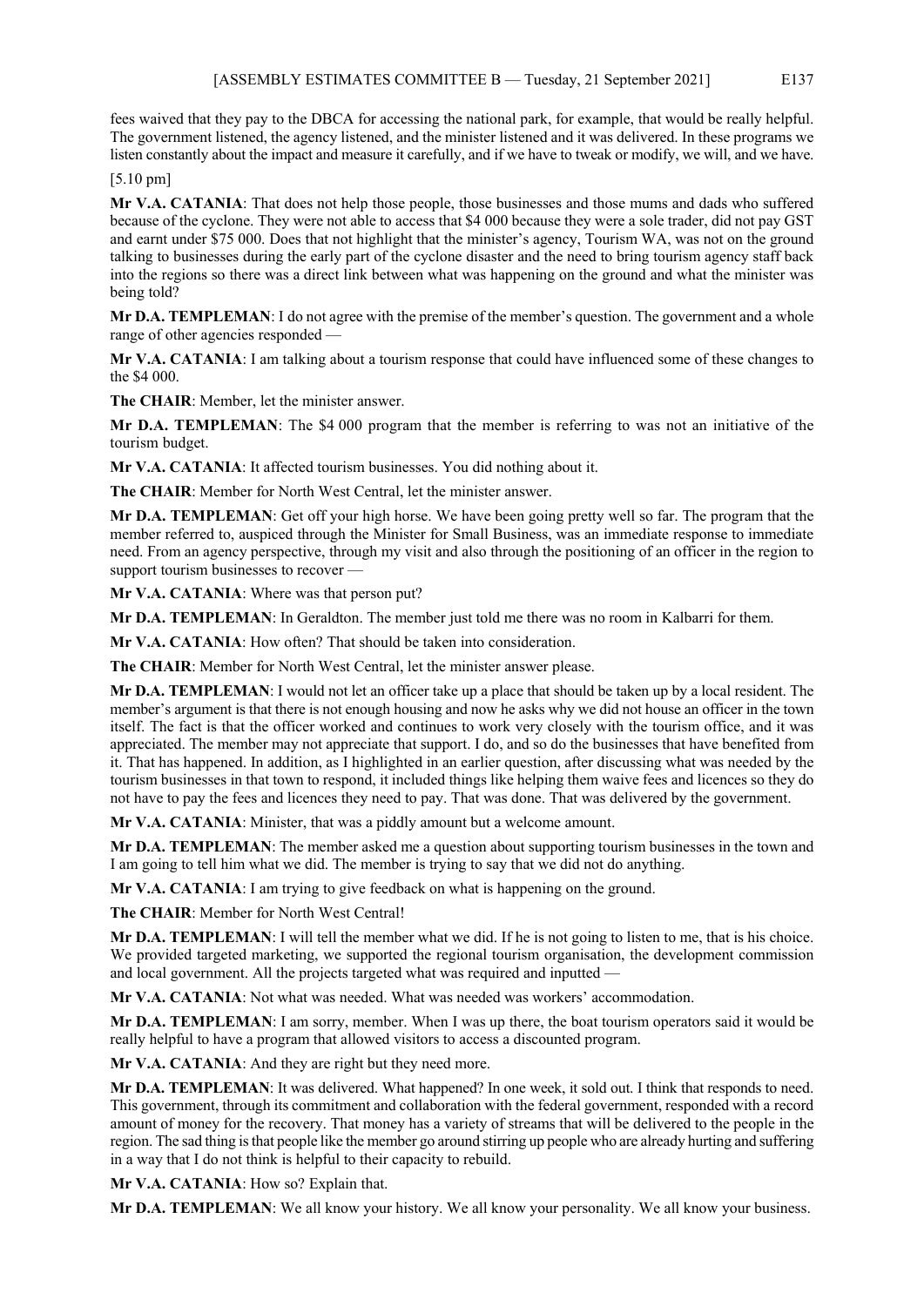fees waived that they pay to the DBCA for accessing the national park, for example, that would be really helpful. The government listened, the agency listened, and the minister listened and it was delivered. In these programs we listen constantly about the impact and measure it carefully, and if we have to tweak or modify, we will, and we have.

[5.10 pm]

**Mr V.A. CATANIA**: That does not help those people, those businesses and those mums and dads who suffered because of the cyclone. They were not able to access that $4 000 because they were a sole trader, did not pay GST and earnt under $75 000. Does that not highlight that the minister's agency, Tourism WA, was not on the ground talking to businesses during the early part of the cyclone disaster and the need to bring tourism agency staff back into the regions so there was a direct link between what was happening on the ground and what the minister was being told?

**Mr D.A. TEMPLEMAN**: I do not agree with the premise of the member's question. The government and a whole range of other agencies responded —

**Mr V.A. CATANIA**: I am talking about a tourism response that could have influenced some of these changes to the $4 000.

**The CHAIR**: Member, let the minister answer.

**Mr D.A. TEMPLEMAN**: The $4 000 program that the member is referring to was not an initiative of the tourism budget.

**Mr V.A. CATANIA**: It affected tourism businesses. You did nothing about it.

**The CHAIR**: Member for North West Central, let the minister answer.

**Mr D.A. TEMPLEMAN**: Get off your high horse. We have been going pretty well so far. The program that the member referred to, auspiced through the Minister for Small Business, was an immediate response to immediate need. From an agency perspective, through my visit and also through the positioning of an officer in the region to support tourism businesses to recover —

**Mr V.A. CATANIA**: Where was that person put?

**Mr D.A. TEMPLEMAN**: In Geraldton. The member just told me there was no room in Kalbarri for them.

**Mr V.A. CATANIA**: How often? That should be taken into consideration.

**The CHAIR**: Member for North West Central, let the minister answer please.

**Mr D.A. TEMPLEMAN**: I would not let an officer take up a place that should be taken up by a local resident. The member's argument is that there is not enough housing and now he asks why we did not house an officer in the town itself. The fact is that the officer worked and continues to work very closely with the tourism office, and it was appreciated. The member may not appreciate that support. I do, and so do the businesses that have benefited from it. That has happened. In addition, as I highlighted in an earlier question, after discussing what was needed by the tourism businesses in that town to respond, it included things like helping them waive fees and licences so they do not have to pay the fees and licences they need to pay. That was done. That was delivered by the government.

**Mr V.A. CATANIA**: Minister, that was a piddly amount but a welcome amount.

**Mr D.A. TEMPLEMAN**: The member asked me a question about supporting tourism businesses in the town and I am going to tell him what we did. The member is trying to say that we did not do anything.

**Mr V.A. CATANIA**: I am trying to give feedback on what is happening on the ground.

**The CHAIR**: Member for North West Central!

**Mr D.A. TEMPLEMAN**: I will tell the member what we did. If he is not going to listen to me, that is his choice. We provided targeted marketing, we supported the regional tourism organisation, the development commission and local government. All the projects targeted what was required and inputted —

**Mr V.A. CATANIA**: Not what was needed. What was needed was workers' accommodation.

**Mr D.A. TEMPLEMAN**: I am sorry, member. When I was up there, the boat tourism operators said it would be really helpful to have a program that allowed visitors to access a discounted program.

**Mr V.A. CATANIA**: And they are right but they need more.

**Mr D.A. TEMPLEMAN**: It was delivered. What happened? In one week, it sold out. I think that responds to need. This government, through its commitment and collaboration with the federal government, responded with a record amount of money for the recovery. That money has a variety of streams that will be delivered to the people in the region. The sad thing is that people like the member go around stirring up people who are already hurting and suffering in a way that I do not think is helpful to their capacity to rebuild.

**Mr V.A. CATANIA**: How so? Explain that.

**Mr D.A. TEMPLEMAN**: We all know your history. We all know your personality. We all know your business.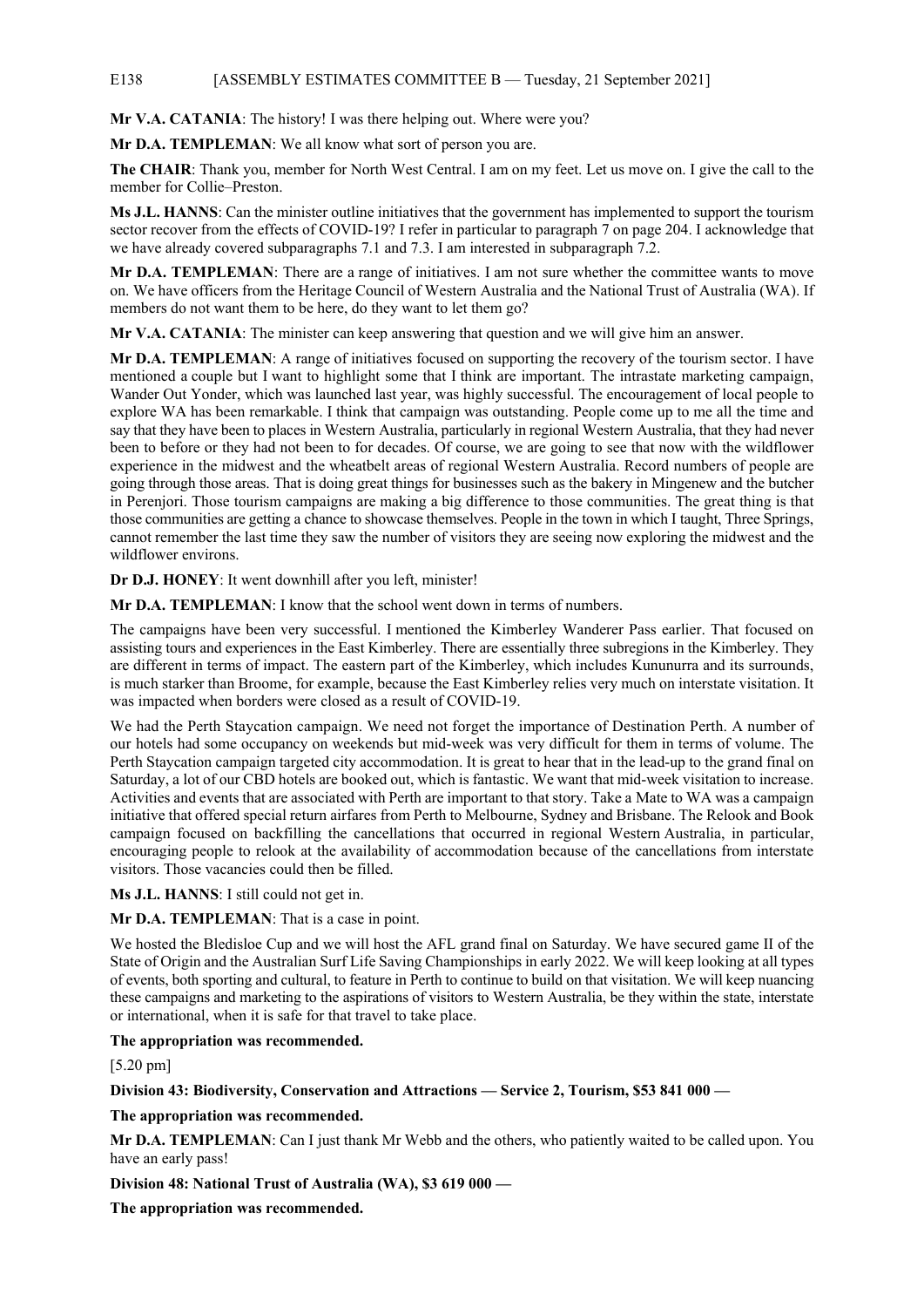**Mr V.A. CATANIA**: The history! I was there helping out. Where were you?

**Mr D.A. TEMPLEMAN**: We all know what sort of person you are.

**The CHAIR**: Thank you, member for North West Central. I am on my feet. Let us move on. I give the call to the member for Collie–Preston.

**Ms J.L. HANNS**: Can the minister outline initiatives that the government has implemented to support the tourism sector recover from the effects of COVID-19? I refer in particular to paragraph 7 on page 204. I acknowledge that we have already covered subparagraphs 7.1 and 7.3. I am interested in subparagraph 7.2.

**Mr D.A. TEMPLEMAN**: There are a range of initiatives. I am not sure whether the committee wants to move on. We have officers from the Heritage Council of Western Australia and the National Trust of Australia (WA). If members do not want them to be here, do they want to let them go?

**Mr V.A. CATANIA**: The minister can keep answering that question and we will give him an answer.

**Mr D.A. TEMPLEMAN**: A range of initiatives focused on supporting the recovery of the tourism sector. I have mentioned a couple but I want to highlight some that I think are important. The intrastate marketing campaign, Wander Out Yonder, which was launched last year, was highly successful. The encouragement of local people to explore WA has been remarkable. I think that campaign was outstanding. People come up to me all the time and say that they have been to places in Western Australia, particularly in regional Western Australia, that they had never been to before or they had not been to for decades. Of course, we are going to see that now with the wildflower experience in the midwest and the wheatbelt areas of regional Western Australia. Record numbers of people are going through those areas. That is doing great things for businesses such as the bakery in Mingenew and the butcher in Perenjori. Those tourism campaigns are making a big difference to those communities. The great thing is that those communities are getting a chance to showcase themselves. People in the town in which I taught, Three Springs, cannot remember the last time they saw the number of visitors they are seeing now exploring the midwest and the wildflower environs.

**Dr D.J. HONEY**: It went downhill after you left, minister!

**Mr D.A. TEMPLEMAN**: I know that the school went down in terms of numbers.

The campaigns have been very successful. I mentioned the Kimberley Wanderer Pass earlier. That focused on assisting tours and experiences in the East Kimberley. There are essentially three subregions in the Kimberley. They are different in terms of impact. The eastern part of the Kimberley, which includes Kununurra and its surrounds, is much starker than Broome, for example, because the East Kimberley relies very much on interstate visitation. It was impacted when borders were closed as a result of COVID-19.

We had the Perth Staycation campaign. We need not forget the importance of Destination Perth. A number of our hotels had some occupancy on weekends but mid-week was very difficult for them in terms of volume. The Perth Staycation campaign targeted city accommodation. It is great to hear that in the lead-up to the grand final on Saturday, a lot of our CBD hotels are booked out, which is fantastic. We want that mid-week visitation to increase. Activities and events that are associated with Perth are important to that story. Take a Mate to WA was a campaign initiative that offered special return airfares from Perth to Melbourne, Sydney and Brisbane. The Relook and Book campaign focused on backfilling the cancellations that occurred in regional Western Australia, in particular, encouraging people to relook at the availability of accommodation because of the cancellations from interstate visitors. Those vacancies could then be filled.

**Ms J.L. HANNS**: I still could not get in.

**Mr D.A. TEMPLEMAN**: That is a case in point.

We hosted the Bledisloe Cup and we will host the AFL grand final on Saturday. We have secured game II of the State of Origin and the Australian Surf Life Saving Championships in early 2022. We will keep looking at all types of events, both sporting and cultural, to feature in Perth to continue to build on that visitation. We will keep nuancing these campaigns and marketing to the aspirations of visitors to Western Australia, be they within the state, interstate or international, when it is safe for that travel to take place.

**The appropriation was recommended.**

[5.20 pm]

**Division 43: Biodiversity, Conservation and Attractions — Service 2, Tourism, $53 841 000 —**

**The appropriation was recommended.**

**Mr D.A. TEMPLEMAN**: Can I just thank Mr Webb and the others, who patiently waited to be called upon. You have an early pass!

**Division 48: National Trust of Australia (WA), $3 619 000 —**

**The appropriation was recommended.**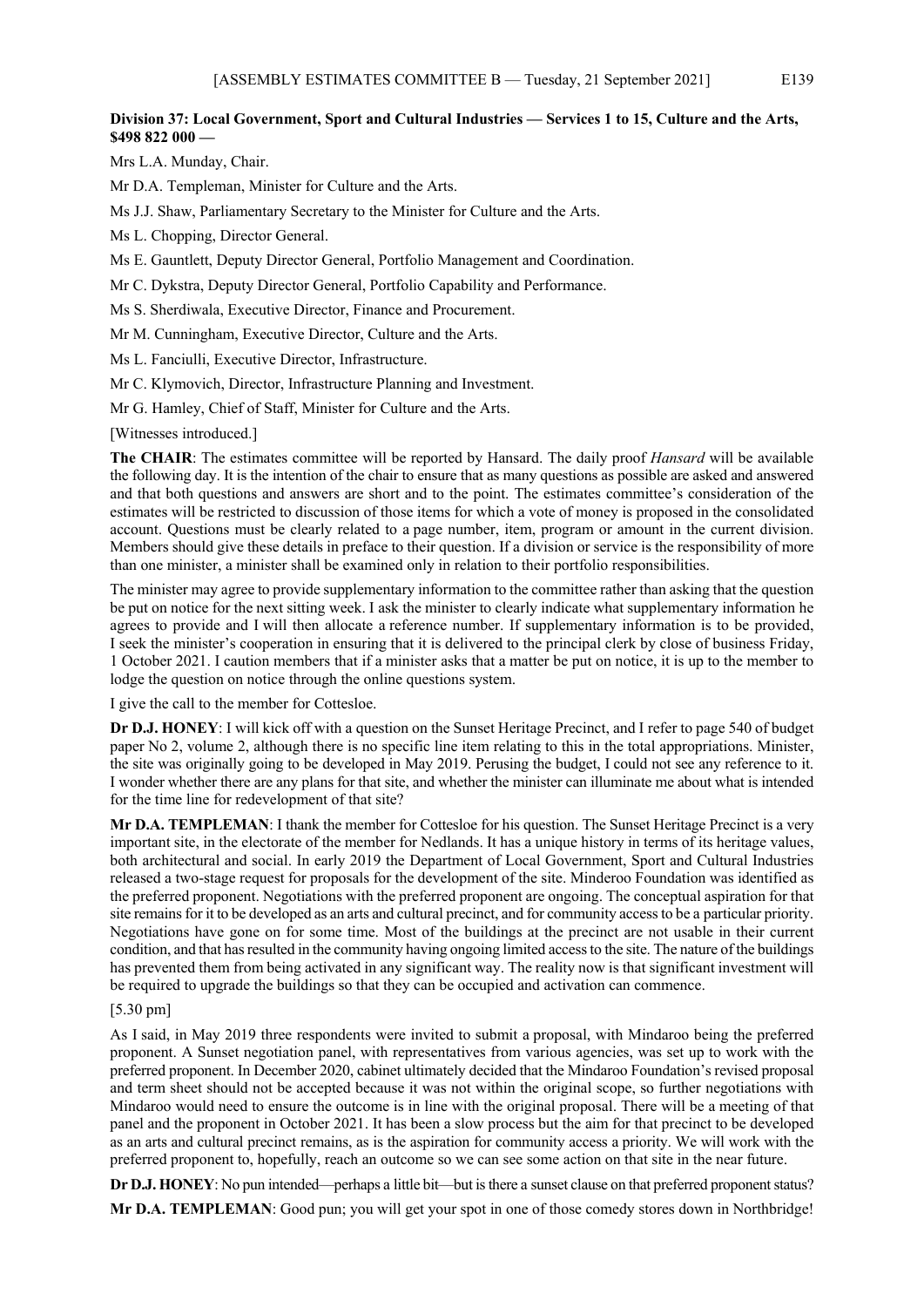**Division 37: Local Government, Sport and Cultural Industries — Services 1 to 15, Culture and the Arts, $498 822 000 —**

Mrs L.A. Munday, Chair.

Mr D.A. Templeman, Minister for Culture and the Arts.

Ms J.J. Shaw, Parliamentary Secretary to the Minister for Culture and the Arts.

Ms L. Chopping, Director General.

Ms E. Gauntlett, Deputy Director General, Portfolio Management and Coordination.

Mr C. Dykstra, Deputy Director General, Portfolio Capability and Performance.

Ms S. Sherdiwala, Executive Director, Finance and Procurement.

Mr M. Cunningham, Executive Director, Culture and the Arts.

Ms L. Fanciulli, Executive Director, Infrastructure.

Mr C. Klymovich, Director, Infrastructure Planning and Investment.

Mr G. Hamley, Chief of Staff, Minister for Culture and the Arts.

[Witnesses introduced.]

**The CHAIR**: The estimates committee will be reported by Hansard. The daily proof *Hansard* will be available the following day. It is the intention of the chair to ensure that as many questions as possible are asked and answered and that both questions and answers are short and to the point. The estimates committee's consideration of the estimates will be restricted to discussion of those items for which a vote of money is proposed in the consolidated account. Questions must be clearly related to a page number, item, program or amount in the current division. Members should give these details in preface to their question. If a division or service is the responsibility of more than one minister, a minister shall be examined only in relation to their portfolio responsibilities.

The minister may agree to provide supplementary information to the committee rather than asking that the question be put on notice for the next sitting week. I ask the minister to clearly indicate what supplementary information he agrees to provide and I will then allocate a reference number. If supplementary information is to be provided, I seek the minister's cooperation in ensuring that it is delivered to the principal clerk by close of business Friday, 1 October 2021. I caution members that if a minister asks that a matter be put on notice, it is up to the member to lodge the question on notice through the online questions system.

I give the call to the member for Cottesloe.

**Dr D.J. HONEY**: I will kick off with a question on the Sunset Heritage Precinct, and I refer to page 540 of budget paper No 2, volume 2, although there is no specific line item relating to this in the total appropriations. Minister, the site was originally going to be developed in May 2019. Perusing the budget, I could not see any reference to it. I wonder whether there are any plans for that site, and whether the minister can illuminate me about what is intended for the time line for redevelopment of that site?

**Mr D.A. TEMPLEMAN**: I thank the member for Cottesloe for his question. The Sunset Heritage Precinct is a very important site, in the electorate of the member for Nedlands. It has a unique history in terms of its heritage values, both architectural and social. In early 2019 the Department of Local Government, Sport and Cultural Industries released a two-stage request for proposals for the development of the site. Minderoo Foundation was identified as the preferred proponent. Negotiations with the preferred proponent are ongoing. The conceptual aspiration for that site remains for it to be developed as an arts and cultural precinct, and for community access to be a particular priority. Negotiations have gone on for some time. Most of the buildings at the precinct are not usable in their current condition, and that has resulted in the community having ongoing limited access to the site. The nature of the buildings has prevented them from being activated in any significant way. The reality now is that significant investment will be required to upgrade the buildings so that they can be occupied and activation can commence.

[5.30 pm]

As I said, in May 2019 three respondents were invited to submit a proposal, with Mindaroo being the preferred proponent. A Sunset negotiation panel, with representatives from various agencies, was set up to work with the preferred proponent. In December 2020, cabinet ultimately decided that the Mindaroo Foundation's revised proposal and term sheet should not be accepted because it was not within the original scope, so further negotiations with Mindaroo would need to ensure the outcome is in line with the original proposal. There will be a meeting of that panel and the proponent in October 2021. It has been a slow process but the aim for that precinct to be developed as an arts and cultural precinct remains, as is the aspiration for community access a priority. We will work with the preferred proponent to, hopefully, reach an outcome so we can see some action on that site in the near future.

**Dr D.J. HONEY**: No pun intended—perhaps a little bit—but is there a sunset clause on that preferred proponent status?

**Mr D.A. TEMPLEMAN**: Good pun; you will get your spot in one of those comedy stores down in Northbridge!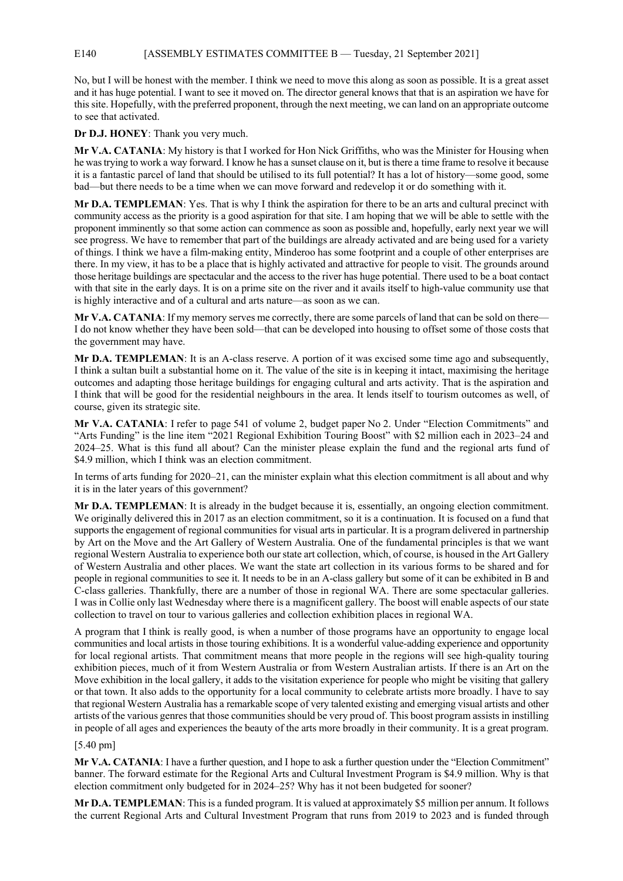No, but I will be honest with the member. I think we need to move this along as soon as possible. It is a great asset and it has huge potential. I want to see it moved on. The director general knows that that is an aspiration we have for this site. Hopefully, with the preferred proponent, through the next meeting, we can land on an appropriate outcome to see that activated.

**Dr D.J. HONEY**: Thank you very much.

**Mr V.A. CATANIA**: My history is that I worked for Hon Nick Griffiths, who was the Minister for Housing when he was trying to work a way forward. I know he has a sunset clause on it, but is there a time frame to resolve it because it is a fantastic parcel of land that should be utilised to its full potential? It has a lot of history—some good, some bad—but there needs to be a time when we can move forward and redevelop it or do something with it.

**Mr D.A. TEMPLEMAN**: Yes. That is why I think the aspiration for there to be an arts and cultural precinct with community access as the priority is a good aspiration for that site. I am hoping that we will be able to settle with the proponent imminently so that some action can commence as soon as possible and, hopefully, early next year we will see progress. We have to remember that part of the buildings are already activated and are being used for a variety of things. I think we have a film-making entity, Minderoo has some footprint and a couple of other enterprises are there. In my view, it has to be a place that is highly activated and attractive for people to visit. The grounds around those heritage buildings are spectacular and the access to the river has huge potential. There used to be a boat contact with that site in the early days. It is on a prime site on the river and it avails itself to high-value community use that is highly interactive and of a cultural and arts nature—as soon as we can.

**Mr V.A. CATANIA**: If my memory serves me correctly, there are some parcels of land that can be sold on there—I do not know whether they have been sold—that can be developed into housing to offset some of those costs that the government may have.

**Mr D.A. TEMPLEMAN**: It is an A-class reserve. A portion of it was excised some time ago and subsequently, I think a sultan built a substantial home on it. The value of the site is in keeping it intact, maximising the heritage outcomes and adapting those heritage buildings for engaging cultural and arts activity. That is the aspiration and I think that will be good for the residential neighbours in the area. It lends itself to tourism outcomes as well, of course, given its strategic site.

**Mr V.A. CATANIA**: I refer to page 541 of volume 2, budget paper No 2. Under "Election Commitments" and "Arts Funding" is the line item "2021 Regional Exhibition Touring Boost" with $2 million each in 2023–24 and 2024–25. What is this fund all about? Can the minister please explain the fund and the regional arts fund of $4.9 million, which I think was an election commitment.

In terms of arts funding for 2020–21, can the minister explain what this election commitment is all about and why it is in the later years of this government?

**Mr D.A. TEMPLEMAN**: It is already in the budget because it is, essentially, an ongoing election commitment. We originally delivered this in 2017 as an election commitment, so it is a continuation. It is focused on a fund that supports the engagement of regional communities for visual arts in particular. It is a program delivered in partnership by Art on the Move and the Art Gallery of Western Australia. One of the fundamental principles is that we want regional Western Australia to experience both our state art collection, which, of course, is housed in the Art Gallery of Western Australia and other places. We want the state art collection in its various forms to be shared and for people in regional communities to see it. It needs to be in an A-class gallery but some of it can be exhibited in B and C-class galleries. Thankfully, there are a number of those in regional WA. There are some spectacular galleries. I was in Collie only last Wednesday where there is a magnificent gallery. The boost will enable aspects of our state collection to travel on tour to various galleries and collection exhibition places in regional WA.

A program that I think is really good, is when a number of those programs have an opportunity to engage local communities and local artists in those touring exhibitions. It is a wonderful value-adding experience and opportunity for local regional artists. That commitment means that more people in the regions will see high-quality touring exhibition pieces, much of it from Western Australia or from Western Australian artists. If there is an Art on the Move exhibition in the local gallery, it adds to the visitation experience for people who might be visiting that gallery or that town. It also adds to the opportunity for a local community to celebrate artists more broadly. I have to say that regional Western Australia has a remarkable scope of very talented existing and emerging visual artists and other artists of the various genres that those communities should be very proud of. This boost program assists in instilling in people of all ages and experiences the beauty of the arts more broadly in their community. It is a great program.

[5.40 pm]

**Mr V.A. CATANIA**: I have a further question, and I hope to ask a further question under the "Election Commitment" banner. The forward estimate for the Regional Arts and Cultural Investment Program is $4.9 million. Why is that election commitment only budgeted for in 2024–25? Why has it not been budgeted for sooner?

**Mr D.A. TEMPLEMAN**: This is a funded program. It is valued at approximately $5 million per annum. It follows the current Regional Arts and Cultural Investment Program that runs from 2019 to 2023 and is funded through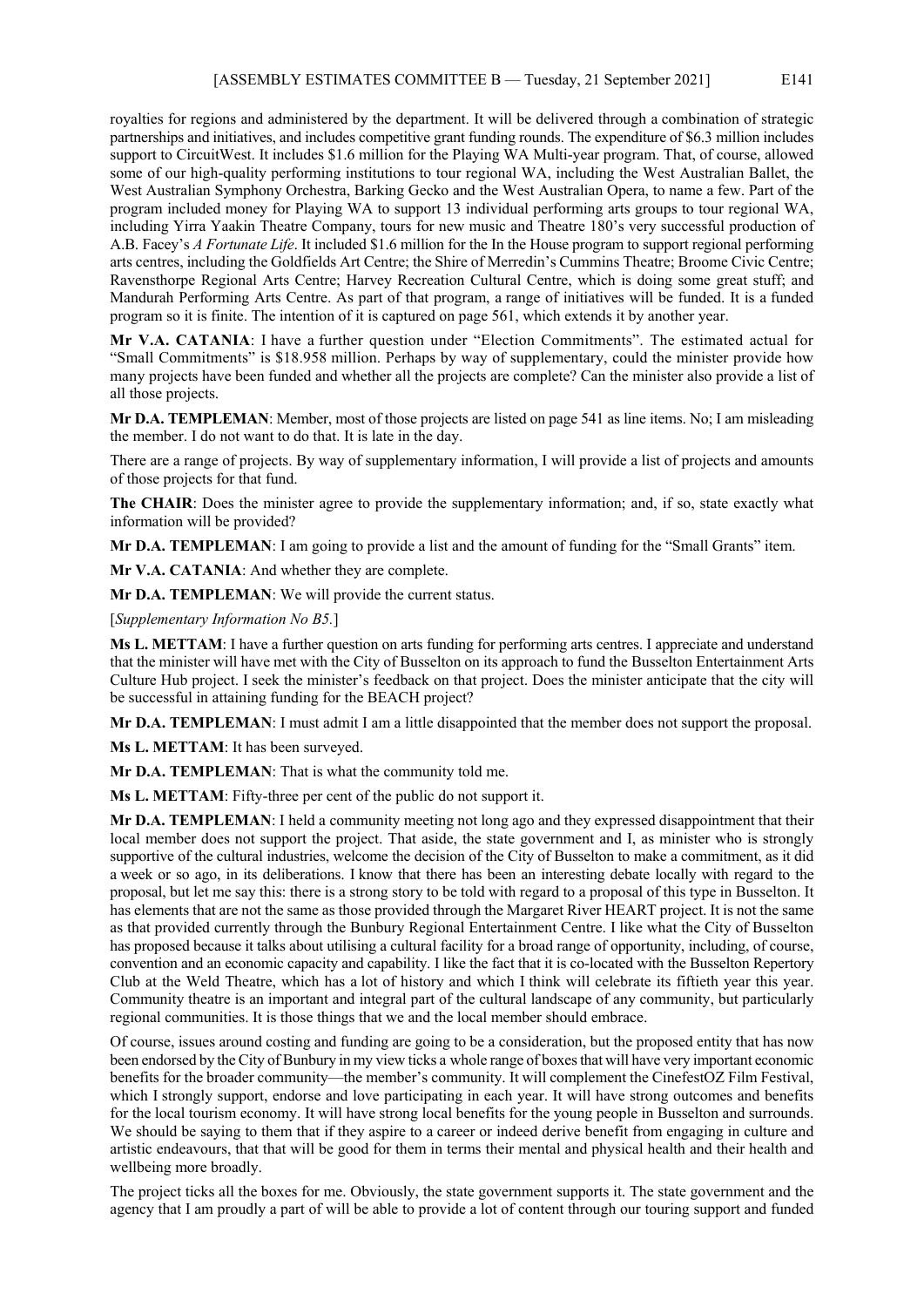royalties for regions and administered by the department. It will be delivered through a combination of strategic partnerships and initiatives, and includes competitive grant funding rounds. The expenditure of $6.3 million includes support to CircuitWest. It includes $1.6 million for the Playing WA Multi-year program. That, of course, allowed some of our high-quality performing institutions to tour regional WA, including the West Australian Ballet, the West Australian Symphony Orchestra, Barking Gecko and the West Australian Opera, to name a few. Part of the program included money for Playing WA to support 13 individual performing arts groups to tour regional WA, including Yirra Yaakin Theatre Company, tours for new music and Theatre 180's very successful production of A.B. Facey's *A Fortunate Life*. It included $1.6 million for the In the House program to support regional performing arts centres, including the Goldfields Art Centre; the Shire of Merredin's Cummins Theatre; Broome Civic Centre; Ravensthorpe Regional Arts Centre; Harvey Recreation Cultural Centre, which is doing some great stuff; and Mandurah Performing Arts Centre. As part of that program, a range of initiatives will be funded. It is a funded program so it is finite. The intention of it is captured on page 561, which extends it by another year.

**Mr V.A. CATANIA**: I have a further question under "Election Commitments". The estimated actual for "Small Commitments" is $18.958 million. Perhaps by way of supplementary, could the minister provide how many projects have been funded and whether all the projects are complete? Can the minister also provide a list of all those projects.

**Mr D.A. TEMPLEMAN**: Member, most of those projects are listed on page 541 as line items. No; I am misleading the member. I do not want to do that. It is late in the day.

There are a range of projects. By way of supplementary information, I will provide a list of projects and amounts of those projects for that fund.

**The CHAIR**: Does the minister agree to provide the supplementary information; and, if so, state exactly what information will be provided?

**Mr D.A. TEMPLEMAN**: I am going to provide a list and the amount of funding for the "Small Grants" item.

**Mr V.A. CATANIA**: And whether they are complete.

**Mr D.A. TEMPLEMAN**: We will provide the current status.

[*Supplementary Information No B5.*]

**Ms L. METTAM**: I have a further question on arts funding for performing arts centres. I appreciate and understand that the minister will have met with the City of Busselton on its approach to fund the Busselton Entertainment Arts Culture Hub project. I seek the minister's feedback on that project. Does the minister anticipate that the city will be successful in attaining funding for the BEACH project?

**Mr D.A. TEMPLEMAN**: I must admit I am a little disappointed that the member does not support the proposal.

**Ms L. METTAM**: It has been surveyed.

**Mr D.A. TEMPLEMAN**: That is what the community told me.

**Ms L. METTAM**: Fifty-three per cent of the public do not support it.

**Mr D.A. TEMPLEMAN**: I held a community meeting not long ago and they expressed disappointment that their local member does not support the project. That aside, the state government and I, as minister who is strongly supportive of the cultural industries, welcome the decision of the City of Busselton to make a commitment, as it did a week or so ago, in its deliberations. I know that there has been an interesting debate locally with regard to the proposal, but let me say this: there is a strong story to be told with regard to a proposal of this type in Busselton. It has elements that are not the same as those provided through the Margaret River HEART project. It is not the same as that provided currently through the Bunbury Regional Entertainment Centre. I like what the City of Busselton has proposed because it talks about utilising a cultural facility for a broad range of opportunity, including, of course, convention and an economic capacity and capability. I like the fact that it is co-located with the Busselton Repertory Club at the Weld Theatre, which has a lot of history and which I think will celebrate its fiftieth year this year. Community theatre is an important and integral part of the cultural landscape of any community, but particularly regional communities. It is those things that we and the local member should embrace.

Of course, issues around costing and funding are going to be a consideration, but the proposed entity that has now been endorsed by the City of Bunbury in my view ticks a whole range of boxes that will have very important economic benefits for the broader community—the member's community. It will complement the CinefestOZ Film Festival, which I strongly support, endorse and love participating in each year. It will have strong outcomes and benefits for the local tourism economy. It will have strong local benefits for the young people in Busselton and surrounds. We should be saying to them that if they aspire to a career or indeed derive benefit from engaging in culture and artistic endeavours, that that will be good for them in terms their mental and physical health and their health and wellbeing more broadly.

The project ticks all the boxes for me. Obviously, the state government supports it. The state government and the agency that I am proudly a part of will be able to provide a lot of content through our touring support and funded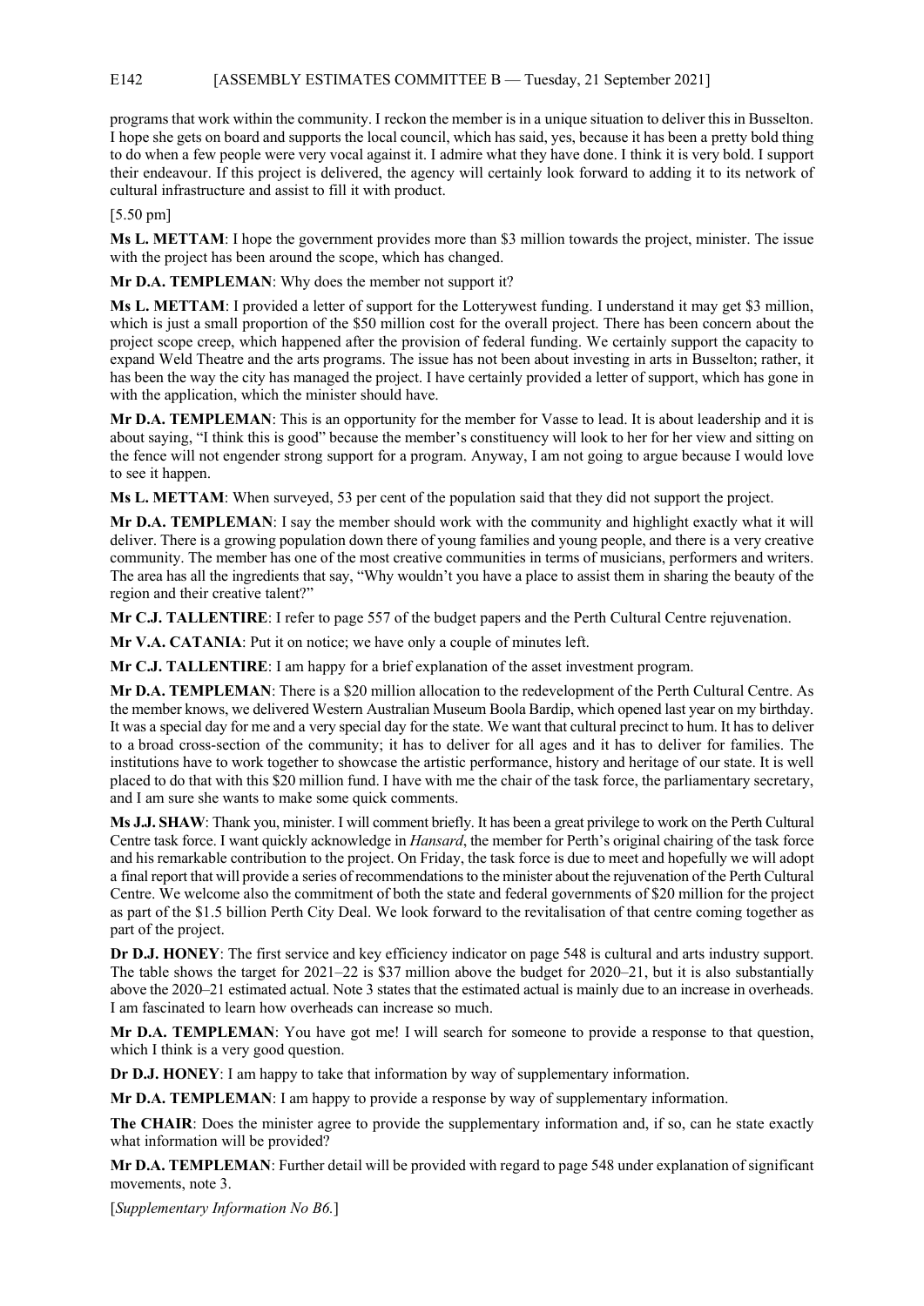programs that work within the community. I reckon the member is in a unique situation to deliver this in Busselton. I hope she gets on board and supports the local council, which has said, yes, because it has been a pretty bold thing to do when a few people were very vocal against it. I admire what they have done. I think it is very bold. I support their endeavour. If this project is delivered, the agency will certainly look forward to adding it to its network of cultural infrastructure and assist to fill it with product.

[5.50 pm]

**Ms L. METTAM**: I hope the government provides more than $3 million towards the project, minister. The issue with the project has been around the scope, which has changed.

**Mr D.A. TEMPLEMAN**: Why does the member not support it?

**Ms L. METTAM**: I provided a letter of support for the Lotterywest funding. I understand it may get $3 million, which is just a small proportion of the $50 million cost for the overall project. There has been concern about the project scope creep, which happened after the provision of federal funding. We certainly support the capacity to expand Weld Theatre and the arts programs. The issue has not been about investing in arts in Busselton; rather, it has been the way the city has managed the project. I have certainly provided a letter of support, which has gone in with the application, which the minister should have.

**Mr D.A. TEMPLEMAN**: This is an opportunity for the member for Vasse to lead. It is about leadership and it is about saying, "I think this is good" because the member's constituency will look to her for her view and sitting on the fence will not engender strong support for a program. Anyway, I am not going to argue because I would love to see it happen.

**Ms L. METTAM**: When surveyed, 53 per cent of the population said that they did not support the project.

**Mr D.A. TEMPLEMAN**: I say the member should work with the community and highlight exactly what it will deliver. There is a growing population down there of young families and young people, and there is a very creative community. The member has one of the most creative communities in terms of musicians, performers and writers. The area has all the ingredients that say, "Why wouldn't you have a place to assist them in sharing the beauty of the region and their creative talent?"

**Mr C.J. TALLENTIRE**: I refer to page 557 of the budget papers and the Perth Cultural Centre rejuvenation.

**Mr V.A. CATANIA**: Put it on notice; we have only a couple of minutes left.

**Mr C.J. TALLENTIRE**: I am happy for a brief explanation of the asset investment program.

**Mr D.A. TEMPLEMAN**: There is a $20 million allocation to the redevelopment of the Perth Cultural Centre. As the member knows, we delivered Western Australian Museum Boola Bardip, which opened last year on my birthday. It was a special day for me and a very special day for the state. We want that cultural precinct to hum. It has to deliver to a broad cross-section of the community; it has to deliver for all ages and it has to deliver for families. The institutions have to work together to showcase the artistic performance, history and heritage of our state. It is well placed to do that with this $20 million fund. I have with me the chair of the task force, the parliamentary secretary, and I am sure she wants to make some quick comments.

**Ms J.J. SHAW**: Thank you, minister. I will comment briefly. It has been a great privilege to work on the Perth Cultural Centre task force. I want quickly acknowledge in *Hansard*, the member for Perth's original chairing of the task force and his remarkable contribution to the project. On Friday, the task force is due to meet and hopefully we will adopt a final report that will provide a series of recommendations to the minister about the rejuvenation of the Perth Cultural Centre. We welcome also the commitment of both the state and federal governments of $20 million for the project as part of the $1.5 billion Perth City Deal. We look forward to the revitalisation of that centre coming together as part of the project.

**Dr D.J. HONEY**: The first service and key efficiency indicator on page 548 is cultural and arts industry support. The table shows the target for 2021–22 is $37 million above the budget for 2020–21, but it is also substantially above the 2020–21 estimated actual. Note 3 states that the estimated actual is mainly due to an increase in overheads. I am fascinated to learn how overheads can increase so much.

**Mr D.A. TEMPLEMAN**: You have got me! I will search for someone to provide a response to that question, which I think is a very good question.

**Dr D.J. HONEY**: I am happy to take that information by way of supplementary information.

**Mr D.A. TEMPLEMAN**: I am happy to provide a response by way of supplementary information.

**The CHAIR**: Does the minister agree to provide the supplementary information and, if so, can he state exactly what information will be provided?

**Mr D.A. TEMPLEMAN**: Further detail will be provided with regard to page 548 under explanation of significant movements, note 3.

[*Supplementary Information No B6.*]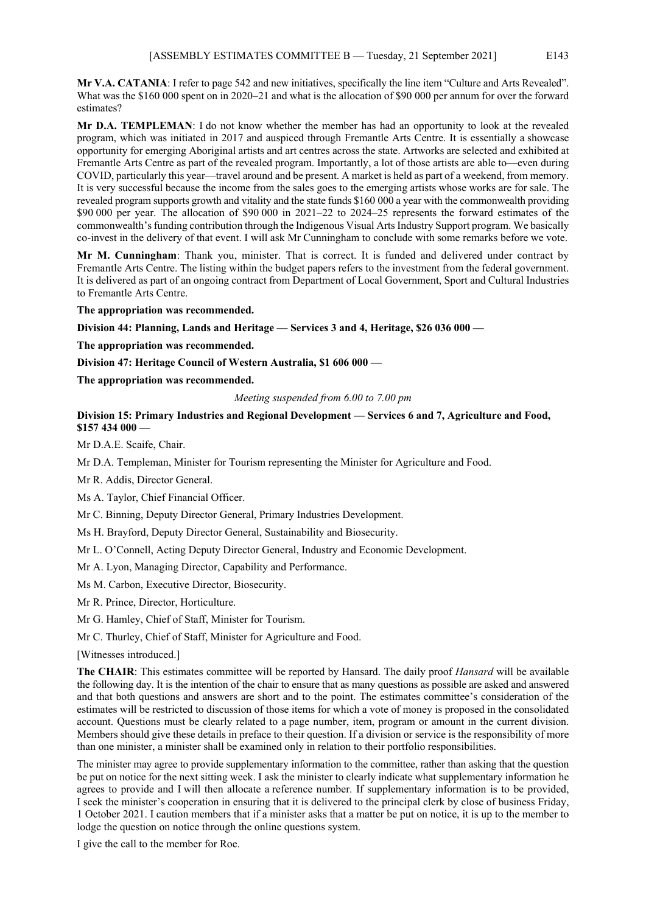**Mr V.A. CATANIA**: I refer to page 542 and new initiatives, specifically the line item "Culture and Arts Revealed". What was the $160 000 spent on in 2020–21 and what is the allocation of $90 000 per annum for over the forward estimates?

**Mr D.A. TEMPLEMAN**: I do not know whether the member has had an opportunity to look at the revealed program, which was initiated in 2017 and auspiced through Fremantle Arts Centre. It is essentially a showcase opportunity for emerging Aboriginal artists and art centres across the state. Artworks are selected and exhibited at Fremantle Arts Centre as part of the revealed program. Importantly, a lot of those artists are able to—even during COVID, particularly this year—travel around and be present. A market is held as part of a weekend, from memory. It is very successful because the income from the sales goes to the emerging artists whose works are for sale. The revealed program supports growth and vitality and the state funds $160 000 a year with the commonwealth providing $90 000 per year. The allocation of $90 000 in 2021–22 to 2024–25 represents the forward estimates of the commonwealth's funding contribution through the Indigenous Visual Arts Industry Support program. We basically co-invest in the delivery of that event. I will ask Mr Cunningham to conclude with some remarks before we vote.

**Mr M. Cunningham**: Thank you, minister. That is correct. It is funded and delivered under contract by Fremantle Arts Centre. The listing within the budget papers refers to the investment from the federal government. It is delivered as part of an ongoing contract from Department of Local Government, Sport and Cultural Industries to Fremantle Arts Centre.

**The appropriation was recommended.**

**Division 44: Planning, Lands and Heritage — Services 3 and 4, Heritage, $26 036 000 —**

**The appropriation was recommended.**

**Division 47: Heritage Council of Western Australia, $1 606 000 —**

**The appropriation was recommended.**

*Meeting suspended from 6.00 to 7.00 pm*

**Division 15: Primary Industries and Regional Development — Services 6 and 7, Agriculture and Food, $157 434 000 —**

Mr D.A.E. Scaife, Chair.

Mr D.A. Templeman, Minister for Tourism representing the Minister for Agriculture and Food.

Mr R. Addis, Director General.

Ms A. Taylor, Chief Financial Officer.

Mr C. Binning, Deputy Director General, Primary Industries Development.

Ms H. Brayford, Deputy Director General, Sustainability and Biosecurity.

Mr L. O'Connell, Acting Deputy Director General, Industry and Economic Development.

Mr A. Lyon, Managing Director, Capability and Performance.

Ms M. Carbon, Executive Director, Biosecurity.

Mr R. Prince, Director, Horticulture.

Mr G. Hamley, Chief of Staff, Minister for Tourism.

Mr C. Thurley, Chief of Staff, Minister for Agriculture and Food.

[Witnesses introduced.]

**The CHAIR**: This estimates committee will be reported by Hansard. The daily proof *Hansard* will be available the following day. It is the intention of the chair to ensure that as many questions as possible are asked and answered and that both questions and answers are short and to the point. The estimates committee's consideration of the estimates will be restricted to discussion of those items for which a vote of money is proposed in the consolidated account. Questions must be clearly related to a page number, item, program or amount in the current division. Members should give these details in preface to their question. If a division or service is the responsibility of more than one minister, a minister shall be examined only in relation to their portfolio responsibilities.

The minister may agree to provide supplementary information to the committee, rather than asking that the question be put on notice for the next sitting week. I ask the minister to clearly indicate what supplementary information he agrees to provide and I will then allocate a reference number. If supplementary information is to be provided, I seek the minister's cooperation in ensuring that it is delivered to the principal clerk by close of business Friday, 1 October 2021. I caution members that if a minister asks that a matter be put on notice, it is up to the member to lodge the question on notice through the online questions system.

I give the call to the member for Roe.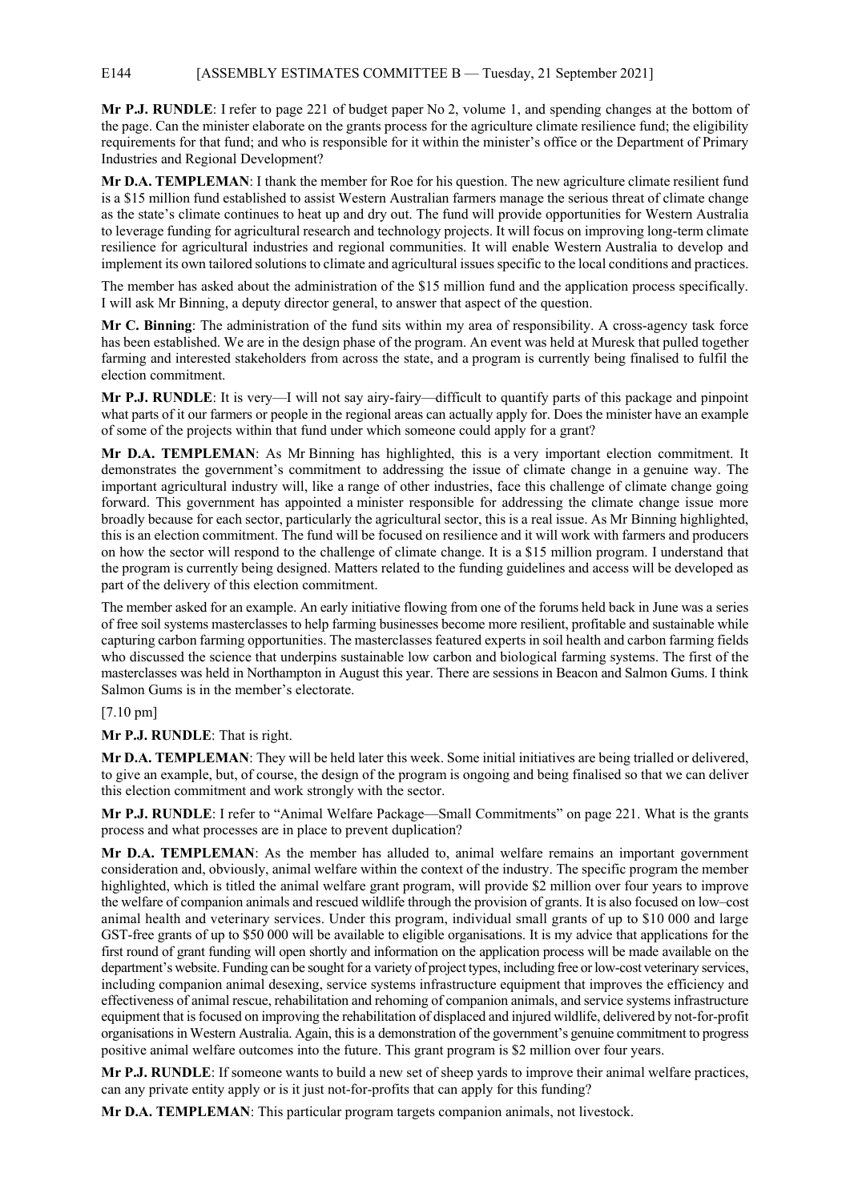**Mr P.J. RUNDLE**: I refer to page 221 of budget paper No 2, volume 1, and spending changes at the bottom of the page. Can the minister elaborate on the grants process for the agriculture climate resilience fund; the eligibility requirements for that fund; and who is responsible for it within the minister's office or the Department of Primary Industries and Regional Development?

**Mr D.A. TEMPLEMAN**: I thank the member for Roe for his question. The new agriculture climate resilient fund is a $15 million fund established to assist Western Australian farmers manage the serious threat of climate change as the state's climate continues to heat up and dry out. The fund will provide opportunities for Western Australia to leverage funding for agricultural research and technology projects. It will focus on improving long-term climate resilience for agricultural industries and regional communities. It will enable Western Australia to develop and implement its own tailored solutions to climate and agricultural issues specific to the local conditions and practices.

The member has asked about the administration of the $15 million fund and the application process specifically. I will ask Mr Binning, a deputy director general, to answer that aspect of the question.

**Mr C. Binning**: The administration of the fund sits within my area of responsibility. A cross-agency task force has been established. We are in the design phase of the program. An event was held at Muresk that pulled together farming and interested stakeholders from across the state, and a program is currently being finalised to fulfil the election commitment.

**Mr P.J. RUNDLE**: It is very—I will not say airy-fairy—difficult to quantify parts of this package and pinpoint what parts of it our farmers or people in the regional areas can actually apply for. Does the minister have an example of some of the projects within that fund under which someone could apply for a grant?

**Mr D.A. TEMPLEMAN**: As Mr Binning has highlighted, this is a very important election commitment. It demonstrates the government's commitment to addressing the issue of climate change in a genuine way. The important agricultural industry will, like a range of other industries, face this challenge of climate change going forward. This government has appointed a minister responsible for addressing the climate change issue more broadly because for each sector, particularly the agricultural sector, this is a real issue. As Mr Binning highlighted, this is an election commitment. The fund will be focused on resilience and it will work with farmers and producers on how the sector will respond to the challenge of climate change. It is a $15 million program. I understand that the program is currently being designed. Matters related to the funding guidelines and access will be developed as part of the delivery of this election commitment.

The member asked for an example. An early initiative flowing from one of the forums held back in June was a series of free soil systems masterclasses to help farming businesses become more resilient, profitable and sustainable while capturing carbon farming opportunities. The masterclasses featured experts in soil health and carbon farming fields who discussed the science that underpins sustainable low carbon and biological farming systems. The first of the masterclasses was held in Northampton in August this year. There are sessions in Beacon and Salmon Gums. I think Salmon Gums is in the member's electorate.

[7.10 pm]

**Mr P.J. RUNDLE**: That is right.

**Mr D.A. TEMPLEMAN**: They will be held later this week. Some initial initiatives are being trialled or delivered, to give an example, but, of course, the design of the program is ongoing and being finalised so that we can deliver this election commitment and work strongly with the sector.

**Mr P.J. RUNDLE**: I refer to "Animal Welfare Package—Small Commitments" on page 221. What is the grants process and what processes are in place to prevent duplication?

**Mr D.A. TEMPLEMAN**: As the member has alluded to, animal welfare remains an important government consideration and, obviously, animal welfare within the context of the industry. The specific program the member highlighted, which is titled the animal welfare grant program, will provide $2 million over four years to improve the welfare of companion animals and rescued wildlife through the provision of grants. It is also focused on low–cost animal health and veterinary services. Under this program, individual small grants of up to $10 000 and large GST-free grants of up to $50 000 will be available to eligible organisations. It is my advice that applications for the first round of grant funding will open shortly and information on the application process will be made available on the department's website. Funding can be sought for a variety of project types, including free or low-cost veterinary services, including companion animal desexing, service systems infrastructure equipment that improves the efficiency and effectiveness of animal rescue, rehabilitation and rehoming of companion animals, and service systems infrastructure equipment that is focused on improving the rehabilitation of displaced and injured wildlife, delivered by not-for-profit organisations in Western Australia. Again, this is a demonstration of the government's genuine commitment to progress positive animal welfare outcomes into the future. This grant program is $2 million over four years.

**Mr P.J. RUNDLE**: If someone wants to build a new set of sheep yards to improve their animal welfare practices, can any private entity apply or is it just not-for-profits that can apply for this funding?

**Mr D.A. TEMPLEMAN**: This particular program targets companion animals, not livestock.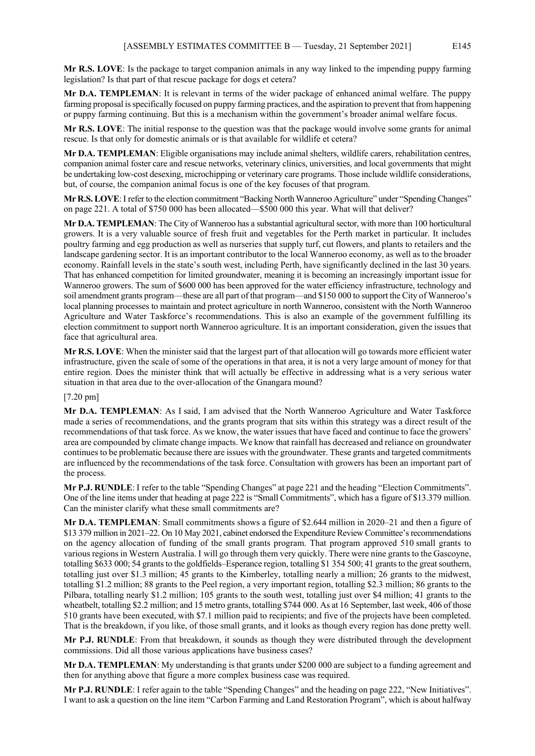**Mr R.S. LOVE**: Is the package to target companion animals in any way linked to the impending puppy farming legislation? Is that part of that rescue package for dogs et cetera?

**Mr D.A. TEMPLEMAN**: It is relevant in terms of the wider package of enhanced animal welfare. The puppy farming proposal is specifically focused on puppy farming practices, and the aspiration to prevent that from happening or puppy farming continuing. But this is a mechanism within the government's broader animal welfare focus.

**Mr R.S. LOVE**: The initial response to the question was that the package would involve some grants for animal rescue. Is that only for domestic animals or is that available for wildlife et cetera?

**Mr D.A. TEMPLEMAN**: Eligible organisations may include animal shelters, wildlife carers, rehabilitation centres, companion animal foster care and rescue networks, veterinary clinics, universities, and local governments that might be undertaking low-cost desexing, microchipping or veterinary care programs. Those include wildlife considerations, but, of course, the companion animal focus is one of the key focuses of that program.

**Mr R.S. LOVE**: I refer to the election commitment "Backing North Wanneroo Agriculture" under "Spending Changes" on page 221. A total of $750 000 has been allocated—$500 000 this year. What will that deliver?

**Mr D.A. TEMPLEMAN**: The City of Wanneroo has a substantial agricultural sector, with more than 100 horticultural growers. It is a very valuable source of fresh fruit and vegetables for the Perth market in particular. It includes poultry farming and egg production as well as nurseries that supply turf, cut flowers, and plants to retailers and the landscape gardening sector. It is an important contributor to the local Wanneroo economy, as well as to the broader economy. Rainfall levels in the state's south west, including Perth, have significantly declined in the last 30 years. That has enhanced competition for limited groundwater, meaning it is becoming an increasingly important issue for Wanneroo growers. The sum of $600 000 has been approved for the water efficiency infrastructure, technology and soil amendment grants program—these are all part of that program—and $150 000 to support the City of Wanneroo's local planning processes to maintain and protect agriculture in north Wanneroo, consistent with the North Wanneroo Agriculture and Water Taskforce's recommendations. This is also an example of the government fulfilling its election commitment to support north Wanneroo agriculture. It is an important consideration, given the issues that face that agricultural area.

**Mr R.S. LOVE**: When the minister said that the largest part of that allocation will go towards more efficient water infrastructure, given the scale of some of the operations in that area, it is not a very large amount of money for that entire region. Does the minister think that will actually be effective in addressing what is a very serious water situation in that area due to the over-allocation of the Gnangara mound?

[7.20 pm]

**Mr D.A. TEMPLEMAN**: As I said, I am advised that the North Wanneroo Agriculture and Water Taskforce made a series of recommendations, and the grants program that sits within this strategy was a direct result of the recommendations of that task force. As we know, the water issues that have faced and continue to face the growers' area are compounded by climate change impacts. We know that rainfall has decreased and reliance on groundwater continues to be problematic because there are issues with the groundwater. These grants and targeted commitments are influenced by the recommendations of the task force. Consultation with growers has been an important part of the process.

**Mr P.J. RUNDLE**: I refer to the table "Spending Changes" at page 221 and the heading "Election Commitments". One of the line items under that heading at page 222 is "Small Commitments", which has a figure of $13.379 million. Can the minister clarify what these small commitments are?

**Mr D.A. TEMPLEMAN**: Small commitments shows a figure of $2.644 million in 2020–21 and then a figure of $13 379 million in 2021–22. On 10 May 2021, cabinet endorsed the Expenditure Review Committee's recommendations on the agency allocation of funding of the small grants program. That program approved 510 small grants to various regions in Western Australia. I will go through them very quickly. There were nine grants to the Gascoyne, totalling $633 000; 54 grants to the goldfields–Esperance region, totalling $1 354 500; 41 grants to the great southern, totalling just over $1.3 million; 45 grants to the Kimberley, totalling nearly a million; 26 grants to the midwest, totalling $1.2 million; 88 grants to the Peel region, a very important region, totalling $2.3 million; 86 grants to the Pilbara, totalling nearly $1.2 million; 105 grants to the south west, totalling just over $4 million; 41 grants to the wheatbelt, totalling $2.2 million; and 15 metro grants, totalling $744 000. As at 16 September, last week, 406 of those 510 grants have been executed, with $7.1 million paid to recipients; and five of the projects have been completed. That is the breakdown, if you like, of those small grants, and it looks as though every region has done pretty well.

**Mr P.J. RUNDLE**: From that breakdown, it sounds as though they were distributed through the development commissions. Did all those various applications have business cases?

**Mr D.A. TEMPLEMAN**: My understanding is that grants under $200 000 are subject to a funding agreement and then for anything above that figure a more complex business case was required.

**Mr P.J. RUNDLE**: I refer again to the table "Spending Changes" and the heading on page 222, "New Initiatives". I want to ask a question on the line item "Carbon Farming and Land Restoration Program", which is about halfway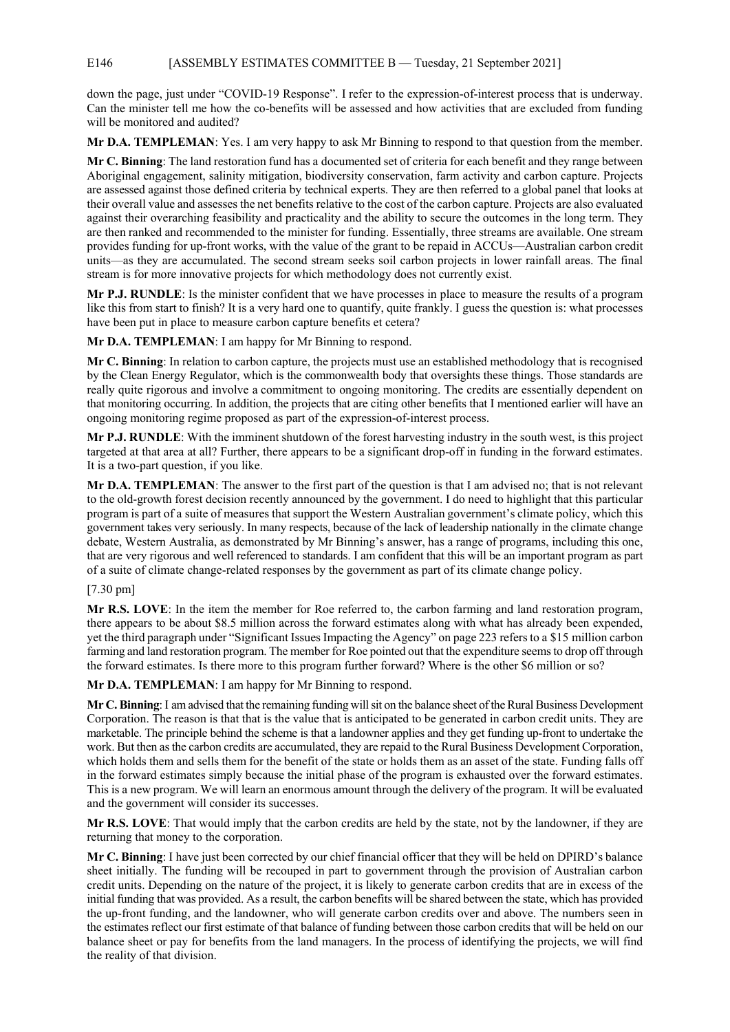down the page, just under "COVID-19 Response". I refer to the expression-of-interest process that is underway. Can the minister tell me how the co-benefits will be assessed and how activities that are excluded from funding will be monitored and audited?

**Mr D.A. TEMPLEMAN**: Yes. I am very happy to ask Mr Binning to respond to that question from the member.

**Mr C. Binning**: The land restoration fund has a documented set of criteria for each benefit and they range between Aboriginal engagement, salinity mitigation, biodiversity conservation, farm activity and carbon capture. Projects are assessed against those defined criteria by technical experts. They are then referred to a global panel that looks at their overall value and assesses the net benefits relative to the cost of the carbon capture. Projects are also evaluated against their overarching feasibility and practicality and the ability to secure the outcomes in the long term. They are then ranked and recommended to the minister for funding. Essentially, three streams are available. One stream provides funding for up-front works, with the value of the grant to be repaid in ACCUs—Australian carbon credit units—as they are accumulated. The second stream seeks soil carbon projects in lower rainfall areas. The final stream is for more innovative projects for which methodology does not currently exist.

**Mr P.J. RUNDLE**: Is the minister confident that we have processes in place to measure the results of a program like this from start to finish? It is a very hard one to quantify, quite frankly. I guess the question is: what processes have been put in place to measure carbon capture benefits et cetera?

**Mr D.A. TEMPLEMAN**: I am happy for Mr Binning to respond.

**Mr C. Binning**: In relation to carbon capture, the projects must use an established methodology that is recognised by the Clean Energy Regulator, which is the commonwealth body that oversights these things. Those standards are really quite rigorous and involve a commitment to ongoing monitoring. The credits are essentially dependent on that monitoring occurring. In addition, the projects that are citing other benefits that I mentioned earlier will have an ongoing monitoring regime proposed as part of the expression-of-interest process.

**Mr P.J. RUNDLE**: With the imminent shutdown of the forest harvesting industry in the south west, is this project targeted at that area at all? Further, there appears to be a significant drop-off in funding in the forward estimates. It is a two-part question, if you like.

**Mr D.A. TEMPLEMAN**: The answer to the first part of the question is that I am advised no; that is not relevant to the old-growth forest decision recently announced by the government. I do need to highlight that this particular program is part of a suite of measures that support the Western Australian government's climate policy, which this government takes very seriously. In many respects, because of the lack of leadership nationally in the climate change debate, Western Australia, as demonstrated by Mr Binning's answer, has a range of programs, including this one, that are very rigorous and well referenced to standards. I am confident that this will be an important program as part of a suite of climate change-related responses by the government as part of its climate change policy.

[7.30 pm]

**Mr R.S. LOVE**: In the item the member for Roe referred to, the carbon farming and land restoration program, there appears to be about $8.5 million across the forward estimates along with what has already been expended, yet the third paragraph under "Significant Issues Impacting the Agency" on page 223 refers to a $15 million carbon farming and land restoration program. The member for Roe pointed out that the expenditure seems to drop off through the forward estimates. Is there more to this program further forward? Where is the other $6 million or so?

**Mr D.A. TEMPLEMAN**: I am happy for Mr Binning to respond.

**Mr C. Binning**: I am advised that the remaining funding will sit on the balance sheet of the Rural Business Development Corporation. The reason is that that is the value that is anticipated to be generated in carbon credit units. They are marketable. The principle behind the scheme is that a landowner applies and they get funding up-front to undertake the work. But then as the carbon credits are accumulated, they are repaid to the Rural Business Development Corporation, which holds them and sells them for the benefit of the state or holds them as an asset of the state. Funding falls off in the forward estimates simply because the initial phase of the program is exhausted over the forward estimates. This is a new program. We will learn an enormous amount through the delivery of the program. It will be evaluated and the government will consider its successes.

**Mr R.S. LOVE**: That would imply that the carbon credits are held by the state, not by the landowner, if they are returning that money to the corporation.

**Mr C. Binning**: I have just been corrected by our chief financial officer that they will be held on DPIRD's balance sheet initially. The funding will be recouped in part to government through the provision of Australian carbon credit units. Depending on the nature of the project, it is likely to generate carbon credits that are in excess of the initial funding that was provided. As a result, the carbon benefits will be shared between the state, which has provided the up-front funding, and the landowner, who will generate carbon credits over and above. The numbers seen in the estimates reflect our first estimate of that balance of funding between those carbon credits that will be held on our balance sheet or pay for benefits from the land managers. In the process of identifying the projects, we will find the reality of that division.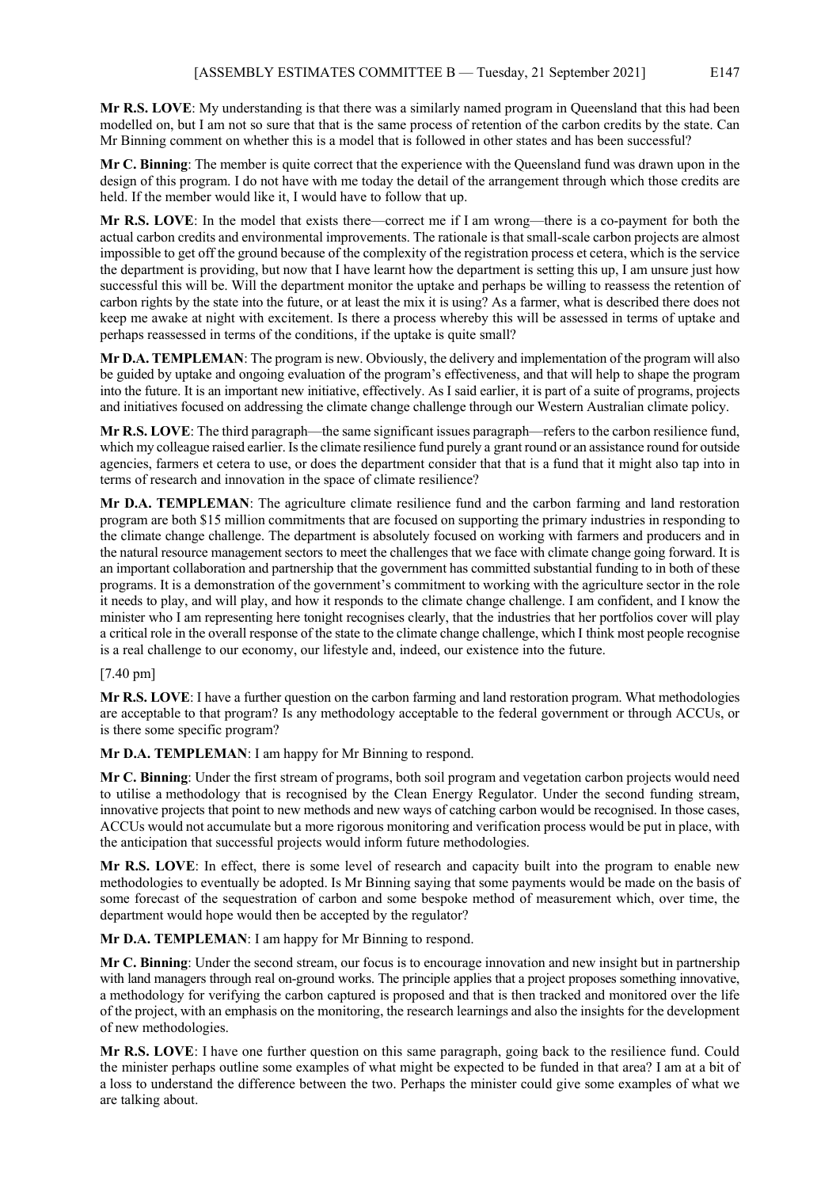**Mr R.S. LOVE**: My understanding is that there was a similarly named program in Queensland that this had been modelled on, but I am not so sure that that is the same process of retention of the carbon credits by the state. Can Mr Binning comment on whether this is a model that is followed in other states and has been successful?

**Mr C. Binning**: The member is quite correct that the experience with the Queensland fund was drawn upon in the design of this program. I do not have with me today the detail of the arrangement through which those credits are held. If the member would like it, I would have to follow that up.

**Mr R.S. LOVE**: In the model that exists there—correct me if I am wrong—there is a co-payment for both the actual carbon credits and environmental improvements. The rationale is that small-scale carbon projects are almost impossible to get off the ground because of the complexity of the registration process et cetera, which is the service the department is providing, but now that I have learnt how the department is setting this up, I am unsure just how successful this will be. Will the department monitor the uptake and perhaps be willing to reassess the retention of carbon rights by the state into the future, or at least the mix it is using? As a farmer, what is described there does not keep me awake at night with excitement. Is there a process whereby this will be assessed in terms of uptake and perhaps reassessed in terms of the conditions, if the uptake is quite small?

**Mr D.A. TEMPLEMAN**: The program is new. Obviously, the delivery and implementation of the program will also be guided by uptake and ongoing evaluation of the program's effectiveness, and that will help to shape the program into the future. It is an important new initiative, effectively. As I said earlier, it is part of a suite of programs, projects and initiatives focused on addressing the climate change challenge through our Western Australian climate policy.

**Mr R.S. LOVE**: The third paragraph—the same significant issues paragraph—refers to the carbon resilience fund, which my colleague raised earlier. Is the climate resilience fund purely a grant round or an assistance round for outside agencies, farmers et cetera to use, or does the department consider that that is a fund that it might also tap into in terms of research and innovation in the space of climate resilience?

**Mr D.A. TEMPLEMAN**: The agriculture climate resilience fund and the carbon farming and land restoration program are both $15 million commitments that are focused on supporting the primary industries in responding to the climate change challenge. The department is absolutely focused on working with farmers and producers and in the natural resource management sectors to meet the challenges that we face with climate change going forward. It is an important collaboration and partnership that the government has committed substantial funding to in both of these programs. It is a demonstration of the government's commitment to working with the agriculture sector in the role it needs to play, and will play, and how it responds to the climate change challenge. I am confident, and I know the minister who I am representing here tonight recognises clearly, that the industries that her portfolios cover will play a critical role in the overall response of the state to the climate change challenge, which I think most people recognise is a real challenge to our economy, our lifestyle and, indeed, our existence into the future.

[7.40 pm]

**Mr R.S. LOVE**: I have a further question on the carbon farming and land restoration program. What methodologies are acceptable to that program? Is any methodology acceptable to the federal government or through ACCUs, or is there some specific program?

**Mr D.A. TEMPLEMAN**: I am happy for Mr Binning to respond.

**Mr C. Binning**: Under the first stream of programs, both soil program and vegetation carbon projects would need to utilise a methodology that is recognised by the Clean Energy Regulator. Under the second funding stream, innovative projects that point to new methods and new ways of catching carbon would be recognised. In those cases, ACCUs would not accumulate but a more rigorous monitoring and verification process would be put in place, with the anticipation that successful projects would inform future methodologies.

**Mr R.S. LOVE**: In effect, there is some level of research and capacity built into the program to enable new methodologies to eventually be adopted. Is Mr Binning saying that some payments would be made on the basis of some forecast of the sequestration of carbon and some bespoke method of measurement which, over time, the department would hope would then be accepted by the regulator?

**Mr D.A. TEMPLEMAN**: I am happy for Mr Binning to respond.

**Mr C. Binning**: Under the second stream, our focus is to encourage innovation and new insight but in partnership with land managers through real on-ground works. The principle applies that a project proposes something innovative, a methodology for verifying the carbon captured is proposed and that is then tracked and monitored over the life of the project, with an emphasis on the monitoring, the research learnings and also the insights for the development of new methodologies.

**Mr R.S. LOVE**: I have one further question on this same paragraph, going back to the resilience fund. Could the minister perhaps outline some examples of what might be expected to be funded in that area? I am at a bit of a loss to understand the difference between the two. Perhaps the minister could give some examples of what we are talking about.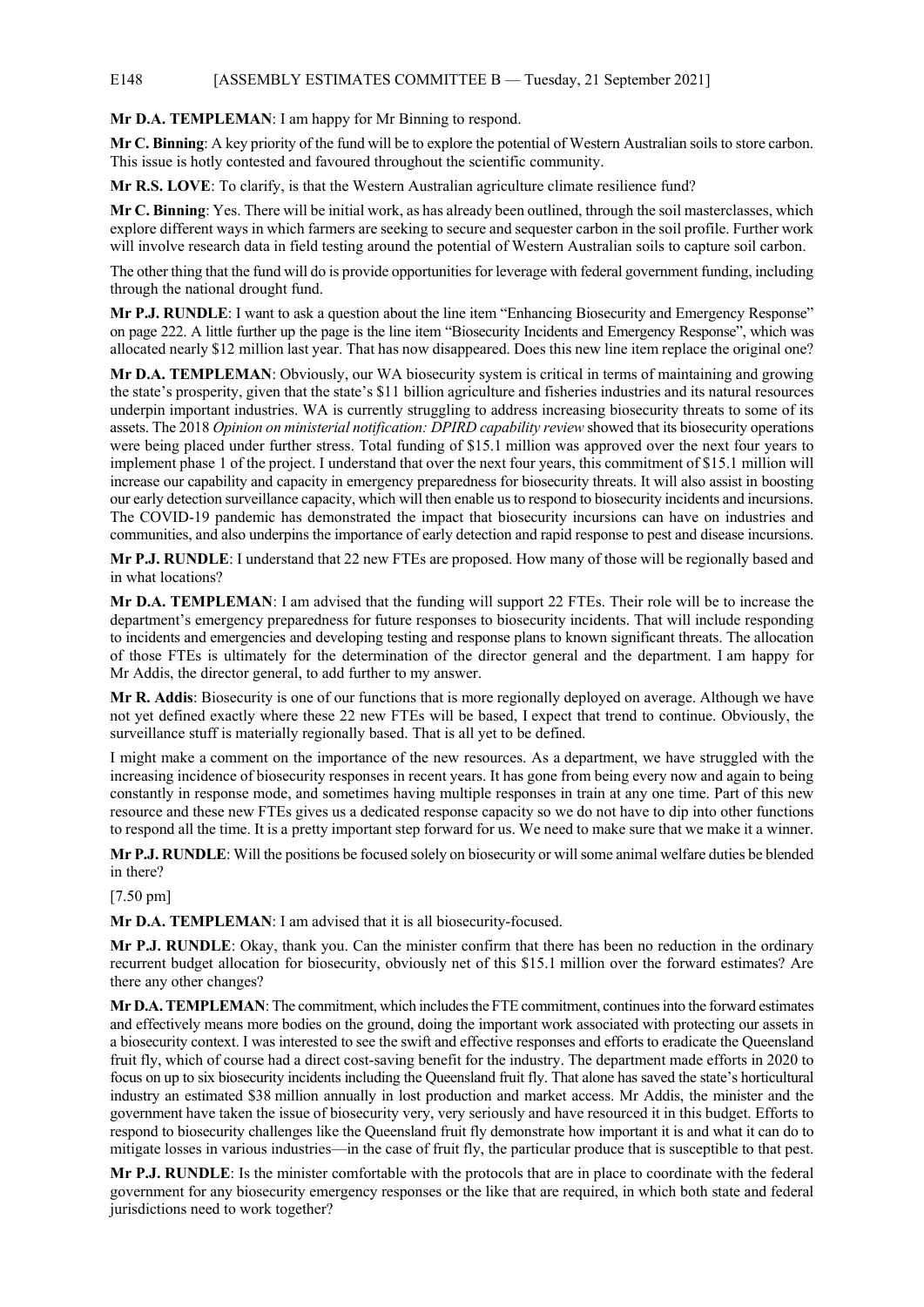**Mr D.A. TEMPLEMAN**: I am happy for Mr Binning to respond.

**Mr C. Binning**: A key priority of the fund will be to explore the potential of Western Australian soils to store carbon. This issue is hotly contested and favoured throughout the scientific community.

**Mr R.S. LOVE**: To clarify, is that the Western Australian agriculture climate resilience fund?

**Mr C. Binning**: Yes. There will be initial work, as has already been outlined, through the soil masterclasses, which explore different ways in which farmers are seeking to secure and sequester carbon in the soil profile. Further work will involve research data in field testing around the potential of Western Australian soils to capture soil carbon.

The other thing that the fund will do is provide opportunities for leverage with federal government funding, including through the national drought fund.

**Mr P.J. RUNDLE**: I want to ask a question about the line item "Enhancing Biosecurity and Emergency Response" on page 222. A little further up the page is the line item "Biosecurity Incidents and Emergency Response", which was allocated nearly $12 million last year. That has now disappeared. Does this new line item replace the original one?

**Mr D.A. TEMPLEMAN**: Obviously, our WA biosecurity system is critical in terms of maintaining and growing the state's prosperity, given that the state's $11 billion agriculture and fisheries industries and its natural resources underpin important industries. WA is currently struggling to address increasing biosecurity threats to some of its assets. The 2018 *Opinion on ministerial notification: DPIRD capability review* showed that its biosecurity operations were being placed under further stress. Total funding of $15.1 million was approved over the next four years to implement phase 1 of the project. I understand that over the next four years, this commitment of $15.1 million will increase our capability and capacity in emergency preparedness for biosecurity threats. It will also assist in boosting our early detection surveillance capacity, which will then enable us to respond to biosecurity incidents and incursions. The COVID-19 pandemic has demonstrated the impact that biosecurity incursions can have on industries and communities, and also underpins the importance of early detection and rapid response to pest and disease incursions.

**Mr P.J. RUNDLE**: I understand that 22 new FTEs are proposed. How many of those will be regionally based and in what locations?

**Mr D.A. TEMPLEMAN**: I am advised that the funding will support 22 FTEs. Their role will be to increase the department's emergency preparedness for future responses to biosecurity incidents. That will include responding to incidents and emergencies and developing testing and response plans to known significant threats. The allocation of those FTEs is ultimately for the determination of the director general and the department. I am happy for Mr Addis, the director general, to add further to my answer.

**Mr R. Addis**: Biosecurity is one of our functions that is more regionally deployed on average. Although we have not yet defined exactly where these 22 new FTEs will be based, I expect that trend to continue. Obviously, the surveillance stuff is materially regionally based. That is all yet to be defined.

I might make a comment on the importance of the new resources. As a department, we have struggled with the increasing incidence of biosecurity responses in recent years. It has gone from being every now and again to being constantly in response mode, and sometimes having multiple responses in train at any one time. Part of this new resource and these new FTEs gives us a dedicated response capacity so we do not have to dip into other functions to respond all the time. It is a pretty important step forward for us. We need to make sure that we make it a winner.

**Mr P.J. RUNDLE**: Will the positions be focused solely on biosecurity or will some animal welfare duties be blended in there?

[7.50 pm]

**Mr D.A. TEMPLEMAN**: I am advised that it is all biosecurity-focused.

**Mr P.J. RUNDLE**: Okay, thank you. Can the minister confirm that there has been no reduction in the ordinary recurrent budget allocation for biosecurity, obviously net of this $15.1 million over the forward estimates? Are there any other changes?

**Mr D.A. TEMPLEMAN**: The commitment, which includes the FTE commitment, continues into the forward estimates and effectively means more bodies on the ground, doing the important work associated with protecting our assets in a biosecurity context. I was interested to see the swift and effective responses and efforts to eradicate the Queensland fruit fly, which of course had a direct cost-saving benefit for the industry. The department made efforts in 2020 to focus on up to six biosecurity incidents including the Queensland fruit fly. That alone has saved the state's horticultural industry an estimated $38 million annually in lost production and market access. Mr Addis, the minister and the government have taken the issue of biosecurity very, very seriously and have resourced it in this budget. Efforts to respond to biosecurity challenges like the Queensland fruit fly demonstrate how important it is and what it can do to mitigate losses in various industries—in the case of fruit fly, the particular produce that is susceptible to that pest.

**Mr P.J. RUNDLE**: Is the minister comfortable with the protocols that are in place to coordinate with the federal government for any biosecurity emergency responses or the like that are required, in which both state and federal jurisdictions need to work together?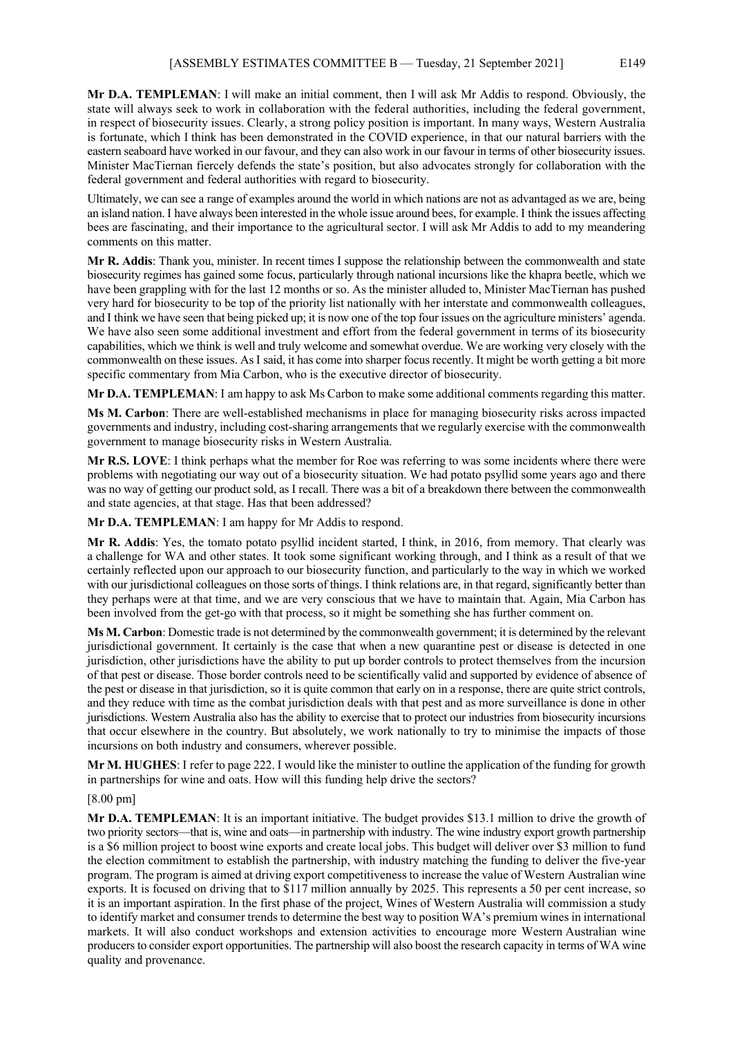**Mr D.A. TEMPLEMAN**: I will make an initial comment, then I will ask Mr Addis to respond. Obviously, the state will always seek to work in collaboration with the federal authorities, including the federal government, in respect of biosecurity issues. Clearly, a strong policy position is important. In many ways, Western Australia is fortunate, which I think has been demonstrated in the COVID experience, in that our natural barriers with the eastern seaboard have worked in our favour, and they can also work in our favour in terms of other biosecurity issues. Minister MacTiernan fiercely defends the state's position, but also advocates strongly for collaboration with the federal government and federal authorities with regard to biosecurity.

Ultimately, we can see a range of examples around the world in which nations are not as advantaged as we are, being an island nation. I have always been interested in the whole issue around bees, for example. I think the issues affecting bees are fascinating, and their importance to the agricultural sector. I will ask Mr Addis to add to my meandering comments on this matter.

**Mr R. Addis**: Thank you, minister. In recent times I suppose the relationship between the commonwealth and state biosecurity regimes has gained some focus, particularly through national incursions like the khapra beetle, which we have been grappling with for the last 12 months or so. As the minister alluded to, Minister MacTiernan has pushed very hard for biosecurity to be top of the priority list nationally with her interstate and commonwealth colleagues, and I think we have seen that being picked up; it is now one of the top four issues on the agriculture ministers' agenda. We have also seen some additional investment and effort from the federal government in terms of its biosecurity capabilities, which we think is well and truly welcome and somewhat overdue. We are working very closely with the commonwealth on these issues. As I said, it has come into sharper focus recently. It might be worth getting a bit more specific commentary from Mia Carbon, who is the executive director of biosecurity.

**Mr D.A. TEMPLEMAN**: I am happy to ask Ms Carbon to make some additional comments regarding this matter.

**Ms M. Carbon**: There are well-established mechanisms in place for managing biosecurity risks across impacted governments and industry, including cost-sharing arrangements that we regularly exercise with the commonwealth government to manage biosecurity risks in Western Australia.

**Mr R.S. LOVE**: I think perhaps what the member for Roe was referring to was some incidents where there were problems with negotiating our way out of a biosecurity situation. We had potato psyllid some years ago and there was no way of getting our product sold, as I recall. There was a bit of a breakdown there between the commonwealth and state agencies, at that stage. Has that been addressed?

**Mr D.A. TEMPLEMAN**: I am happy for Mr Addis to respond.

**Mr R. Addis**: Yes, the tomato potato psyllid incident started, I think, in 2016, from memory. That clearly was a challenge for WA and other states. It took some significant working through, and I think as a result of that we certainly reflected upon our approach to our biosecurity function, and particularly to the way in which we worked with our jurisdictional colleagues on those sorts of things. I think relations are, in that regard, significantly better than they perhaps were at that time, and we are very conscious that we have to maintain that. Again, Mia Carbon has been involved from the get-go with that process, so it might be something she has further comment on.

**Ms M. Carbon**: Domestic trade is not determined by the commonwealth government; it is determined by the relevant jurisdictional government. It certainly is the case that when a new quarantine pest or disease is detected in one jurisdiction, other jurisdictions have the ability to put up border controls to protect themselves from the incursion of that pest or disease. Those border controls need to be scientifically valid and supported by evidence of absence of the pest or disease in that jurisdiction, so it is quite common that early on in a response, there are quite strict controls, and they reduce with time as the combat jurisdiction deals with that pest and as more surveillance is done in other jurisdictions. Western Australia also has the ability to exercise that to protect our industries from biosecurity incursions that occur elsewhere in the country. But absolutely, we work nationally to try to minimise the impacts of those incursions on both industry and consumers, wherever possible.

**Mr M. HUGHES**: I refer to page 222. I would like the minister to outline the application of the funding for growth in partnerships for wine and oats. How will this funding help drive the sectors?

[8.00 pm]

**Mr D.A. TEMPLEMAN**: It is an important initiative. The budget provides $13.1 million to drive the growth of two priority sectors—that is, wine and oats—in partnership with industry. The wine industry export growth partnership is a $6 million project to boost wine exports and create local jobs. This budget will deliver over $3 million to fund the election commitment to establish the partnership, with industry matching the funding to deliver the five-year program. The program is aimed at driving export competitiveness to increase the value of Western Australian wine exports. It is focused on driving that to $117 million annually by 2025. This represents a 50 per cent increase, so it is an important aspiration. In the first phase of the project, Wines of Western Australia will commission a study to identify market and consumer trends to determine the best way to position WA's premium wines in international markets. It will also conduct workshops and extension activities to encourage more Western Australian wine producers to consider export opportunities. The partnership will also boost the research capacity in terms of WA wine quality and provenance.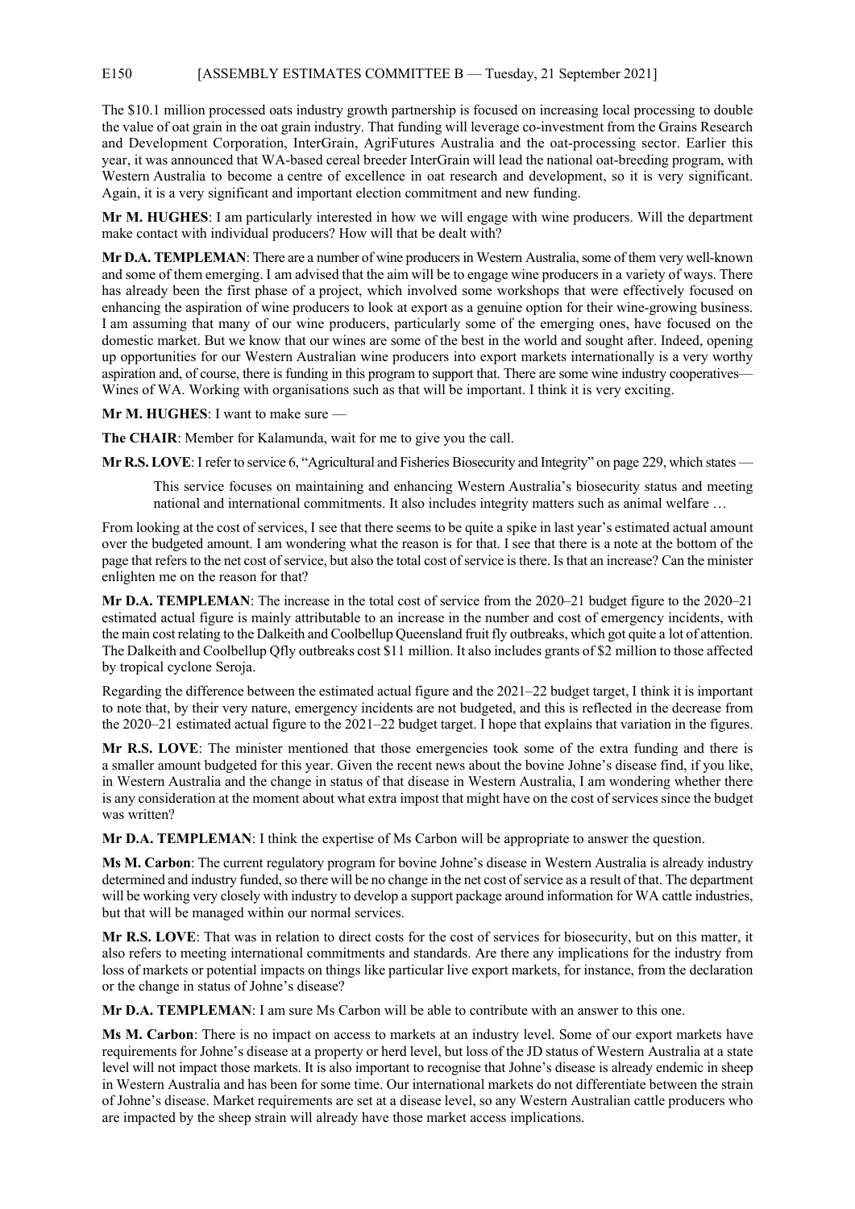The $10.1 million processed oats industry growth partnership is focused on increasing local processing to double the value of oat grain in the oat grain industry. That funding will leverage co-investment from the Grains Research and Development Corporation, InterGrain, AgriFutures Australia and the oat-processing sector. Earlier this year, it was announced that WA-based cereal breeder InterGrain will lead the national oat-breeding program, with Western Australia to become a centre of excellence in oat research and development, so it is very significant. Again, it is a very significant and important election commitment and new funding.

**Mr M. HUGHES**: I am particularly interested in how we will engage with wine producers. Will the department make contact with individual producers? How will that be dealt with?

**Mr D.A. TEMPLEMAN**: There are a number of wine producers in Western Australia, some of them very well-known and some of them emerging. I am advised that the aim will be to engage wine producers in a variety of ways. There has already been the first phase of a project, which involved some workshops that were effectively focused on enhancing the aspiration of wine producers to look at export as a genuine option for their wine-growing business. I am assuming that many of our wine producers, particularly some of the emerging ones, have focused on the domestic market. But we know that our wines are some of the best in the world and sought after. Indeed, opening up opportunities for our Western Australian wine producers into export markets internationally is a very worthy aspiration and, of course, there is funding in this program to support that. There are some wine industry cooperatives— Wines of WA. Working with organisations such as that will be important. I think it is very exciting.

**Mr M. HUGHES**: I want to make sure —

**The CHAIR**: Member for Kalamunda, wait for me to give you the call.

**Mr R.S. LOVE**: I refer to service 6, "Agricultural and Fisheries Biosecurity and Integrity" on page 229, which states —

> This service focuses on maintaining and enhancing Western Australia's biosecurity status and meeting national and international commitments. It also includes integrity matters such as animal welfare …

From looking at the cost of services, I see that there seems to be quite a spike in last year's estimated actual amount over the budgeted amount. I am wondering what the reason is for that. I see that there is a note at the bottom of the page that refers to the net cost of service, but also the total cost of service is there. Is that an increase? Can the minister enlighten me on the reason for that?

**Mr D.A. TEMPLEMAN**: The increase in the total cost of service from the 2020–21 budget figure to the 2020–21 estimated actual figure is mainly attributable to an increase in the number and cost of emergency incidents, with the main cost relating to the Dalkeith and Coolbellup Queensland fruit fly outbreaks, which got quite a lot of attention. The Dalkeith and Coolbellup Qfly outbreaks cost $11 million. It also includes grants of $2 million to those affected by tropical cyclone Seroja.

Regarding the difference between the estimated actual figure and the 2021–22 budget target, I think it is important to note that, by their very nature, emergency incidents are not budgeted, and this is reflected in the decrease from the 2020–21 estimated actual figure to the 2021–22 budget target. I hope that explains that variation in the figures.

**Mr R.S. LOVE**: The minister mentioned that those emergencies took some of the extra funding and there is a smaller amount budgeted for this year. Given the recent news about the bovine Johne's disease find, if you like, in Western Australia and the change in status of that disease in Western Australia, I am wondering whether there is any consideration at the moment about what extra impost that might have on the cost of services since the budget was written?

**Mr D.A. TEMPLEMAN**: I think the expertise of Ms Carbon will be appropriate to answer the question.

**Ms M. Carbon**: The current regulatory program for bovine Johne's disease in Western Australia is already industry determined and industry funded, so there will be no change in the net cost of service as a result of that. The department will be working very closely with industry to develop a support package around information for WA cattle industries, but that will be managed within our normal services.

**Mr R.S. LOVE**: That was in relation to direct costs for the cost of services for biosecurity, but on this matter, it also refers to meeting international commitments and standards. Are there any implications for the industry from loss of markets or potential impacts on things like particular live export markets, for instance, from the declaration or the change in status of Johne's disease?

**Mr D.A. TEMPLEMAN**: I am sure Ms Carbon will be able to contribute with an answer to this one.

**Ms M. Carbon**: There is no impact on access to markets at an industry level. Some of our export markets have requirements for Johne's disease at a property or herd level, but loss of the JD status of Western Australia at a state level will not impact those markets. It is also important to recognise that Johne's disease is already endemic in sheep in Western Australia and has been for some time. Our international markets do not differentiate between the strain of Johne's disease. Market requirements are set at a disease level, so any Western Australian cattle producers who are impacted by the sheep strain will already have those market access implications.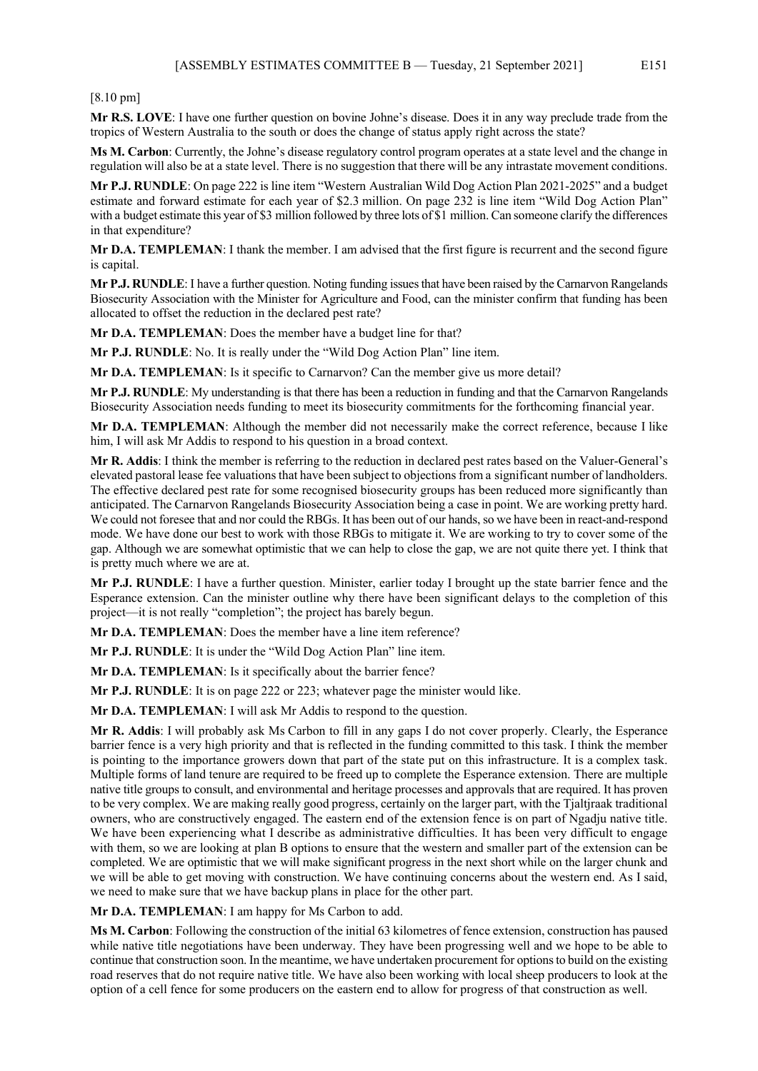[8.10 pm]

**Mr R.S. LOVE**: I have one further question on bovine Johne's disease. Does it in any way preclude trade from the tropics of Western Australia to the south or does the change of status apply right across the state?

**Ms M. Carbon**: Currently, the Johne's disease regulatory control program operates at a state level and the change in regulation will also be at a state level. There is no suggestion that there will be any intrastate movement conditions.

**Mr P.J. RUNDLE**: On page 222 is line item "Western Australian Wild Dog Action Plan 2021-2025" and a budget estimate and forward estimate for each year of \$2.3 million. On page 232 is line item "Wild Dog Action Plan" with a budget estimate this year of \$3 million followed by three lots of \$1 million. Can someone clarify the differences in that expenditure?

**Mr D.A. TEMPLEMAN**: I thank the member. I am advised that the first figure is recurrent and the second figure is capital.

**Mr P.J. RUNDLE**: I have a further question. Noting funding issues that have been raised by the Carnarvon Rangelands Biosecurity Association with the Minister for Agriculture and Food, can the minister confirm that funding has been allocated to offset the reduction in the declared pest rate?

**Mr D.A. TEMPLEMAN**: Does the member have a budget line for that?

**Mr P.J. RUNDLE**: No. It is really under the "Wild Dog Action Plan" line item.

**Mr D.A. TEMPLEMAN**: Is it specific to Carnarvon? Can the member give us more detail?

**Mr P.J. RUNDLE**: My understanding is that there has been a reduction in funding and that the Carnarvon Rangelands Biosecurity Association needs funding to meet its biosecurity commitments for the forthcoming financial year.

**Mr D.A. TEMPLEMAN**: Although the member did not necessarily make the correct reference, because I like him, I will ask Mr Addis to respond to his question in a broad context.

**Mr R. Addis**: I think the member is referring to the reduction in declared pest rates based on the Valuer-General's elevated pastoral lease fee valuations that have been subject to objections from a significant number of landholders. The effective declared pest rate for some recognised biosecurity groups has been reduced more significantly than anticipated. The Carnarvon Rangelands Biosecurity Association being a case in point. We are working pretty hard. We could not foresee that and nor could the RBGs. It has been out of our hands, so we have been in react-and-respond mode. We have done our best to work with those RBGs to mitigate it. We are working to try to cover some of the gap. Although we are somewhat optimistic that we can help to close the gap, we are not quite there yet. I think that is pretty much where we are at.

**Mr P.J. RUNDLE**: I have a further question. Minister, earlier today I brought up the state barrier fence and the Esperance extension. Can the minister outline why there have been significant delays to the completion of this project—it is not really "completion"; the project has barely begun.

**Mr D.A. TEMPLEMAN**: Does the member have a line item reference?

**Mr P.J. RUNDLE**: It is under the "Wild Dog Action Plan" line item.

**Mr D.A. TEMPLEMAN**: Is it specifically about the barrier fence?

**Mr P.J. RUNDLE**: It is on page 222 or 223; whatever page the minister would like.

**Mr D.A. TEMPLEMAN**: I will ask Mr Addis to respond to the question.

**Mr R. Addis**: I will probably ask Ms Carbon to fill in any gaps I do not cover properly. Clearly, the Esperance barrier fence is a very high priority and that is reflected in the funding committed to this task. I think the member is pointing to the importance growers down that part of the state put on this infrastructure. It is a complex task. Multiple forms of land tenure are required to be freed up to complete the Esperance extension. There are multiple native title groups to consult, and environmental and heritage processes and approvals that are required. It has proven to be very complex. We are making really good progress, certainly on the larger part, with the Tjaltjraak traditional owners, who are constructively engaged. The eastern end of the extension fence is on part of Ngadju native title. We have been experiencing what I describe as administrative difficulties. It has been very difficult to engage with them, so we are looking at plan B options to ensure that the western and smaller part of the extension can be completed. We are optimistic that we will make significant progress in the next short while on the larger chunk and we will be able to get moving with construction. We have continuing concerns about the western end. As I said, we need to make sure that we have backup plans in place for the other part.

**Mr D.A. TEMPLEMAN**: I am happy for Ms Carbon to add.

**Ms M. Carbon**: Following the construction of the initial 63 kilometres of fence extension, construction has paused while native title negotiations have been underway. They have been progressing well and we hope to be able to continue that construction soon. In the meantime, we have undertaken procurement for options to build on the existing road reserves that do not require native title. We have also been working with local sheep producers to look at the option of a cell fence for some producers on the eastern end to allow for progress of that construction as well.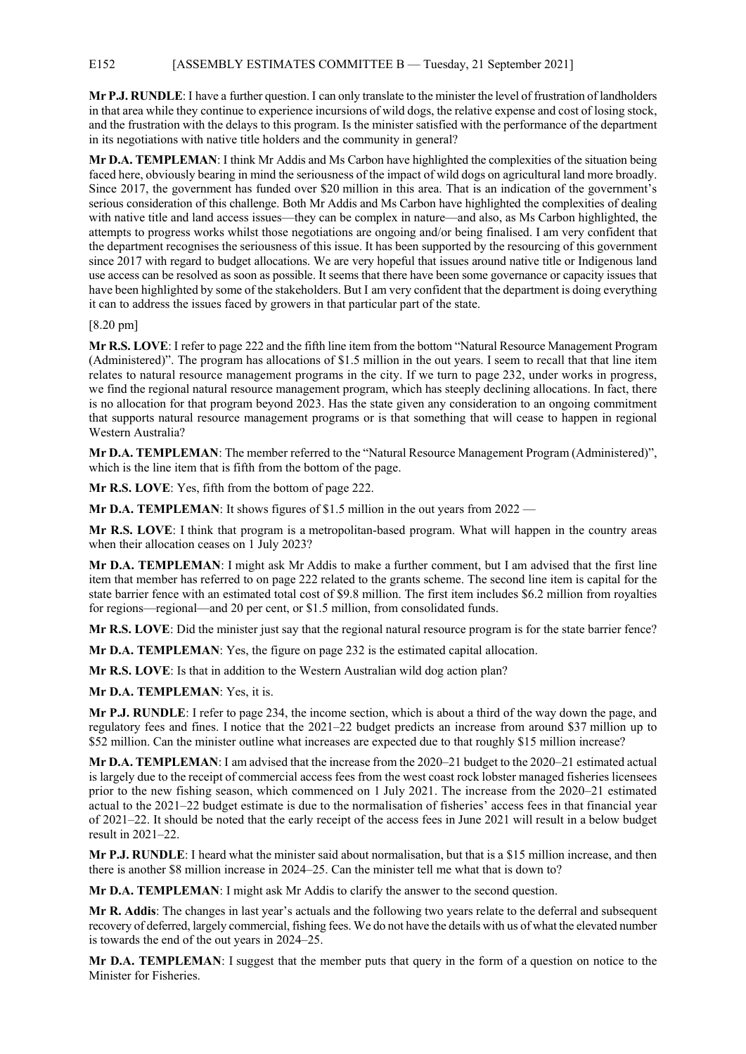**Mr P.J. RUNDLE**: I have a further question. I can only translate to the minister the level of frustration of landholders in that area while they continue to experience incursions of wild dogs, the relative expense and cost of losing stock, and the frustration with the delays to this program. Is the minister satisfied with the performance of the department in its negotiations with native title holders and the community in general?

**Mr D.A. TEMPLEMAN**: I think Mr Addis and Ms Carbon have highlighted the complexities of the situation being faced here, obviously bearing in mind the seriousness of the impact of wild dogs on agricultural land more broadly. Since 2017, the government has funded over $20 million in this area. That is an indication of the government's serious consideration of this challenge. Both Mr Addis and Ms Carbon have highlighted the complexities of dealing with native title and land access issues—they can be complex in nature—and also, as Ms Carbon highlighted, the attempts to progress works whilst those negotiations are ongoing and/or being finalised. I am very confident that the department recognises the seriousness of this issue. It has been supported by the resourcing of this government since 2017 with regard to budget allocations. We are very hopeful that issues around native title or Indigenous land use access can be resolved as soon as possible. It seems that there have been some governance or capacity issues that have been highlighted by some of the stakeholders. But I am very confident that the department is doing everything it can to address the issues faced by growers in that particular part of the state.

[8.20 pm]

**Mr R.S. LOVE**: I refer to page 222 and the fifth line item from the bottom "Natural Resource Management Program (Administered)". The program has allocations of $1.5 million in the out years. I seem to recall that that line item relates to natural resource management programs in the city. If we turn to page 232, under works in progress, we find the regional natural resource management program, which has steeply declining allocations. In fact, there is no allocation for that program beyond 2023. Has the state given any consideration to an ongoing commitment that supports natural resource management programs or is that something that will cease to happen in regional Western Australia?

**Mr D.A. TEMPLEMAN**: The member referred to the "Natural Resource Management Program (Administered)", which is the line item that is fifth from the bottom of the page.

**Mr R.S. LOVE**: Yes, fifth from the bottom of page 222.

**Mr D.A. TEMPLEMAN**: It shows figures of $1.5 million in the out years from 2022 —

**Mr R.S. LOVE**: I think that program is a metropolitan-based program. What will happen in the country areas when their allocation ceases on 1 July 2023?

**Mr D.A. TEMPLEMAN**: I might ask Mr Addis to make a further comment, but I am advised that the first line item that member has referred to on page 222 related to the grants scheme. The second line item is capital for the state barrier fence with an estimated total cost of $9.8 million. The first item includes $6.2 million from royalties for regions—regional—and 20 per cent, or $1.5 million, from consolidated funds.

**Mr R.S. LOVE**: Did the minister just say that the regional natural resource program is for the state barrier fence?

**Mr D.A. TEMPLEMAN**: Yes, the figure on page 232 is the estimated capital allocation.

**Mr R.S. LOVE**: Is that in addition to the Western Australian wild dog action plan?

**Mr D.A. TEMPLEMAN**: Yes, it is.

**Mr P.J. RUNDLE**: I refer to page 234, the income section, which is about a third of the way down the page, and regulatory fees and fines. I notice that the 2021–22 budget predicts an increase from around $37 million up to $52 million. Can the minister outline what increases are expected due to that roughly $15 million increase?

**Mr D.A. TEMPLEMAN**: I am advised that the increase from the 2020–21 budget to the 2020–21 estimated actual is largely due to the receipt of commercial access fees from the west coast rock lobster managed fisheries licensees prior to the new fishing season, which commenced on 1 July 2021. The increase from the 2020–21 estimated actual to the 2021–22 budget estimate is due to the normalisation of fisheries' access fees in that financial year of 2021–22. It should be noted that the early receipt of the access fees in June 2021 will result in a below budget result in 2021–22.

**Mr P.J. RUNDLE**: I heard what the minister said about normalisation, but that is a $15 million increase, and then there is another $8 million increase in 2024–25. Can the minister tell me what that is down to?

**Mr D.A. TEMPLEMAN**: I might ask Mr Addis to clarify the answer to the second question.

**Mr R. Addis**: The changes in last year's actuals and the following two years relate to the deferral and subsequent recovery of deferred, largely commercial, fishing fees. We do not have the details with us of what the elevated number is towards the end of the out years in 2024–25.

**Mr D.A. TEMPLEMAN**: I suggest that the member puts that query in the form of a question on notice to the Minister for Fisheries.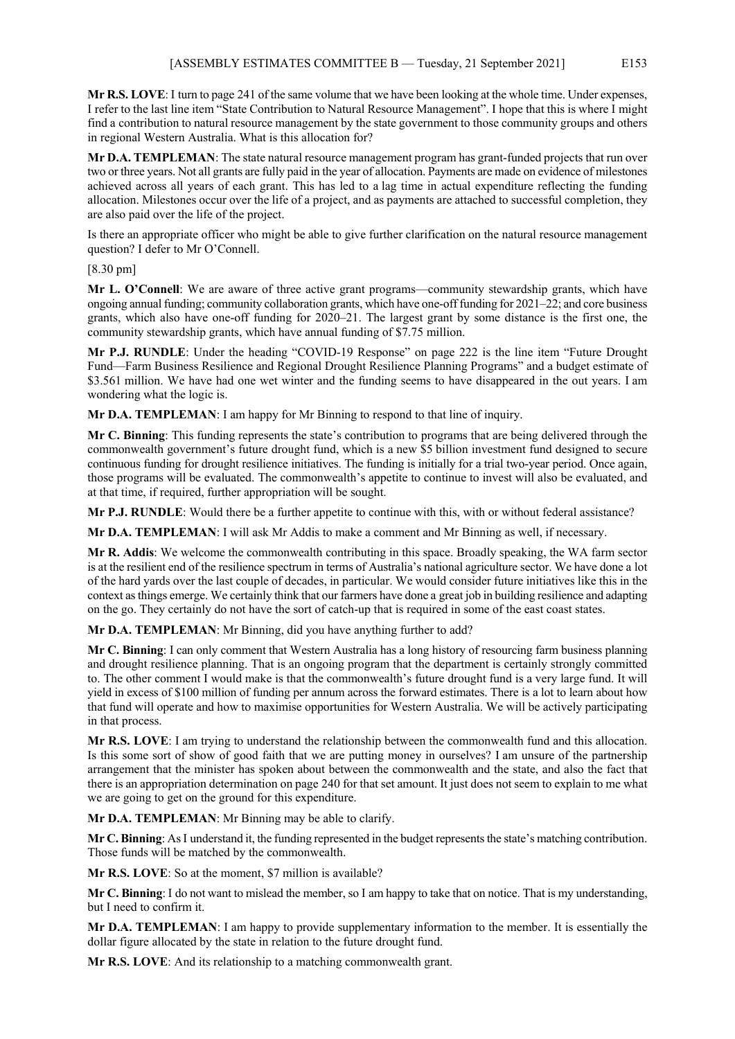**Mr R.S. LOVE**: I turn to page 241 of the same volume that we have been looking at the whole time. Under expenses, I refer to the last line item "State Contribution to Natural Resource Management". I hope that this is where I might find a contribution to natural resource management by the state government to those community groups and others in regional Western Australia. What is this allocation for?

**Mr D.A. TEMPLEMAN**: The state natural resource management program has grant-funded projects that run over two or three years. Not all grants are fully paid in the year of allocation. Payments are made on evidence of milestones achieved across all years of each grant. This has led to a lag time in actual expenditure reflecting the funding allocation. Milestones occur over the life of a project, and as payments are attached to successful completion, they are also paid over the life of the project.

Is there an appropriate officer who might be able to give further clarification on the natural resource management question? I defer to Mr O'Connell.

[8.30 pm]

**Mr L. O'Connell**: We are aware of three active grant programs—community stewardship grants, which have ongoing annual funding; community collaboration grants, which have one-off funding for 2021–22; and core business grants, which also have one-off funding for 2020–21. The largest grant by some distance is the first one, the community stewardship grants, which have annual funding of $7.75 million.

**Mr P.J. RUNDLE**: Under the heading "COVID-19 Response" on page 222 is the line item "Future Drought Fund—Farm Business Resilience and Regional Drought Resilience Planning Programs" and a budget estimate of $3.561 million. We have had one wet winter and the funding seems to have disappeared in the out years. I am wondering what the logic is.

**Mr D.A. TEMPLEMAN**: I am happy for Mr Binning to respond to that line of inquiry.

**Mr C. Binning**: This funding represents the state's contribution to programs that are being delivered through the commonwealth government's future drought fund, which is a new $5 billion investment fund designed to secure continuous funding for drought resilience initiatives. The funding is initially for a trial two-year period. Once again, those programs will be evaluated. The commonwealth's appetite to continue to invest will also be evaluated, and at that time, if required, further appropriation will be sought.

**Mr P.J. RUNDLE**: Would there be a further appetite to continue with this, with or without federal assistance?

**Mr D.A. TEMPLEMAN**: I will ask Mr Addis to make a comment and Mr Binning as well, if necessary.

**Mr R. Addis**: We welcome the commonwealth contributing in this space. Broadly speaking, the WA farm sector is at the resilient end of the resilience spectrum in terms of Australia's national agriculture sector. We have done a lot of the hard yards over the last couple of decades, in particular. We would consider future initiatives like this in the context as things emerge. We certainly think that our farmers have done a great job in building resilience and adapting on the go. They certainly do not have the sort of catch-up that is required in some of the east coast states.

**Mr D.A. TEMPLEMAN**: Mr Binning, did you have anything further to add?

**Mr C. Binning**: I can only comment that Western Australia has a long history of resourcing farm business planning and drought resilience planning. That is an ongoing program that the department is certainly strongly committed to. The other comment I would make is that the commonwealth's future drought fund is a very large fund. It will yield in excess of $100 million of funding per annum across the forward estimates. There is a lot to learn about how that fund will operate and how to maximise opportunities for Western Australia. We will be actively participating in that process.

**Mr R.S. LOVE**: I am trying to understand the relationship between the commonwealth fund and this allocation. Is this some sort of show of good faith that we are putting money in ourselves? I am unsure of the partnership arrangement that the minister has spoken about between the commonwealth and the state, and also the fact that there is an appropriation determination on page 240 for that set amount. It just does not seem to explain to me what we are going to get on the ground for this expenditure.

**Mr D.A. TEMPLEMAN**: Mr Binning may be able to clarify.

**Mr C. Binning**: As I understand it, the funding represented in the budget represents the state's matching contribution. Those funds will be matched by the commonwealth.

**Mr R.S. LOVE**: So at the moment, $7 million is available?

**Mr C. Binning**: I do not want to mislead the member, so I am happy to take that on notice. That is my understanding, but I need to confirm it.

**Mr D.A. TEMPLEMAN**: I am happy to provide supplementary information to the member. It is essentially the dollar figure allocated by the state in relation to the future drought fund.

**Mr R.S. LOVE**: And its relationship to a matching commonwealth grant.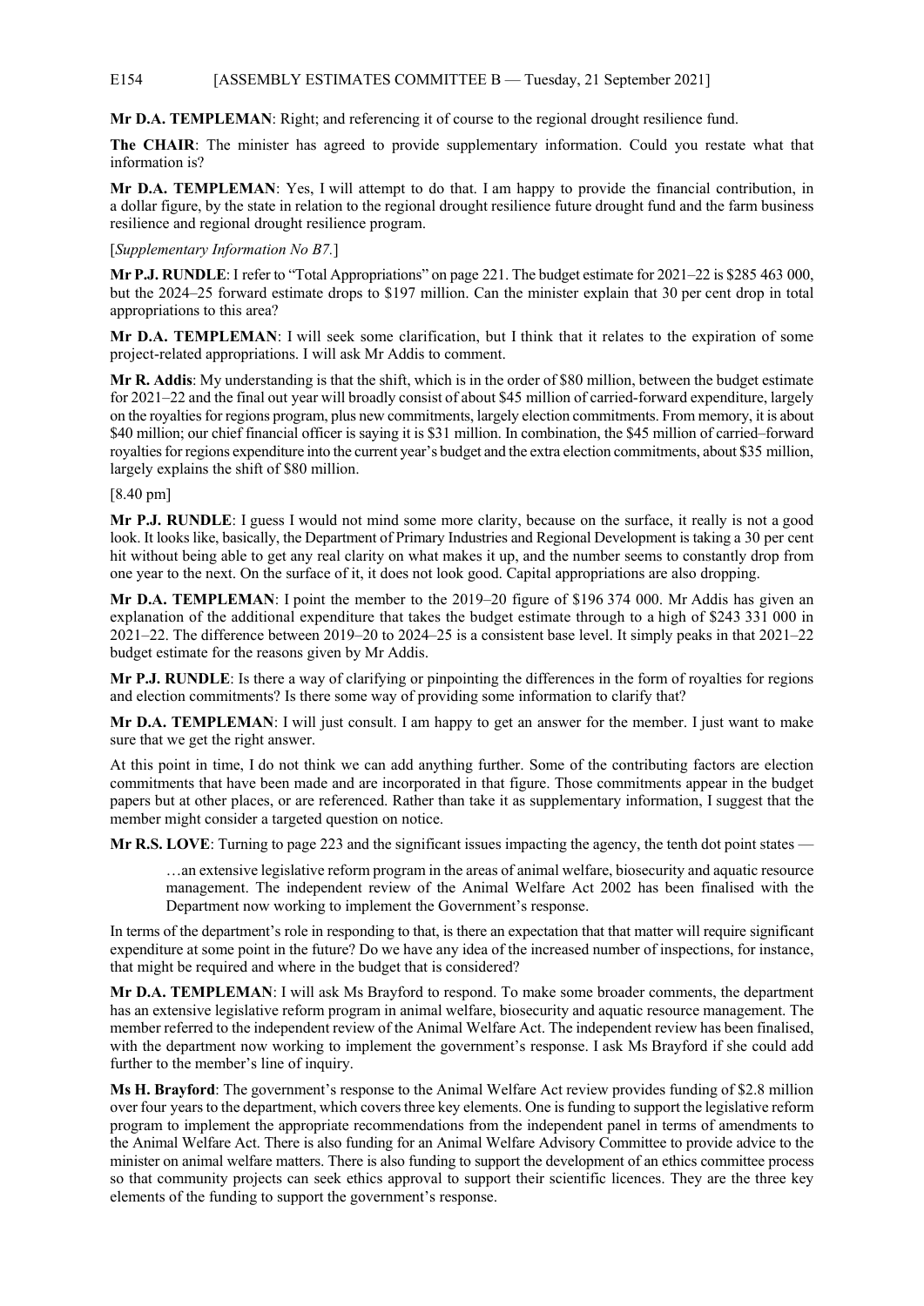**Mr D.A. TEMPLEMAN**: Right; and referencing it of course to the regional drought resilience fund.

**The CHAIR**: The minister has agreed to provide supplementary information. Could you restate what that information is?

**Mr D.A. TEMPLEMAN**: Yes, I will attempt to do that. I am happy to provide the financial contribution, in a dollar figure, by the state in relation to the regional drought resilience future drought fund and the farm business resilience and regional drought resilience program.

[*Supplementary Information No B7.*]

**Mr P.J. RUNDLE**: I refer to "Total Appropriations" on page 221. The budget estimate for 2021–22 is $285 463 000, but the 2024–25 forward estimate drops to $197 million. Can the minister explain that 30 per cent drop in total appropriations to this area?

**Mr D.A. TEMPLEMAN**: I will seek some clarification, but I think that it relates to the expiration of some project-related appropriations. I will ask Mr Addis to comment.

**Mr R. Addis**: My understanding is that the shift, which is in the order of $80 million, between the budget estimate for 2021–22 and the final out year will broadly consist of about $45 million of carried-forward expenditure, largely on the royalties for regions program, plus new commitments, largely election commitments. From memory, it is about $40 million; our chief financial officer is saying it is $31 million. In combination, the $45 million of carried–forward royalties for regions expenditure into the current year's budget and the extra election commitments, about $35 million, largely explains the shift of $80 million.

[8.40 pm]

**Mr P.J. RUNDLE**: I guess I would not mind some more clarity, because on the surface, it really is not a good look. It looks like, basically, the Department of Primary Industries and Regional Development is taking a 30 per cent hit without being able to get any real clarity on what makes it up, and the number seems to constantly drop from one year to the next. On the surface of it, it does not look good. Capital appropriations are also dropping.

**Mr D.A. TEMPLEMAN**: I point the member to the 2019–20 figure of $196 374 000. Mr Addis has given an explanation of the additional expenditure that takes the budget estimate through to a high of $243 331 000 in 2021–22. The difference between 2019–20 to 2024–25 is a consistent base level. It simply peaks in that 2021–22 budget estimate for the reasons given by Mr Addis.

**Mr P.J. RUNDLE**: Is there a way of clarifying or pinpointing the differences in the form of royalties for regions and election commitments? Is there some way of providing some information to clarify that?

**Mr D.A. TEMPLEMAN**: I will just consult. I am happy to get an answer for the member. I just want to make sure that we get the right answer.

At this point in time, I do not think we can add anything further. Some of the contributing factors are election commitments that have been made and are incorporated in that figure. Those commitments appear in the budget papers but at other places, or are referenced. Rather than take it as supplementary information, I suggest that the member might consider a targeted question on notice.

**Mr R.S. LOVE**: Turning to page 223 and the significant issues impacting the agency, the tenth dot point states —

> …an extensive legislative reform program in the areas of animal welfare, biosecurity and aquatic resource management. The independent review of the Animal Welfare Act 2002 has been finalised with the Department now working to implement the Government's response.

In terms of the department's role in responding to that, is there an expectation that that matter will require significant expenditure at some point in the future? Do we have any idea of the increased number of inspections, for instance, that might be required and where in the budget that is considered?

**Mr D.A. TEMPLEMAN**: I will ask Ms Brayford to respond. To make some broader comments, the department has an extensive legislative reform program in animal welfare, biosecurity and aquatic resource management. The member referred to the independent review of the Animal Welfare Act. The independent review has been finalised, with the department now working to implement the government's response. I ask Ms Brayford if she could add further to the member's line of inquiry.

**Ms H. Brayford**: The government's response to the Animal Welfare Act review provides funding of $2.8 million over four years to the department, which covers three key elements. One is funding to support the legislative reform program to implement the appropriate recommendations from the independent panel in terms of amendments to the Animal Welfare Act. There is also funding for an Animal Welfare Advisory Committee to provide advice to the minister on animal welfare matters. There is also funding to support the development of an ethics committee process so that community projects can seek ethics approval to support their scientific licences. They are the three key elements of the funding to support the government's response.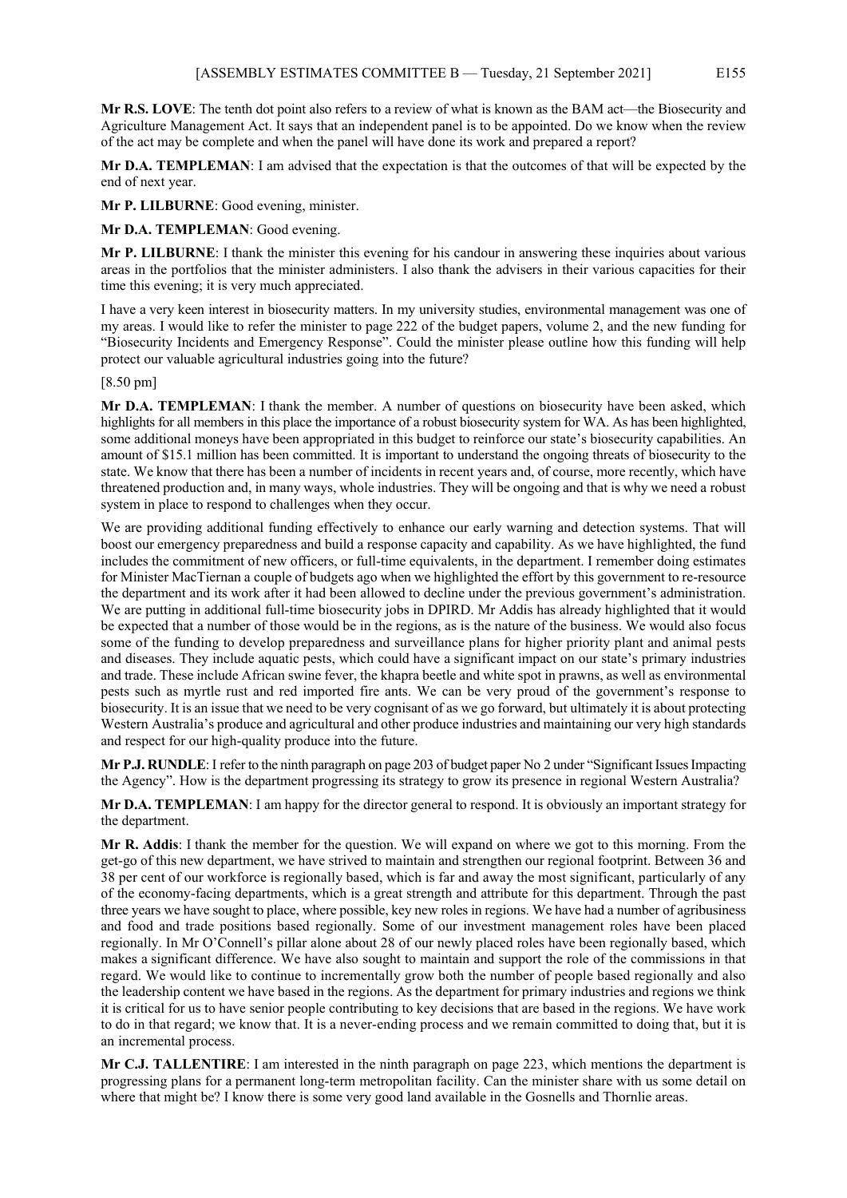**Mr R.S. LOVE**: The tenth dot point also refers to a review of what is known as the BAM act—the Biosecurity and Agriculture Management Act. It says that an independent panel is to be appointed. Do we know when the review of the act may be complete and when the panel will have done its work and prepared a report?

**Mr D.A. TEMPLEMAN**: I am advised that the expectation is that the outcomes of that will be expected by the end of next year.

**Mr P. LILBURNE**: Good evening, minister.

**Mr D.A. TEMPLEMAN**: Good evening.

**Mr P. LILBURNE**: I thank the minister this evening for his candour in answering these inquiries about various areas in the portfolios that the minister administers. I also thank the advisers in their various capacities for their time this evening; it is very much appreciated.

I have a very keen interest in biosecurity matters. In my university studies, environmental management was one of my areas. I would like to refer the minister to page 222 of the budget papers, volume 2, and the new funding for "Biosecurity Incidents and Emergency Response". Could the minister please outline how this funding will help protect our valuable agricultural industries going into the future?

[8.50 pm]

**Mr D.A. TEMPLEMAN**: I thank the member. A number of questions on biosecurity have been asked, which highlights for all members in this place the importance of a robust biosecurity system for WA. As has been highlighted, some additional moneys have been appropriated in this budget to reinforce our state's biosecurity capabilities. An amount of $15.1 million has been committed. It is important to understand the ongoing threats of biosecurity to the state. We know that there has been a number of incidents in recent years and, of course, more recently, which have threatened production and, in many ways, whole industries. They will be ongoing and that is why we need a robust system in place to respond to challenges when they occur.

We are providing additional funding effectively to enhance our early warning and detection systems. That will boost our emergency preparedness and build a response capacity and capability. As we have highlighted, the fund includes the commitment of new officers, or full-time equivalents, in the department. I remember doing estimates for Minister MacTiernan a couple of budgets ago when we highlighted the effort by this government to re-resource the department and its work after it had been allowed to decline under the previous government's administration. We are putting in additional full-time biosecurity jobs in DPIRD. Mr Addis has already highlighted that it would be expected that a number of those would be in the regions, as is the nature of the business. We would also focus some of the funding to develop preparedness and surveillance plans for higher priority plant and animal pests and diseases. They include aquatic pests, which could have a significant impact on our state's primary industries and trade. These include African swine fever, the khapra beetle and white spot in prawns, as well as environmental pests such as myrtle rust and red imported fire ants. We can be very proud of the government's response to biosecurity. It is an issue that we need to be very cognisant of as we go forward, but ultimately it is about protecting Western Australia's produce and agricultural and other produce industries and maintaining our very high standards and respect for our high-quality produce into the future.

**Mr P.J. RUNDLE**: I refer to the ninth paragraph on page 203 of budget paper No 2 under "Significant Issues Impacting the Agency". How is the department progressing its strategy to grow its presence in regional Western Australia?

**Mr D.A. TEMPLEMAN**: I am happy for the director general to respond. It is obviously an important strategy for the department.

**Mr R. Addis**: I thank the member for the question. We will expand on where we got to this morning. From the get-go of this new department, we have strived to maintain and strengthen our regional footprint. Between 36 and 38 per cent of our workforce is regionally based, which is far and away the most significant, particularly of any of the economy-facing departments, which is a great strength and attribute for this department. Through the past three years we have sought to place, where possible, key new roles in regions. We have had a number of agribusiness and food and trade positions based regionally. Some of our investment management roles have been placed regionally. In Mr O'Connell's pillar alone about 28 of our newly placed roles have been regionally based, which makes a significant difference. We have also sought to maintain and support the role of the commissions in that regard. We would like to continue to incrementally grow both the number of people based regionally and also the leadership content we have based in the regions. As the department for primary industries and regions we think it is critical for us to have senior people contributing to key decisions that are based in the regions. We have work to do in that regard; we know that. It is a never-ending process and we remain committed to doing that, but it is an incremental process.

**Mr C.J. TALLENTIRE**: I am interested in the ninth paragraph on page 223, which mentions the department is progressing plans for a permanent long-term metropolitan facility. Can the minister share with us some detail on where that might be? I know there is some very good land available in the Gosnells and Thornlie areas.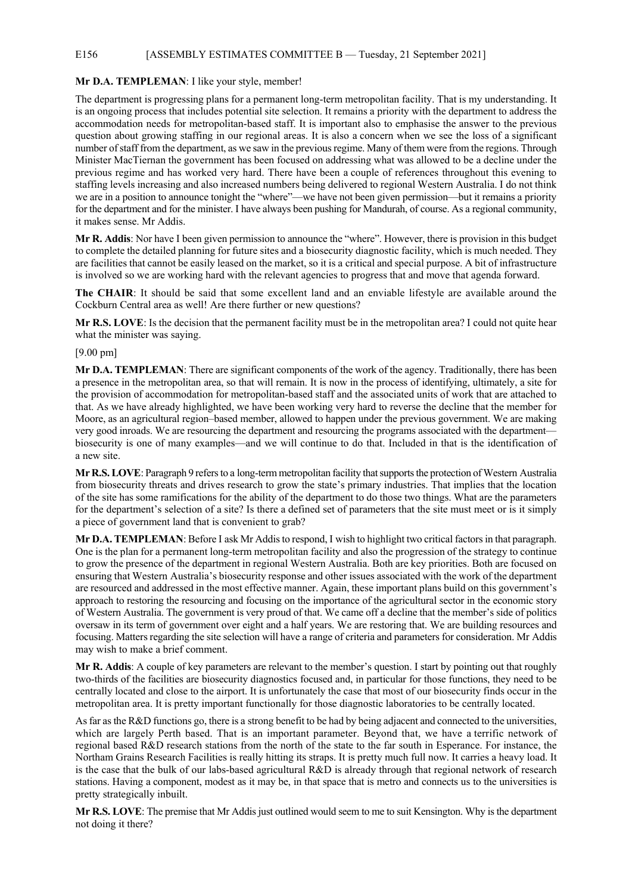**Mr D.A. TEMPLEMAN**: I like your style, member!

The department is progressing plans for a permanent long-term metropolitan facility. That is my understanding. It is an ongoing process that includes potential site selection. It remains a priority with the department to address the accommodation needs for metropolitan-based staff. It is important also to emphasise the answer to the previous question about growing staffing in our regional areas. It is also a concern when we see the loss of a significant number of staff from the department, as we saw in the previous regime. Many of them were from the regions. Through Minister MacTiernan the government has been focused on addressing what was allowed to be a decline under the previous regime and has worked very hard. There have been a couple of references throughout this evening to staffing levels increasing and also increased numbers being delivered to regional Western Australia. I do not think we are in a position to announce tonight the "where"—we have not been given permission—but it remains a priority for the department and for the minister. I have always been pushing for Mandurah, of course. As a regional community, it makes sense. Mr Addis.

**Mr R. Addis**: Nor have I been given permission to announce the "where". However, there is provision in this budget to complete the detailed planning for future sites and a biosecurity diagnostic facility, which is much needed. They are facilities that cannot be easily leased on the market, so it is a critical and special purpose. A bit of infrastructure is involved so we are working hard with the relevant agencies to progress that and move that agenda forward.

**The CHAIR**: It should be said that some excellent land and an enviable lifestyle are available around the Cockburn Central area as well! Are there further or new questions?

**Mr R.S. LOVE**: Is the decision that the permanent facility must be in the metropolitan area? I could not quite hear what the minister was saying.

[9.00 pm]

**Mr D.A. TEMPLEMAN**: There are significant components of the work of the agency. Traditionally, there has been a presence in the metropolitan area, so that will remain. It is now in the process of identifying, ultimately, a site for the provision of accommodation for metropolitan-based staff and the associated units of work that are attached to that. As we have already highlighted, we have been working very hard to reverse the decline that the member for Moore, as an agricultural region–based member, allowed to happen under the previous government. We are making very good inroads. We are resourcing the department and resourcing the programs associated with the department—biosecurity is one of many examples—and we will continue to do that. Included in that is the identification of a new site.

**Mr R.S. LOVE**: Paragraph 9 refers to a long-term metropolitan facility that supports the protection of Western Australia from biosecurity threats and drives research to grow the state's primary industries. That implies that the location of the site has some ramifications for the ability of the department to do those two things. What are the parameters for the department's selection of a site? Is there a defined set of parameters that the site must meet or is it simply a piece of government land that is convenient to grab?

**Mr D.A. TEMPLEMAN**: Before I ask Mr Addis to respond, I wish to highlight two critical factors in that paragraph. One is the plan for a permanent long-term metropolitan facility and also the progression of the strategy to continue to grow the presence of the department in regional Western Australia. Both are key priorities. Both are focused on ensuring that Western Australia's biosecurity response and other issues associated with the work of the department are resourced and addressed in the most effective manner. Again, these important plans build on this government's approach to restoring the resourcing and focusing on the importance of the agricultural sector in the economic story of Western Australia. The government is very proud of that. We came off a decline that the member's side of politics oversaw in its term of government over eight and a half years. We are restoring that. We are building resources and focusing. Matters regarding the site selection will have a range of criteria and parameters for consideration. Mr Addis may wish to make a brief comment.

**Mr R. Addis**: A couple of key parameters are relevant to the member's question. I start by pointing out that roughly two-thirds of the facilities are biosecurity diagnostics focused and, in particular for those functions, they need to be centrally located and close to the airport. It is unfortunately the case that most of our biosecurity finds occur in the metropolitan area. It is pretty important functionally for those diagnostic laboratories to be centrally located.

As far as the R&D functions go, there is a strong benefit to be had by being adjacent and connected to the universities, which are largely Perth based. That is an important parameter. Beyond that, we have a terrific network of regional based R&D research stations from the north of the state to the far south in Esperance. For instance, the Northam Grains Research Facilities is really hitting its straps. It is pretty much full now. It carries a heavy load. It is the case that the bulk of our labs-based agricultural R&D is already through that regional network of research stations. Having a component, modest as it may be, in that space that is metro and connects us to the universities is pretty strategically inbuilt.

**Mr R.S. LOVE**: The premise that Mr Addis just outlined would seem to me to suit Kensington. Why is the department not doing it there?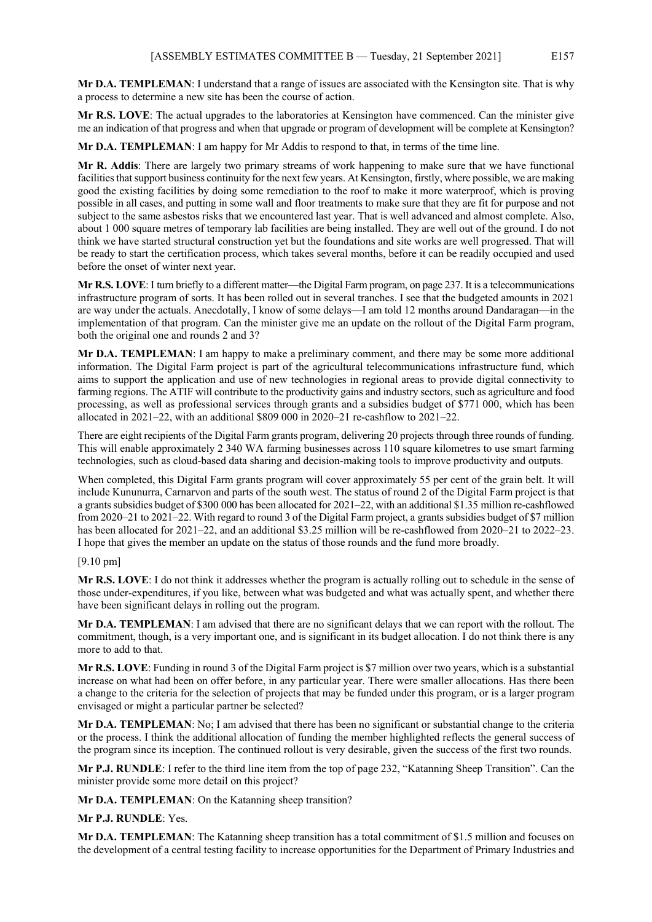**Mr D.A. TEMPLEMAN**: I understand that a range of issues are associated with the Kensington site. That is why a process to determine a new site has been the course of action.

**Mr R.S. LOVE**: The actual upgrades to the laboratories at Kensington have commenced. Can the minister give me an indication of that progress and when that upgrade or program of development will be complete at Kensington?

**Mr D.A. TEMPLEMAN**: I am happy for Mr Addis to respond to that, in terms of the time line.

**Mr R. Addis**: There are largely two primary streams of work happening to make sure that we have functional facilities that support business continuity for the next few years. At Kensington, firstly, where possible, we are making good the existing facilities by doing some remediation to the roof to make it more waterproof, which is proving possible in all cases, and putting in some wall and floor treatments to make sure that they are fit for purpose and not subject to the same asbestos risks that we encountered last year. That is well advanced and almost complete. Also, about 1 000 square metres of temporary lab facilities are being installed. They are well out of the ground. I do not think we have started structural construction yet but the foundations and site works are well progressed. That will be ready to start the certification process, which takes several months, before it can be readily occupied and used before the onset of winter next year.

**Mr R.S. LOVE**: I turn briefly to a different matter—the Digital Farm program, on page 237. It is a telecommunications infrastructure program of sorts. It has been rolled out in several tranches. I see that the budgeted amounts in 2021 are way under the actuals. Anecdotally, I know of some delays—I am told 12 months around Dandaragan—in the implementation of that program. Can the minister give me an update on the rollout of the Digital Farm program, both the original one and rounds 2 and 3?

**Mr D.A. TEMPLEMAN**: I am happy to make a preliminary comment, and there may be some more additional information. The Digital Farm project is part of the agricultural telecommunications infrastructure fund, which aims to support the application and use of new technologies in regional areas to provide digital connectivity to farming regions. The ATIF will contribute to the productivity gains and industry sectors, such as agriculture and food processing, as well as professional services through grants and a subsidies budget of $771 000, which has been allocated in 2021–22, with an additional $809 000 in 2020–21 re-cashflow to 2021–22.

There are eight recipients of the Digital Farm grants program, delivering 20 projects through three rounds of funding. This will enable approximately 2 340 WA farming businesses across 110 square kilometres to use smart farming technologies, such as cloud-based data sharing and decision-making tools to improve productivity and outputs.

When completed, this Digital Farm grants program will cover approximately 55 per cent of the grain belt. It will include Kununurra, Carnarvon and parts of the south west. The status of round 2 of the Digital Farm project is that a grants subsidies budget of $300 000 has been allocated for 2021–22, with an additional $1.35 million re-cashflowed from 2020–21 to 2021–22. With regard to round 3 of the Digital Farm project, a grants subsidies budget of $7 million has been allocated for 2021–22, and an additional $3.25 million will be re-cashflowed from 2020–21 to 2022–23. I hope that gives the member an update on the status of those rounds and the fund more broadly.

[9.10 pm]

**Mr R.S. LOVE**: I do not think it addresses whether the program is actually rolling out to schedule in the sense of those under-expenditures, if you like, between what was budgeted and what was actually spent, and whether there have been significant delays in rolling out the program.

**Mr D.A. TEMPLEMAN**: I am advised that there are no significant delays that we can report with the rollout. The commitment, though, is a very important one, and is significant in its budget allocation. I do not think there is any more to add to that.

**Mr R.S. LOVE**: Funding in round 3 of the Digital Farm project is $7 million over two years, which is a substantial increase on what had been on offer before, in any particular year. There were smaller allocations. Has there been a change to the criteria for the selection of projects that may be funded under this program, or is a larger program envisaged or might a particular partner be selected?

**Mr D.A. TEMPLEMAN**: No; I am advised that there has been no significant or substantial change to the criteria or the process. I think the additional allocation of funding the member highlighted reflects the general success of the program since its inception. The continued rollout is very desirable, given the success of the first two rounds.

**Mr P.J. RUNDLE**: I refer to the third line item from the top of page 232, "Katanning Sheep Transition". Can the minister provide some more detail on this project?

**Mr D.A. TEMPLEMAN**: On the Katanning sheep transition?

**Mr P.J. RUNDLE**: Yes.

**Mr D.A. TEMPLEMAN**: The Katanning sheep transition has a total commitment of $1.5 million and focuses on the development of a central testing facility to increase opportunities for the Department of Primary Industries and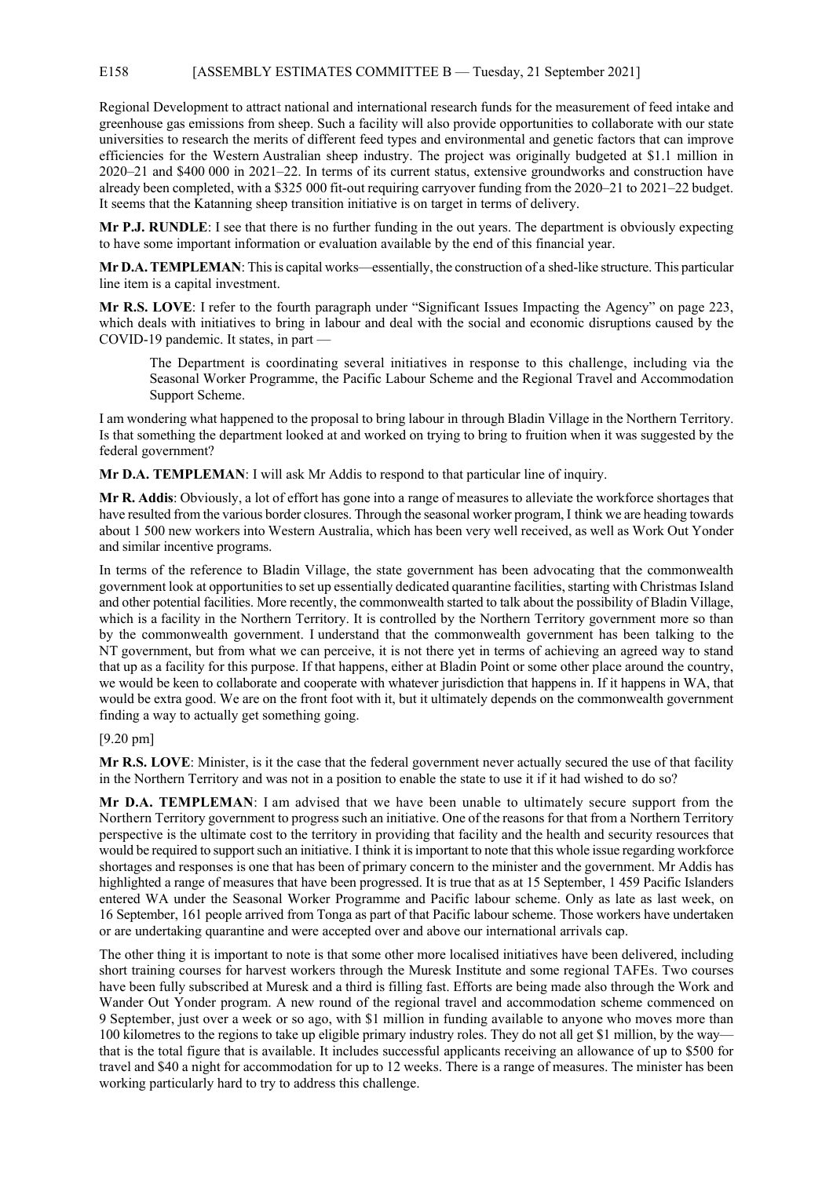Regional Development to attract national and international research funds for the measurement of feed intake and greenhouse gas emissions from sheep. Such a facility will also provide opportunities to collaborate with our state universities to research the merits of different feed types and environmental and genetic factors that can improve efficiencies for the Western Australian sheep industry. The project was originally budgeted at $1.1 million in 2020–21 and $400 000 in 2021–22. In terms of its current status, extensive groundworks and construction have already been completed, with a $325 000 fit-out requiring carryover funding from the 2020–21 to 2021–22 budget. It seems that the Katanning sheep transition initiative is on target in terms of delivery.

**Mr P.J. RUNDLE**: I see that there is no further funding in the out years. The department is obviously expecting to have some important information or evaluation available by the end of this financial year.

**Mr D.A. TEMPLEMAN**: This is capital works—essentially, the construction of a shed-like structure. This particular line item is a capital investment.

**Mr R.S. LOVE**: I refer to the fourth paragraph under "Significant Issues Impacting the Agency" on page 223, which deals with initiatives to bring in labour and deal with the social and economic disruptions caused by the COVID-19 pandemic. It states, in part —

> The Department is coordinating several initiatives in response to this challenge, including via the Seasonal Worker Programme, the Pacific Labour Scheme and the Regional Travel and Accommodation Support Scheme.

I am wondering what happened to the proposal to bring labour in through Bladin Village in the Northern Territory. Is that something the department looked at and worked on trying to bring to fruition when it was suggested by the federal government?

**Mr D.A. TEMPLEMAN**: I will ask Mr Addis to respond to that particular line of inquiry.

**Mr R. Addis**: Obviously, a lot of effort has gone into a range of measures to alleviate the workforce shortages that have resulted from the various border closures. Through the seasonal worker program, I think we are heading towards about 1 500 new workers into Western Australia, which has been very well received, as well as Work Out Yonder and similar incentive programs.

In terms of the reference to Bladin Village, the state government has been advocating that the commonwealth government look at opportunities to set up essentially dedicated quarantine facilities, starting with Christmas Island and other potential facilities. More recently, the commonwealth started to talk about the possibility of Bladin Village, which is a facility in the Northern Territory. It is controlled by the Northern Territory government more so than by the commonwealth government. I understand that the commonwealth government has been talking to the NT government, but from what we can perceive, it is not there yet in terms of achieving an agreed way to stand that up as a facility for this purpose. If that happens, either at Bladin Point or some other place around the country, we would be keen to collaborate and cooperate with whatever jurisdiction that happens in. If it happens in WA, that would be extra good. We are on the front foot with it, but it ultimately depends on the commonwealth government finding a way to actually get something going.

[9.20 pm]

**Mr R.S. LOVE**: Minister, is it the case that the federal government never actually secured the use of that facility in the Northern Territory and was not in a position to enable the state to use it if it had wished to do so?

**Mr D.A. TEMPLEMAN**: I am advised that we have been unable to ultimately secure support from the Northern Territory government to progress such an initiative. One of the reasons for that from a Northern Territory perspective is the ultimate cost to the territory in providing that facility and the health and security resources that would be required to support such an initiative. I think it is important to note that this whole issue regarding workforce shortages and responses is one that has been of primary concern to the minister and the government. Mr Addis has highlighted a range of measures that have been progressed. It is true that as at 15 September, 1 459 Pacific Islanders entered WA under the Seasonal Worker Programme and Pacific labour scheme. Only as late as last week, on 16 September, 161 people arrived from Tonga as part of that Pacific labour scheme. Those workers have undertaken or are undertaking quarantine and were accepted over and above our international arrivals cap.

The other thing it is important to note is that some other more localised initiatives have been delivered, including short training courses for harvest workers through the Muresk Institute and some regional TAFEs. Two courses have been fully subscribed at Muresk and a third is filling fast. Efforts are being made also through the Work and Wander Out Yonder program. A new round of the regional travel and accommodation scheme commenced on 9 September, just over a week or so ago, with $1 million in funding available to anyone who moves more than 100 kilometres to the regions to take up eligible primary industry roles. They do not all get $1 million, by the way—that is the total figure that is available. It includes successful applicants receiving an allowance of up to $500 for travel and $40 a night for accommodation for up to 12 weeks. There is a range of measures. The minister has been working particularly hard to try to address this challenge.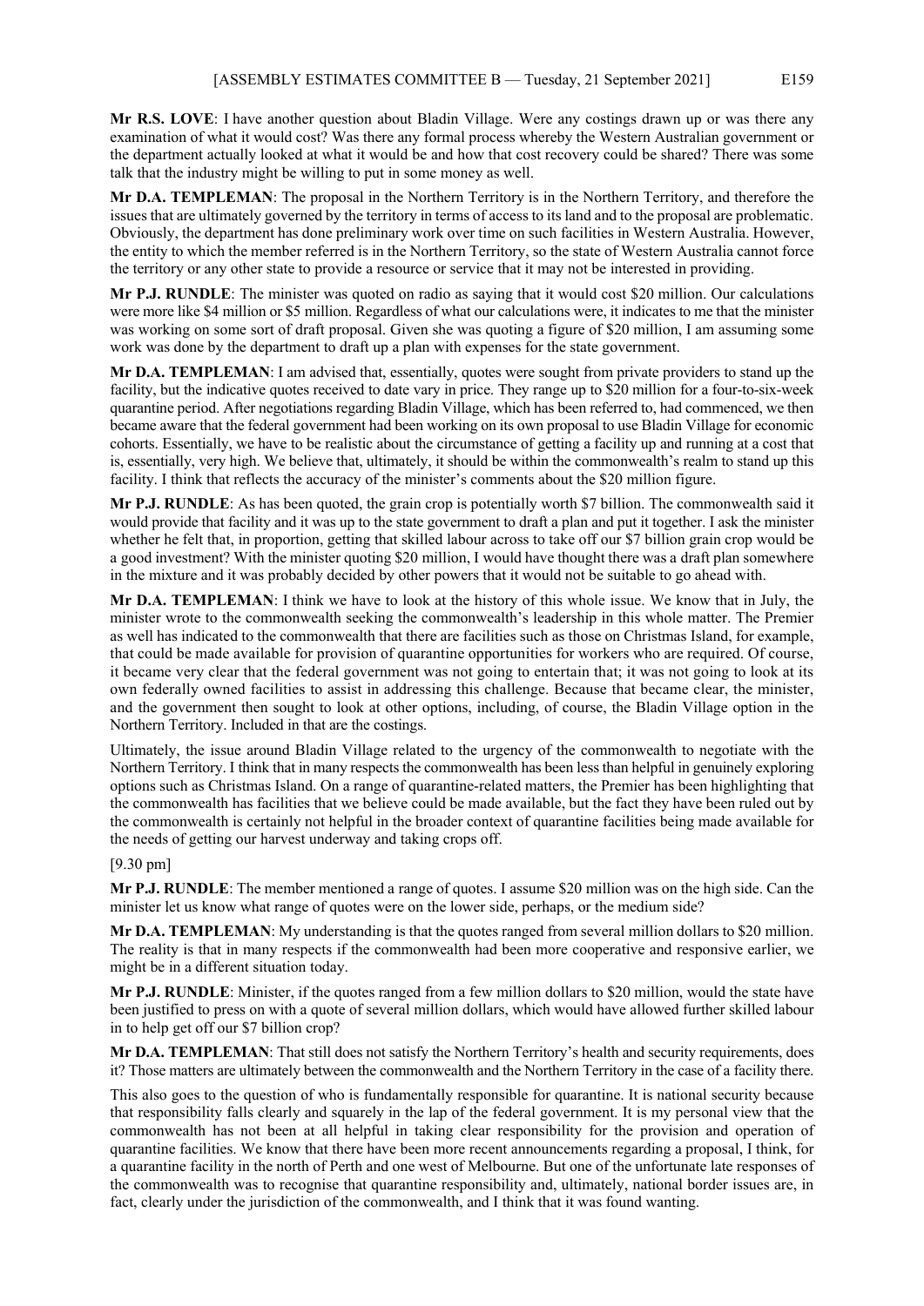**Mr R.S. LOVE**: I have another question about Bladin Village. Were any costings drawn up or was there any examination of what it would cost? Was there any formal process whereby the Western Australian government or the department actually looked at what it would be and how that cost recovery could be shared? There was some talk that the industry might be willing to put in some money as well.

**Mr D.A. TEMPLEMAN**: The proposal in the Northern Territory is in the Northern Territory, and therefore the issues that are ultimately governed by the territory in terms of access to its land and to the proposal are problematic. Obviously, the department has done preliminary work over time on such facilities in Western Australia. However, the entity to which the member referred is in the Northern Territory, so the state of Western Australia cannot force the territory or any other state to provide a resource or service that it may not be interested in providing.

**Mr P.J. RUNDLE**: The minister was quoted on radio as saying that it would cost $20 million. Our calculations were more like $4 million or $5 million. Regardless of what our calculations were, it indicates to me that the minister was working on some sort of draft proposal. Given she was quoting a figure of $20 million, I am assuming some work was done by the department to draft up a plan with expenses for the state government.

**Mr D.A. TEMPLEMAN**: I am advised that, essentially, quotes were sought from private providers to stand up the facility, but the indicative quotes received to date vary in price. They range up to $20 million for a four-to-six-week quarantine period. After negotiations regarding Bladin Village, which has been referred to, had commenced, we then became aware that the federal government had been working on its own proposal to use Bladin Village for economic cohorts. Essentially, we have to be realistic about the circumstance of getting a facility up and running at a cost that is, essentially, very high. We believe that, ultimately, it should be within the commonwealth's realm to stand up this facility. I think that reflects the accuracy of the minister's comments about the $20 million figure.

**Mr P.J. RUNDLE**: As has been quoted, the grain crop is potentially worth $7 billion. The commonwealth said it would provide that facility and it was up to the state government to draft a plan and put it together. I ask the minister whether he felt that, in proportion, getting that skilled labour across to take off our $7 billion grain crop would be a good investment? With the minister quoting $20 million, I would have thought there was a draft plan somewhere in the mixture and it was probably decided by other powers that it would not be suitable to go ahead with.

**Mr D.A. TEMPLEMAN**: I think we have to look at the history of this whole issue. We know that in July, the minister wrote to the commonwealth seeking the commonwealth's leadership in this whole matter. The Premier as well has indicated to the commonwealth that there are facilities such as those on Christmas Island, for example, that could be made available for provision of quarantine opportunities for workers who are required. Of course, it became very clear that the federal government was not going to entertain that; it was not going to look at its own federally owned facilities to assist in addressing this challenge. Because that became clear, the minister, and the government then sought to look at other options, including, of course, the Bladin Village option in the Northern Territory. Included in that are the costings.

Ultimately, the issue around Bladin Village related to the urgency of the commonwealth to negotiate with the Northern Territory. I think that in many respects the commonwealth has been less than helpful in genuinely exploring options such as Christmas Island. On a range of quarantine-related matters, the Premier has been highlighting that the commonwealth has facilities that we believe could be made available, but the fact they have been ruled out by the commonwealth is certainly not helpful in the broader context of quarantine facilities being made available for the needs of getting our harvest underway and taking crops off.

[9.30 pm]

**Mr P.J. RUNDLE**: The member mentioned a range of quotes. I assume $20 million was on the high side. Can the minister let us know what range of quotes were on the lower side, perhaps, or the medium side?

**Mr D.A. TEMPLEMAN**: My understanding is that the quotes ranged from several million dollars to $20 million. The reality is that in many respects if the commonwealth had been more cooperative and responsive earlier, we might be in a different situation today.

**Mr P.J. RUNDLE**: Minister, if the quotes ranged from a few million dollars to $20 million, would the state have been justified to press on with a quote of several million dollars, which would have allowed further skilled labour in to help get off our $7 billion crop?

**Mr D.A. TEMPLEMAN**: That still does not satisfy the Northern Territory's health and security requirements, does it? Those matters are ultimately between the commonwealth and the Northern Territory in the case of a facility there.

This also goes to the question of who is fundamentally responsible for quarantine. It is national security because that responsibility falls clearly and squarely in the lap of the federal government. It is my personal view that the commonwealth has not been at all helpful in taking clear responsibility for the provision and operation of quarantine facilities. We know that there have been more recent announcements regarding a proposal, I think, for a quarantine facility in the north of Perth and one west of Melbourne. But one of the unfortunate late responses of the commonwealth was to recognise that quarantine responsibility and, ultimately, national border issues are, in fact, clearly under the jurisdiction of the commonwealth, and I think that it was found wanting.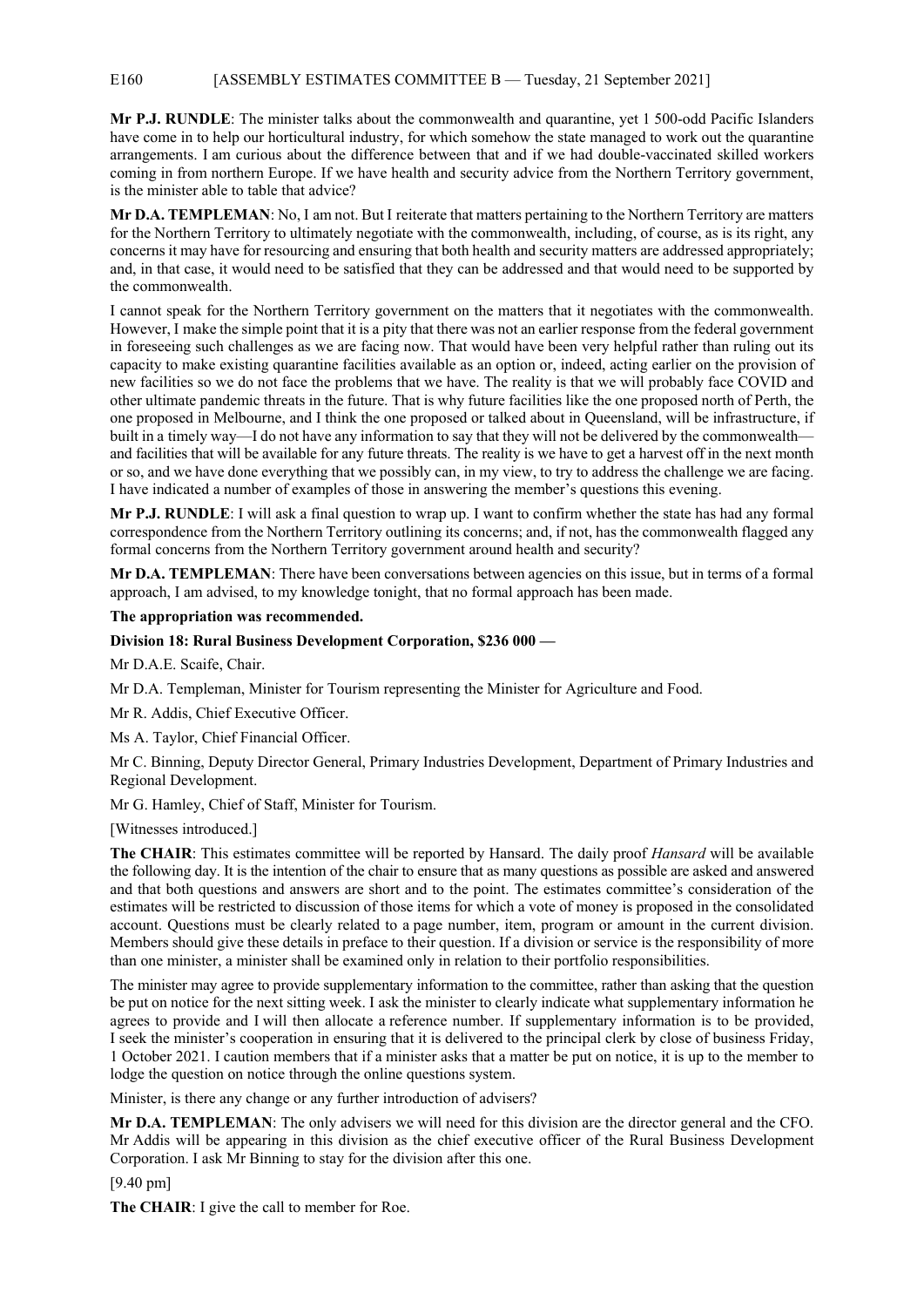**Mr P.J. RUNDLE**: The minister talks about the commonwealth and quarantine, yet 1 500-odd Pacific Islanders have come in to help our horticultural industry, for which somehow the state managed to work out the quarantine arrangements. I am curious about the difference between that and if we had double-vaccinated skilled workers coming in from northern Europe. If we have health and security advice from the Northern Territory government, is the minister able to table that advice?

**Mr D.A. TEMPLEMAN**: No, I am not. But I reiterate that matters pertaining to the Northern Territory are matters for the Northern Territory to ultimately negotiate with the commonwealth, including, of course, as is its right, any concerns it may have for resourcing and ensuring that both health and security matters are addressed appropriately; and, in that case, it would need to be satisfied that they can be addressed and that would need to be supported by the commonwealth.

I cannot speak for the Northern Territory government on the matters that it negotiates with the commonwealth. However, I make the simple point that it is a pity that there was not an earlier response from the federal government in foreseeing such challenges as we are facing now. That would have been very helpful rather than ruling out its capacity to make existing quarantine facilities available as an option or, indeed, acting earlier on the provision of new facilities so we do not face the problems that we have. The reality is that we will probably face COVID and other ultimate pandemic threats in the future. That is why future facilities like the one proposed north of Perth, the one proposed in Melbourne, and I think the one proposed or talked about in Queensland, will be infrastructure, if built in a timely way—I do not have any information to say that they will not be delivered by the commonwealth—and facilities that will be available for any future threats. The reality is we have to get a harvest off in the next month or so, and we have done everything that we possibly can, in my view, to try to address the challenge we are facing. I have indicated a number of examples of those in answering the member's questions this evening.

**Mr P.J. RUNDLE**: I will ask a final question to wrap up. I want to confirm whether the state has had any formal correspondence from the Northern Territory outlining its concerns; and, if not, has the commonwealth flagged any formal concerns from the Northern Territory government around health and security?

**Mr D.A. TEMPLEMAN**: There have been conversations between agencies on this issue, but in terms of a formal approach, I am advised, to my knowledge tonight, that no formal approach has been made.

**The appropriation was recommended.**

**Division 18: Rural Business Development Corporation, $236 000 —**

Mr D.A.E. Scaife, Chair.

Mr D.A. Templeman, Minister for Tourism representing the Minister for Agriculture and Food.

Mr R. Addis, Chief Executive Officer.

Ms A. Taylor, Chief Financial Officer.

Mr C. Binning, Deputy Director General, Primary Industries Development, Department of Primary Industries and Regional Development.

Mr G. Hamley, Chief of Staff, Minister for Tourism.

[Witnesses introduced.]

**The CHAIR**: This estimates committee will be reported by Hansard. The daily proof *Hansard* will be available the following day. It is the intention of the chair to ensure that as many questions as possible are asked and answered and that both questions and answers are short and to the point. The estimates committee's consideration of the estimates will be restricted to discussion of those items for which a vote of money is proposed in the consolidated account. Questions must be clearly related to a page number, item, program or amount in the current division. Members should give these details in preface to their question. If a division or service is the responsibility of more than one minister, a minister shall be examined only in relation to their portfolio responsibilities.

The minister may agree to provide supplementary information to the committee, rather than asking that the question be put on notice for the next sitting week. I ask the minister to clearly indicate what supplementary information he agrees to provide and I will then allocate a reference number. If supplementary information is to be provided, I seek the minister's cooperation in ensuring that it is delivered to the principal clerk by close of business Friday, 1 October 2021. I caution members that if a minister asks that a matter be put on notice, it is up to the member to lodge the question on notice through the online questions system.

Minister, is there any change or any further introduction of advisers?

**Mr D.A. TEMPLEMAN**: The only advisers we will need for this division are the director general and the CFO. Mr Addis will be appearing in this division as the chief executive officer of the Rural Business Development Corporation. I ask Mr Binning to stay for the division after this one.

[9.40 pm]

**The CHAIR**: I give the call to member for Roe.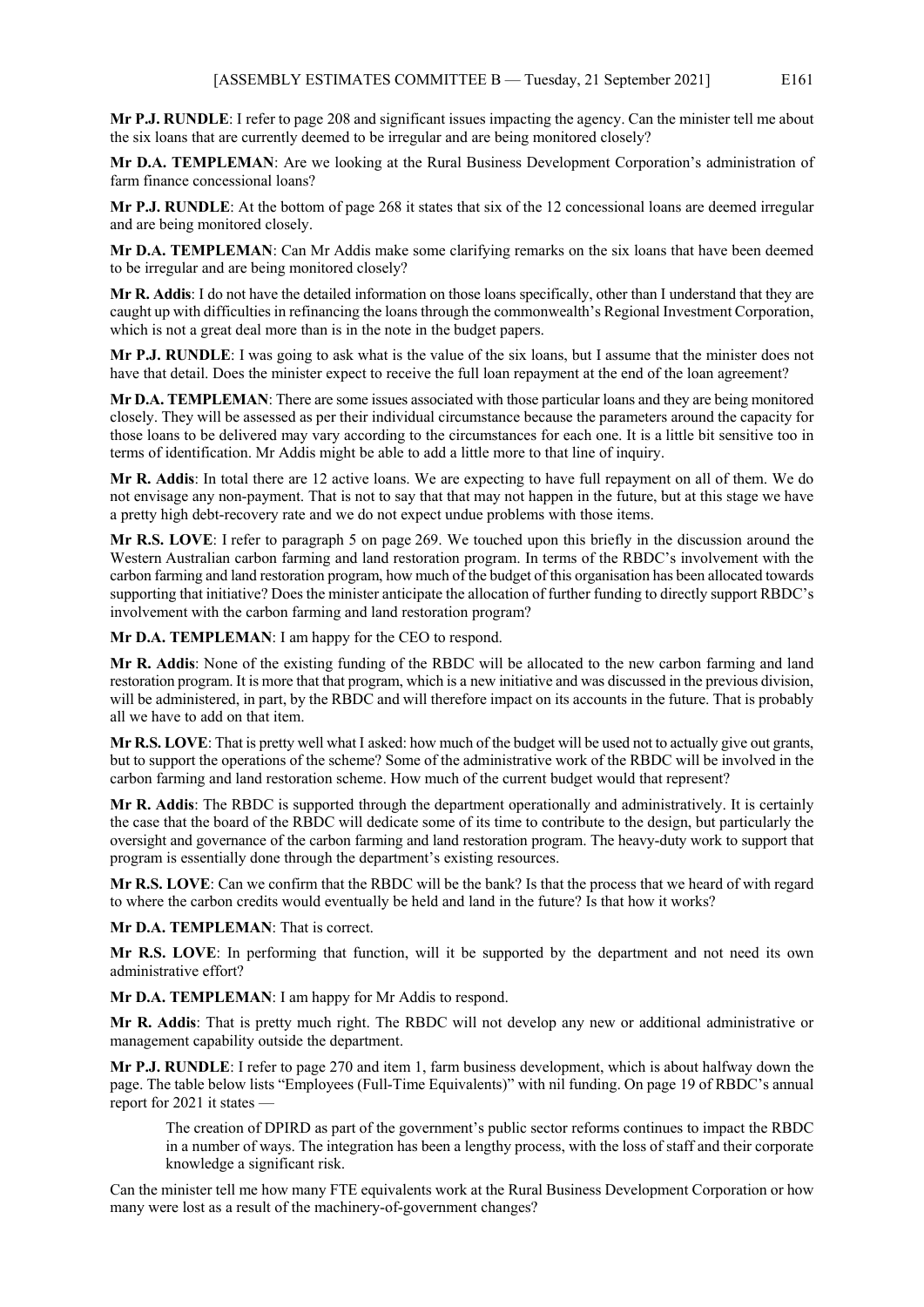**Mr P.J. RUNDLE**: I refer to page 208 and significant issues impacting the agency. Can the minister tell me about the six loans that are currently deemed to be irregular and are being monitored closely?

**Mr D.A. TEMPLEMAN**: Are we looking at the Rural Business Development Corporation's administration of farm finance concessional loans?

**Mr P.J. RUNDLE**: At the bottom of page 268 it states that six of the 12 concessional loans are deemed irregular and are being monitored closely.

**Mr D.A. TEMPLEMAN**: Can Mr Addis make some clarifying remarks on the six loans that have been deemed to be irregular and are being monitored closely?

**Mr R. Addis**: I do not have the detailed information on those loans specifically, other than I understand that they are caught up with difficulties in refinancing the loans through the commonwealth's Regional Investment Corporation, which is not a great deal more than is in the note in the budget papers.

**Mr P.J. RUNDLE**: I was going to ask what is the value of the six loans, but I assume that the minister does not have that detail. Does the minister expect to receive the full loan repayment at the end of the loan agreement?

**Mr D.A. TEMPLEMAN**: There are some issues associated with those particular loans and they are being monitored closely. They will be assessed as per their individual circumstance because the parameters around the capacity for those loans to be delivered may vary according to the circumstances for each one. It is a little bit sensitive too in terms of identification. Mr Addis might be able to add a little more to that line of inquiry.

**Mr R. Addis**: In total there are 12 active loans. We are expecting to have full repayment on all of them. We do not envisage any non-payment. That is not to say that that may not happen in the future, but at this stage we have a pretty high debt-recovery rate and we do not expect undue problems with those items.

**Mr R.S. LOVE**: I refer to paragraph 5 on page 269. We touched upon this briefly in the discussion around the Western Australian carbon farming and land restoration program. In terms of the RBDC's involvement with the carbon farming and land restoration program, how much of the budget of this organisation has been allocated towards supporting that initiative? Does the minister anticipate the allocation of further funding to directly support RBDC's involvement with the carbon farming and land restoration program?

**Mr D.A. TEMPLEMAN**: I am happy for the CEO to respond.

**Mr R. Addis**: None of the existing funding of the RBDC will be allocated to the new carbon farming and land restoration program. It is more that that program, which is a new initiative and was discussed in the previous division, will be administered, in part, by the RBDC and will therefore impact on its accounts in the future. That is probably all we have to add on that item.

**Mr R.S. LOVE**: That is pretty well what I asked: how much of the budget will be used not to actually give out grants, but to support the operations of the scheme? Some of the administrative work of the RBDC will be involved in the carbon farming and land restoration scheme. How much of the current budget would that represent?

**Mr R. Addis**: The RBDC is supported through the department operationally and administratively. It is certainly the case that the board of the RBDC will dedicate some of its time to contribute to the design, but particularly the oversight and governance of the carbon farming and land restoration program. The heavy-duty work to support that program is essentially done through the department's existing resources.

**Mr R.S. LOVE**: Can we confirm that the RBDC will be the bank? Is that the process that we heard of with regard to where the carbon credits would eventually be held and land in the future? Is that how it works?

**Mr D.A. TEMPLEMAN**: That is correct.

**Mr R.S. LOVE**: In performing that function, will it be supported by the department and not need its own administrative effort?

**Mr D.A. TEMPLEMAN**: I am happy for Mr Addis to respond.

**Mr R. Addis**: That is pretty much right. The RBDC will not develop any new or additional administrative or management capability outside the department.

**Mr P.J. RUNDLE**: I refer to page 270 and item 1, farm business development, which is about halfway down the page. The table below lists "Employees (Full-Time Equivalents)" with nil funding. On page 19 of RBDC's annual report for 2021 it states —

> The creation of DPIRD as part of the government's public sector reforms continues to impact the RBDC in a number of ways. The integration has been a lengthy process, with the loss of staff and their corporate knowledge a significant risk.

Can the minister tell me how many FTE equivalents work at the Rural Business Development Corporation or how many were lost as a result of the machinery-of-government changes?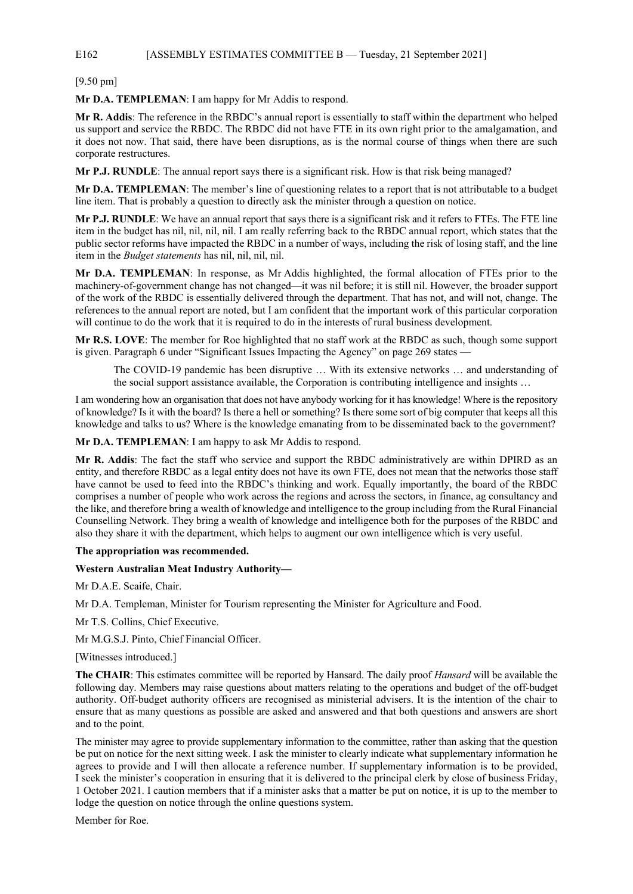[9.50 pm]

**Mr D.A. TEMPLEMAN**: I am happy for Mr Addis to respond.

**Mr R. Addis**: The reference in the RBDC's annual report is essentially to staff within the department who helped us support and service the RBDC. The RBDC did not have FTE in its own right prior to the amalgamation, and it does not now. That said, there have been disruptions, as is the normal course of things when there are such corporate restructures.

**Mr P.J. RUNDLE**: The annual report says there is a significant risk. How is that risk being managed?

**Mr D.A. TEMPLEMAN**: The member's line of questioning relates to a report that is not attributable to a budget line item. That is probably a question to directly ask the minister through a question on notice.

**Mr P.J. RUNDLE**: We have an annual report that says there is a significant risk and it refers to FTEs. The FTE line item in the budget has nil, nil, nil, nil. I am really referring back to the RBDC annual report, which states that the public sector reforms have impacted the RBDC in a number of ways, including the risk of losing staff, and the line item in the *Budget statements* has nil, nil, nil, nil.

**Mr D.A. TEMPLEMAN**: In response, as Mr Addis highlighted, the formal allocation of FTEs prior to the machinery-of-government change has not changed—it was nil before; it is still nil. However, the broader support of the work of the RBDC is essentially delivered through the department. That has not, and will not, change. The references to the annual report are noted, but I am confident that the important work of this particular corporation will continue to do the work that it is required to do in the interests of rural business development.

**Mr R.S. LOVE**: The member for Roe highlighted that no staff work at the RBDC as such, though some support is given. Paragraph 6 under "Significant Issues Impacting the Agency" on page 269 states —

> The COVID-19 pandemic has been disruptive … With its extensive networks … and understanding of the social support assistance available, the Corporation is contributing intelligence and insights …

I am wondering how an organisation that does not have anybody working for it has knowledge! Where is the repository of knowledge? Is it with the board? Is there a hell or something? Is there some sort of big computer that keeps all this knowledge and talks to us? Where is the knowledge emanating from to be disseminated back to the government?

**Mr D.A. TEMPLEMAN**: I am happy to ask Mr Addis to respond.

**Mr R. Addis**: The fact the staff who service and support the RBDC administratively are within DPIRD as an entity, and therefore RBDC as a legal entity does not have its own FTE, does not mean that the networks those staff have cannot be used to feed into the RBDC's thinking and work. Equally importantly, the board of the RBDC comprises a number of people who work across the regions and across the sectors, in finance, ag consultancy and the like, and therefore bring a wealth of knowledge and intelligence to the group including from the Rural Financial Counselling Network. They bring a wealth of knowledge and intelligence both for the purposes of the RBDC and also they share it with the department, which helps to augment our own intelligence which is very useful.

**The appropriation was recommended.**

**Western Australian Meat Industry Authority—**

Mr D.A.E. Scaife, Chair.

Mr D.A. Templeman, Minister for Tourism representing the Minister for Agriculture and Food.

Mr T.S. Collins, Chief Executive.

Mr M.G.S.J. Pinto, Chief Financial Officer.

[Witnesses introduced.]

**The CHAIR**: This estimates committee will be reported by Hansard. The daily proof *Hansard* will be available the following day. Members may raise questions about matters relating to the operations and budget of the off-budget authority. Off-budget authority officers are recognised as ministerial advisers. It is the intention of the chair to ensure that as many questions as possible are asked and answered and that both questions and answers are short and to the point.

The minister may agree to provide supplementary information to the committee, rather than asking that the question be put on notice for the next sitting week. I ask the minister to clearly indicate what supplementary information he agrees to provide and I will then allocate a reference number. If supplementary information is to be provided, I seek the minister's cooperation in ensuring that it is delivered to the principal clerk by close of business Friday, 1 October 2021. I caution members that if a minister asks that a matter be put on notice, it is up to the member to lodge the question on notice through the online questions system.

Member for Roe.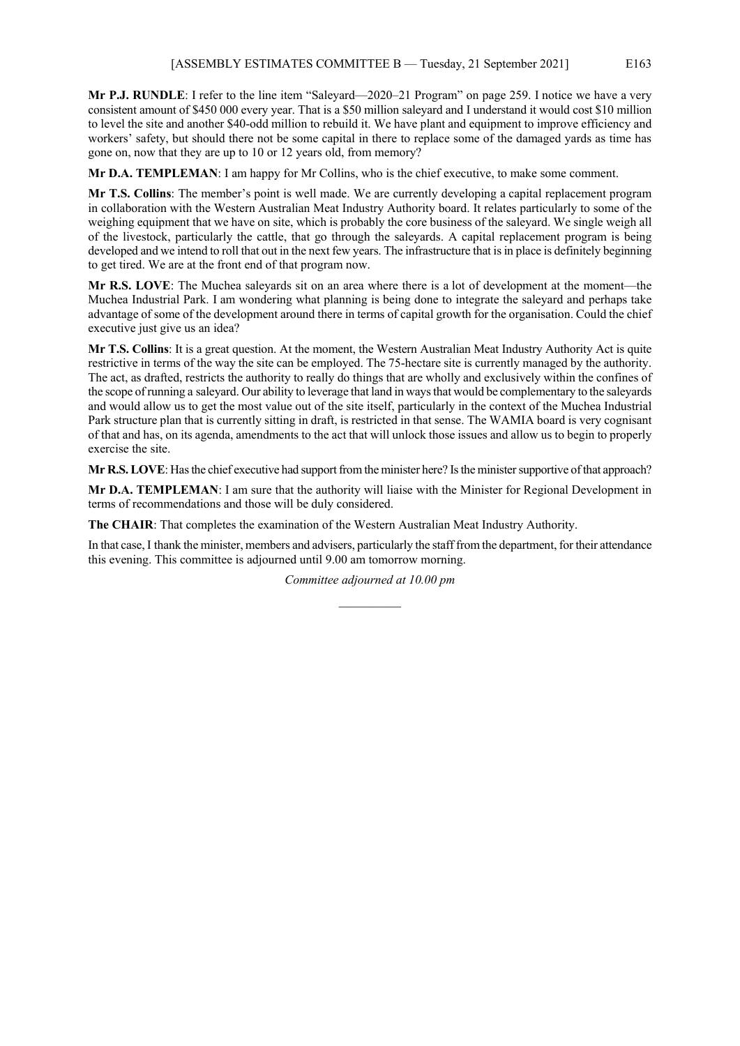**Mr P.J. RUNDLE**: I refer to the line item "Saleyard—2020–21 Program" on page 259. I notice we have a very consistent amount of $450 000 every year. That is a $50 million saleyard and I understand it would cost $10 million to level the site and another $40-odd million to rebuild it. We have plant and equipment to improve efficiency and workers' safety, but should there not be some capital in there to replace some of the damaged yards as time has gone on, now that they are up to 10 or 12 years old, from memory?

**Mr D.A. TEMPLEMAN**: I am happy for Mr Collins, who is the chief executive, to make some comment.

**Mr T.S. Collins**: The member's point is well made. We are currently developing a capital replacement program in collaboration with the Western Australian Meat Industry Authority board. It relates particularly to some of the weighing equipment that we have on site, which is probably the core business of the saleyard. We single weigh all of the livestock, particularly the cattle, that go through the saleyards. A capital replacement program is being developed and we intend to roll that out in the next few years. The infrastructure that is in place is definitely beginning to get tired. We are at the front end of that program now.

**Mr R.S. LOVE**: The Muchea saleyards sit on an area where there is a lot of development at the moment—the Muchea Industrial Park. I am wondering what planning is being done to integrate the saleyard and perhaps take advantage of some of the development around there in terms of capital growth for the organisation. Could the chief executive just give us an idea?

**Mr T.S. Collins**: It is a great question. At the moment, the Western Australian Meat Industry Authority Act is quite restrictive in terms of the way the site can be employed. The 75-hectare site is currently managed by the authority. The act, as drafted, restricts the authority to really do things that are wholly and exclusively within the confines of the scope of running a saleyard. Our ability to leverage that land in ways that would be complementary to the saleyards and would allow us to get the most value out of the site itself, particularly in the context of the Muchea Industrial Park structure plan that is currently sitting in draft, is restricted in that sense. The WAMIA board is very cognisant of that and has, on its agenda, amendments to the act that will unlock those issues and allow us to begin to properly exercise the site.

**Mr R.S. LOVE**: Has the chief executive had support from the minister here? Is the minister supportive of that approach?

**Mr D.A. TEMPLEMAN**: I am sure that the authority will liaise with the Minister for Regional Development in terms of recommendations and those will be duly considered.

**The CHAIR**: That completes the examination of the Western Australian Meat Industry Authority.

In that case, I thank the minister, members and advisers, particularly the staff from the department, for their attendance this evening. This committee is adjourned until 9.00 am tomorrow morning.

*Committee adjourned at 10.00 pm*

---